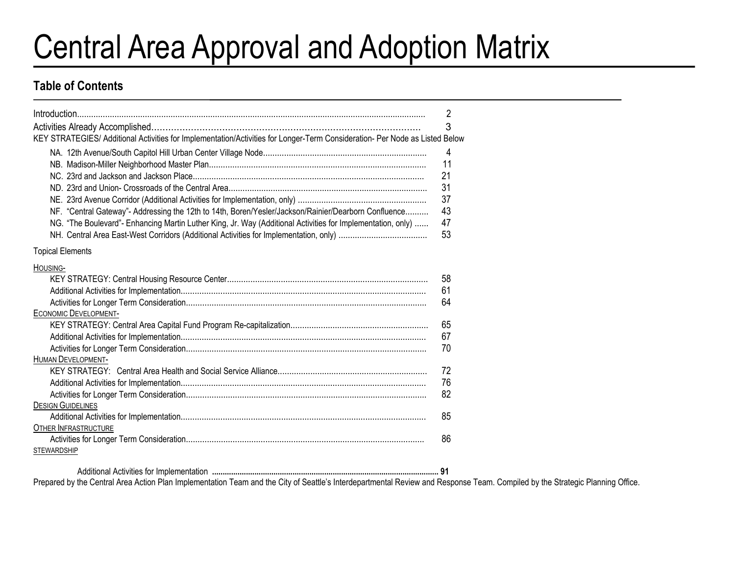# Central Area Approval and Adoption Matrix

## Table of Contents

| | |
|---|---|
| Introduction | 2 |
| Activities Already Accomplished | 3 |
| KEY STRATEGIES/ Additional Activities for Implementation/Activities for Longer-Term Consideration- Per Node as Listed Below | |
| NA. 12th Avenue/South Capitol Hill Urban Center Village Node | 4 |
| NB. Madison-Miller Neighborhood Master Plan | 11 |
| NC. 23rd and Jackson and Jackson Place | 21 |
| ND. 23rd and Union- Crossroads of the Central Area | 31 |
| NE. 23rd Avenue Corridor (Additional Activities for Implementation, only) | 37 |
| NF. "Central Gateway"- Addressing the 12th to 14th, Boren/Yesler/Jackson/Rainier/Dearborn Confluence | 43 |
| NG. "The Boulevard"- Enhancing Martin Luther King, Jr. Way (Additional Activities for Implementation, only) | 47 |
| NH. Central Area East-West Corridors (Additional Activities for Implementation, only) | 53 |
| Topical Elements | |
| HOUSING- | |
| KEY STRATEGY: Central Housing Resource Center | 58 |
| Additional Activities for Implementation | 61 |
| Activities for Longer Term Consideration | 64 |
| ECONOMIC DEVELOPMENT- | |
| KEY STRATEGY: Central Area Capital Fund Program Re-capitalization | 65 |
| Additional Activities for Implementation | 67 |
| Activities for Longer Term Consideration | 70 |
| HUMAN DEVELOPMENT- | |
| KEY STRATEGY: Central Area Health and Social Service Alliance | 72 |
| Additional Activities for Implementation | 76 |
| Activities for Longer Term Consideration | 82 |
| DESIGN GUIDELINES | |
| Additional Activities for Implementation | 85 |
| OTHER INFRASTRUCTURE | |
| Activities for Longer Term Consideration | 86 |
| STEWARDSHIP | |
| Additional Activities for Implementation | 91 |

Prepared by the Central Area Action Plan Implementation Team and the City of Seattle's Interdepartmental Review and Response Team. Compiled by the Strategic Planning Office.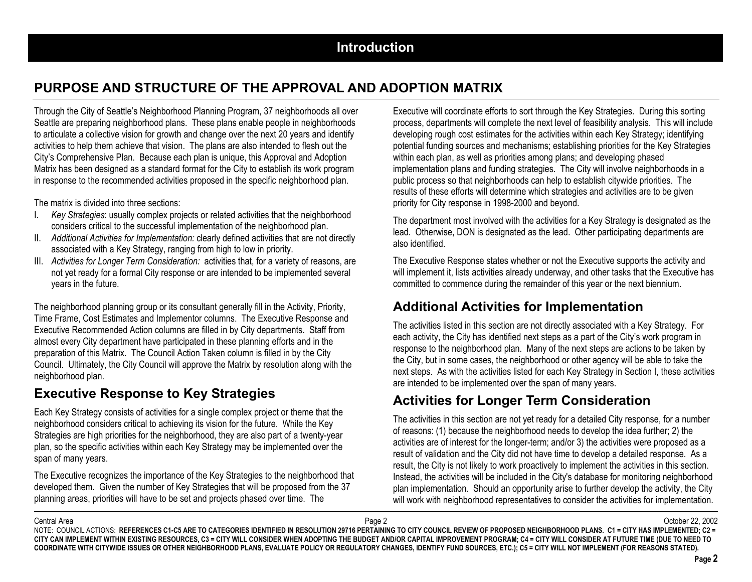# Introduction

## PURPOSE AND STRUCTURE OF THE APPROVAL AND ADOPTION MATRIX

Through the City of Seattle's Neighborhood Planning Program, 37 neighborhoods all over Seattle are preparing neighborhood plans. These plans enable people in neighborhoods to articulate a collective vision for growth and change over the next 20 years and identify activities to help them achieve that vision. The plans are also intended to flesh out the City's Comprehensive Plan. Because each plan is unique, this Approval and Adoption Matrix has been designed as a standard format for the City to establish its work program in response to the recommended activities proposed in the specific neighborhood plan.

The matrix is divided into three sections:

I. *Key Strategies*: usually complex projects or related activities that the neighborhood considers critical to the successful implementation of the neighborhood plan.
II. *Additional Activities for Implementation:* clearly defined activities that are not directly associated with a Key Strategy, ranging from high to low in priority.
III. *Activities for Longer Term Consideration:* activities that, for a variety of reasons, are not yet ready for a formal City response or are intended to be implemented several years in the future.

The neighborhood planning group or its consultant generally fill in the Activity, Priority, Time Frame, Cost Estimates and Implementor columns. The Executive Response and Executive Recommended Action columns are filled in by City departments. Staff from almost every City department have participated in these planning efforts and in the preparation of this Matrix. The Council Action Taken column is filled in by the City Council. Ultimately, the City Council will approve the Matrix by resolution along with the neighborhood plan.

### Executive Response to Key Strategies

Each Key Strategy consists of activities for a single complex project or theme that the neighborhood considers critical to achieving its vision for the future. While the Key Strategies are high priorities for the neighborhood, they are also part of a twenty-year plan, so the specific activities within each Key Strategy may be implemented over the span of many years.

The Executive recognizes the importance of the Key Strategies to the neighborhood that developed them. Given the number of Key Strategies that will be proposed from the 37 planning areas, priorities will have to be set and projects phased over time. The Executive will coordinate efforts to sort through the Key Strategies. During this sorting process, departments will complete the next level of feasibility analysis. This will include developing rough cost estimates for the activities within each Key Strategy; identifying potential funding sources and mechanisms; establishing priorities for the Key Strategies within each plan, as well as priorities among plans; and developing phased implementation plans and funding strategies. The City will involve neighborhoods in a public process so that neighborhoods can help to establish citywide priorities. The results of these efforts will determine which strategies and activities are to be given priority for City response in 1998-2000 and beyond.

The department most involved with the activities for a Key Strategy is designated as the lead. Otherwise, DON is designated as the lead. Other participating departments are also identified.

The Executive Response states whether or not the Executive supports the activity and will implement it, lists activities already underway, and other tasks that the Executive has committed to commence during the remainder of this year or the next biennium.

### Additional Activities for Implementation

The activities listed in this section are not directly associated with a Key Strategy. For each activity, the City has identified next steps as a part of the City's work program in response to the neighborhood plan. Many of the next steps are actions to be taken by the City, but in some cases, the neighborhood or other agency will be able to take the next steps. As with the activities listed for each Key Strategy in Section I, these activities are intended to be implemented over the span of many years.

### Activities for Longer Term Consideration

The activities in this section are not yet ready for a detailed City response, for a number of reasons: (1) because the neighborhood needs to develop the idea further; 2) the activities are of interest for the longer-term; and/or 3) the activities were proposed as a result of validation and the City did not have time to develop a detailed response. As a result, the City is not likely to work proactively to implement the activities in this section. Instead, the activities will be included in the City's database for monitoring neighborhood plan implementation. Should an opportunity arise to further develop the activity, the City will work with neighborhood representatives to consider the activities for implementation.

NOTE: COUNCIL ACTIONS: **REFERENCES C1-C5 ARE TO CATEGORIES IDENTIFIED IN RESOLUTION 29716 PERTAINING TO CITY COUNCIL REVIEW OF PROPOSED NEIGHBORHOOD PLANS. C1 = CITY HAS IMPLEMENTED; C2 = CITY CAN IMPLEMENT WITHIN EXISTING RESOURCES, C3 = CITY WILL CONSIDER WHEN ADOPTING THE BUDGET AND/OR CAPITAL IMPROVEMENT PROGRAM; C4 = CITY WILL CONSIDER AT FUTURE TIME (DUE TO NEED TO COORDINATE WITH CITYWIDE ISSUES OR OTHER NEIGHBORHOOD PLANS, EVALUATE POLICY OR REGULATORY CHANGES, IDENTIFY FUND SOURCES, ETC.); C5 = CITY WILL NOT IMPLEMENT (FOR REASONS STATED).**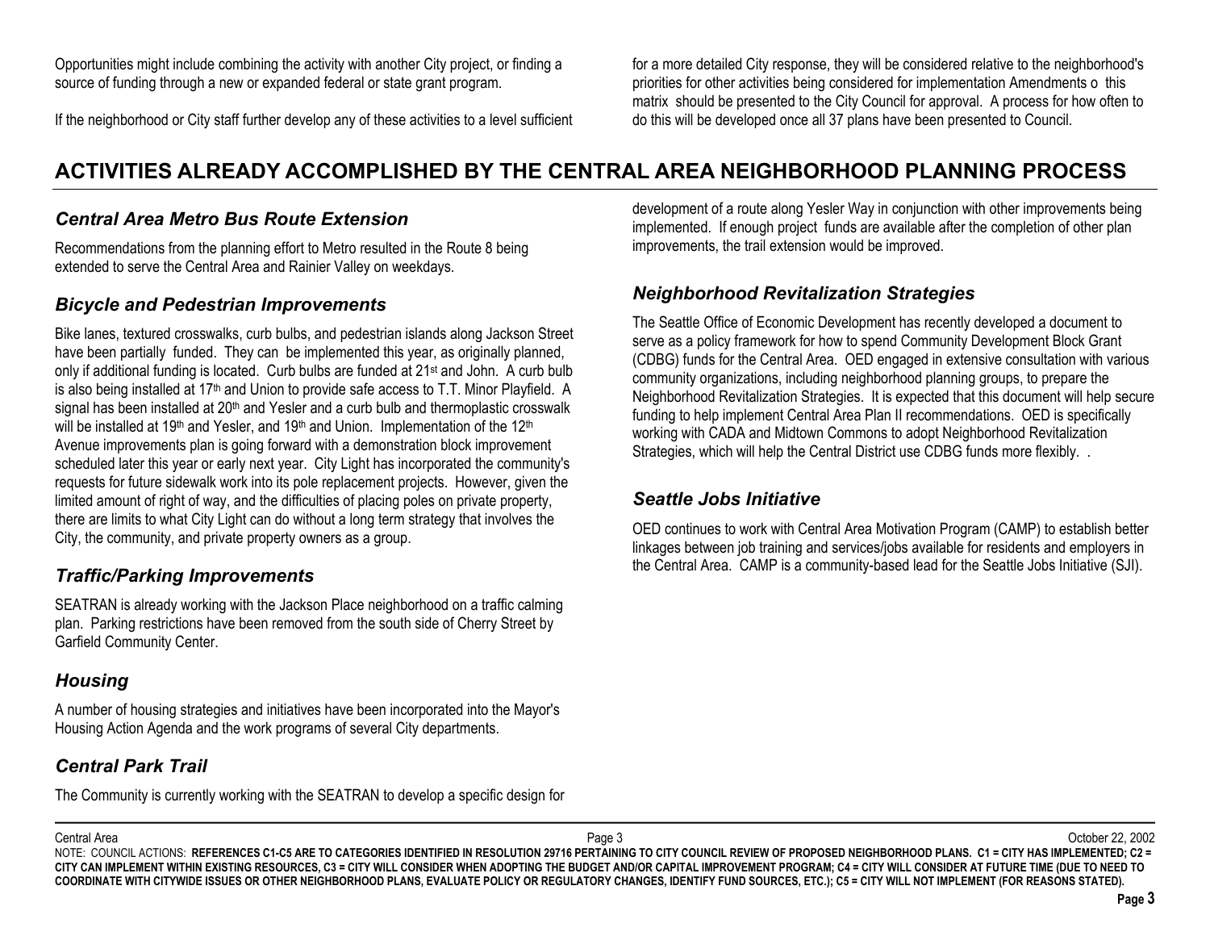Opportunities might include combining the activity with another City project, or finding a source of funding through a new or expanded federal or state grant program.

If the neighborhood or City staff further develop any of these activities to a level sufficient for a more detailed City response, they will be considered relative to the neighborhood's priorities for other activities being considered for implementation Amendments o this matrix should be presented to the City Council for approval. A process for how often to do this will be developed once all 37 plans have been presented to Council.

# ACTIVITIES ALREADY ACCOMPLISHED BY THE CENTRAL AREA NEIGHBORHOOD PLANNING PROCESS

## *Central Area Metro Bus Route Extension*

Recommendations from the planning effort to Metro resulted in the Route 8 being extended to serve the Central Area and Rainier Valley on weekdays.

## *Bicycle and Pedestrian Improvements*

Bike lanes, textured crosswalks, curb bulbs, and pedestrian islands along Jackson Street have been partially funded. They can be implemented this year, as originally planned, only if additional funding is located. Curb bulbs are funded at 21st and John. A curb bulb is also being installed at 17th and Union to provide safe access to T.T. Minor Playfield. A signal has been installed at 20th and Yesler and a curb bulb and thermoplastic crosswalk will be installed at 19th and Yesler, and 19th and Union. Implementation of the 12th Avenue improvements plan is going forward with a demonstration block improvement scheduled later this year or early next year. City Light has incorporated the community's requests for future sidewalk work into its pole replacement projects. However, given the limited amount of right of way, and the difficulties of placing poles on private property, there are limits to what City Light can do without a long term strategy that involves the City, the community, and private property owners as a group.

## *Traffic/Parking Improvements*

SEATRAN is already working with the Jackson Place neighborhood on a traffic calming plan. Parking restrictions have been removed from the south side of Cherry Street by Garfield Community Center.

## *Housing*

A number of housing strategies and initiatives have been incorporated into the Mayor's Housing Action Agenda and the work programs of several City departments.

## *Central Park Trail*

The Community is currently working with the SEATRAN to develop a specific design for development of a route along Yesler Way in conjunction with other improvements being implemented. If enough project funds are available after the completion of other plan improvements, the trail extension would be improved.

## *Neighborhood Revitalization Strategies*

The Seattle Office of Economic Development has recently developed a document to serve as a policy framework for how to spend Community Development Block Grant (CDBG) funds for the Central Area. OED engaged in extensive consultation with various community organizations, including neighborhood planning groups, to prepare the Neighborhood Revitalization Strategies. It is expected that this document will help secure funding to help implement Central Area Plan II recommendations. OED is specifically working with CADA and Midtown Commons to adopt Neighborhood Revitalization Strategies, which will help the Central District use CDBG funds more flexibly. .

## *Seattle Jobs Initiative*

OED continues to work with Central Area Motivation Program (CAMP) to establish better linkages between job training and services/jobs available for residents and employers in the Central Area. CAMP is a community-based lead for the Seattle Jobs Initiative (SJI).

NOTE: COUNCIL ACTIONS: **REFERENCES C1-C5 ARE TO CATEGORIES IDENTIFIED IN RESOLUTION 29716 PERTAINING TO CITY COUNCIL REVIEW OF PROPOSED NEIGHBORHOOD PLANS. C1 = CITY HAS IMPLEMENTED; C2 = CITY CAN IMPLEMENT WITHIN EXISTING RESOURCES, C3 = CITY WILL CONSIDER WHEN ADOPTING THE BUDGET AND/OR CAPITAL IMPROVEMENT PROGRAM; C4 = CITY WILL CONSIDER AT FUTURE TIME (DUE TO NEED TO COORDINATE WITH CITYWIDE ISSUES OR OTHER NEIGHBORHOOD PLANS, EVALUATE POLICY OR REGULATORY CHANGES, IDENTIFY FUND SOURCES, ETC.); C5 = CITY WILL NOT IMPLEMENT (FOR REASONS STATED).**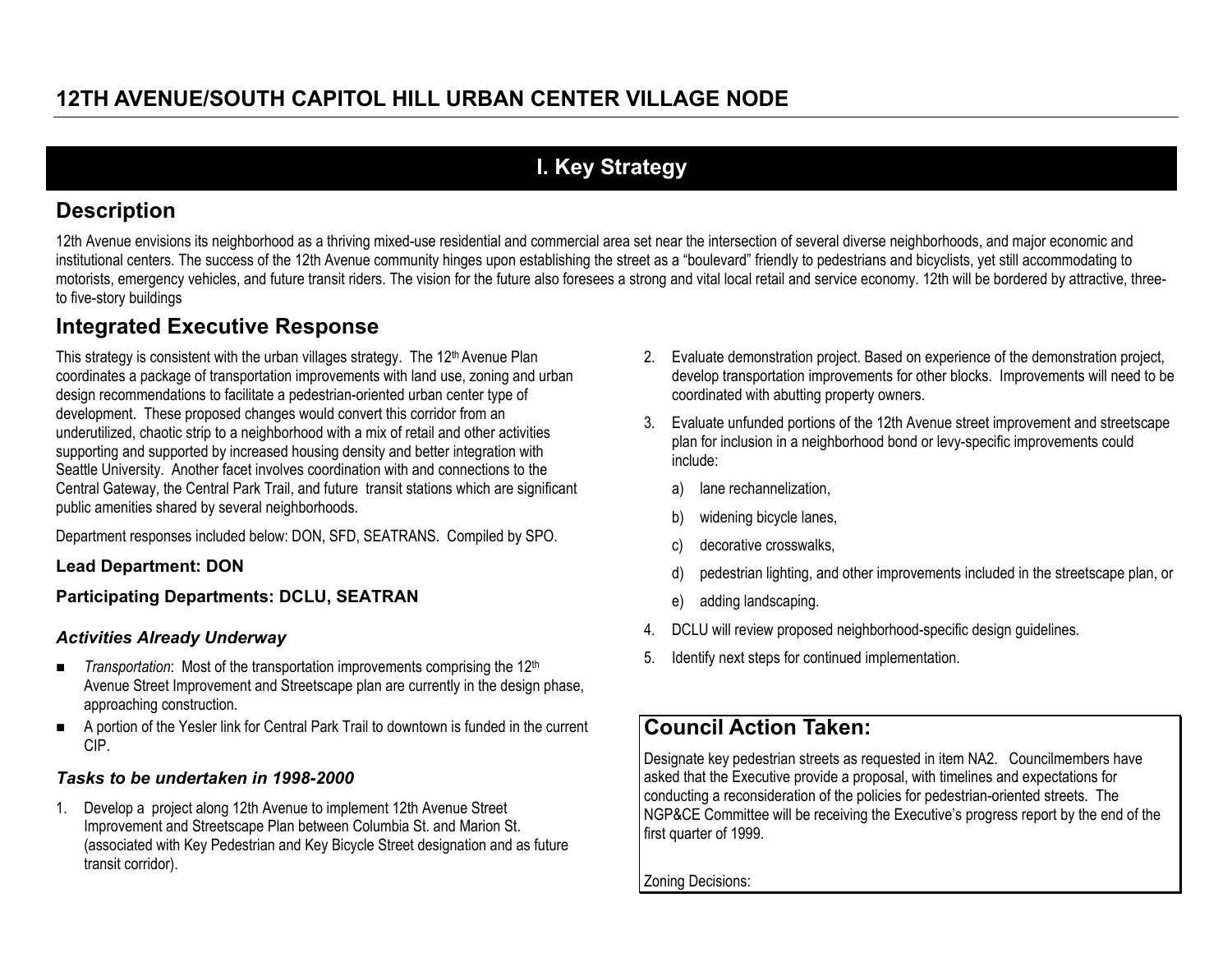# 12TH AVENUE/SOUTH CAPITOL HILL URBAN CENTER VILLAGE NODE

## I. Key Strategy

## Description

12th Avenue envisions its neighborhood as a thriving mixed-use residential and commercial area set near the intersection of several diverse neighborhoods, and major economic and institutional centers. The success of the 12th Avenue community hinges upon establishing the street as a "boulevard" friendly to pedestrians and bicyclists, yet still accommodating to motorists, emergency vehicles, and future transit riders. The vision for the future also foresees a strong and vital local retail and service economy. 12th will be bordered by attractive, three-to five-story buildings

## Integrated Executive Response

This strategy is consistent with the urban villages strategy. The 12th Avenue Plan coordinates a package of transportation improvements with land use, zoning and urban design recommendations to facilitate a pedestrian-oriented urban center type of development. These proposed changes would convert this corridor from an underutilized, chaotic strip to a neighborhood with a mix of retail and other activities supporting and supported by increased housing density and better integration with Seattle University. Another facet involves coordination with and connections to the Central Gateway, the Central Park Trail, and future transit stations which are significant public amenities shared by several neighborhoods.

Department responses included below: DON, SFD, SEATRANS. Compiled by SPO.

**Lead Department: DON**

**Participating Departments: DCLU, SEATRAN**

### *Activities Already Underway*

- *Transportation*: Most of the transportation improvements comprising the 12th Avenue Street Improvement and Streetscape plan are currently in the design phase, approaching construction.
- A portion of the Yesler link for Central Park Trail to downtown is funded in the current CIP.

### *Tasks to be undertaken in 1998-2000*

1. Develop a project along 12th Avenue to implement 12th Avenue Street Improvement and Streetscape Plan between Columbia St. and Marion St. (associated with Key Pedestrian and Key Bicycle Street designation and as future transit corridor).
2. Evaluate demonstration project. Based on experience of the demonstration project, develop transportation improvements for other blocks. Improvements will need to be coordinated with abutting property owners.
3. Evaluate unfunded portions of the 12th Avenue street improvement and streetscape plan for inclusion in a neighborhood bond or levy-specific improvements could include:
   a) lane rechannelization,
   b) widening bicycle lanes,
   c) decorative crosswalks,
   d) pedestrian lighting, and other improvements included in the streetscape plan, or
   e) adding landscaping.
4. DCLU will review proposed neighborhood-specific design guidelines.
5. Identify next steps for continued implementation.

## Council Action Taken:

Designate key pedestrian streets as requested in item NA2. Councilmembers have asked that the Executive provide a proposal, with timelines and expectations for conducting a reconsideration of the policies for pedestrian-oriented streets. The NGP&CE Committee will be receiving the Executive's progress report by the end of the first quarter of 1999.

Zoning Decisions: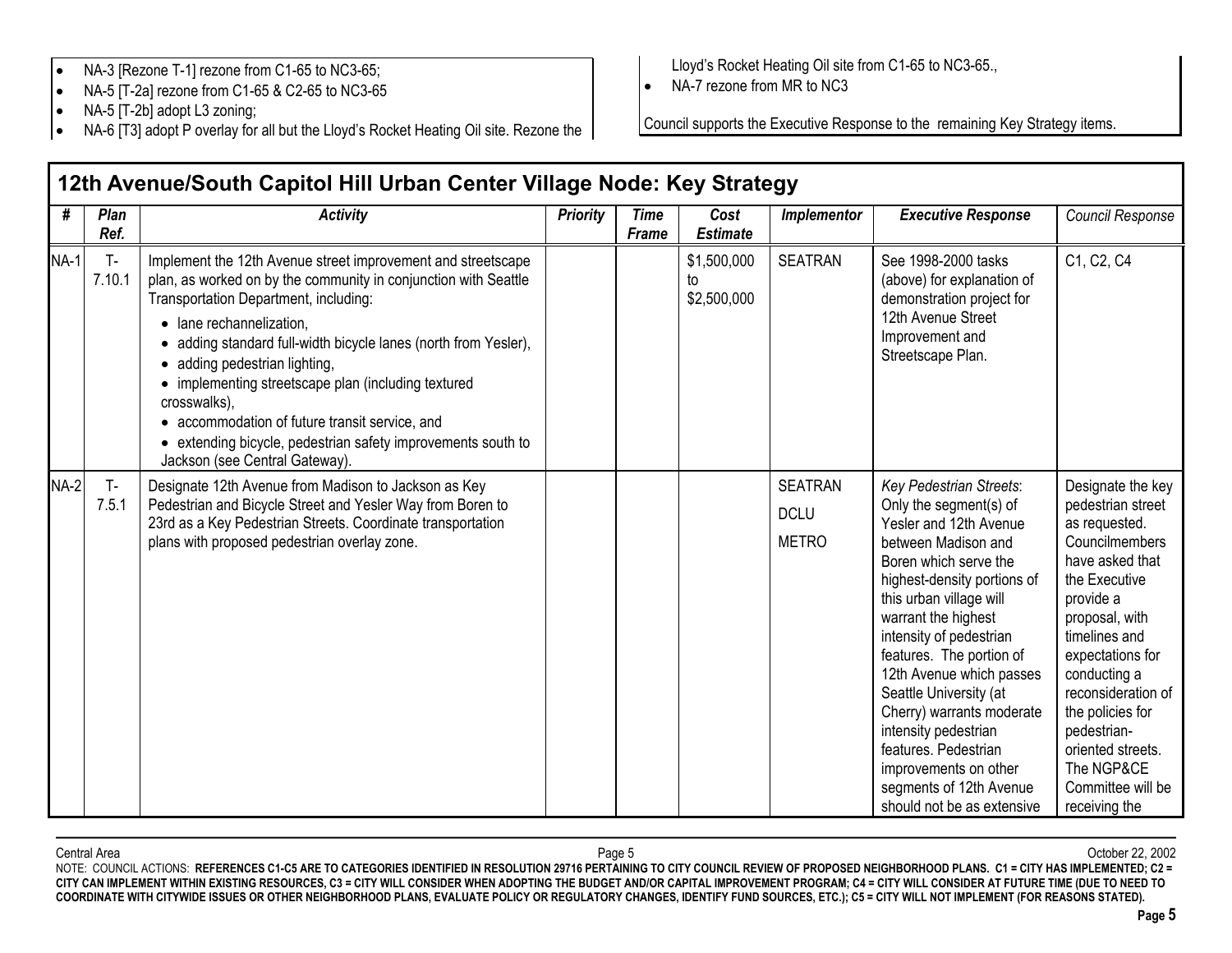- NA-3 [Rezone T-1] rezone from C1-65 to NC3-65;
- NA-5 [T-2a] rezone from C1-65 & C2-65 to NC3-65
- NA-5 [T-2b] adopt L3 zoning;
- NA-6 [T3] adopt P overlay for all but the Lloyd's Rocket Heating Oil site. Rezone the Lloyd's Rocket Heating Oil site from C1-65 to NC3-65.,
- NA-7 rezone from MR to NC3

Council supports the Executive Response to the remaining Key Strategy items.

## 12th Avenue/South Capitol Hill Urban Center Village Node: Key Strategy

| # | *Plan Ref.* | *Activity* | *Priority* | *Time Frame* | *Cost Estimate* | *Implementor* | *Executive Response* | *Council Response* |
|---|---|---|---|---|---|---|---|---|
| NA-1 | T-7.10.1 | Implement the 12th Avenue street improvement and streetscape plan, as worked on by the community in conjunction with Seattle Transportation Department, including:<br>• lane rechannelization,<br>• adding standard full-width bicycle lanes (north from Yesler),<br>• adding pedestrian lighting,<br>• implementing streetscape plan (including textured crosswalks),<br>• accommodation of future transit service, and<br>• extending bicycle, pedestrian safety improvements south to Jackson (see Central Gateway). | | | $1,500,000 to $2,500,000 | SEATRAN | See 1998-2000 tasks (above) for explanation of demonstration project for 12th Avenue Street Improvement and Streetscape Plan. | C1, C2, C4 |
| NA-2 | T-7.5.1 | Designate 12th Avenue from Madison to Jackson as Key Pedestrian and Bicycle Street and Yesler Way from Boren to 23rd as a Key Pedestrian Streets. Coordinate transportation plans with proposed pedestrian overlay zone. | | | | SEATRAN<br>DCLU<br>METRO | *Key Pedestrian Streets*: Only the segment(s) of Yesler and 12th Avenue between Madison and Boren which serve the highest-density portions of this urban village will warrant the highest intensity of pedestrian features. The portion of 12th Avenue which passes Seattle University (at Cherry) warrants moderate intensity pedestrian features. Pedestrian improvements on other segments of 12th Avenue should not be as extensive | Designate the key pedestrian street as requested. Councilmembers have asked that the Executive provide a proposal, with timelines and expectations for conducting a reconsideration of the policies for pedestrian-oriented streets. The NGP&CE Committee will be receiving the |

Central Area — October 22, 2002

NOTE: COUNCIL ACTIONS: **REFERENCES C1-C5 ARE TO CATEGORIES IDENTIFIED IN RESOLUTION 29716 PERTAINING TO CITY COUNCIL REVIEW OF PROPOSED NEIGHBORHOOD PLANS. C1 = CITY HAS IMPLEMENTED; C2 = CITY CAN IMPLEMENT WITHIN EXISTING RESOURCES, C3 = CITY WILL CONSIDER WHEN ADOPTING THE BUDGET AND/OR CAPITAL IMPROVEMENT PROGRAM; C4 = CITY WILL CONSIDER AT FUTURE TIME (DUE TO NEED TO COORDINATE WITH CITYWIDE ISSUES OR OTHER NEIGHBORHOOD PLANS, EVALUATE POLICY OR REGULATORY CHANGES, IDENTIFY FUND SOURCES, ETC.); C5 = CITY WILL NOT IMPLEMENT (FOR REASONS STATED).**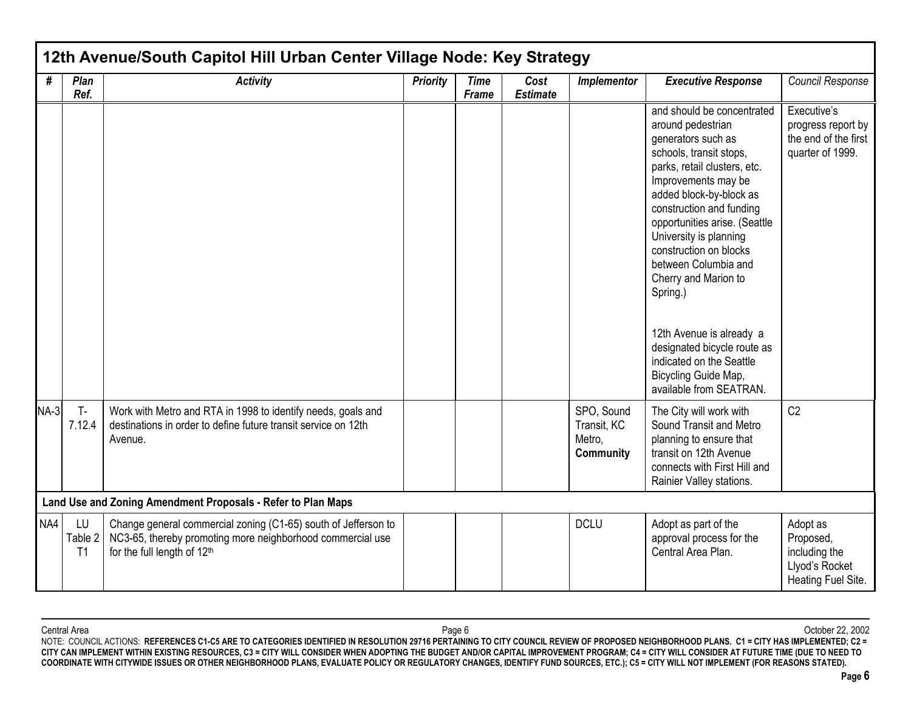## 12th Avenue/South Capitol Hill Urban Center Village Node: Key Strategy

| # | Plan Ref. | Activity | Priority | Time Frame | Cost Estimate | Implementor | Executive Response | Council Response |
|---|---|---|---|---|---|---|---|---|
| | | | | | | | and should be concentrated around pedestrian generators such as schools, transit stops, parks, retail clusters, etc. Improvements may be added block-by-block as construction and funding opportunities arise. (Seattle University is planning construction on blocks between Columbia and Cherry and Marion to Spring.)<br><br>12th Avenue is already a designated bicycle route as indicated on the Seattle Bicycling Guide Map, available from SEATRAN. | Executive's progress report by the end of the first quarter of 1999. |
| NA-3 | T-7.12.4 | Work with Metro and RTA in 1998 to identify needs, goals and destinations in order to define future transit service on 12th Avenue. | | | | SPO, Sound Transit, KC Metro, **Community** | The City will work with Sound Transit and Metro planning to ensure that transit on 12th Avenue connects with First Hill and Rainier Valley stations. | C2 |
| **Land Use and Zoning Amendment Proposals - Refer to Plan Maps** | | | | | | | | |
| NA4 | LU Table 2 T1 | Change general commercial zoning (C1-65) south of Jefferson to NC3-65, thereby promoting more neighborhood commercial use for the full length of 12th | | | | DCLU | Adopt as part of the approval process for the Central Area Plan. | Adopt as Proposed, including the Llyod's Rocket Heating Fuel Site. |

NOTE: COUNCIL ACTIONS: **REFERENCES C1-C5 ARE TO CATEGORIES IDENTIFIED IN RESOLUTION 29716 PERTAINING TO CITY COUNCIL REVIEW OF PROPOSED NEIGHBORHOOD PLANS. C1 = CITY HAS IMPLEMENTED; C2 = CITY CAN IMPLEMENT WITHIN EXISTING RESOURCES, C3 = CITY WILL CONSIDER WHEN ADOPTING THE BUDGET AND/OR CAPITAL IMPROVEMENT PROGRAM; C4 = CITY WILL CONSIDER AT FUTURE TIME (DUE TO NEED TO COORDINATE WITH CITYWIDE ISSUES OR OTHER NEIGHBORHOOD PLANS, EVALUATE POLICY OR REGULATORY CHANGES, IDENTIFY FUND SOURCES, ETC.); C5 = CITY WILL NOT IMPLEMENT (FOR REASONS STATED).**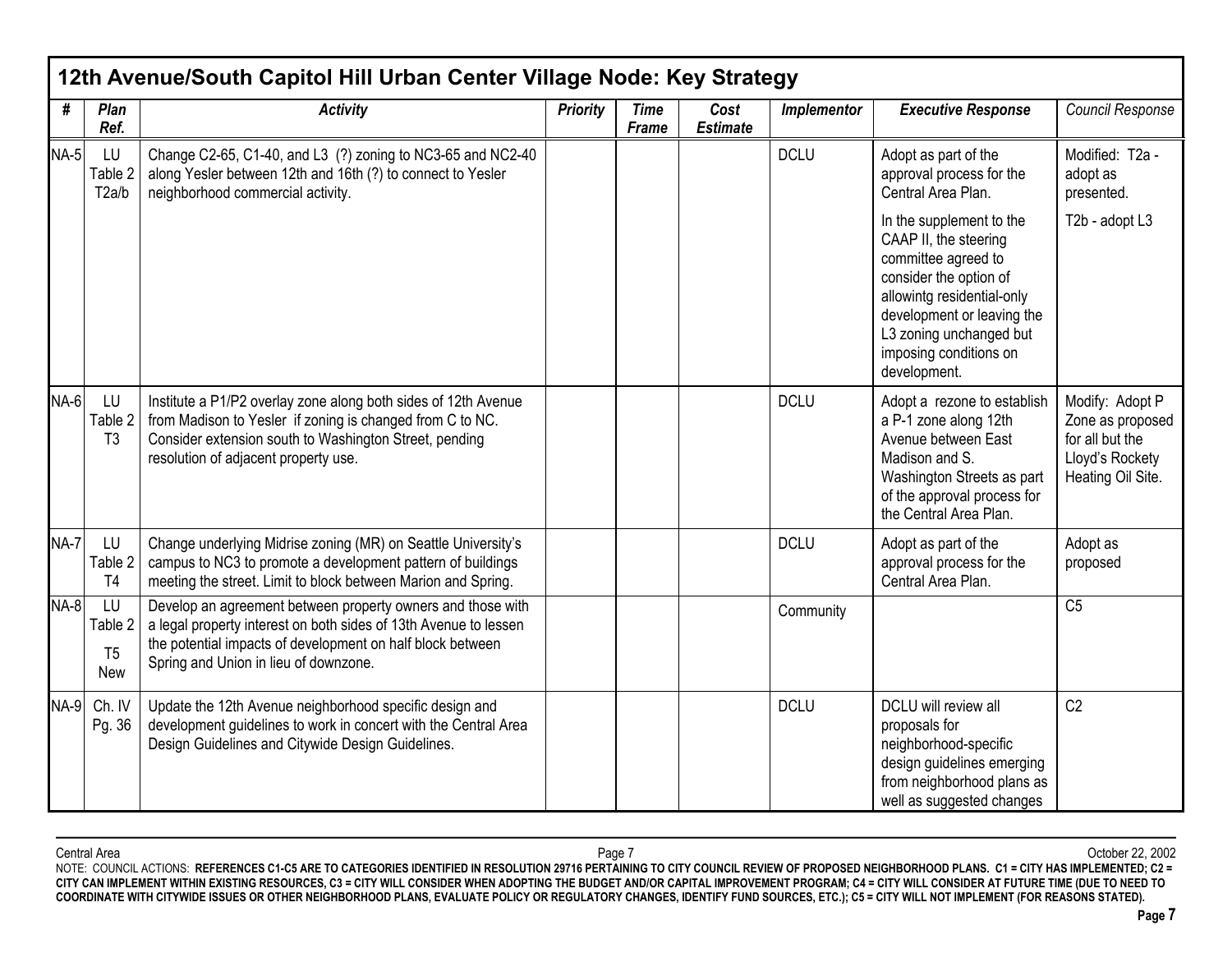## 12th Avenue/South Capitol Hill Urban Center Village Node: Key Strategy

| # | Plan Ref. | Activity | Priority | Time Frame | Cost Estimate | Implementor | Executive Response | Council Response |
|---|---|---|---|---|---|---|---|---|
| NA-5 | LU Table 2 T2a/b | Change C2-65, C1-40, and L3 (?) zoning to NC3-65 and NC2-40 along Yesler between 12th and 16th (?) to connect to Yesler neighborhood commercial activity. | | | | DCLU | Adopt as part of the approval process for the Central Area Plan.<br><br>In the supplement to the CAAP II, the steering committee agreed to consider the option of allowintg residential-only development or leaving the L3 zoning unchanged but imposing conditions on development. | Modified: T2a - adopt as presented.<br><br>T2b - adopt L3 |
| NA-6 | LU Table 2 T3 | Institute a P1/P2 overlay zone along both sides of 12th Avenue from Madison to Yesler if zoning is changed from C to NC. Consider extension south to Washington Street, pending resolution of adjacent property use. | | | | DCLU | Adopt a rezone to establish a P-1 zone along 12th Avenue between East Madison and S. Washington Streets as part of the approval process for the Central Area Plan. | Modify: Adopt P Zone as proposed for all but the Lloyd's Rockety Heating Oil Site. |
| NA-7 | LU Table 2 T4 | Change underlying Midrise zoning (MR) on Seattle University's campus to NC3 to promote a development pattern of buildings meeting the street. Limit to block between Marion and Spring. | | | | DCLU | Adopt as part of the approval process for the Central Area Plan. | Adopt as proposed |
| NA-8 | LU Table 2 T5 New | Develop an agreement between property owners and those with a legal property interest on both sides of 13th Avenue to lessen the potential impacts of development on half block between Spring and Union in lieu of downzone. | | | | Community | | C5 |
| NA-9 | Ch. IV Pg. 36 | Update the 12th Avenue neighborhood specific design and development guidelines to work in concert with the Central Area Design Guidelines and Citywide Design Guidelines. | | | | DCLU | DCLU will review all proposals for neighborhood-specific design guidelines emerging from neighborhood plans as well as suggested changes | C2 |

NOTE: COUNCIL ACTIONS: **REFERENCES C1-C5 ARE TO CATEGORIES IDENTIFIED IN RESOLUTION 29716 PERTAINING TO CITY COUNCIL REVIEW OF PROPOSED NEIGHBORHOOD PLANS. C1 = CITY HAS IMPLEMENTED; C2 = CITY CAN IMPLEMENT WITHIN EXISTING RESOURCES, C3 = CITY WILL CONSIDER WHEN ADOPTING THE BUDGET AND/OR CAPITAL IMPROVEMENT PROGRAM; C4 = CITY WILL CONSIDER AT FUTURE TIME (DUE TO NEED TO COORDINATE WITH CITYWIDE ISSUES OR OTHER NEIGHBORHOOD PLANS, EVALUATE POLICY OR REGULATORY CHANGES, IDENTIFY FUND SOURCES, ETC.); C5 = CITY WILL NOT IMPLEMENT (FOR REASONS STATED).**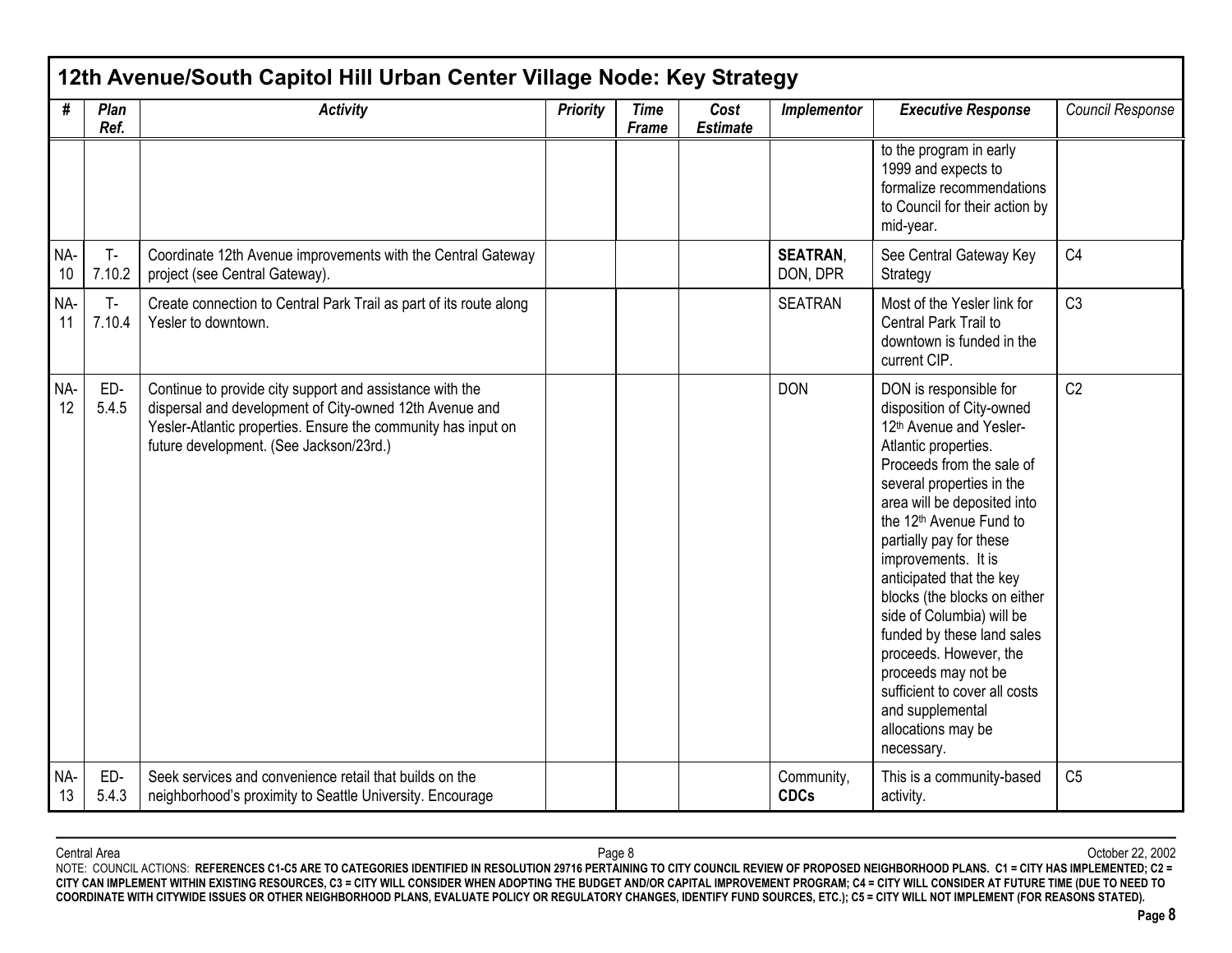## 12th Avenue/South Capitol Hill Urban Center Village Node: Key Strategy

| # | Plan Ref. | Activity | Priority | Time Frame | Cost Estimate | Implementor | Executive Response | Council Response |
|---|---|---|---|---|---|---|---|---|
| | | | | | | | to the program in early 1999 and expects to formalize recommendations to Council for their action by mid-year. | |
| NA-10 | T-7.10.2 | Coordinate 12th Avenue improvements with the Central Gateway project (see Central Gateway). | | | | **SEATRAN**, DON, DPR | See Central Gateway Key Strategy | C4 |
| NA-11 | T-7.10.4 | Create connection to Central Park Trail as part of its route along Yesler to downtown. | | | | SEATRAN | Most of the Yesler link for Central Park Trail to downtown is funded in the current CIP. | C3 |
| NA-12 | ED-5.4.5 | Continue to provide city support and assistance with the dispersal and development of City-owned 12th Avenue and Yesler-Atlantic properties. Ensure the community has input on future development. (See Jackson/23rd.) | | | | DON | DON is responsible for disposition of City-owned 12th Avenue and Yesler-Atlantic properties. Proceeds from the sale of several properties in the area will be deposited into the 12th Avenue Fund to partially pay for these improvements. It is anticipated that the key blocks (the blocks on either side of Columbia) will be funded by these land sales proceeds. However, the proceeds may not be sufficient to cover all costs and supplemental allocations may be necessary. | C2 |
| NA-13 | ED-5.4.3 | Seek services and convenience retail that builds on the neighborhood's proximity to Seattle University. Encourage | | | | Community, **CDCs** | This is a community-based activity. | C5 |

NOTE: COUNCIL ACTIONS: **REFERENCES C1-C5 ARE TO CATEGORIES IDENTIFIED IN RESOLUTION 29716 PERTAINING TO CITY COUNCIL REVIEW OF PROPOSED NEIGHBORHOOD PLANS. C1 = CITY HAS IMPLEMENTED; C2 = CITY CAN IMPLEMENT WITHIN EXISTING RESOURCES, C3 = CITY WILL CONSIDER WHEN ADOPTING THE BUDGET AND/OR CAPITAL IMPROVEMENT PROGRAM; C4 = CITY WILL CONSIDER AT FUTURE TIME (DUE TO NEED TO COORDINATE WITH CITYWIDE ISSUES OR OTHER NEIGHBORHOOD PLANS, EVALUATE POLICY OR REGULATORY CHANGES, IDENTIFY FUND SOURCES, ETC.); C5 = CITY WILL NOT IMPLEMENT (FOR REASONS STATED).**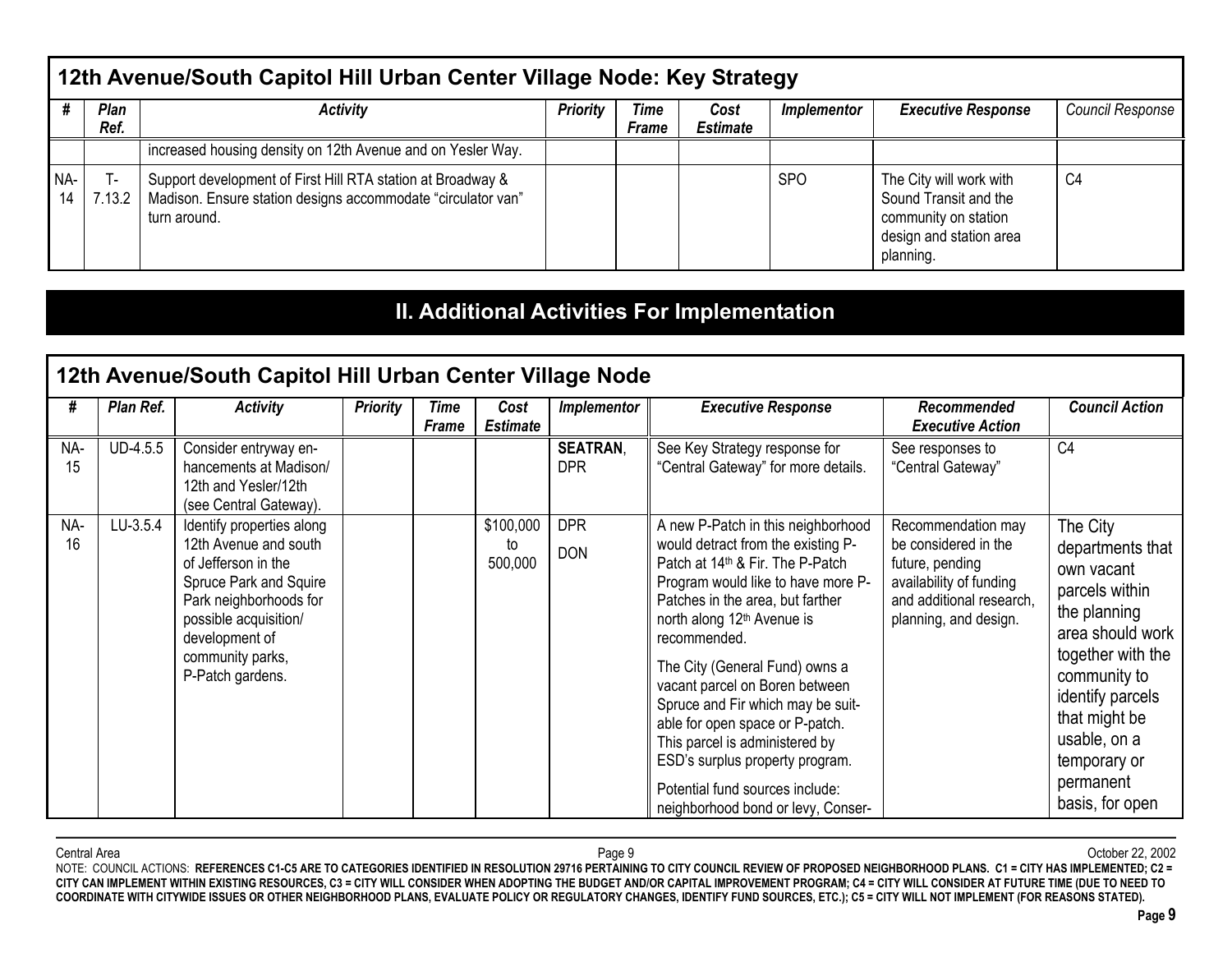## 12th Avenue/South Capitol Hill Urban Center Village Node: Key Strategy

| # | Plan Ref. | Activity | Priority | Time Frame | Cost Estimate | Implementor | Executive Response | Council Response |
|---|---|---|---|---|---|---|---|---|
| | | increased housing density on 12th Avenue and on Yesler Way. | | | | | | |
| NA-14 | T-7.13.2 | Support development of First Hill RTA station at Broadway & Madison. Ensure station designs accommodate "circulator van" turn around. | | | | SPO | The City will work with Sound Transit and the community on station design and station area planning. | C4 |

# II. Additional Activities For Implementation

## 12th Avenue/South Capitol Hill Urban Center Village Node

| # | Plan Ref. | Activity | Priority | Time Frame | Cost Estimate | Implementor | Executive Response | Recommended Executive Action | Council Action |
|---|---|---|---|---|---|---|---|---|---|
| NA-15 | UD-4.5.5 | Consider entryway enhancements at Madison/ 12th and Yesler/12th (see Central Gateway). | | | | **SEATRAN**, DPR | See Key Strategy response for "Central Gateway" for more details. | See responses to "Central Gateway" | C4 |
| NA-16 | LU-3.5.4 | Identify properties along 12th Avenue and south of Jefferson in the Spruce Park and Squire Park neighborhoods for possible acquisition/ development of community parks, P-Patch gardens. | | | \$100,000 to 500,000 | DPR DON | A new P-Patch in this neighborhood would detract from the existing P-Patch at 14th & Fir. The P-Patch Program would like to have more P-Patches in the area, but farther north along 12th Avenue is recommended. The City (General Fund) owns a vacant parcel on Boren between Spruce and Fir which may be suitable for open space or P-patch. This parcel is administered by ESD's surplus property program. Potential fund sources include: neighborhood bond or levy, Conser- | Recommendation may be considered in the future, pending availability of funding and additional research, planning, and design. | The City departments that own vacant parcels within the planning area should work together with the community to identify parcels that might be usable, on a temporary or permanent basis, for open |

NOTE: COUNCIL ACTIONS: **REFERENCES C1-C5 ARE TO CATEGORIES IDENTIFIED IN RESOLUTION 29716 PERTAINING TO CITY COUNCIL REVIEW OF PROPOSED NEIGHBORHOOD PLANS. C1 = CITY HAS IMPLEMENTED; C2 = CITY CAN IMPLEMENT WITHIN EXISTING RESOURCES, C3 = CITY WILL CONSIDER WHEN ADOPTING THE BUDGET AND/OR CAPITAL IMPROVEMENT PROGRAM; C4 = CITY WILL CONSIDER AT FUTURE TIME (DUE TO NEED TO COORDINATE WITH CITYWIDE ISSUES OR OTHER NEIGHBORHOOD PLANS, EVALUATE POLICY OR REGULATORY CHANGES, IDENTIFY FUND SOURCES, ETC.); C5 = CITY WILL NOT IMPLEMENT (FOR REASONS STATED).**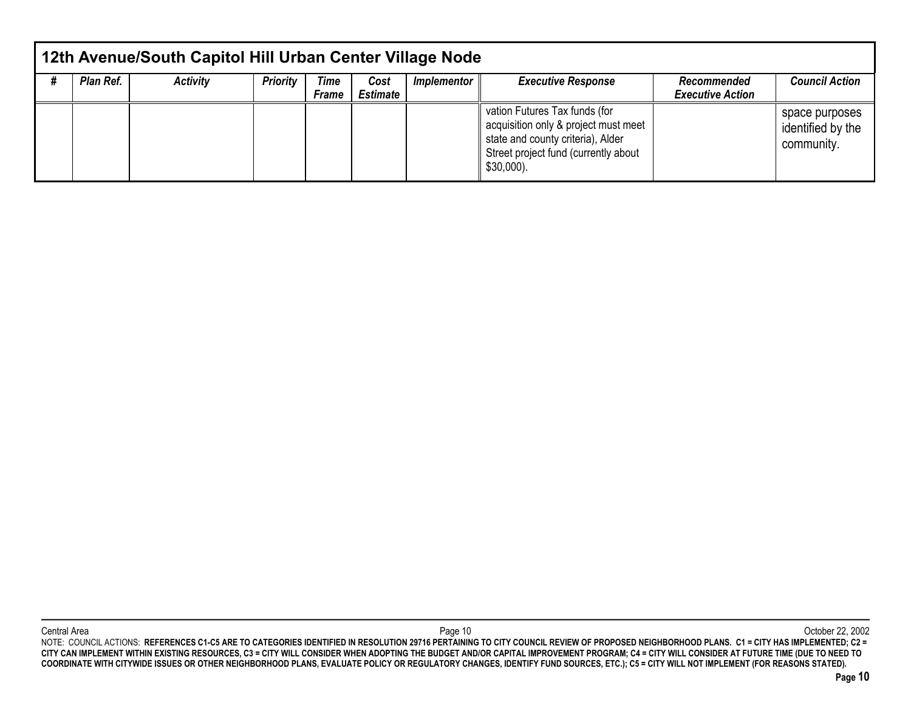## 12th Avenue/South Capitol Hill Urban Center Village Node

| # | Plan Ref. | Activity | Priority | Time Frame | Cost Estimate | Implementor | Executive Response | Recommended Executive Action | Council Action |
|---|---|---|---|---|---|---|---|---|---|
| | | | | | | | vation Futures Tax funds (for acquisition only & project must meet state and county criteria), Alder Street project fund (currently about $30,000). | | space purposes identified by the community. |

NOTE: COUNCIL ACTIONS: **REFERENCES C1-C5 ARE TO CATEGORIES IDENTIFIED IN RESOLUTION 29716 PERTAINING TO CITY COUNCIL REVIEW OF PROPOSED NEIGHBORHOOD PLANS. C1 = CITY HAS IMPLEMENTED; C2 = CITY CAN IMPLEMENT WITHIN EXISTING RESOURCES, C3 = CITY WILL CONSIDER WHEN ADOPTING THE BUDGET AND/OR CAPITAL IMPROVEMENT PROGRAM; C4 = CITY WILL CONSIDER AT FUTURE TIME (DUE TO NEED TO COORDINATE WITH CITYWIDE ISSUES OR OTHER NEIGHBORHOOD PLANS, EVALUATE POLICY OR REGULATORY CHANGES, IDENTIFY FUND SOURCES, ETC.); C5 = CITY WILL NOT IMPLEMENT (FOR REASONS STATED).**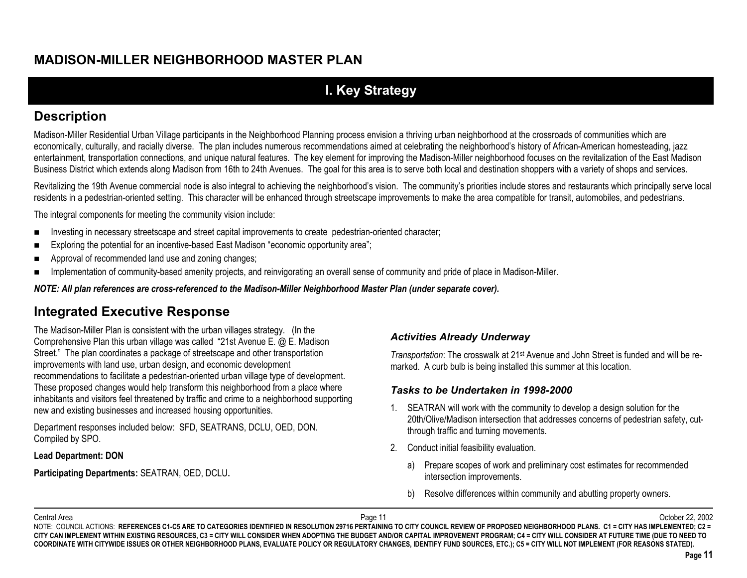# MADISON-MILLER NEIGHBORHOOD MASTER PLAN

## I. Key Strategy

### Description

Madison-Miller Residential Urban Village participants in the Neighborhood Planning process envision a thriving urban neighborhood at the crossroads of communities which are economically, culturally, and racially diverse. The plan includes numerous recommendations aimed at celebrating the neighborhood's history of African-American homesteading, jazz entertainment, transportation connections, and unique natural features. The key element for improving the Madison-Miller neighborhood focuses on the revitalization of the East Madison Business District which extends along Madison from 16th to 24th Avenues. The goal for this area is to serve both local and destination shoppers with a variety of shops and services.

Revitalizing the 19th Avenue commercial node is also integral to achieving the neighborhood's vision. The community's priorities include stores and restaurants which principally serve local residents in a pedestrian-oriented setting. This character will be enhanced through streetscape improvements to make the area compatible for transit, automobiles, and pedestrians.

The integral components for meeting the community vision include:

- Investing in necessary streetscape and street capital improvements to create pedestrian-oriented character;
- Exploring the potential for an incentive-based East Madison "economic opportunity area";
- Approval of recommended land use and zoning changes;
- Implementation of community-based amenity projects, and reinvigorating an overall sense of community and pride of place in Madison-Miller.

***NOTE: All plan references are cross-referenced to the Madison-Miller Neighborhood Master Plan (under separate cover).***

### Integrated Executive Response

The Madison-Miller Plan is consistent with the urban villages strategy. (In the Comprehensive Plan this urban village was called "21st Avenue E. @ E. Madison Street." The plan coordinates a package of streetscape and other transportation improvements with land use, urban design, and economic development recommendations to facilitate a pedestrian-oriented urban village type of development. These proposed changes would help transform this neighborhood from a place where inhabitants and visitors feel threatened by traffic and crime to a neighborhood supporting new and existing businesses and increased housing opportunities.

Department responses included below: SFD, SEATRANS, DCLU, OED, DON. Compiled by SPO.

**Lead Department: DON**

**Participating Departments:** SEATRAN, OED, DCLU**.**

#### *Activities Already Underway*

*Transportation*: The crosswalk at 21st Avenue and John Street is funded and will be re-marked. A curb bulb is being installed this summer at this location.

#### *Tasks to be Undertaken in 1998-2000*

1. SEATRAN will work with the community to develop a design solution for the 20th/Olive/Madison intersection that addresses concerns of pedestrian safety, cut-through traffic and turning movements.
2. Conduct initial feasibility evaluation.
   a) Prepare scopes of work and preliminary cost estimates for recommended intersection improvements.
   b) Resolve differences within community and abutting property owners.

NOTE: COUNCIL ACTIONS: **REFERENCES C1-C5 ARE TO CATEGORIES IDENTIFIED IN RESOLUTION 29716 PERTAINING TO CITY COUNCIL REVIEW OF PROPOSED NEIGHBORHOOD PLANS. C1 = CITY HAS IMPLEMENTED; C2 = CITY CAN IMPLEMENT WITHIN EXISTING RESOURCES, C3 = CITY WILL CONSIDER WHEN ADOPTING THE BUDGET AND/OR CAPITAL IMPROVEMENT PROGRAM; C4 = CITY WILL CONSIDER AT FUTURE TIME (DUE TO NEED TO COORDINATE WITH CITYWIDE ISSUES OR OTHER NEIGHBORHOOD PLANS, EVALUATE POLICY OR REGULATORY CHANGES, IDENTIFY FUND SOURCES, ETC.); C5 = CITY WILL NOT IMPLEMENT (FOR REASONS STATED).**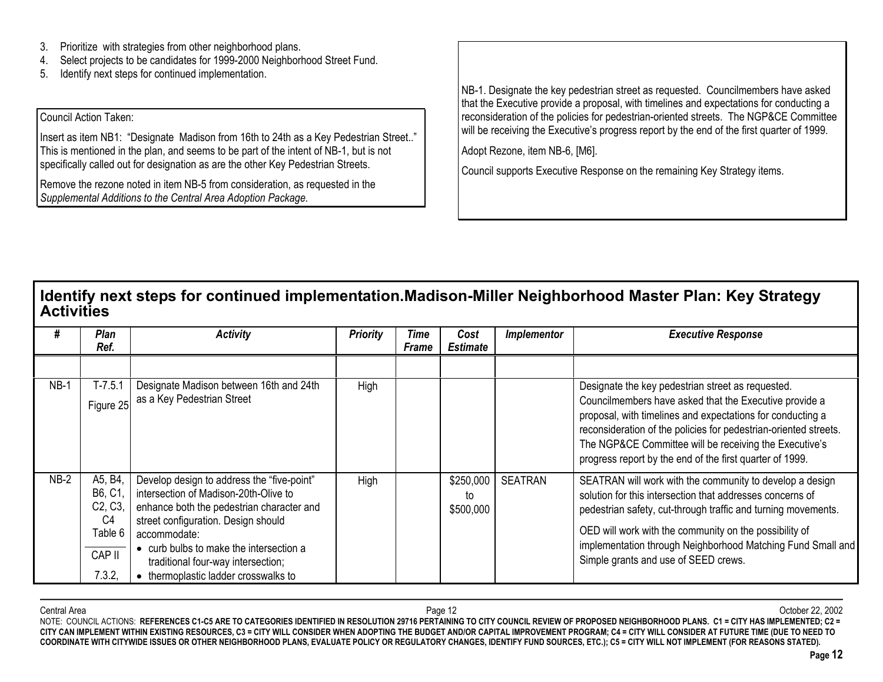3. Prioritize with strategies from other neighborhood plans.
4. Select projects to be candidates for 1999-2000 Neighborhood Street Fund.
5. Identify next steps for continued implementation.

Council Action Taken:

Insert as item NB1: "Designate Madison from 16th to 24th as a Key Pedestrian Street.." This is mentioned in the plan, and seems to be part of the intent of NB-1, but is not specifically called out for designation as are the other Key Pedestrian Streets.

Remove the rezone noted in item NB-5 from consideration, as requested in the *Supplemental Additions to the Central Area Adoption Package.*

NB-1. Designate the key pedestrian street as requested. Councilmembers have asked that the Executive provide a proposal, with timelines and expectations for conducting a reconsideration of the policies for pedestrian-oriented streets. The NGP&CE Committee will be receiving the Executive's progress report by the end of the first quarter of 1999.

Adopt Rezone, item NB-6, [M6].

Council supports Executive Response on the remaining Key Strategy items.

## Identify next steps for continued implementation.Madison-Miller Neighborhood Master Plan: Key Strategy Activities

| # | *Plan Ref.* | *Activity* | *Priority* | *Time Frame* | *Cost Estimate* | *Implementor* | *Executive Response* |
|---|---|---|---|---|---|---|---|
| | | | | | | | |
| NB-1 | T-7.5.1 Figure 25 | Designate Madison between 16th and 24th as a Key Pedestrian Street | High | | | | Designate the key pedestrian street as requested. Councilmembers have asked that the Executive provide a proposal, with timelines and expectations for conducting a reconsideration of the policies for pedestrian-oriented streets. The NGP&CE Committee will be receiving the Executive's progress report by the end of the first quarter of 1999. |
| NB-2 | A5, B4, B6, C1, C2, C3, C4 Table 6 / CAP II 7.3.2, | Develop design to address the "five-point" intersection of Madison-20th-Olive to enhance both the pedestrian character and street configuration. Design should accommodate: • curb bulbs to make the intersection a traditional four-way intersection; • thermoplastic ladder crosswalks to | High | | \$250,000 to \$500,000 | SEATRAN | SEATRAN will work with the community to develop a design solution for this intersection that addresses concerns of pedestrian safety, cut-through traffic and turning movements. OED will work with the community on the possibility of implementation through Neighborhood Matching Fund Small and Simple grants and use of SEED crews. |

NOTE: COUNCIL ACTIONS: **REFERENCES C1-C5 ARE TO CATEGORIES IDENTIFIED IN RESOLUTION 29716 PERTAINING TO CITY COUNCIL REVIEW OF PROPOSED NEIGHBORHOOD PLANS. C1 = CITY HAS IMPLEMENTED; C2 = CITY CAN IMPLEMENT WITHIN EXISTING RESOURCES, C3 = CITY WILL CONSIDER WHEN ADOPTING THE BUDGET AND/OR CAPITAL IMPROVEMENT PROGRAM; C4 = CITY WILL CONSIDER AT FUTURE TIME (DUE TO NEED TO COORDINATE WITH CITYWIDE ISSUES OR OTHER NEIGHBORHOOD PLANS, EVALUATE POLICY OR REGULATORY CHANGES, IDENTIFY FUND SOURCES, ETC.); C5 = CITY WILL NOT IMPLEMENT (FOR REASONS STATED).**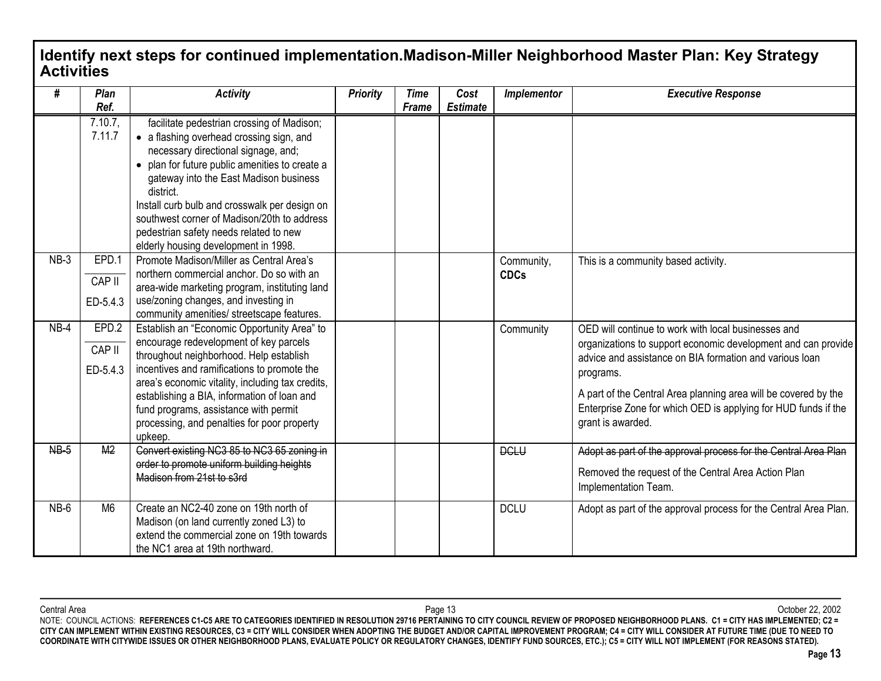## Identify next steps for continued implementation.Madison-Miller Neighborhood Master Plan: Key Strategy Activities

| # | Plan Ref. | Activity | Priority | Time Frame | Cost Estimate | Implementor | Executive Response |
|---|---|---|---|---|---|---|---|
| | 7.10.7, 7.11.7 | facilitate pedestrian crossing of Madison; <br>• a flashing overhead crossing sign, and necessary directional signage, and; <br>• plan for future public amenities to create a gateway into the East Madison business district. <br>Install curb bulb and crosswalk per design on southwest corner of Madison/20th to address pedestrian safety needs related to new elderly housing development in 1998. | | | | | |
| NB-3 | EPD.1 <br>CAP II ED-5.4.3 | Promote Madison/Miller as Central Area's northern commercial anchor. Do so with an area-wide marketing program, instituting land use/zoning changes, and investing in community amenities/ streetscape features. | | | | Community, **CDCs** | This is a community based activity. |
| NB-4 | EPD.2 <br>CAP II ED-5.4.3 | Establish an "Economic Opportunity Area" to encourage redevelopment of key parcels throughout neighborhood. Help establish incentives and ramifications to promote the area's economic vitality, including tax credits, establishing a BIA, information of loan and fund programs, assistance with permit processing, and penalties for poor property upkeep. | | | | Community | OED will continue to work with local businesses and organizations to support economic development and can provide advice and assistance on BIA formation and various loan programs. <br>A part of the Central Area planning area will be covered by the Enterprise Zone for which OED is applying for HUD funds if the grant is awarded. |
| ~~NB-5~~ | ~~M2~~ | ~~Convert existing NC3 85 to NC3 65 zoning in order to promote uniform building heights Madison from 21st to s3rd~~ | | | | ~~DCLU~~ | ~~Adopt as part of the approval process for the Central Area Plan~~ <br>Removed the request of the Central Area Action Plan Implementation Team. |
| NB-6 | M6 | Create an NC2-40 zone on 19th north of Madison (on land currently zoned L3) to extend the commercial zone on 19th towards the NC1 area at 19th northward. | | | | DCLU | Adopt as part of the approval process for the Central Area Plan. |

NOTE: COUNCIL ACTIONS: **REFERENCES C1-C5 ARE TO CATEGORIES IDENTIFIED IN RESOLUTION 29716 PERTAINING TO CITY COUNCIL REVIEW OF PROPOSED NEIGHBORHOOD PLANS. C1 = CITY HAS IMPLEMENTED; C2 = CITY CAN IMPLEMENT WITHIN EXISTING RESOURCES, C3 = CITY WILL CONSIDER WHEN ADOPTING THE BUDGET AND/OR CAPITAL IMPROVEMENT PROGRAM; C4 = CITY WILL CONSIDER AT FUTURE TIME (DUE TO NEED TO COORDINATE WITH CITYWIDE ISSUES OR OTHER NEIGHBORHOOD PLANS, EVALUATE POLICY OR REGULATORY CHANGES, IDENTIFY FUND SOURCES, ETC.); C5 = CITY WILL NOT IMPLEMENT (FOR REASONS STATED).**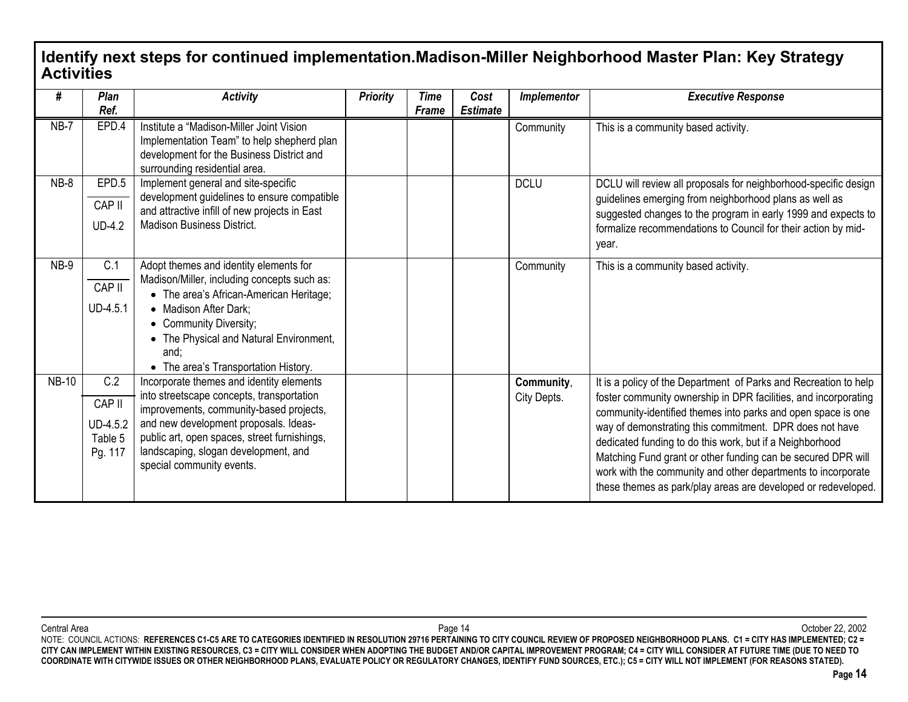## Identify next steps for continued implementation.Madison-Miller Neighborhood Master Plan: Key Strategy Activities

| # | Plan Ref. | Activity | Priority | Time Frame | Cost Estimate | Implementor | Executive Response |
|---|---|---|---|---|---|---|---|
| NB-7 | EPD.4 | Institute a "Madison-Miller Joint Vision Implementation Team" to help shepherd plan development for the Business District and surrounding residential area. | | | | Community | This is a community based activity. |
| NB-8 | EPD.5<br>CAP II<br>UD-4.2 | Implement general and site-specific development guidelines to ensure compatible and attractive infill of new projects in East Madison Business District. | | | | DCLU | DCLU will review all proposals for neighborhood-specific design guidelines emerging from neighborhood plans as well as suggested changes to the program in early 1999 and expects to formalize recommendations to Council for their action by mid-year. |
| NB-9 | C.1<br>CAP II<br>UD-4.5.1 | Adopt themes and identity elements for Madison/Miller, including concepts such as:<br>• The area's African-American Heritage;<br>• Madison After Dark;<br>• Community Diversity;<br>• The Physical and Natural Environment, and;<br>• The area's Transportation History. | | | | Community | This is a community based activity. |
| NB-10 | C.2<br>CAP II<br>UD-4.5.2<br>Table 5<br>Pg. 117 | Incorporate themes and identity elements into streetscape concepts, transportation improvements, community-based projects, and new development proposals. Ideas- public art, open spaces, street furnishings, landscaping, slogan development, and special community events. | | | | **Community**, City Depts. | It is a policy of the Department of Parks and Recreation to help foster community ownership in DPR facilities, and incorporating community-identified themes into parks and open space is one way of demonstrating this commitment. DPR does not have dedicated funding to do this work, but if a Neighborhood Matching Fund grant or other funding can be secured DPR will work with the community and other departments to incorporate these themes as park/play areas are developed or redeveloped. |

NOTE: COUNCIL ACTIONS: **REFERENCES C1-C5 ARE TO CATEGORIES IDENTIFIED IN RESOLUTION 29716 PERTAINING TO CITY COUNCIL REVIEW OF PROPOSED NEIGHBORHOOD PLANS. C1 = CITY HAS IMPLEMENTED; C2 = CITY CAN IMPLEMENT WITHIN EXISTING RESOURCES, C3 = CITY WILL CONSIDER WHEN ADOPTING THE BUDGET AND/OR CAPITAL IMPROVEMENT PROGRAM; C4 = CITY WILL CONSIDER AT FUTURE TIME (DUE TO NEED TO COORDINATE WITH CITYWIDE ISSUES OR OTHER NEIGHBORHOOD PLANS, EVALUATE POLICY OR REGULATORY CHANGES, IDENTIFY FUND SOURCES, ETC.); C5 = CITY WILL NOT IMPLEMENT (FOR REASONS STATED).**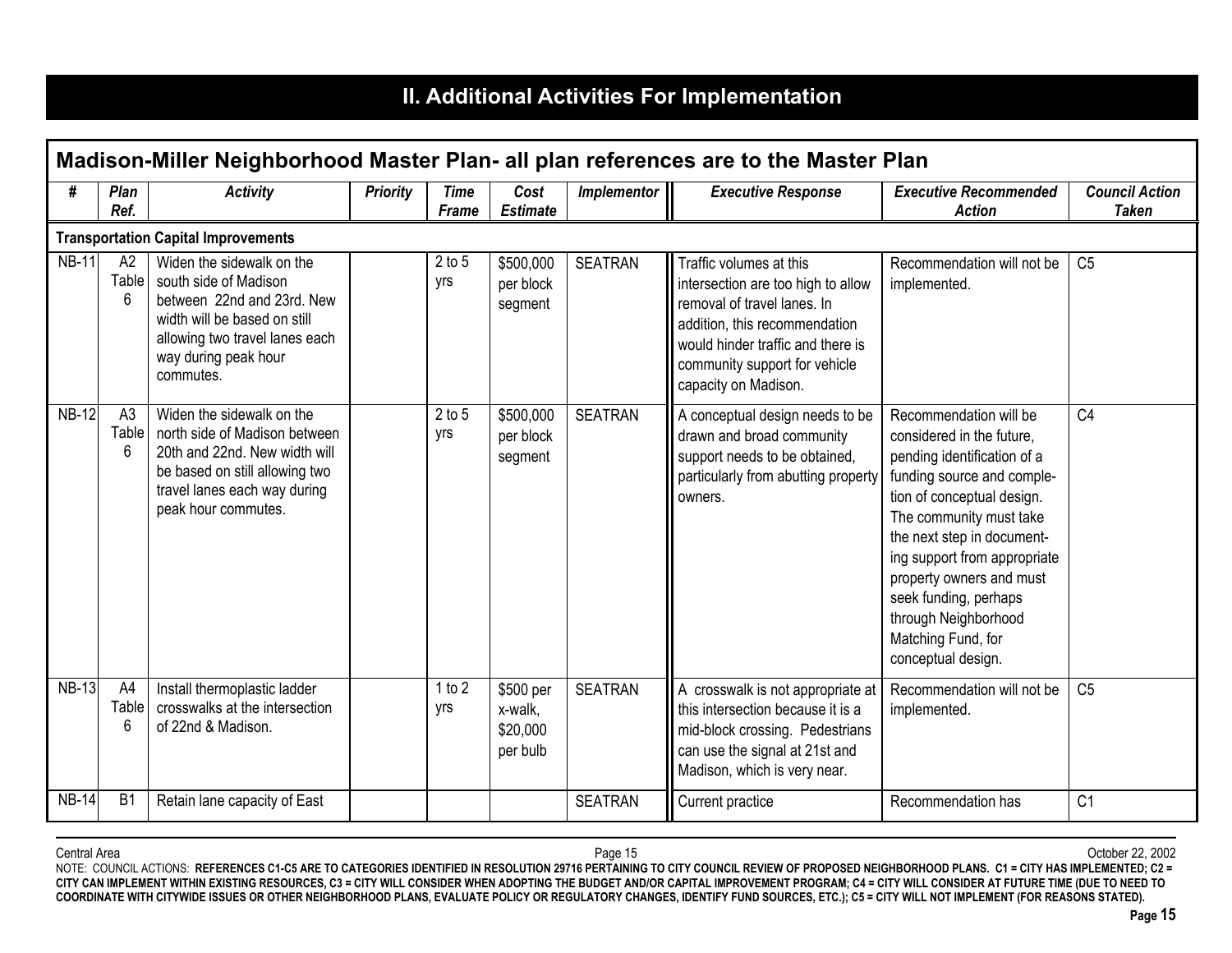# II. Additional Activities For Implementation

## Madison-Miller Neighborhood Master Plan- all plan references are to the Master Plan

| # | Plan Ref. | Activity | Priority | Time Frame | Cost Estimate | Implementor | Executive Response | Executive Recommended Action | Council Action Taken |
|---|---|---|---|---|---|---|---|---|---|
| **Transportation Capital Improvements** | | | | | | | | | |
| NB-11 | A2 Table 6 | Widen the sidewalk on the south side of Madison between 22nd and 23rd. New width will be based on still allowing two travel lanes each way during peak hour commutes. | | 2 to 5 yrs | $500,000 per block segment | SEATRAN | Traffic volumes at this intersection are too high to allow removal of travel lanes. In addition, this recommendation would hinder traffic and there is community support for vehicle capacity on Madison. | Recommendation will not be implemented. | C5 |
| NB-12 | A3 Table 6 | Widen the sidewalk on the north side of Madison between 20th and 22nd. New width will be based on still allowing two travel lanes each way during peak hour commutes. | | 2 to 5 yrs | $500,000 per block segment | SEATRAN | A conceptual design needs to be drawn and broad community support needs to be obtained, particularly from abutting property owners. | Recommendation will be considered in the future, pending identification of a funding source and completion of conceptual design. The community must take the next step in documenting support from appropriate property owners and must seek funding, perhaps through Neighborhood Matching Fund, for conceptual design. | C4 |
| NB-13 | A4 Table 6 | Install thermoplastic ladder crosswalks at the intersection of 22nd & Madison. | | 1 to 2 yrs | $500 per x-walk, $20,000 per bulb | SEATRAN | A crosswalk is not appropriate at this intersection because it is a mid-block crossing. Pedestrians can use the signal at 21st and Madison, which is very near. | Recommendation will not be implemented. | C5 |
| NB-14 | B1 | Retain lane capacity of East | | | | SEATRAN | Current practice | Recommendation has | C1 |

NOTE: COUNCIL ACTIONS: **REFERENCES C1-C5 ARE TO CATEGORIES IDENTIFIED IN RESOLUTION 29716 PERTAINING TO CITY COUNCIL REVIEW OF PROPOSED NEIGHBORHOOD PLANS. C1 = CITY HAS IMPLEMENTED; C2 = CITY CAN IMPLEMENT WITHIN EXISTING RESOURCES, C3 = CITY WILL CONSIDER WHEN ADOPTING THE BUDGET AND/OR CAPITAL IMPROVEMENT PROGRAM; C4 = CITY WILL CONSIDER AT FUTURE TIME (DUE TO NEED TO COORDINATE WITH CITYWIDE ISSUES OR OTHER NEIGHBORHOOD PLANS, EVALUATE POLICY OR REGULATORY CHANGES, IDENTIFY FUND SOURCES, ETC.); C5 = CITY WILL NOT IMPLEMENT (FOR REASONS STATED).**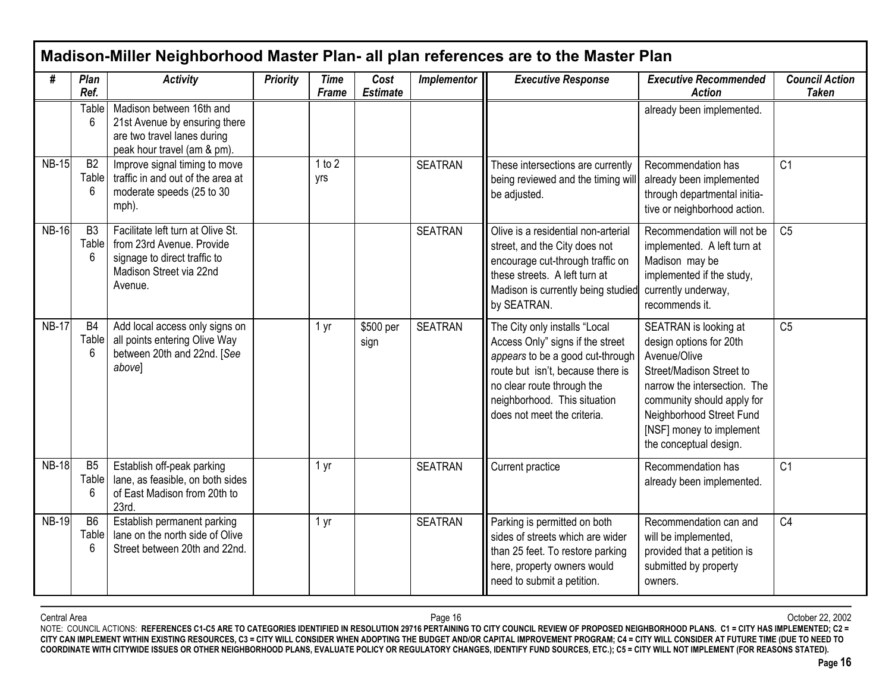## Madison-Miller Neighborhood Master Plan- all plan references are to the Master Plan

| # | Plan Ref. | Activity | Priority | Time Frame | Cost Estimate | Implementor | Executive Response | Executive Recommended Action | Council Action Taken |
|---|---|---|---|---|---|---|---|---|---|
| | Table 6 | Madison between 16th and 21st Avenue by ensuring there are two travel lanes during peak hour travel (am & pm). | | | | | | already been implemented. | |
| NB-15 | B2 Table 6 | Improve signal timing to move traffic in and out of the area at moderate speeds (25 to 30 mph). | | 1 to 2 yrs | | SEATRAN | These intersections are currently being reviewed and the timing will be adjusted. | Recommendation has already been implemented through departmental initiative or neighborhood action. | C1 |
| NB-16 | B3 Table 6 | Facilitate left turn at Olive St. from 23rd Avenue. Provide signage to direct traffic to Madison Street via 22nd Avenue. | | | | SEATRAN | Olive is a residential non-arterial street, and the City does not encourage cut-through traffic on these streets. A left turn at Madison is currently being studied by SEATRAN. | Recommendation will not be implemented. A left turn at Madison may be implemented if the study, currently underway, recommends it. | C5 |
| NB-17 | B4 Table 6 | Add local access only signs on all points entering Olive Way between 20th and 22nd. [*See above*] | | 1 yr | $500 per sign | SEATRAN | The City only installs "Local Access Only" signs if the street *appears* to be a good cut-through route but isn't, because there is no clear route through the neighborhood. This situation does not meet the criteria. | SEATRAN is looking at design options for 20th Avenue/Olive Street/Madison Street to narrow the intersection. The community should apply for Neighborhood Street Fund [NSF] money to implement the conceptual design. | C5 |
| NB-18 | B5 Table 6 | Establish off-peak parking lane, as feasible, on both sides of East Madison from 20th to 23rd. | | 1 yr | | SEATRAN | Current practice | Recommendation has already been implemented. | C1 |
| NB-19 | B6 Table 6 | Establish permanent parking lane on the north side of Olive Street between 20th and 22nd. | | 1 yr | | SEATRAN | Parking is permitted on both sides of streets which are wider than 25 feet. To restore parking here, property owners would need to submit a petition. | Recommendation can and will be implemented, provided that a petition is submitted by property owners. | C4 |

NOTE: COUNCIL ACTIONS: **REFERENCES C1-C5 ARE TO CATEGORIES IDENTIFIED IN RESOLUTION 29716 PERTAINING TO CITY COUNCIL REVIEW OF PROPOSED NEIGHBORHOOD PLANS. C1 = CITY HAS IMPLEMENTED; C2 = CITY CAN IMPLEMENT WITHIN EXISTING RESOURCES, C3 = CITY WILL CONSIDER WHEN ADOPTING THE BUDGET AND/OR CAPITAL IMPROVEMENT PROGRAM; C4 = CITY WILL CONSIDER AT FUTURE TIME (DUE TO NEED TO COORDINATE WITH CITYWIDE ISSUES OR OTHER NEIGHBORHOOD PLANS, EVALUATE POLICY OR REGULATORY CHANGES, IDENTIFY FUND SOURCES, ETC.); C5 = CITY WILL NOT IMPLEMENT (FOR REASONS STATED).**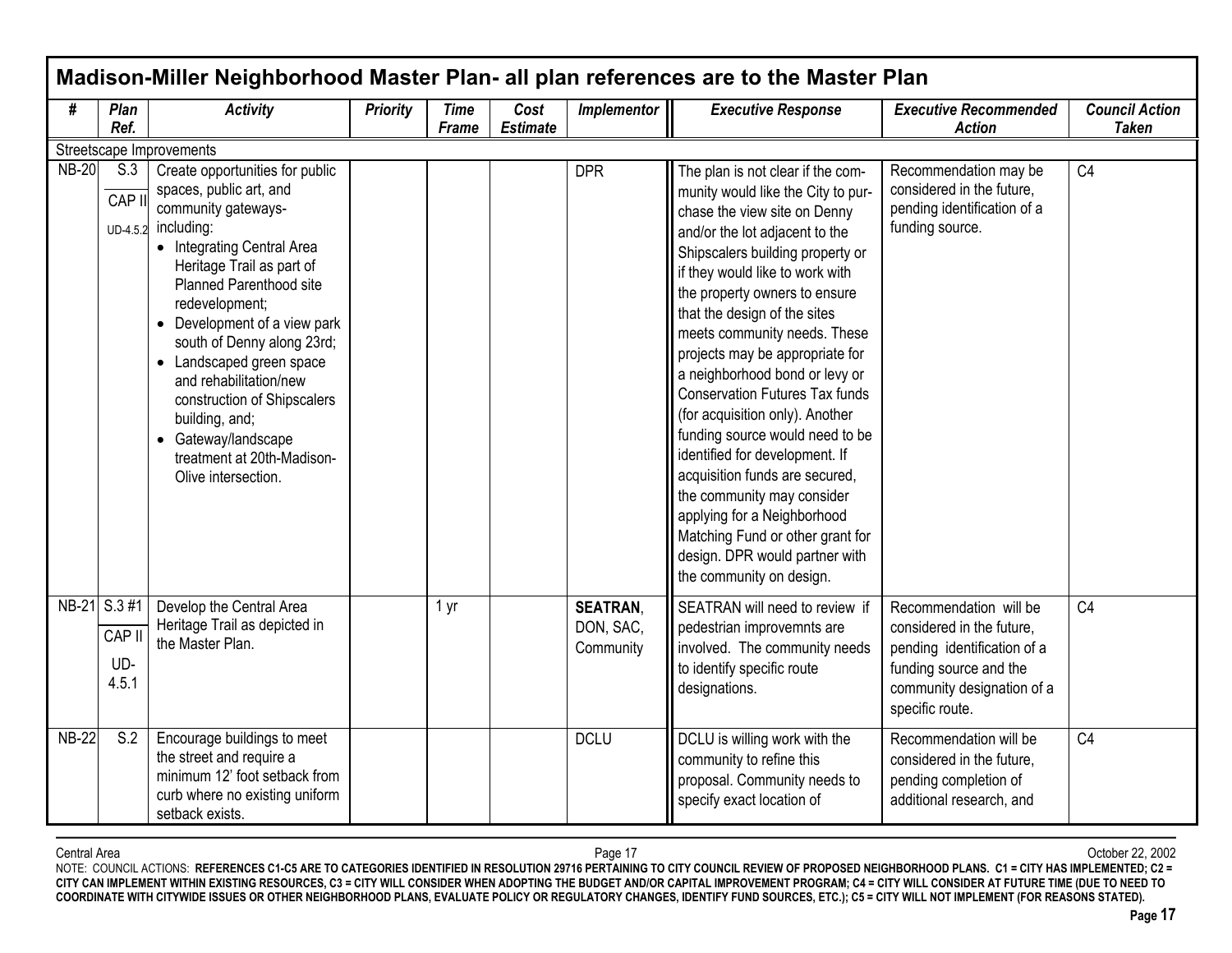## Madison-Miller Neighborhood Master Plan- all plan references are to the Master Plan

| # | Plan Ref. | Activity | Priority | Time Frame | Cost Estimate | Implementor | Executive Response | Executive Recommended Action | Council Action Taken |
|---|---|---|---|---|---|---|---|---|---|
| Streetscape Improvements | | | | | | | | | |
| NB-20 | S.3<br>CAP II<br>UD-4.5.2 | Create opportunities for public spaces, public art, and community gateways- including:<br>• Integrating Central Area Heritage Trail as part of Planned Parenthood site redevelopment;<br>• Development of a view park south of Denny along 23rd;<br>• Landscaped green space and rehabilitation/new construction of Shipscalers building, and;<br>• Gateway/landscape treatment at 20th-Madison-Olive intersection. | | | | DPR | The plan is not clear if the community would like the City to purchase the view site on Denny and/or the lot adjacent to the Shipscalers building property or if they would like to work with the property owners to ensure that the design of the sites meets community needs. These projects may be appropriate for a neighborhood bond or levy or Conservation Futures Tax funds (for acquisition only). Another funding source would need to be identified for development. If acquisition funds are secured, the community may consider applying for a Neighborhood Matching Fund or other grant for design. DPR would partner with the community on design. | Recommendation may be considered in the future, pending identification of a funding source. | C4 |
| NB-21 | S.3 #1<br>CAP II<br>UD-4.5.1 | Develop the Central Area Heritage Trail as depicted in the Master Plan. | | 1 yr | | **SEATRAN**, DON, SAC, Community | SEATRAN will need to review if pedestrian improvemnts are involved. The community needs to identify specific route designations. | Recommendation will be considered in the future, pending identification of a funding source and the community designation of a specific route. | C4 |
| NB-22 | S.2 | Encourage buildings to meet the street and require a minimum 12' foot setback from curb where no existing uniform setback exists. | | | | DCLU | DCLU is willing work with the community to refine this proposal. Community needs to specify exact location of | Recommendation will be considered in the future, pending completion of additional research, and | C4 |

NOTE: COUNCIL ACTIONS: **REFERENCES C1-C5 ARE TO CATEGORIES IDENTIFIED IN RESOLUTION 29716 PERTAINING TO CITY COUNCIL REVIEW OF PROPOSED NEIGHBORHOOD PLANS. C1 = CITY HAS IMPLEMENTED; C2 = CITY CAN IMPLEMENT WITHIN EXISTING RESOURCES, C3 = CITY WILL CONSIDER WHEN ADOPTING THE BUDGET AND/OR CAPITAL IMPROVEMENT PROGRAM; C4 = CITY WILL CONSIDER AT FUTURE TIME (DUE TO NEED TO COORDINATE WITH CITYWIDE ISSUES OR OTHER NEIGHBORHOOD PLANS, EVALUATE POLICY OR REGULATORY CHANGES, IDENTIFY FUND SOURCES, ETC.); C5 = CITY WILL NOT IMPLEMENT (FOR REASONS STATED).**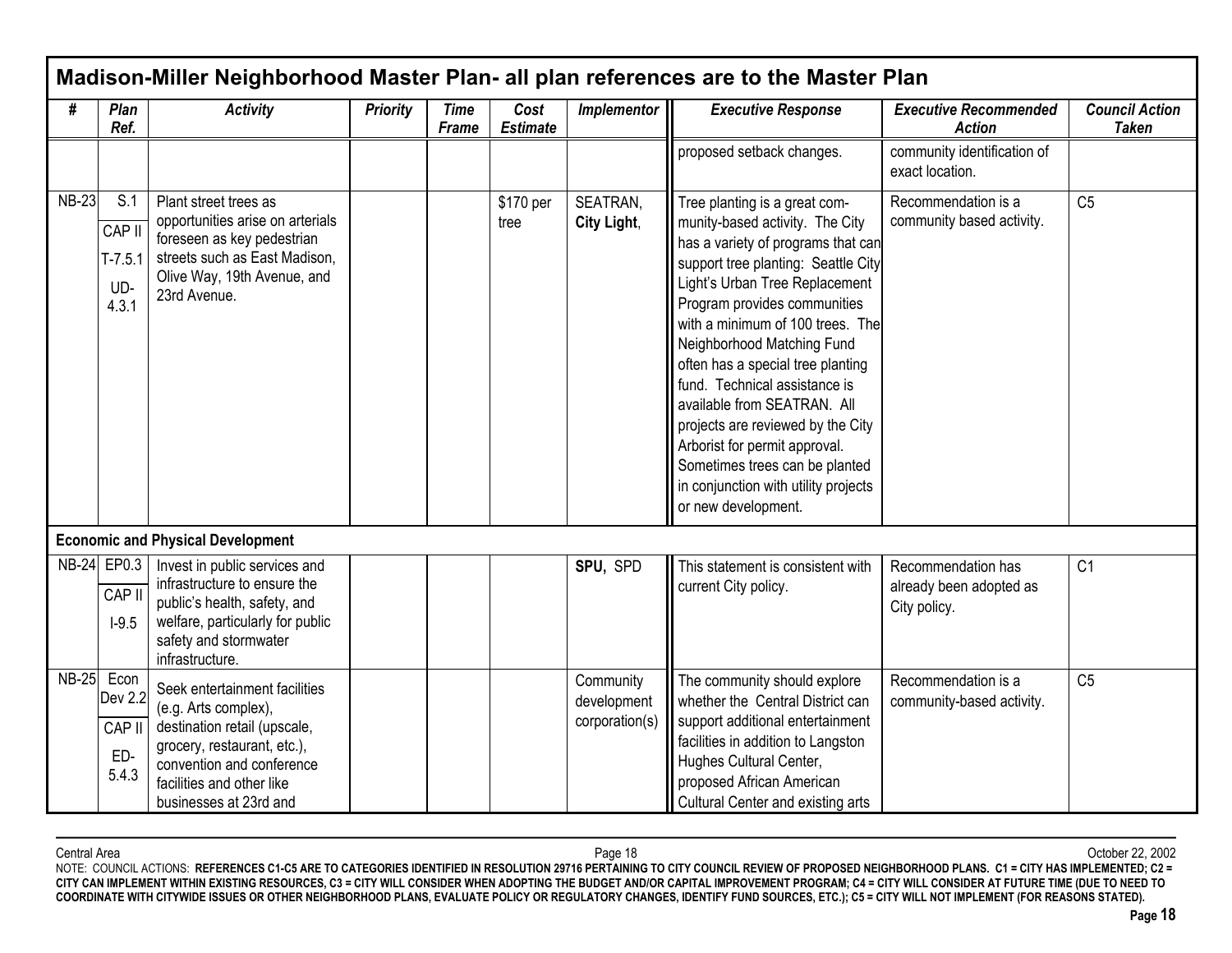## Madison-Miller Neighborhood Master Plan- all plan references are to the Master Plan

| # | Plan Ref. | Activity | Priority | Time Frame | Cost Estimate | Implementor | Executive Response | Executive Recommended Action | Council Action Taken |
|---|---|---|---|---|---|---|---|---|---|
| | | | | | | | proposed setback changes. | community identification of exact location. | |
| NB-23 | S.1 CAP II T-7.5.1 UD-4.3.1 | Plant street trees as opportunities arise on arterials foreseen as key pedestrian streets such as East Madison, Olive Way, 19th Avenue, and 23rd Avenue. | | | $170 per tree | SEATRAN, **City Light**, | Tree planting is a great community-based activity. The City has a variety of programs that can support tree planting: Seattle City Light's Urban Tree Replacement Program provides communities with a minimum of 100 trees. The Neighborhood Matching Fund often has a special tree planting fund. Technical assistance is available from SEATRAN. All projects are reviewed by the City Arborist for permit approval. Sometimes trees can be planted in conjunction with utility projects or new development. | Recommendation is a community based activity. | C5 |
| **Economic and Physical Development** | | | | | | | | | |
| NB-24 | EP0.3 CAP II I-9.5 | Invest in public services and infrastructure to ensure the public's health, safety, and welfare, particularly for public safety and stormwater infrastructure. | | | | **SPU**, SPD | This statement is consistent with current City policy. | Recommendation has already been adopted as City policy. | C1 |
| NB-25 | Econ Dev 2.2 CAP II ED-5.4.3 | Seek entertainment facilities (e.g. Arts complex), destination retail (upscale, grocery, restaurant, etc.), convention and conference facilities and other like businesses at 23rd and | | | | Community development corporation(s) | The community should explore whether the Central District can support additional entertainment facilities in addition to Langston Hughes Cultural Center, proposed African American Cultural Center and existing arts | Recommendation is a community-based activity. | C5 |

NOTE: COUNCIL ACTIONS: **REFERENCES C1-C5 ARE TO CATEGORIES IDENTIFIED IN RESOLUTION 29716 PERTAINING TO CITY COUNCIL REVIEW OF PROPOSED NEIGHBORHOOD PLANS. C1 = CITY HAS IMPLEMENTED; C2 = CITY CAN IMPLEMENT WITHIN EXISTING RESOURCES, C3 = CITY WILL CONSIDER WHEN ADOPTING THE BUDGET AND/OR CAPITAL IMPROVEMENT PROGRAM; C4 = CITY WILL CONSIDER AT FUTURE TIME (DUE TO NEED TO COORDINATE WITH CITYWIDE ISSUES OR OTHER NEIGHBORHOOD PLANS, EVALUATE POLICY OR REGULATORY CHANGES, IDENTIFY FUND SOURCES, ETC.); C5 = CITY WILL NOT IMPLEMENT (FOR REASONS STATED).**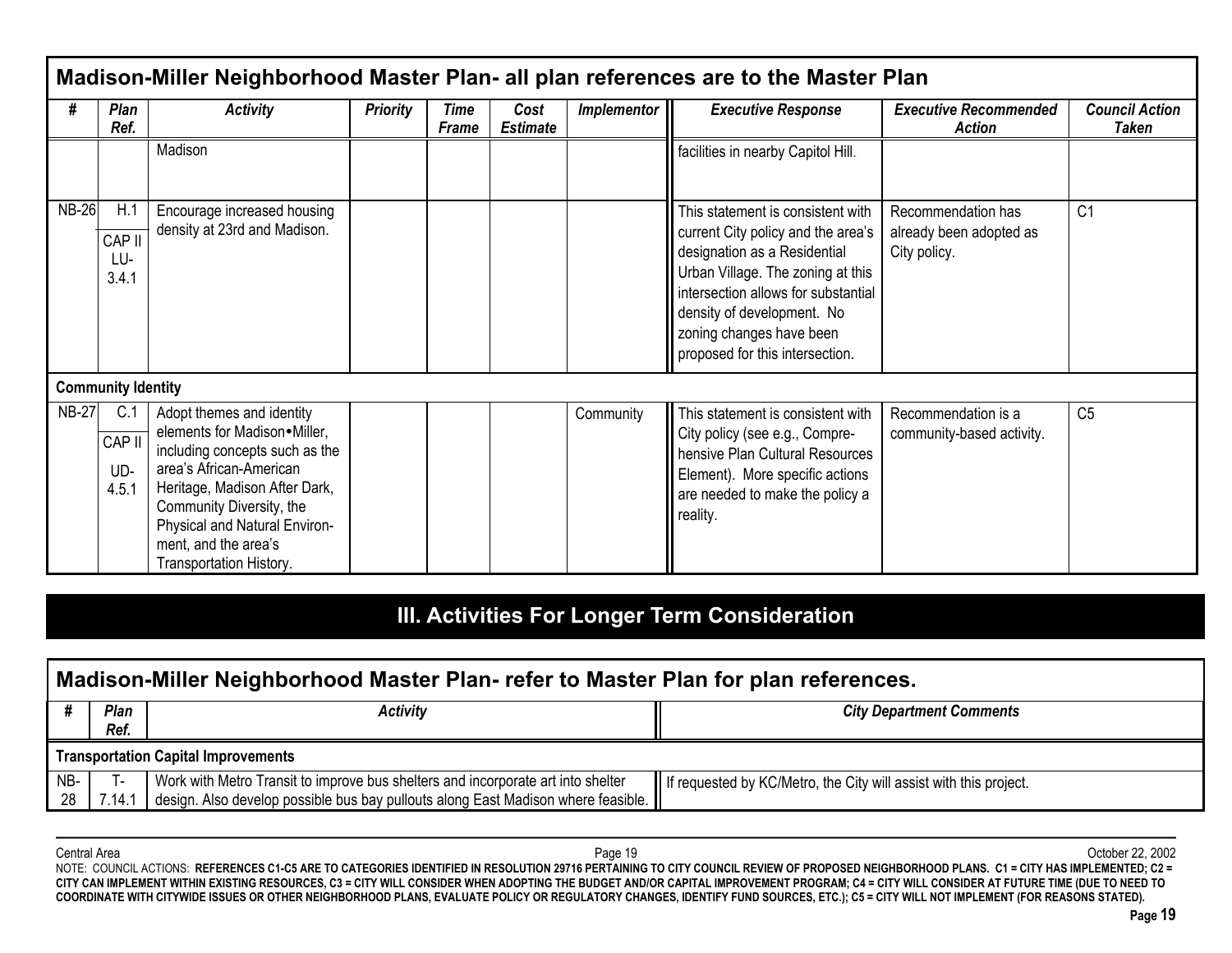## Madison-Miller Neighborhood Master Plan- all plan references are to the Master Plan

| # | Plan Ref. | Activity | Priority | Time Frame | Cost Estimate | Implementor | Executive Response | Executive Recommended Action | Council Action Taken |
|---|---|---|---|---|---|---|---|---|---|
| | | Madison | | | | | facilities in nearby Capitol Hill. | | |
| NB-26 | H.1<br>CAP II LU-3.4.1 | Encourage increased housing density at 23rd and Madison. | | | | | This statement is consistent with current City policy and the area's designation as a Residential Urban Village. The zoning at this intersection allows for substantial density of development. No zoning changes have been proposed for this intersection. | Recommendation has already been adopted as City policy. | C1 |
| **Community Identity** | | | | | | | | | |
| NB-27 | C.1<br>CAP II UD-4.5.1 | Adopt themes and identity elements for Madison•Miller, including concepts such as the area's African-American Heritage, Madison After Dark, Community Diversity, the Physical and Natural Environment, and the area's Transportation History. | | | | Community | This statement is consistent with City policy (see e.g., Comprehensive Plan Cultural Resources Element). More specific actions are needed to make the policy a reality. | Recommendation is a community-based activity. | C5 |

# III. Activities For Longer Term Consideration

## Madison-Miller Neighborhood Master Plan- refer to Master Plan for plan references.

| # | Plan Ref. | Activity | City Department Comments |
|---|---|---|---|
| **Transportation Capital Improvements** | | | |
| NB-28 | T-7.14.1 | Work with Metro Transit to improve bus shelters and incorporate art into shelter design. Also develop possible bus bay pullouts along East Madison where feasible. | If requested by KC/Metro, the City will assist with this project. |

NOTE: COUNCIL ACTIONS: **REFERENCES C1-C5 ARE TO CATEGORIES IDENTIFIED IN RESOLUTION 29716 PERTAINING TO CITY COUNCIL REVIEW OF PROPOSED NEIGHBORHOOD PLANS. C1 = CITY HAS IMPLEMENTED; C2 = CITY CAN IMPLEMENT WITHIN EXISTING RESOURCES, C3 = CITY WILL CONSIDER WHEN ADOPTING THE BUDGET AND/OR CAPITAL IMPROVEMENT PROGRAM; C4 = CITY WILL CONSIDER AT FUTURE TIME (DUE TO NEED TO COORDINATE WITH CITYWIDE ISSUES OR OTHER NEIGHBORHOOD PLANS, EVALUATE POLICY OR REGULATORY CHANGES, IDENTIFY FUND SOURCES, ETC.); C5 = CITY WILL NOT IMPLEMENT (FOR REASONS STATED).**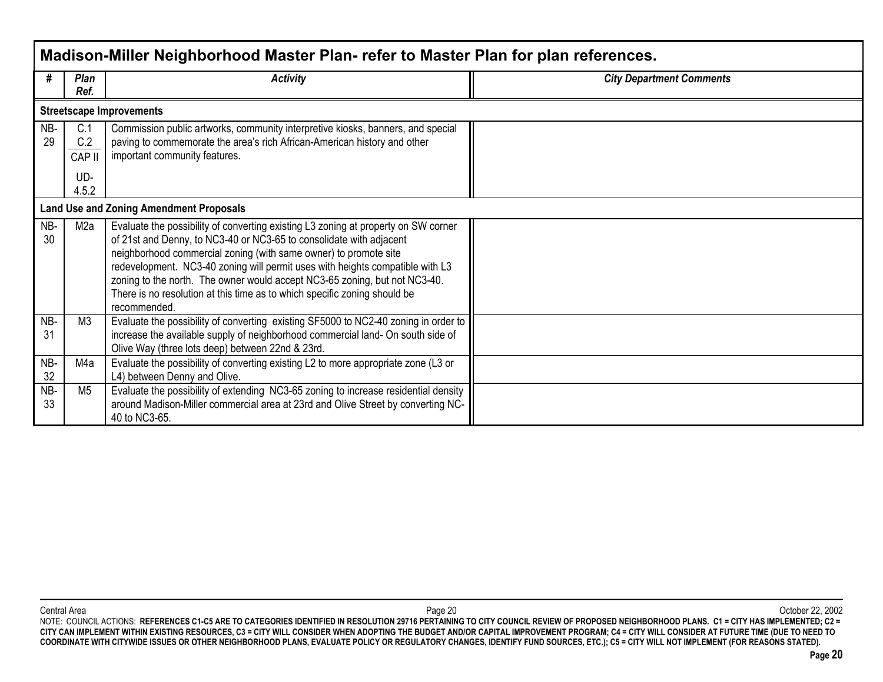| Madison-Miller Neighborhood Master Plan- refer to Master Plan for plan references. | | | |
|---|---|---|---|
| **#** | ***Plan Ref.*** | ***Activity*** | ***City Department Comments*** |
| **Streetscape Improvements** | | | |
| NB-29 | C.1 C.2 CAP II UD-4.5.2 | Commission public artworks, community interpretive kiosks, banners, and special paving to commemorate the area's rich African-American history and other important community features. | |
| **Land Use and Zoning Amendment Proposals** | | | |
| NB-30 | M2a | Evaluate the possibility of converting existing L3 zoning at property on SW corner of 21st and Denny, to NC3-40 or NC3-65 to consolidate with adjacent neighborhood commercial zoning (with same owner) to promote site redevelopment. NC3-40 zoning will permit uses with heights compatible with L3 zoning to the north. The owner would accept NC3-65 zoning, but not NC3-40. There is no resolution at this time as to which specific zoning should be recommended. | |
| NB-31 | M3 | Evaluate the possibility of converting existing SF5000 to NC2-40 zoning in order to increase the available supply of neighborhood commercial land- On south side of Olive Way (three lots deep) between 22nd & 23rd. | |
| NB-32 | M4a | Evaluate the possibility of converting existing L2 to more appropriate zone (L3 or L4) between Denny and Olive. | |
| NB-33 | M5 | Evaluate the possibility of extending NC3-65 zoning to increase residential density around Madison-Miller commercial area at 23rd and Olive Street by converting NC-40 to NC3-65. | |

NOTE: COUNCIL ACTIONS: **REFERENCES C1-C5 ARE TO CATEGORIES IDENTIFIED IN RESOLUTION 29716 PERTAINING TO CITY COUNCIL REVIEW OF PROPOSED NEIGHBORHOOD PLANS. C1 = CITY HAS IMPLEMENTED; C2 = CITY CAN IMPLEMENT WITHIN EXISTING RESOURCES, C3 = CITY WILL CONSIDER WHEN ADOPTING THE BUDGET AND/OR CAPITAL IMPROVEMENT PROGRAM; C4 = CITY WILL CONSIDER AT FUTURE TIME (DUE TO NEED TO COORDINATE WITH CITYWIDE ISSUES OR OTHER NEIGHBORHOOD PLANS, EVALUATE POLICY OR REGULATORY CHANGES, IDENTIFY FUND SOURCES, ETC.); C5 = CITY WILL NOT IMPLEMENT (FOR REASONS STATED).**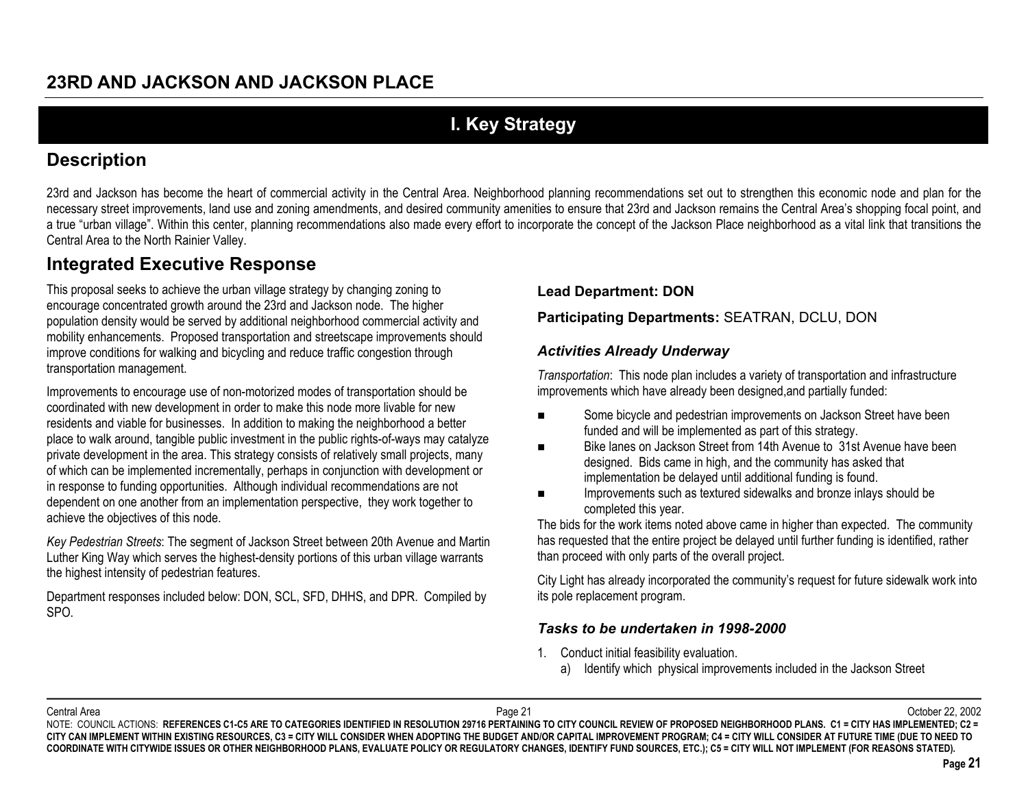# 23RD AND JACKSON AND JACKSON PLACE

## I. Key Strategy

## Description

23rd and Jackson has become the heart of commercial activity in the Central Area. Neighborhood planning recommendations set out to strengthen this economic node and plan for the necessary street improvements, land use and zoning amendments, and desired community amenities to ensure that 23rd and Jackson remains the Central Area's shopping focal point, and a true "urban village". Within this center, planning recommendations also made every effort to incorporate the concept of the Jackson Place neighborhood as a vital link that transitions the Central Area to the North Rainier Valley.

## Integrated Executive Response

This proposal seeks to achieve the urban village strategy by changing zoning to encourage concentrated growth around the 23rd and Jackson node. The higher population density would be served by additional neighborhood commercial activity and mobility enhancements. Proposed transportation and streetscape improvements should improve conditions for walking and bicycling and reduce traffic congestion through transportation management.

Improvements to encourage use of non-motorized modes of transportation should be coordinated with new development in order to make this node more livable for new residents and viable for businesses. In addition to making the neighborhood a better place to walk around, tangible public investment in the public rights-of-ways may catalyze private development in the area. This strategy consists of relatively small projects, many of which can be implemented incrementally, perhaps in conjunction with development or in response to funding opportunities. Although individual recommendations are not dependent on one another from an implementation perspective, they work together to achieve the objectives of this node.

*Key Pedestrian Streets*: The segment of Jackson Street between 20th Avenue and Martin Luther King Way which serves the highest-density portions of this urban village warrants the highest intensity of pedestrian features.

Department responses included below: DON, SCL, SFD, DHHS, and DPR. Compiled by SPO.

**Lead Department: DON**

**Participating Departments:** SEATRAN, DCLU, DON

### *Activities Already Underway*

*Transportation*: This node plan includes a variety of transportation and infrastructure improvements which have already been designed,and partially funded:

- Some bicycle and pedestrian improvements on Jackson Street have been funded and will be implemented as part of this strategy.
- Bike lanes on Jackson Street from 14th Avenue to 31st Avenue have been designed. Bids came in high, and the community has asked that implementation be delayed until additional funding is found.
- Improvements such as textured sidewalks and bronze inlays should be completed this year.

The bids for the work items noted above came in higher than expected. The community has requested that the entire project be delayed until further funding is identified, rather than proceed with only parts of the overall project.

City Light has already incorporated the community's request for future sidewalk work into its pole replacement program.

### *Tasks to be undertaken in 1998-2000*

1. Conduct initial feasibility evaluation.
   a) Identify which physical improvements included in the Jackson Street

NOTE: COUNCIL ACTIONS: **REFERENCES C1-C5 ARE TO CATEGORIES IDENTIFIED IN RESOLUTION 29716 PERTAINING TO CITY COUNCIL REVIEW OF PROPOSED NEIGHBORHOOD PLANS. C1 = CITY HAS IMPLEMENTED; C2 = CITY CAN IMPLEMENT WITHIN EXISTING RESOURCES, C3 = CITY WILL CONSIDER WHEN ADOPTING THE BUDGET AND/OR CAPITAL IMPROVEMENT PROGRAM; C4 = CITY WILL CONSIDER AT FUTURE TIME (DUE TO NEED TO COORDINATE WITH CITYWIDE ISSUES OR OTHER NEIGHBORHOOD PLANS, EVALUATE POLICY OR REGULATORY CHANGES, IDENTIFY FUND SOURCES, ETC.); C5 = CITY WILL NOT IMPLEMENT (FOR REASONS STATED).**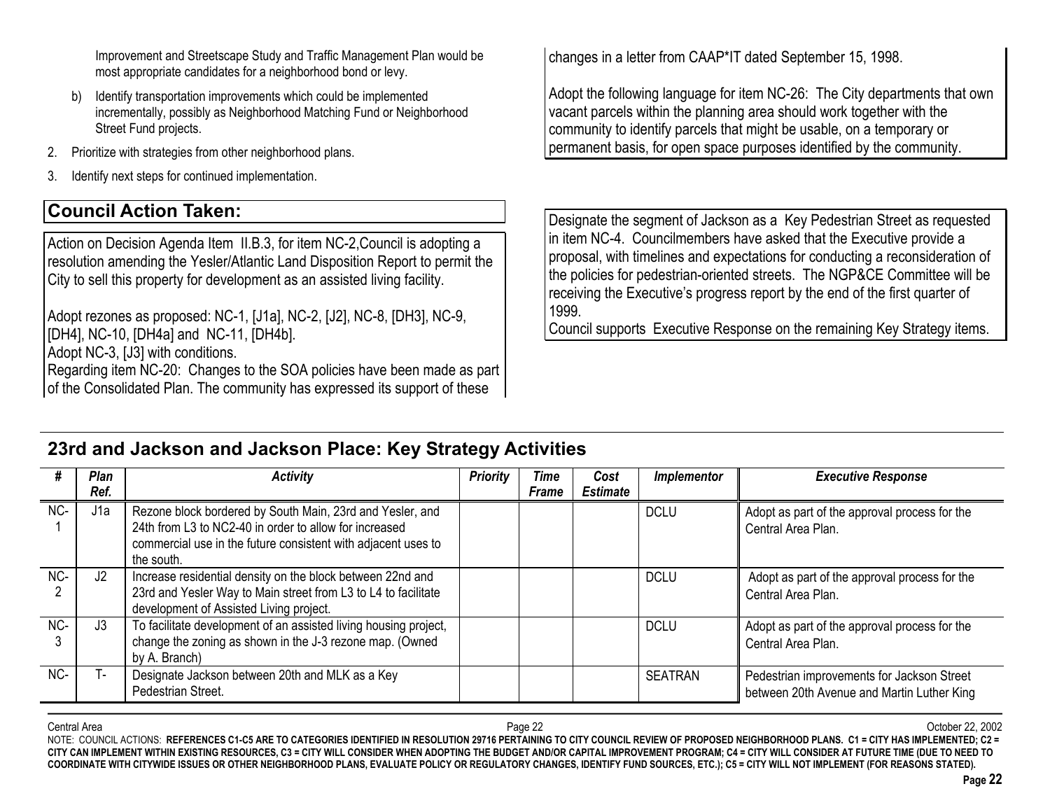Improvement and Streetscape Study and Traffic Management Plan would be most appropriate candidates for a neighborhood bond or levy.

b) Identify transportation improvements which could be implemented incrementally, possibly as Neighborhood Matching Fund or Neighborhood Street Fund projects.

2. Prioritize with strategies from other neighborhood plans.
3. Identify next steps for continued implementation.

## Council Action Taken:

Action on Decision Agenda Item II.B.3, for item NC-2,Council is adopting a resolution amending the Yesler/Atlantic Land Disposition Report to permit the City to sell this property for development as an assisted living facility.

Adopt rezones as proposed: NC-1, [J1a], NC-2, [J2], NC-8, [DH3], NC-9, [DH4], NC-10, [DH4a] and NC-11, [DH4b].
Adopt NC-3, [J3] with conditions.
Regarding item NC-20: Changes to the SOA policies have been made as part of the Consolidated Plan. The community has expressed its support of these changes in a letter from CAAP*IT dated September 15, 1998.

Adopt the following language for item NC-26: The City departments that own vacant parcels within the planning area should work together with the community to identify parcels that might be usable, on a temporary or permanent basis, for open space purposes identified by the community.

Designate the segment of Jackson as a Key Pedestrian Street as requested in item NC-4. Councilmembers have asked that the Executive provide a proposal, with timelines and expectations for conducting a reconsideration of the policies for pedestrian-oriented streets. The NGP&CE Committee will be receiving the Executive's progress report by the end of the first quarter of 1999.
Council supports Executive Response on the remaining Key Strategy items.

## 23rd and Jackson and Jackson Place: Key Strategy Activities

| # | Plan Ref. | Activity | Priority | Time Frame | Cost Estimate | Implementor | Executive Response |
|---|---|---|---|---|---|---|---|
| NC-1 | J1a | Rezone block bordered by South Main, 23rd and Yesler, and 24th from L3 to NC2-40 in order to allow for increased commercial use in the future consistent with adjacent uses to the south. | | | | DCLU | Adopt as part of the approval process for the Central Area Plan. |
| NC-2 | J2 | Increase residential density on the block between 22nd and 23rd and Yesler Way to Main street from L3 to L4 to facilitate development of Assisted Living project. | | | | DCLU | Adopt as part of the approval process for the Central Area Plan. |
| NC-3 | J3 | To facilitate development of an assisted living housing project, change the zoning as shown in the J-3 rezone map. (Owned by A. Branch) | | | | DCLU | Adopt as part of the approval process for the Central Area Plan. |
| NC- | T- | Designate Jackson between 20th and MLK as a Key Pedestrian Street. | | | | SEATRAN | Pedestrian improvements for Jackson Street between 20th Avenue and Martin Luther King |

NOTE: COUNCIL ACTIONS: **REFERENCES C1-C5 ARE TO CATEGORIES IDENTIFIED IN RESOLUTION 29716 PERTAINING TO CITY COUNCIL REVIEW OF PROPOSED NEIGHBORHOOD PLANS. C1 = CITY HAS IMPLEMENTED; C2 = CITY CAN IMPLEMENT WITHIN EXISTING RESOURCES, C3 = CITY WILL CONSIDER WHEN ADOPTING THE BUDGET AND/OR CAPITAL IMPROVEMENT PROGRAM; C4 = CITY WILL CONSIDER AT FUTURE TIME (DUE TO NEED TO COORDINATE WITH CITYWIDE ISSUES OR OTHER NEIGHBORHOOD PLANS, EVALUATE POLICY OR REGULATORY CHANGES, IDENTIFY FUND SOURCES, ETC.); C5 = CITY WILL NOT IMPLEMENT (FOR REASONS STATED).**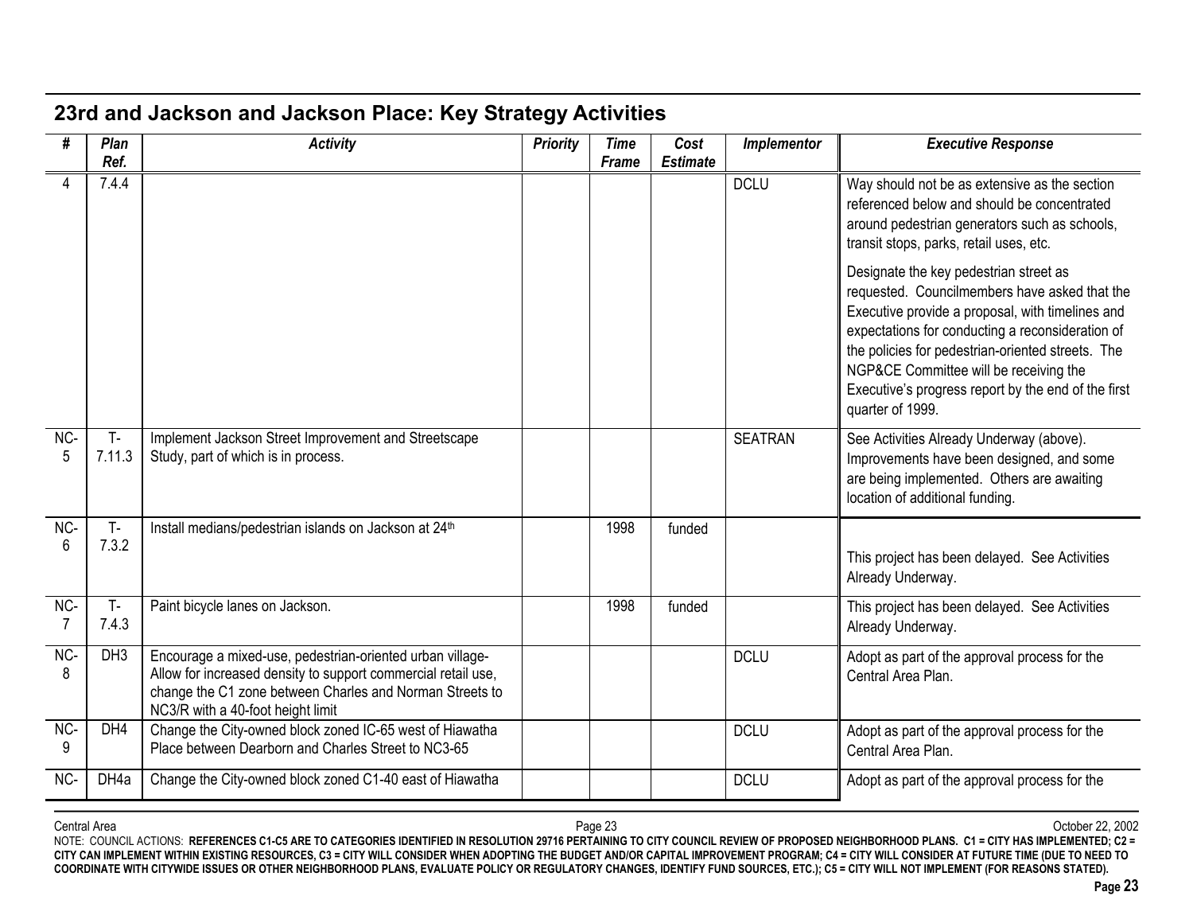## 23rd and Jackson and Jackson Place: Key Strategy Activities

| # | Plan Ref. | Activity | Priority | Time Frame | Cost Estimate | Implementor | Executive Response |
|---|---|---|---|---|---|---|---|
| 4 | 7.4.4 | | | | | DCLU | Way should not be as extensive as the section referenced below and should be concentrated around pedestrian generators such as schools, transit stops, parks, retail uses, etc. Designate the key pedestrian street as requested. Councilmembers have asked that the Executive provide a proposal, with timelines and expectations for conducting a reconsideration of the policies for pedestrian-oriented streets. The NGP&CE Committee will be receiving the Executive's progress report by the end of the first quarter of 1999. |
| NC-5 | T-7.11.3 | Implement Jackson Street Improvement and Streetscape Study, part of which is in process. | | | | SEATRAN | See Activities Already Underway (above). Improvements have been designed, and some are being implemented. Others are awaiting location of additional funding. |
| NC-6 | T-7.3.2 | Install medians/pedestrian islands on Jackson at 24th | | 1998 | funded | | This project has been delayed. See Activities Already Underway. |
| NC-7 | T-7.4.3 | Paint bicycle lanes on Jackson. | | 1998 | funded | | This project has been delayed. See Activities Already Underway. |
| NC-8 | DH3 | Encourage a mixed-use, pedestrian-oriented urban village- Allow for increased density to support commercial retail use, change the C1 zone between Charles and Norman Streets to NC3/R with a 40-foot height limit | | | | DCLU | Adopt as part of the approval process for the Central Area Plan. |
| NC-9 | DH4 | Change the City-owned block zoned IC-65 west of Hiawatha Place between Dearborn and Charles Street to NC3-65 | | | | DCLU | Adopt as part of the approval process for the Central Area Plan. |
| NC- | DH4a | Change the City-owned block zoned C1-40 east of Hiawatha | | | | DCLU | Adopt as part of the approval process for the |

NOTE: COUNCIL ACTIONS: **REFERENCES C1-C5 ARE TO CATEGORIES IDENTIFIED IN RESOLUTION 29716 PERTAINING TO CITY COUNCIL REVIEW OF PROPOSED NEIGHBORHOOD PLANS. C1 = CITY HAS IMPLEMENTED; C2 = CITY CAN IMPLEMENT WITHIN EXISTING RESOURCES, C3 = CITY WILL CONSIDER WHEN ADOPTING THE BUDGET AND/OR CAPITAL IMPROVEMENT PROGRAM; C4 = CITY WILL CONSIDER AT FUTURE TIME (DUE TO NEED TO COORDINATE WITH CITYWIDE ISSUES OR OTHER NEIGHBORHOOD PLANS, EVALUATE POLICY OR REGULATORY CHANGES, IDENTIFY FUND SOURCES, ETC.); C5 = CITY WILL NOT IMPLEMENT (FOR REASONS STATED).**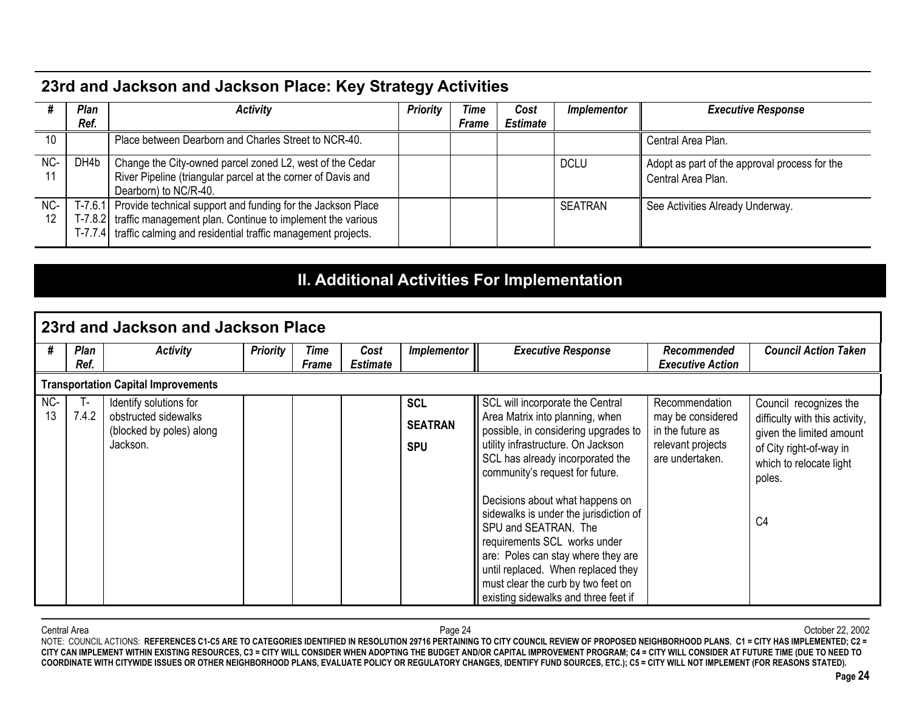## 23rd and Jackson and Jackson Place: Key Strategy Activities

| # | Plan Ref. | Activity | Priority | Time Frame | Cost Estimate | Implementor | Executive Response |
|---|---|---|---|---|---|---|---|
| 10 | | Place between Dearborn and Charles Street to NCR-40. | | | | | Central Area Plan. |
| NC-11 | DH4b | Change the City-owned parcel zoned L2, west of the Cedar River Pipeline (triangular parcel at the corner of Davis and Dearborn) to NC/R-40. | | | | DCLU | Adopt as part of the approval process for the Central Area Plan. |
| NC-12 | T-7.6.1 T-7.8.2 T-7.7.4 | Provide technical support and funding for the Jackson Place traffic management plan. Continue to implement the various traffic calming and residential traffic management projects. | | | | SEATRAN | See Activities Already Underway. |

# II. Additional Activities For Implementation

## 23rd and Jackson and Jackson Place

| # | Plan Ref. | Activity | Priority | Time Frame | Cost Estimate | Implementor | Executive Response | Recommended Executive Action | Council Action Taken |
|---|---|---|---|---|---|---|---|---|---|
| **Transportation Capital Improvements** | | | | | | | | | |
| NC-13 | T-7.4.2 | Identify solutions for obstructed sidewalks (blocked by poles) along Jackson. | | | | **SCL** **SEATRAN** **SPU** | SCL will incorporate the Central Area Matrix into planning, when possible, in considering upgrades to utility infrastructure. On Jackson SCL has already incorporated the community's request for future. Decisions about what happens on sidewalks is under the jurisdiction of SPU and SEATRAN. The requirements SCL works under are: Poles can stay where they are until replaced. When replaced they must clear the curb by two feet on existing sidewalks and three feet if | Recommendation may be considered in the future as relevant projects are undertaken. | Council recognizes the difficulty with this activity, given the limited amount of City right-of-way in which to relocate light poles. C4 |

NOTE: COUNCIL ACTIONS: **REFERENCES C1-C5 ARE TO CATEGORIES IDENTIFIED IN RESOLUTION 29716 PERTAINING TO CITY COUNCIL REVIEW OF PROPOSED NEIGHBORHOOD PLANS. C1 = CITY HAS IMPLEMENTED; C2 = CITY CAN IMPLEMENT WITHIN EXISTING RESOURCES, C3 = CITY WILL CONSIDER WHEN ADOPTING THE BUDGET AND/OR CAPITAL IMPROVEMENT PROGRAM; C4 = CITY WILL CONSIDER AT FUTURE TIME (DUE TO NEED TO COORDINATE WITH CITYWIDE ISSUES OR OTHER NEIGHBORHOOD PLANS, EVALUATE POLICY OR REGULATORY CHANGES, IDENTIFY FUND SOURCES, ETC.); C5 = CITY WILL NOT IMPLEMENT (FOR REASONS STATED).**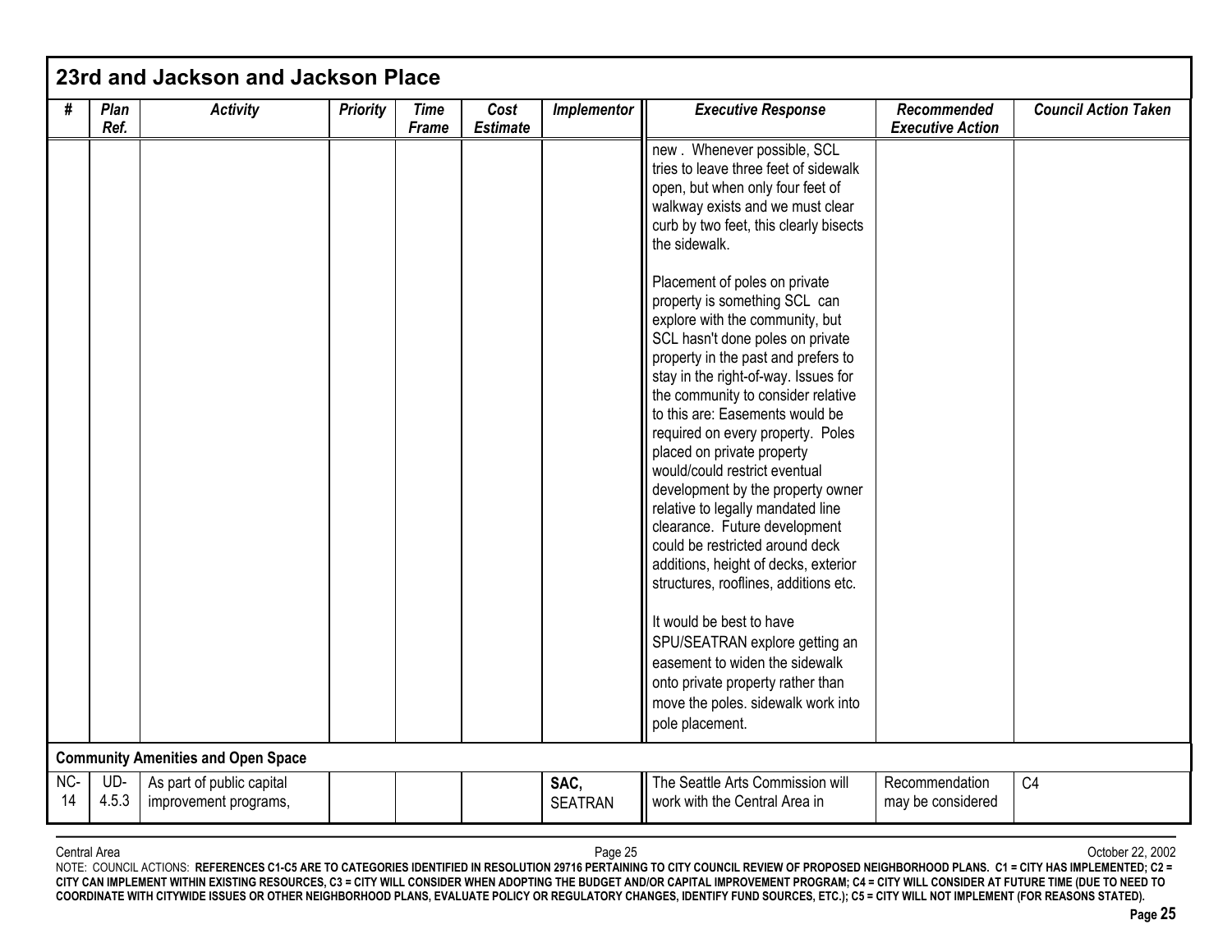## 23rd and Jackson and Jackson Place

| # | Plan Ref. | Activity | Priority | Time Frame | Cost Estimate | Implementor | Executive Response | Recommended Executive Action | Council Action Taken |
|---|---|---|---|---|---|---|---|---|---|
| | | | | | | | new . Whenever possible, SCL tries to leave three feet of sidewalk open, but when only four feet of walkway exists and we must clear curb by two feet, this clearly bisects the sidewalk.<br><br>Placement of poles on private property is something SCL can explore with the community, but SCL hasn't done poles on private property in the past and prefers to stay in the right-of-way. Issues for the community to consider relative to this are: Easements would be required on every property. Poles placed on private property would/could restrict eventual development by the property owner relative to legally mandated line clearance. Future development could be restricted around deck additions, height of decks, exterior structures, rooflines, additions etc.<br><br>It would be best to have SPU/SEATRAN explore getting an easement to widen the sidewalk onto private property rather than move the poles. sidewalk work into pole placement. | | |
| **Community Amenities and Open Space** | | | | | | | | | |
| NC-14 | UD-4.5.3 | As part of public capital improvement programs, | | | | **SAC,** SEATRAN | The Seattle Arts Commission will work with the Central Area in | Recommendation may be considered | C4 |

NOTE: COUNCIL ACTIONS: **REFERENCES C1-C5 ARE TO CATEGORIES IDENTIFIED IN RESOLUTION 29716 PERTAINING TO CITY COUNCIL REVIEW OF PROPOSED NEIGHBORHOOD PLANS. C1 = CITY HAS IMPLEMENTED; C2 = CITY CAN IMPLEMENT WITHIN EXISTING RESOURCES, C3 = CITY WILL CONSIDER WHEN ADOPTING THE BUDGET AND/OR CAPITAL IMPROVEMENT PROGRAM; C4 = CITY WILL CONSIDER AT FUTURE TIME (DUE TO NEED TO COORDINATE WITH CITYWIDE ISSUES OR OTHER NEIGHBORHOOD PLANS, EVALUATE POLICY OR REGULATORY CHANGES, IDENTIFY FUND SOURCES, ETC.); C5 = CITY WILL NOT IMPLEMENT (FOR REASONS STATED).**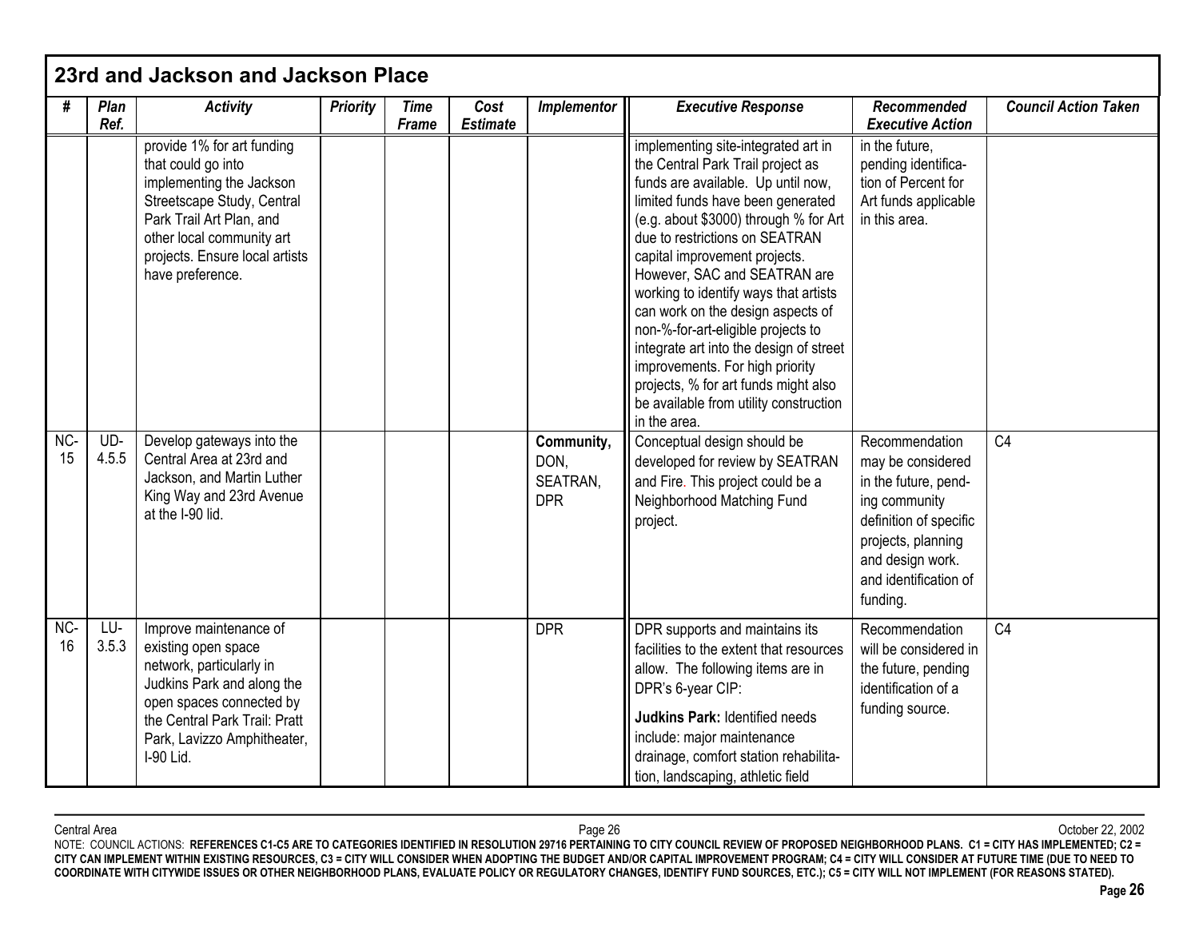## 23rd and Jackson and Jackson Place

| # | Plan Ref. | Activity | Priority | Time Frame | Cost Estimate | Implementor | Executive Response | Recommended Executive Action | Council Action Taken |
|---|---|---|---|---|---|---|---|---|---|
| | | provide 1% for art funding that could go into implementing the Jackson Streetscape Study, Central Park Trail Art Plan, and other local community art projects. Ensure local artists have preference. | | | | | implementing site-integrated art in the Central Park Trail project as funds are available. Up until now, limited funds have been generated (e.g. about $3000) through % for Art due to restrictions on SEATRAN capital improvement projects. However, SAC and SEATRAN are working to identify ways that artists can work on the design aspects of non-%-for-art-eligible projects to integrate art into the design of street improvements. For high priority projects, % for art funds might also be available from utility construction in the area. | in the future, pending identification of Percent for Art funds applicable in this area. | |
| NC-15 | UD-4.5.5 | Develop gateways into the Central Area at 23rd and Jackson, and Martin Luther King Way and 23rd Avenue at the I-90 lid. | | | | **Community,** DON, SEATRAN, DPR | Conceptual design should be developed for review by SEATRAN and Fire. This project could be a Neighborhood Matching Fund project. | Recommendation may be considered in the future, pending community definition of specific projects, planning and design work. and identification of funding. | C4 |
| NC-16 | LU-3.5.3 | Improve maintenance of existing open space network, particularly in Judkins Park and along the open spaces connected by the Central Park Trail: Pratt Park, Lavizzo Amphitheater, I-90 Lid. | | | | DPR | DPR supports and maintains its facilities to the extent that resources allow. The following items are in DPR's 6-year CIP: **Judkins Park:** Identified needs include: major maintenance drainage, comfort station rehabilitation, landscaping, athletic field | Recommendation will be considered in the future, pending identification of a funding source. | C4 |

NOTE: COUNCIL ACTIONS: **REFERENCES C1-C5 ARE TO CATEGORIES IDENTIFIED IN RESOLUTION 29716 PERTAINING TO CITY COUNCIL REVIEW OF PROPOSED NEIGHBORHOOD PLANS. C1 = CITY HAS IMPLEMENTED; C2 = CITY CAN IMPLEMENT WITHIN EXISTING RESOURCES, C3 = CITY WILL CONSIDER WHEN ADOPTING THE BUDGET AND/OR CAPITAL IMPROVEMENT PROGRAM; C4 = CITY WILL CONSIDER AT FUTURE TIME (DUE TO NEED TO COORDINATE WITH CITYWIDE ISSUES OR OTHER NEIGHBORHOOD PLANS, EVALUATE POLICY OR REGULATORY CHANGES, IDENTIFY FUND SOURCES, ETC.); C5 = CITY WILL NOT IMPLEMENT (FOR REASONS STATED).**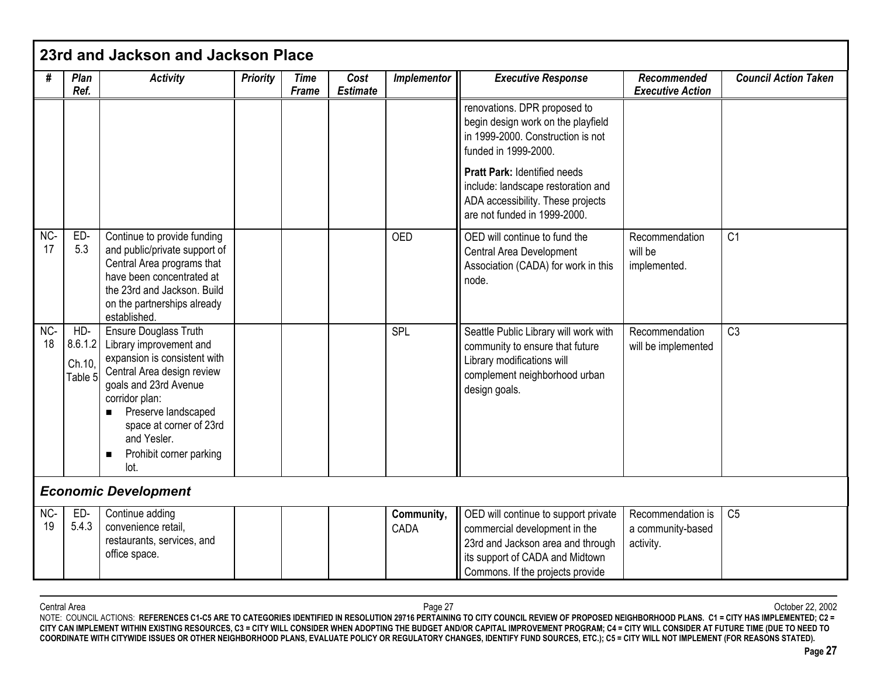## 23rd and Jackson and Jackson Place

| # | Plan Ref. | Activity | Priority | Time Frame | Cost Estimate | Implementor | Executive Response | Recommended Executive Action | Council Action Taken |
|---|---|---|---|---|---|---|---|---|---|
| | | | | | | | renovations. DPR proposed to begin design work on the playfield in 1999-2000. Construction is not funded in 1999-2000.<br><br>**Pratt Park:** Identified needs include: landscape restoration and ADA accessibility. These projects are not funded in 1999-2000. | | |
| NC-17 | ED-5.3 | Continue to provide funding and public/private support of Central Area programs that have been concentrated at the 23rd and Jackson. Build on the partnerships already established. | | | | OED | OED will continue to fund the Central Area Development Association (CADA) for work in this node. | Recommendation will be implemented. | C1 |
| NC-18 | HD-8.6.1.2<br>Ch.10, Table 5 | Ensure Douglass Truth Library improvement and expansion is consistent with Central Area design review goals and 23rd Avenue corridor plan:<br>▪ Preserve landscaped space at corner of 23rd and Yesler.<br>▪ Prohibit corner parking lot. | | | | SPL | Seattle Public Library will work with community to ensure that future Library modifications will complement neighborhood urban design goals. | Recommendation will be implemented | C3 |
| ***Economic Development*** | | | | | | | | | |
| NC-19 | ED-5.4.3 | Continue adding convenience retail, restaurants, services, and office space. | | | | **Community,** CADA | OED will continue to support private commercial development in the 23rd and Jackson area and through its support of CADA and Midtown Commons. If the projects provide | Recommendation is a community-based activity. | C5 |

NOTE: COUNCIL ACTIONS: **REFERENCES C1-C5 ARE TO CATEGORIES IDENTIFIED IN RESOLUTION 29716 PERTAINING TO CITY COUNCIL REVIEW OF PROPOSED NEIGHBORHOOD PLANS. C1 = CITY HAS IMPLEMENTED; C2 = CITY CAN IMPLEMENT WITHIN EXISTING RESOURCES, C3 = CITY WILL CONSIDER WHEN ADOPTING THE BUDGET AND/OR CAPITAL IMPROVEMENT PROGRAM; C4 = CITY WILL CONSIDER AT FUTURE TIME (DUE TO NEED TO COORDINATE WITH CITYWIDE ISSUES OR OTHER NEIGHBORHOOD PLANS, EVALUATE POLICY OR REGULATORY CHANGES, IDENTIFY FUND SOURCES, ETC.); C5 = CITY WILL NOT IMPLEMENT (FOR REASONS STATED).**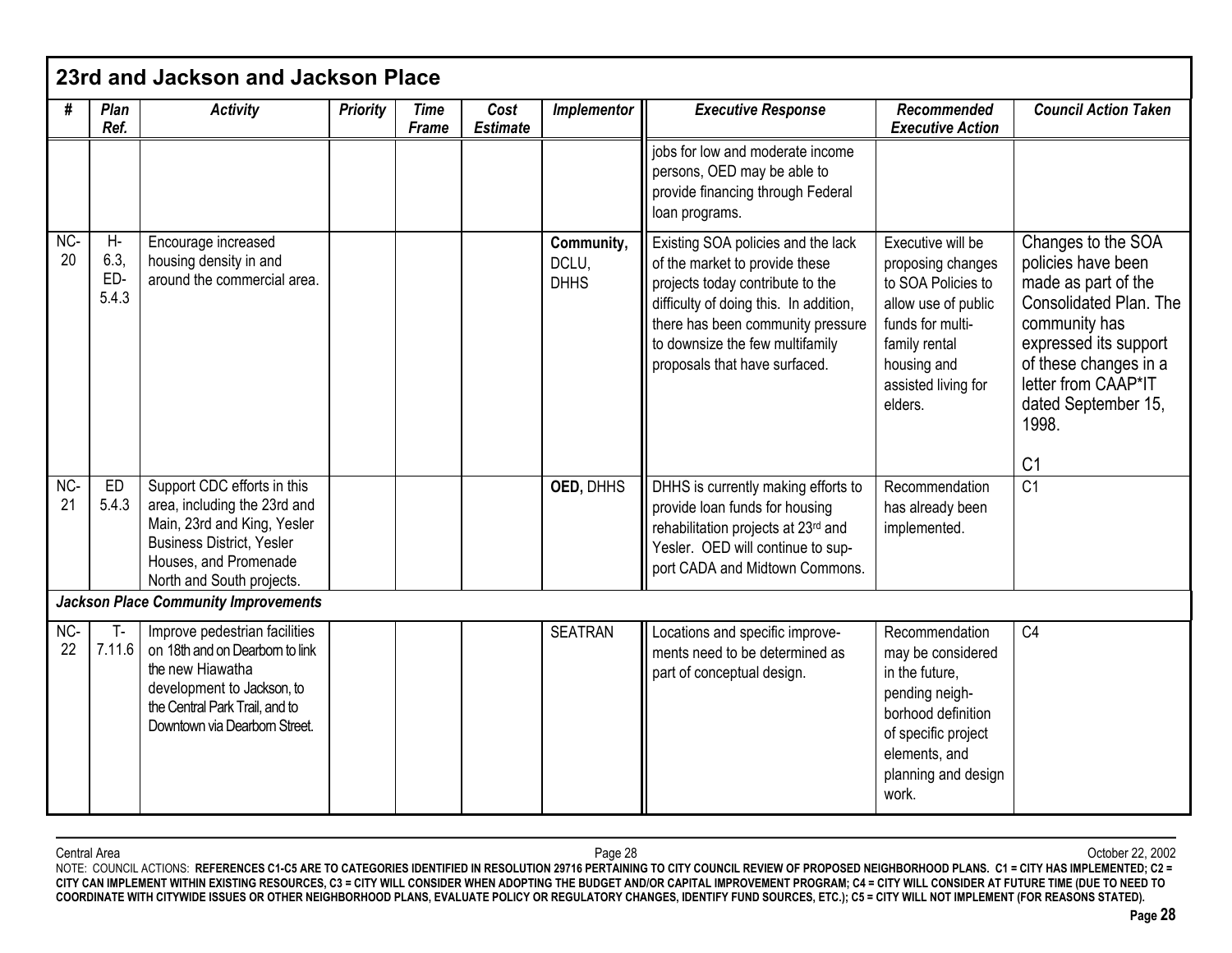## 23rd and Jackson and Jackson Place

| # | Plan Ref. | Activity | Priority | Time Frame | Cost Estimate | Implementor | Executive Response | Recommended Executive Action | Council Action Taken |
|---|---|---|---|---|---|---|---|---|---|
| | | | | | | | jobs for low and moderate income persons, OED may be able to provide financing through Federal loan programs. | | |
| NC-20 | H-6.3, ED-5.4.3 | Encourage increased housing density in and around the commercial area. | | | | **Community,** DCLU, DHHS | Existing SOA policies and the lack of the market to provide these projects today contribute to the difficulty of doing this. In addition, there has been community pressure to downsize the few multifamily proposals that have surfaced. | Executive will be proposing changes to SOA Policies to allow use of public funds for multi-family rental housing and assisted living for elders. | Changes to the SOA policies have been made as part of the Consolidated Plan. The community has expressed its support of these changes in a letter from CAAP*IT dated September 15, 1998. C1 |
| NC-21 | ED 5.4.3 | Support CDC efforts in this area, including the 23rd and Main, 23rd and King, Yesler Business District, Yesler Houses, and Promenade North and South projects. | | | | **OED,** DHHS | DHHS is currently making efforts to provide loan funds for housing rehabilitation projects at 23rd and Yesler. OED will continue to support CADA and Midtown Commons. | Recommendation has already been implemented. | C1 |
| ***Jackson Place Community Improvements*** | | | | | | | | | |
| NC-22 | T-7.11.6 | Improve pedestrian facilities on 18th and on Dearborn to link the new Hiawatha development to Jackson, to the Central Park Trail, and to Downtown via Dearborn Street. | | | | SEATRAN | Locations and specific improvements need to be determined as part of conceptual design. | Recommendation may be considered in the future, pending neighborhood definition of specific project elements, and planning and design work. | C4 |

NOTE: COUNCIL ACTIONS: **REFERENCES C1-C5 ARE TO CATEGORIES IDENTIFIED IN RESOLUTION 29716 PERTAINING TO CITY COUNCIL REVIEW OF PROPOSED NEIGHBORHOOD PLANS. C1 = CITY HAS IMPLEMENTED; C2 = CITY CAN IMPLEMENT WITHIN EXISTING RESOURCES, C3 = CITY WILL CONSIDER WHEN ADOPTING THE BUDGET AND/OR CAPITAL IMPROVEMENT PROGRAM; C4 = CITY WILL CONSIDER AT FUTURE TIME (DUE TO NEED TO COORDINATE WITH CITYWIDE ISSUES OR OTHER NEIGHBORHOOD PLANS, EVALUATE POLICY OR REGULATORY CHANGES, IDENTIFY FUND SOURCES, ETC.); C5 = CITY WILL NOT IMPLEMENT (FOR REASONS STATED).**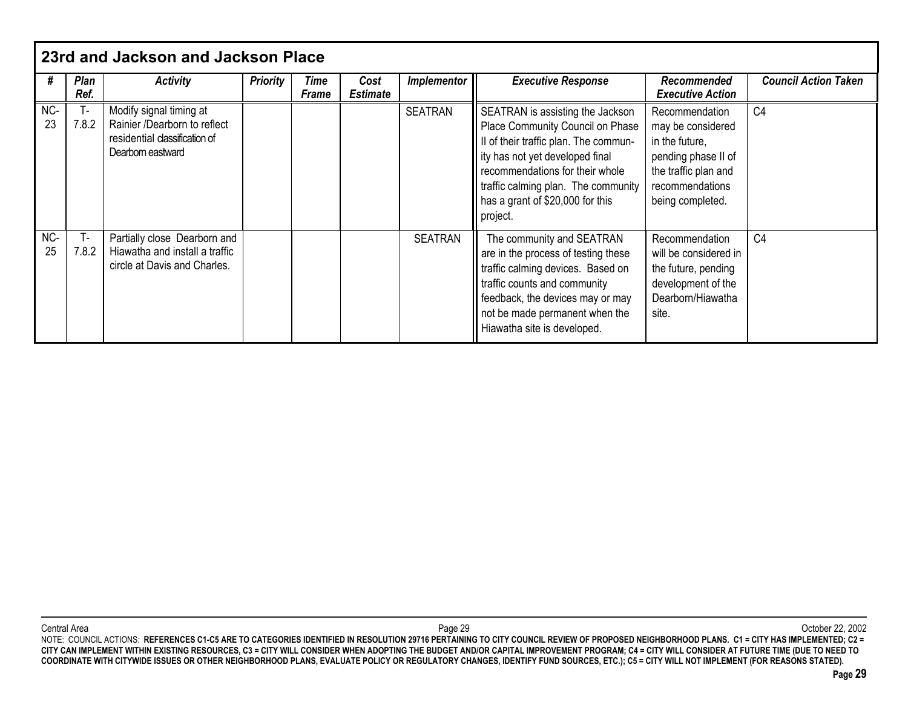## 23rd and Jackson and Jackson Place

| # | Plan Ref. | Activity | Priority | Time Frame | Cost Estimate | Implementor | Executive Response | Recommended Executive Action | Council Action Taken |
|---|---|---|---|---|---|---|---|---|---|
| NC-23 | T-7.8.2 | Modify signal timing at Rainier /Dearborn to reflect residential classification of Dearborn eastward | | | | SEATRAN | SEATRAN is assisting the Jackson Place Community Council on Phase II of their traffic plan. The community has not yet developed final recommendations for their whole traffic calming plan. The community has a grant of $20,000 for this project. | Recommendation may be considered in the future, pending phase II of the traffic plan and recommendations being completed. | C4 |
| NC-25 | T-7.8.2 | Partially close Dearborn and Hiawatha and install a traffic circle at Davis and Charles. | | | | SEATRAN | The community and SEATRAN are in the process of testing these traffic calming devices. Based on traffic counts and community feedback, the devices may or may not be made permanent when the Hiawatha site is developed. | Recommendation will be considered in the future, pending development of the Dearborn/Hiawatha site. | C4 |

NOTE: COUNCIL ACTIONS: **REFERENCES C1-C5 ARE TO CATEGORIES IDENTIFIED IN RESOLUTION 29716 PERTAINING TO CITY COUNCIL REVIEW OF PROPOSED NEIGHBORHOOD PLANS. C1 = CITY HAS IMPLEMENTED; C2 = CITY CAN IMPLEMENT WITHIN EXISTING RESOURCES, C3 = CITY WILL CONSIDER WHEN ADOPTING THE BUDGET AND/OR CAPITAL IMPROVEMENT PROGRAM; C4 = CITY WILL CONSIDER AT FUTURE TIME (DUE TO NEED TO COORDINATE WITH CITYWIDE ISSUES OR OTHER NEIGHBORHOOD PLANS, EVALUATE POLICY OR REGULATORY CHANGES, IDENTIFY FUND SOURCES, ETC.); C5 = CITY WILL NOT IMPLEMENT (FOR REASONS STATED).**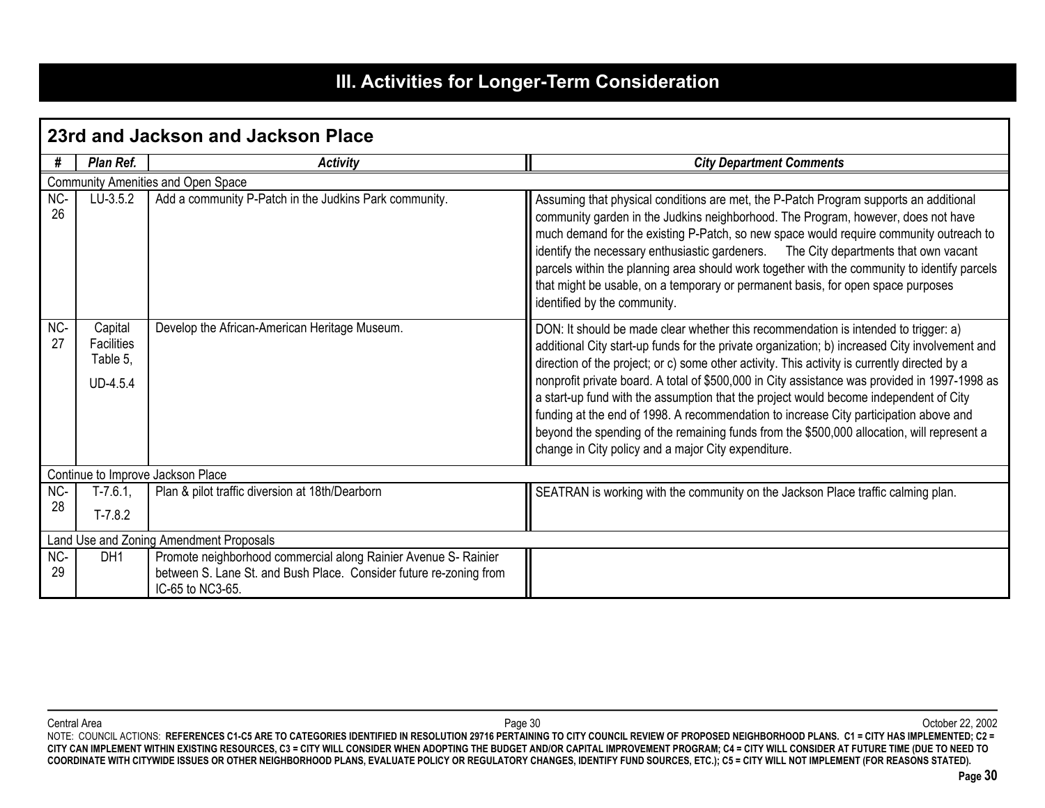# III. Activities for Longer-Term Consideration

## 23rd and Jackson and Jackson Place

| # | Plan Ref. | Activity | City Department Comments |
|---|---|---|---|
| Community Amenities and Open Space | | | |
| NC-26 | LU-3.5.2 | Add a community P-Patch in the Judkins Park community. | Assuming that physical conditions are met, the P-Patch Program supports an additional community garden in the Judkins neighborhood. The Program, however, does not have much demand for the existing P-Patch, so new space would require community outreach to identify the necessary enthusiastic gardeners. The City departments that own vacant parcels within the planning area should work together with the community to identify parcels that might be usable, on a temporary or permanent basis, for open space purposes identified by the community. |
| NC-27 | Capital Facilities Table 5, UD-4.5.4 | Develop the African-American Heritage Museum. | DON: It should be made clear whether this recommendation is intended to trigger: a) additional City start-up funds for the private organization; b) increased City involvement and direction of the project; or c) some other activity. This activity is currently directed by a nonprofit private board. A total of $500,000 in City assistance was provided in 1997-1998 as a start-up fund with the assumption that the project would become independent of City funding at the end of 1998. A recommendation to increase City participation above and beyond the spending of the remaining funds from the $500,000 allocation, will represent a change in City policy and a major City expenditure. |
| Continue to Improve Jackson Place | | | |
| NC-28 | T-7.6.1, T-7.8.2 | Plan & pilot traffic diversion at 18th/Dearborn | SEATRAN is working with the community on the Jackson Place traffic calming plan. |
| Land Use and Zoning Amendment Proposals | | | |
| NC-29 | DH1 | Promote neighborhood commercial along Rainier Avenue S- Rainier between S. Lane St. and Bush Place. Consider future re-zoning from IC-65 to NC3-65. | |

NOTE: COUNCIL ACTIONS: **REFERENCES C1-C5 ARE TO CATEGORIES IDENTIFIED IN RESOLUTION 29716 PERTAINING TO CITY COUNCIL REVIEW OF PROPOSED NEIGHBORHOOD PLANS. C1 = CITY HAS IMPLEMENTED; C2 = CITY CAN IMPLEMENT WITHIN EXISTING RESOURCES, C3 = CITY WILL CONSIDER WHEN ADOPTING THE BUDGET AND/OR CAPITAL IMPROVEMENT PROGRAM; C4 = CITY WILL CONSIDER AT FUTURE TIME (DUE TO NEED TO COORDINATE WITH CITYWIDE ISSUES OR OTHER NEIGHBORHOOD PLANS, EVALUATE POLICY OR REGULATORY CHANGES, IDENTIFY FUND SOURCES, ETC.); C5 = CITY WILL NOT IMPLEMENT (FOR REASONS STATED).**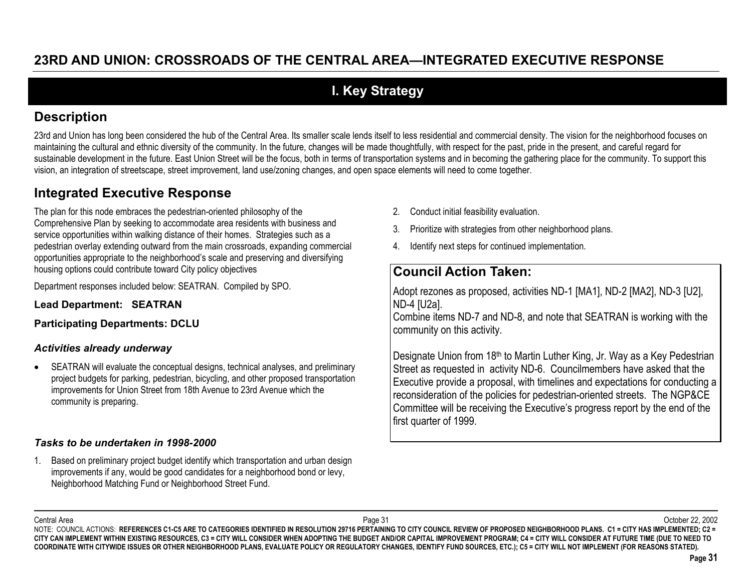# 23RD AND UNION: CROSSROADS OF THE CENTRAL AREA—INTEGRATED EXECUTIVE RESPONSE

## I. Key Strategy

## Description

23rd and Union has long been considered the hub of the Central Area. Its smaller scale lends itself to less residential and commercial density. The vision for the neighborhood focuses on maintaining the cultural and ethnic diversity of the community. In the future, changes will be made thoughtfully, with respect for the past, pride in the present, and careful regard for sustainable development in the future. East Union Street will be the focus, both in terms of transportation systems and in becoming the gathering place for the community. To support this vision, an integration of streetscape, street improvement, land use/zoning changes, and open space elements will need to come together.

## Integrated Executive Response

The plan for this node embraces the pedestrian-oriented philosophy of the Comprehensive Plan by seeking to accommodate area residents with business and service opportunities within walking distance of their homes. Strategies such as a pedestrian overlay extending outward from the main crossroads, expanding commercial opportunities appropriate to the neighborhood's scale and preserving and diversifying housing options could contribute toward City policy objectives

Department responses included below: SEATRAN. Compiled by SPO.

**Lead Department: SEATRAN**

**Participating Departments: DCLU**

### *Activities already underway*

- SEATRAN will evaluate the conceptual designs, technical analyses, and preliminary project budgets for parking, pedestrian, bicycling, and other proposed transportation improvements for Union Street from 18th Avenue to 23rd Avenue which the community is preparing.

### *Tasks to be undertaken in 1998-2000*

1. Based on preliminary project budget identify which transportation and urban design improvements if any, would be good candidates for a neighborhood bond or levy, Neighborhood Matching Fund or Neighborhood Street Fund.
2. Conduct initial feasibility evaluation.
3. Prioritize with strategies from other neighborhood plans.
4. Identify next steps for continued implementation.

## Council Action Taken:

Adopt rezones as proposed, activities ND-1 [MA1], ND-2 [MA2], ND-3 [U2], ND-4 [U2a].
Combine items ND-7 and ND-8, and note that SEATRAN is working with the community on this activity.

Designate Union from 18th to Martin Luther King, Jr. Way as a Key Pedestrian Street as requested in activity ND-6. Councilmembers have asked that the Executive provide a proposal, with timelines and expectations for conducting a reconsideration of the policies for pedestrian-oriented streets. The NGP&CE Committee will be receiving the Executive's progress report by the end of the first quarter of 1999.

NOTE: COUNCIL ACTIONS: **REFERENCES C1-C5 ARE TO CATEGORIES IDENTIFIED IN RESOLUTION 29716 PERTAINING TO CITY COUNCIL REVIEW OF PROPOSED NEIGHBORHOOD PLANS. C1 = CITY HAS IMPLEMENTED; C2 = CITY CAN IMPLEMENT WITHIN EXISTING RESOURCES, C3 = CITY WILL CONSIDER WHEN ADOPTING THE BUDGET AND/OR CAPITAL IMPROVEMENT PROGRAM; C4 = CITY WILL CONSIDER AT FUTURE TIME (DUE TO NEED TO COORDINATE WITH CITYWIDE ISSUES OR OTHER NEIGHBORHOOD PLANS, EVALUATE POLICY OR REGULATORY CHANGES, IDENTIFY FUND SOURCES, ETC.); C5 = CITY WILL NOT IMPLEMENT (FOR REASONS STATED).**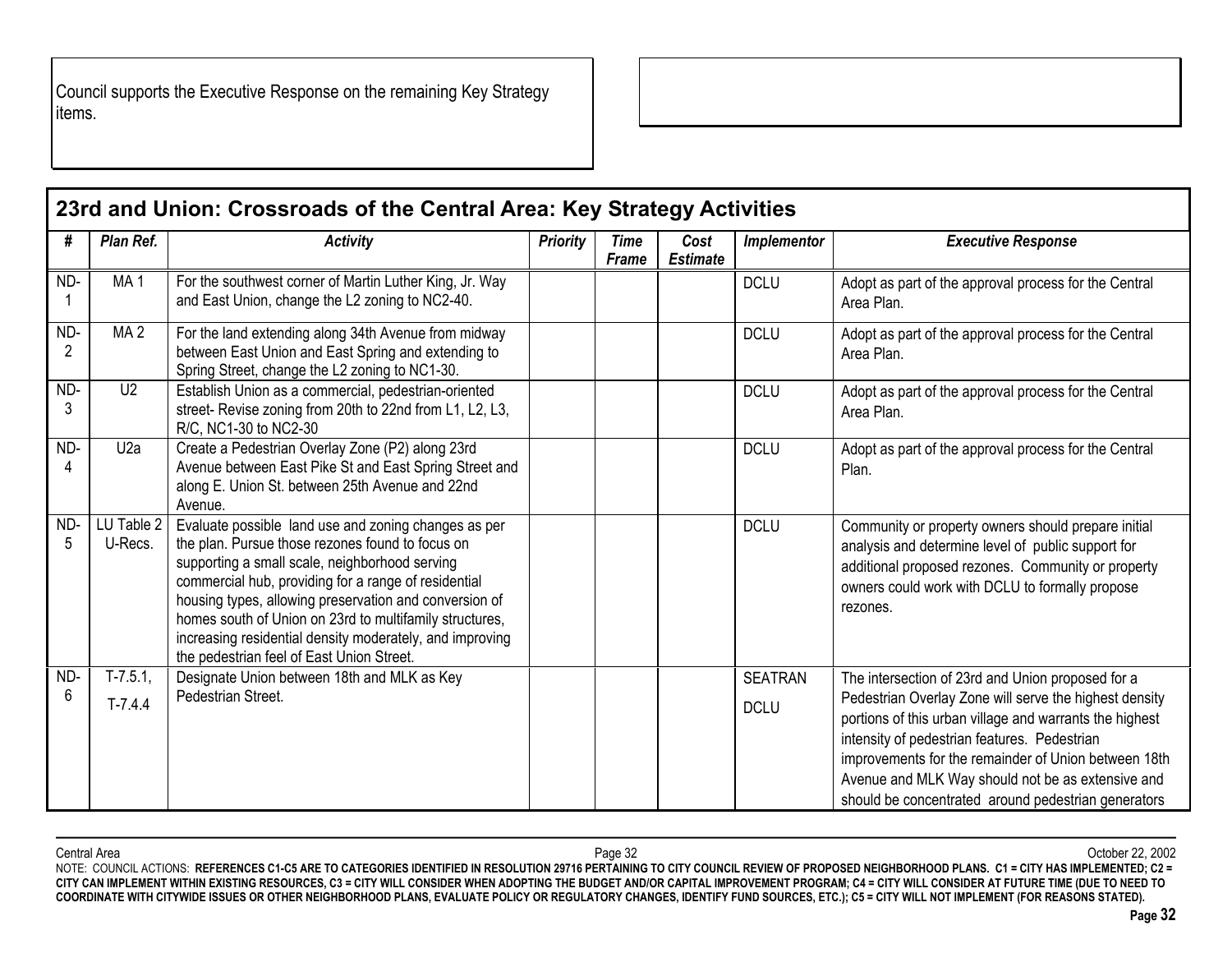Council supports the Executive Response on the remaining Key Strategy items.

## 23rd and Union: Crossroads of the Central Area: Key Strategy Activities

| # | Plan Ref. | Activity | Priority | Time Frame | Cost Estimate | Implementor | Executive Response |
|---|---|---|---|---|---|---|---|
| ND-1 | MA 1 | For the southwest corner of Martin Luther King, Jr. Way and East Union, change the L2 zoning to NC2-40. | | | | DCLU | Adopt as part of the approval process for the Central Area Plan. |
| ND-2 | MA 2 | For the land extending along 34th Avenue from midway between East Union and East Spring and extending to Spring Street, change the L2 zoning to NC1-30. | | | | DCLU | Adopt as part of the approval process for the Central Area Plan. |
| ND-3 | U2 | Establish Union as a commercial, pedestrian-oriented street- Revise zoning from 20th to 22nd from L1, L2, L3, R/C, NC1-30 to NC2-30 | | | | DCLU | Adopt as part of the approval process for the Central Area Plan. |
| ND-4 | U2a | Create a Pedestrian Overlay Zone (P2) along 23rd Avenue between East Pike St and East Spring Street and along E. Union St. between 25th Avenue and 22nd Avenue. | | | | DCLU | Adopt as part of the approval process for the Central Plan. |
| ND-5 | LU Table 2 U-Recs. | Evaluate possible land use and zoning changes as per the plan. Pursue those rezones found to focus on supporting a small scale, neighborhood serving commercial hub, providing for a range of residential housing types, allowing preservation and conversion of homes south of Union on 23rd to multifamily structures, increasing residential density moderately, and improving the pedestrian feel of East Union Street. | | | | DCLU | Community or property owners should prepare initial analysis and determine level of public support for additional proposed rezones. Community or property owners could work with DCLU to formally propose rezones. |
| ND-6 | T-7.5.1, T-7.4.4 | Designate Union between 18th and MLK as Key Pedestrian Street. | | | | SEATRAN DCLU | The intersection of 23rd and Union proposed for a Pedestrian Overlay Zone will serve the highest density portions of this urban village and warrants the highest intensity of pedestrian features. Pedestrian improvements for the remainder of Union between 18th Avenue and MLK Way should not be as extensive and should be concentrated around pedestrian generators |

NOTE: COUNCIL ACTIONS: **REFERENCES C1-C5 ARE TO CATEGORIES IDENTIFIED IN RESOLUTION 29716 PERTAINING TO CITY COUNCIL REVIEW OF PROPOSED NEIGHBORHOOD PLANS. C1 = CITY HAS IMPLEMENTED; C2 = CITY CAN IMPLEMENT WITHIN EXISTING RESOURCES, C3 = CITY WILL CONSIDER WHEN ADOPTING THE BUDGET AND/OR CAPITAL IMPROVEMENT PROGRAM; C4 = CITY WILL CONSIDER AT FUTURE TIME (DUE TO NEED TO COORDINATE WITH CITYWIDE ISSUES OR OTHER NEIGHBORHOOD PLANS, EVALUATE POLICY OR REGULATORY CHANGES, IDENTIFY FUND SOURCES, ETC.); C5 = CITY WILL NOT IMPLEMENT (FOR REASONS STATED).**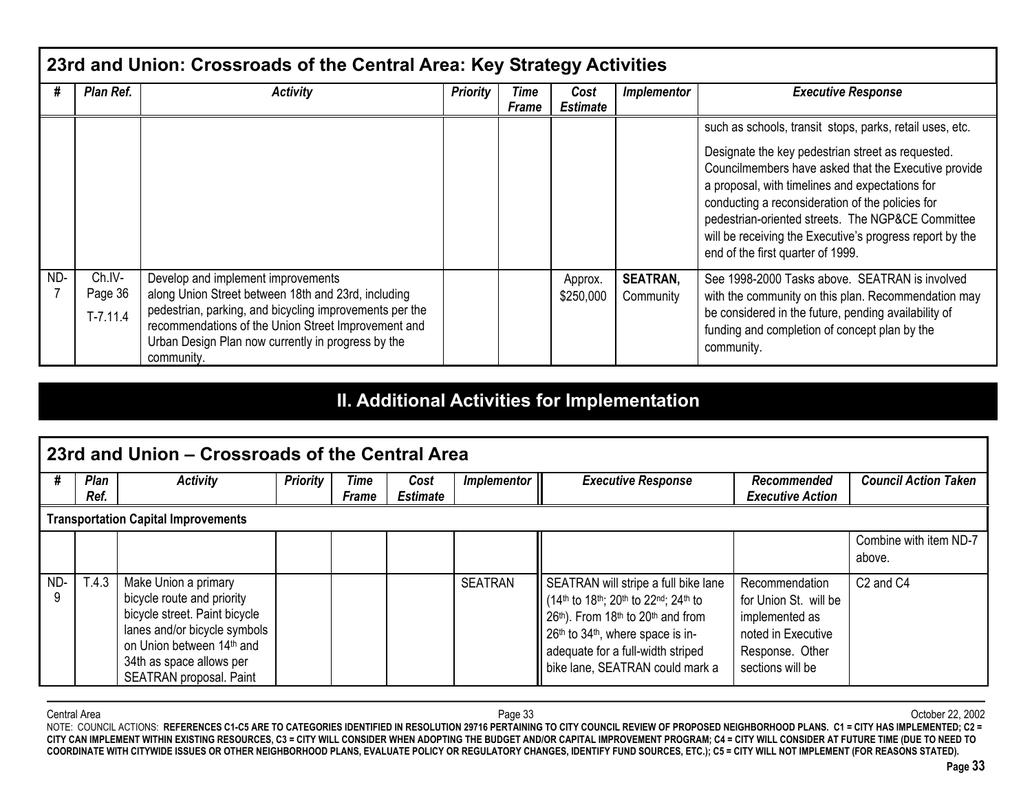## 23rd and Union: Crossroads of the Central Area: Key Strategy Activities

| # | Plan Ref. | Activity | Priority | Time Frame | Cost Estimate | Implementor | Executive Response |
|---|---|---|---|---|---|---|---|
| | | | | | | | such as schools, transit stops, parks, retail uses, etc. Designate the key pedestrian street as requested. Councilmembers have asked that the Executive provide a proposal, with timelines and expectations for conducting a reconsideration of the policies for pedestrian-oriented streets. The NGP&CE Committee will be receiving the Executive's progress report by the end of the first quarter of 1999. |
| ND-7 | Ch.IV-Page 36 T-7.11.4 | Develop and implement improvements along Union Street between 18th and 23rd, including pedestrian, parking, and bicycling improvements per the recommendations of the Union Street Improvement and Urban Design Plan now currently in progress by the community. | | | Approx. $250,000 | **SEATRAN,** Community | See 1998-2000 Tasks above. SEATRAN is involved with the community on this plan. Recommendation may be considered in the future, pending availability of funding and completion of concept plan by the community. |

# II. Additional Activities for Implementation

## 23rd and Union – Crossroads of the Central Area

| # | Plan Ref. | Activity | Priority | Time Frame | Cost Estimate | Implementor | Executive Response | Recommended Executive Action | Council Action Taken |
|---|---|---|---|---|---|---|---|---|---|
| **Transportation Capital Improvements** | | | | | | | | | |
| | | | | | | | | | Combine with item ND-7 above. |
| ND-9 | T.4.3 | Make Union a primary bicycle route and priority bicycle street. Paint bicycle lanes and/or bicycle symbols on Union between 14th and 34th as space allows per SEATRAN proposal. Paint | | | | SEATRAN | SEATRAN will stripe a full bike lane (14th to 18th; 20th to 22nd; 24th to 26th). From 18th to 20th and from 26th to 34th, where space is inadequate for a full-width striped bike lane, SEATRAN could mark a | Recommendation for Union St. will be implemented as noted in Executive Response. Other sections will be | C2 and C4 |

NOTE: COUNCIL ACTIONS: **REFERENCES C1-C5 ARE TO CATEGORIES IDENTIFIED IN RESOLUTION 29716 PERTAINING TO CITY COUNCIL REVIEW OF PROPOSED NEIGHBORHOOD PLANS. C1 = CITY HAS IMPLEMENTED; C2 = CITY CAN IMPLEMENT WITHIN EXISTING RESOURCES, C3 = CITY WILL CONSIDER WHEN ADOPTING THE BUDGET AND/OR CAPITAL IMPROVEMENT PROGRAM; C4 = CITY WILL CONSIDER AT FUTURE TIME (DUE TO NEED TO COORDINATE WITH CITYWIDE ISSUES OR OTHER NEIGHBORHOOD PLANS, EVALUATE POLICY OR REGULATORY CHANGES, IDENTIFY FUND SOURCES, ETC.); C5 = CITY WILL NOT IMPLEMENT (FOR REASONS STATED).**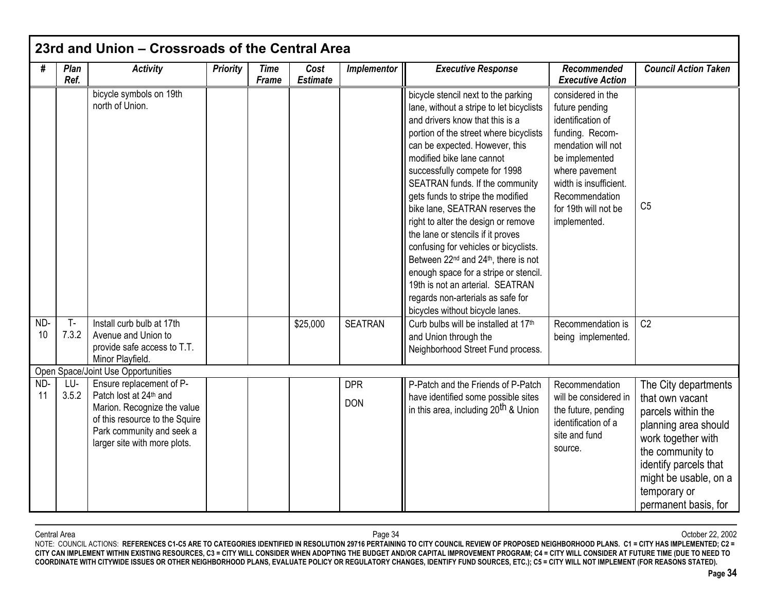## 23rd and Union – Crossroads of the Central Area

| # | Plan Ref. | Activity | Priority | Time Frame | Cost Estimate | Implementor | Executive Response | Recommended Executive Action | Council Action Taken |
|---|---|---|---|---|---|---|---|---|---|
| | | bicycle symbols on 19th north of Union. | | | | | bicycle stencil next to the parking lane, without a stripe to let bicyclists and drivers know that this is a portion of the street where bicyclists can be expected. However, this modified bike lane cannot successfully compete for 1998 SEATRAN funds. If the community gets funds to stripe the modified bike lane, SEATRAN reserves the right to alter the design or remove the lane or stencils if it proves confusing for vehicles or bicyclists. Between 22nd and 24th, there is not enough space for a stripe or stencil. 19th is not an arterial. SEATRAN regards non-arterials as safe for bicycles without bicycle lanes. | considered in the future pending identification of funding. Recommendation will not be implemented where pavement width is insufficient. Recommendation for 19th will not be implemented. | C5 |
| ND-10 | T-7.3.2 | Install curb bulb at 17th Avenue and Union to provide safe access to T.T. Minor Playfield. | | | $25,000 | SEATRAN | Curb bulbs will be installed at 17th and Union through the Neighborhood Street Fund process. | Recommendation is being implemented. | C2 |
| Open Space/Joint Use Opportunities | | | | | | | | | |
| ND-11 | LU-3.5.2 | Ensure replacement of P-Patch lost at 24th and Marion. Recognize the value of this resource to the Squire Park community and seek a larger site with more plots. | | | | DPR<br>DON | P-Patch and the Friends of P-Patch have identified some possible sites in this area, including 20th & Union | Recommendation will be considered in the future, pending identification of a site and fund source. | The City departments that own vacant parcels within the planning area should work together with the community to identify parcels that might be usable, on a temporary or permanent basis, for |

NOTE: COUNCIL ACTIONS: **REFERENCES C1-C5 ARE TO CATEGORIES IDENTIFIED IN RESOLUTION 29716 PERTAINING TO CITY COUNCIL REVIEW OF PROPOSED NEIGHBORHOOD PLANS. C1 = CITY HAS IMPLEMENTED; C2 = CITY CAN IMPLEMENT WITHIN EXISTING RESOURCES, C3 = CITY WILL CONSIDER WHEN ADOPTING THE BUDGET AND/OR CAPITAL IMPROVEMENT PROGRAM; C4 = CITY WILL CONSIDER AT FUTURE TIME (DUE TO NEED TO COORDINATE WITH CITYWIDE ISSUES OR OTHER NEIGHBORHOOD PLANS, EVALUATE POLICY OR REGULATORY CHANGES, IDENTIFY FUND SOURCES, ETC.); C5 = CITY WILL NOT IMPLEMENT (FOR REASONS STATED).**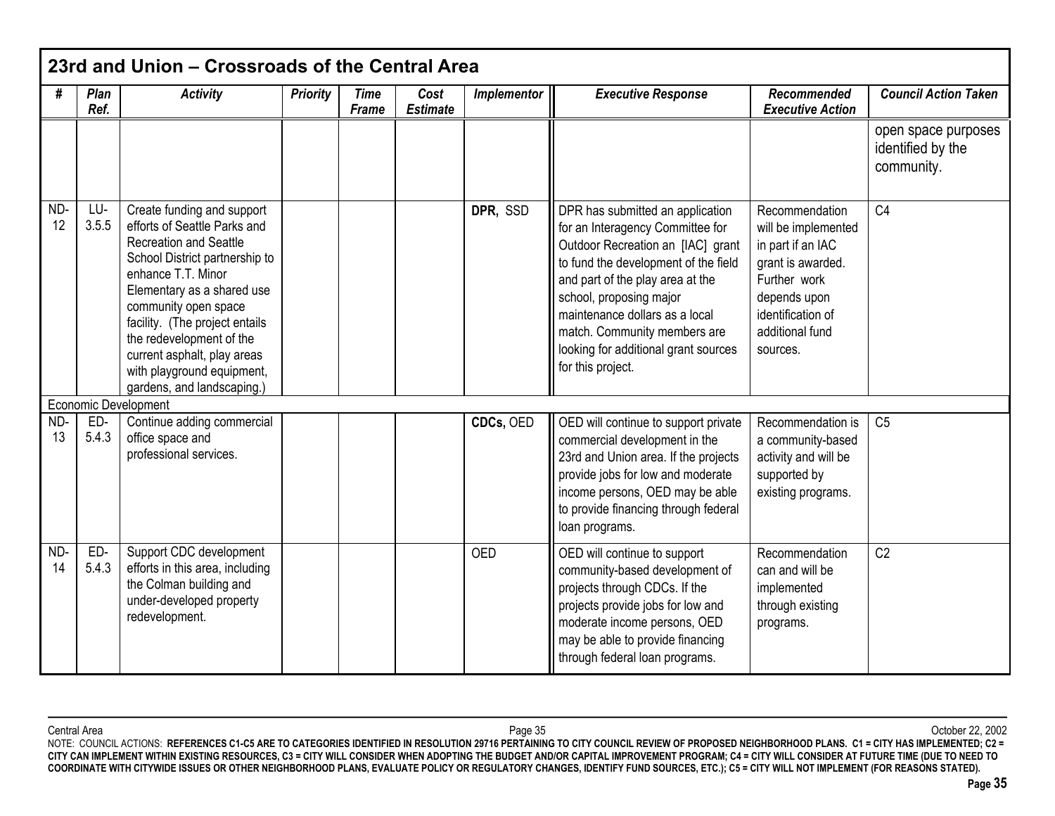## 23rd and Union – Crossroads of the Central Area

| # | Plan Ref. | Activity | Priority | Time Frame | Cost Estimate | Implementor | Executive Response | Recommended Executive Action | Council Action Taken |
|---|---|---|---|---|---|---|---|---|---|
| | | | | | | | | | open space purposes identified by the community. |
| ND-12 | LU-3.5.5 | Create funding and support efforts of Seattle Parks and Recreation and Seattle School District partnership to enhance T.T. Minor Elementary as a shared use community open space facility. (The project entails the redevelopment of the current asphalt, play areas with playground equipment, gardens, and landscaping.) | | | | **DPR**, SSD | DPR has submitted an application for an Interagency Committee for Outdoor Recreation an [IAC] grant to fund the development of the field and part of the play area at the school, proposing major maintenance dollars as a local match. Community members are looking for additional grant sources for this project. | Recommendation will be implemented in part if an IAC grant is awarded. Further work depends upon identification of additional fund sources. | C4 |
| Economic Development | | | | | | | | | |
| ND-13 | ED-5.4.3 | Continue adding commercial office space and professional services. | | | | **CDCs**, OED | OED will continue to support private commercial development in the 23rd and Union area. If the projects provide jobs for low and moderate income persons, OED may be able to provide financing through federal loan programs. | Recommendation is a community-based activity and will be supported by existing programs. | C5 |
| ND-14 | ED-5.4.3 | Support CDC development efforts in this area, including the Colman building and under-developed property redevelopment. | | | | OED | OED will continue to support community-based development of projects through CDCs. If the projects provide jobs for low and moderate income persons, OED may be able to provide financing through federal loan programs. | Recommendation can and will be implemented through existing programs. | C2 |

NOTE: COUNCIL ACTIONS: **REFERENCES C1-C5 ARE TO CATEGORIES IDENTIFIED IN RESOLUTION 29716 PERTAINING TO CITY COUNCIL REVIEW OF PROPOSED NEIGHBORHOOD PLANS. C1 = CITY HAS IMPLEMENTED; C2 = CITY CAN IMPLEMENT WITHIN EXISTING RESOURCES, C3 = CITY WILL CONSIDER WHEN ADOPTING THE BUDGET AND/OR CAPITAL IMPROVEMENT PROGRAM; C4 = CITY WILL CONSIDER AT FUTURE TIME (DUE TO NEED TO COORDINATE WITH CITYWIDE ISSUES OR OTHER NEIGHBORHOOD PLANS, EVALUATE POLICY OR REGULATORY CHANGES, IDENTIFY FUND SOURCES, ETC.); C5 = CITY WILL NOT IMPLEMENT (FOR REASONS STATED).**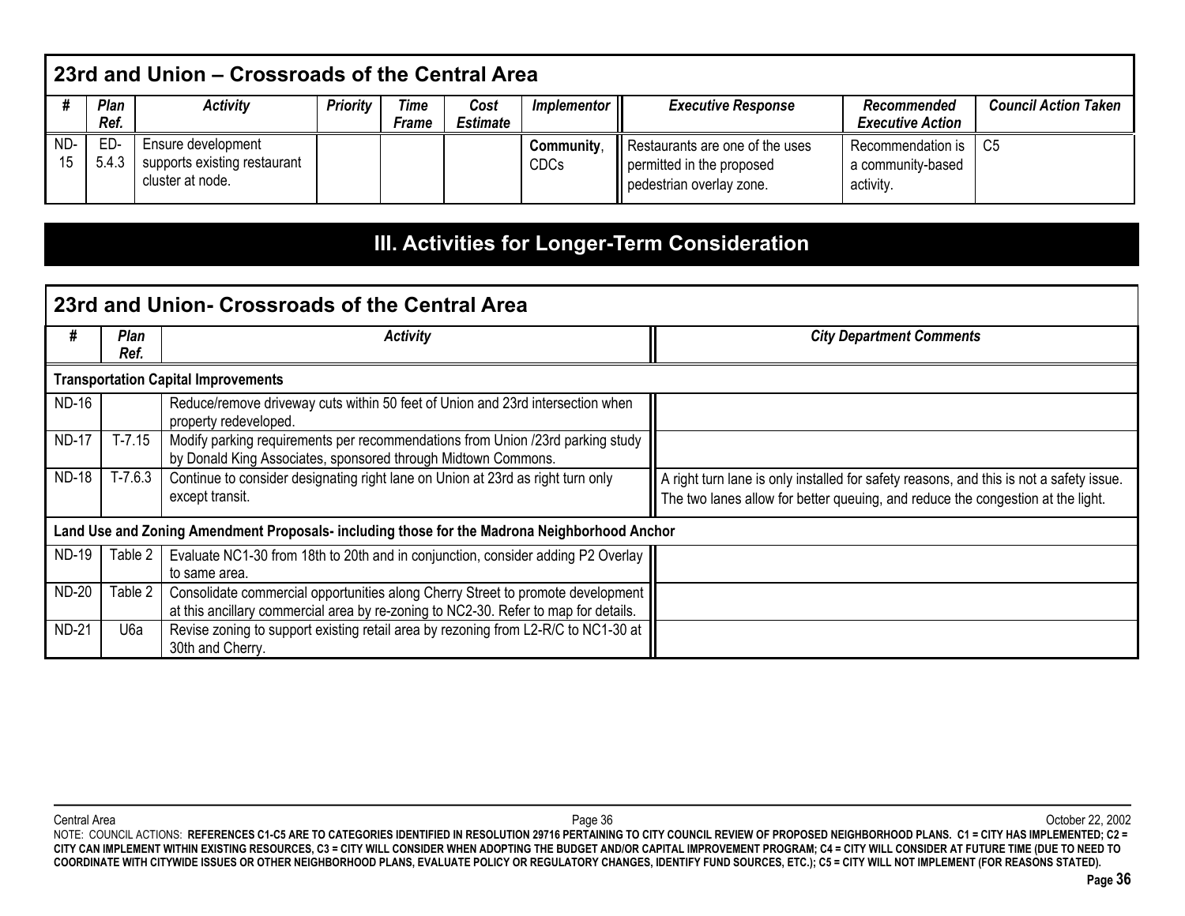| 23rd and Union – Crossroads of the Central Area | | | | | | | | | |
|---|---|---|---|---|---|---|---|---|---|
| **#** | **Plan Ref.** | **Activity** | **Priority** | **Time Frame** | **Cost Estimate** | **Implementor** | **Executive Response** | **Recommended Executive Action** | **Council Action Taken** |
| ND-15 | ED-5.4.3 | Ensure development supports existing restaurant cluster at node. | | | | **Community**, CDCs | Restaurants are one of the uses permitted in the proposed pedestrian overlay zone. | Recommendation is a community-based activity. | C5 |

# III. Activities for Longer-Term Consideration

| 23rd and Union- Crossroads of the Central Area | | | |
|---|---|---|---|
| **#** | **Plan Ref.** | **Activity** | **City Department Comments** |
| **Transportation Capital Improvements** | | | |
| ND-16 | | Reduce/remove driveway cuts within 50 feet of Union and 23rd intersection when property redeveloped. | |
| ND-17 | T-7.15 | Modify parking requirements per recommendations from Union /23rd parking study by Donald King Associates, sponsored through Midtown Commons. | |
| ND-18 | T-7.6.3 | Continue to consider designating right lane on Union at 23rd as right turn only except transit. | A right turn lane is only installed for safety reasons, and this is not a safety issue. The two lanes allow for better queuing, and reduce the congestion at the light. |
| **Land Use and Zoning Amendment Proposals- including those for the Madrona Neighborhood Anchor** | | | |
| ND-19 | Table 2 | Evaluate NC1-30 from 18th to 20th and in conjunction, consider adding P2 Overlay to same area. | |
| ND-20 | Table 2 | Consolidate commercial opportunities along Cherry Street to promote development at this ancillary commercial area by re-zoning to NC2-30. Refer to map for details. | |
| ND-21 | U6a | Revise zoning to support existing retail area by rezoning from L2-R/C to NC1-30 at 30th and Cherry. | |

NOTE: COUNCIL ACTIONS: **REFERENCES C1-C5 ARE TO CATEGORIES IDENTIFIED IN RESOLUTION 29716 PERTAINING TO CITY COUNCIL REVIEW OF PROPOSED NEIGHBORHOOD PLANS. C1 = CITY HAS IMPLEMENTED; C2 = CITY CAN IMPLEMENT WITHIN EXISTING RESOURCES, C3 = CITY WILL CONSIDER WHEN ADOPTING THE BUDGET AND/OR CAPITAL IMPROVEMENT PROGRAM; C4 = CITY WILL CONSIDER AT FUTURE TIME (DUE TO NEED TO COORDINATE WITH CITYWIDE ISSUES OR OTHER NEIGHBORHOOD PLANS, EVALUATE POLICY OR REGULATORY CHANGES, IDENTIFY FUND SOURCES, ETC.); C5 = CITY WILL NOT IMPLEMENT (FOR REASONS STATED).**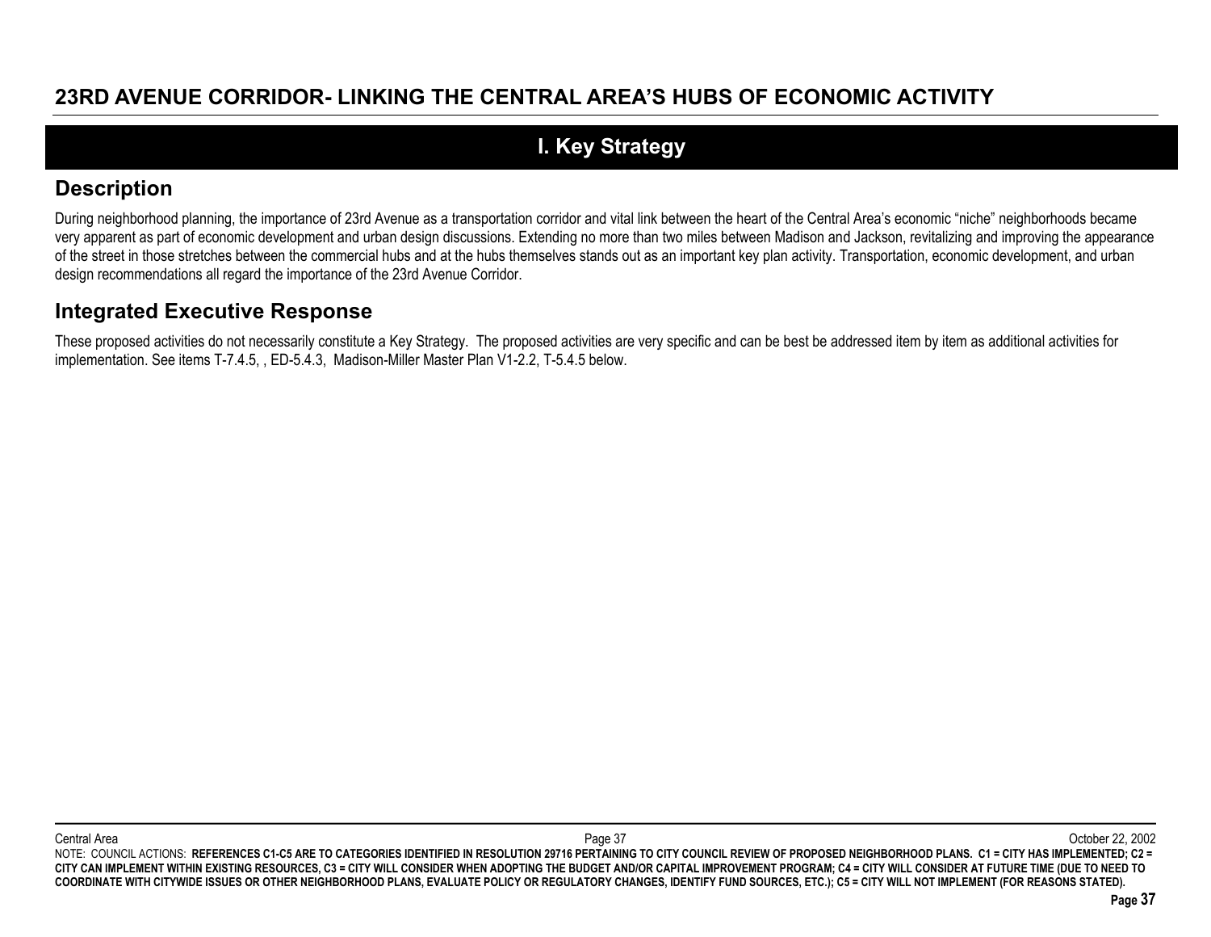# 23RD AVENUE CORRIDOR- LINKING THE CENTRAL AREA'S HUBS OF ECONOMIC ACTIVITY

## I. Key Strategy

### Description

During neighborhood planning, the importance of 23rd Avenue as a transportation corridor and vital link between the heart of the Central Area's economic "niche" neighborhoods became very apparent as part of economic development and urban design discussions. Extending no more than two miles between Madison and Jackson, revitalizing and improving the appearance of the street in those stretches between the commercial hubs and at the hubs themselves stands out as an important key plan activity. Transportation, economic development, and urban design recommendations all regard the importance of the 23rd Avenue Corridor.

### Integrated Executive Response

These proposed activities do not necessarily constitute a Key Strategy. The proposed activities are very specific and can be best be addressed item by item as additional activities for implementation. See items T-7.4.5, , ED-5.4.3, Madison-Miller Master Plan V1-2.2, T-5.4.5 below.

NOTE: COUNCIL ACTIONS: **REFERENCES C1-C5 ARE TO CATEGORIES IDENTIFIED IN RESOLUTION 29716 PERTAINING TO CITY COUNCIL REVIEW OF PROPOSED NEIGHBORHOOD PLANS. C1 = CITY HAS IMPLEMENTED; C2 = CITY CAN IMPLEMENT WITHIN EXISTING RESOURCES, C3 = CITY WILL CONSIDER WHEN ADOPTING THE BUDGET AND/OR CAPITAL IMPROVEMENT PROGRAM; C4 = CITY WILL CONSIDER AT FUTURE TIME (DUE TO NEED TO COORDINATE WITH CITYWIDE ISSUES OR OTHER NEIGHBORHOOD PLANS, EVALUATE POLICY OR REGULATORY CHANGES, IDENTIFY FUND SOURCES, ETC.); C5 = CITY WILL NOT IMPLEMENT (FOR REASONS STATED).**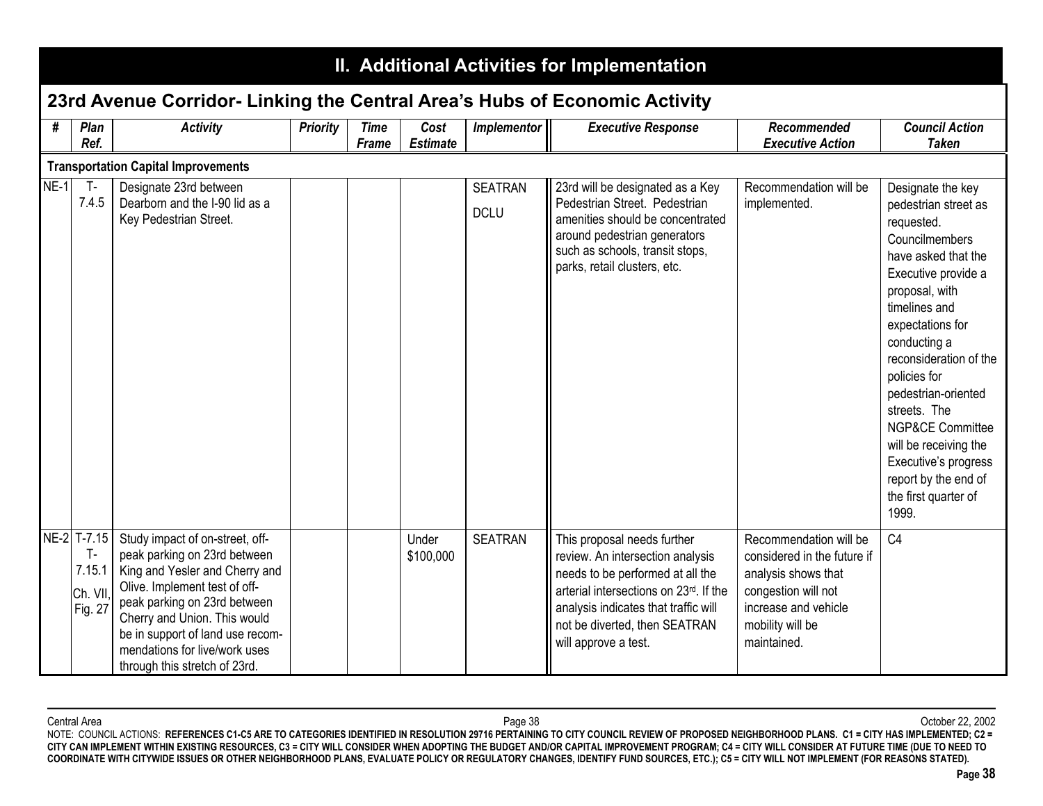# II. Additional Activities for Implementation

## 23rd Avenue Corridor- Linking the Central Area's Hubs of Economic Activity

| # | Plan Ref. | Activity | Priority | Time Frame | Cost Estimate | Implementor | Executive Response | Recommended Executive Action | Council Action Taken |
|---|---|---|---|---|---|---|---|---|---|
| **Transportation Capital Improvements** | | | | | | | | | |
| NE-1 | T-7.4.5 | Designate 23rd between Dearborn and the I-90 lid as a Key Pedestrian Street. | | | | SEATRAN DCLU | 23rd will be designated as a Key Pedestrian Street. Pedestrian amenities should be concentrated around pedestrian generators such as schools, transit stops, parks, retail clusters, etc. | Recommendation will be implemented. | Designate the key pedestrian street as requested. Councilmembers have asked that the Executive provide a proposal, with timelines and expectations for conducting a reconsideration of the policies for pedestrian-oriented streets. The NGP&CE Committee will be receiving the Executive's progress report by the end of the first quarter of 1999. |
| NE-2 | T-7.15 T-7.15.1 Ch. VII, Fig. 27 | Study impact of on-street, off-peak parking on 23rd between King and Yesler and Cherry and Olive. Implement test of off-peak parking on 23rd between Cherry and Union. This would be in support of land use recommendations for live/work uses through this stretch of 23rd. | | | Under $100,000 | SEATRAN | This proposal needs further review. An intersection analysis needs to be performed at all the arterial intersections on 23rd. If the analysis indicates that traffic will not be diverted, then SEATRAN will approve a test. | Recommendation will be considered in the future if analysis shows that congestion will not increase and vehicle mobility will be maintained. | C4 |

NOTE: COUNCIL ACTIONS: **REFERENCES C1-C5 ARE TO CATEGORIES IDENTIFIED IN RESOLUTION 29716 PERTAINING TO CITY COUNCIL REVIEW OF PROPOSED NEIGHBORHOOD PLANS. C1 = CITY HAS IMPLEMENTED; C2 = CITY CAN IMPLEMENT WITHIN EXISTING RESOURCES, C3 = CITY WILL CONSIDER WHEN ADOPTING THE BUDGET AND/OR CAPITAL IMPROVEMENT PROGRAM; C4 = CITY WILL CONSIDER AT FUTURE TIME (DUE TO NEED TO COORDINATE WITH CITYWIDE ISSUES OR OTHER NEIGHBORHOOD PLANS, EVALUATE POLICY OR REGULATORY CHANGES, IDENTIFY FUND SOURCES, ETC.); C5 = CITY WILL NOT IMPLEMENT (FOR REASONS STATED).**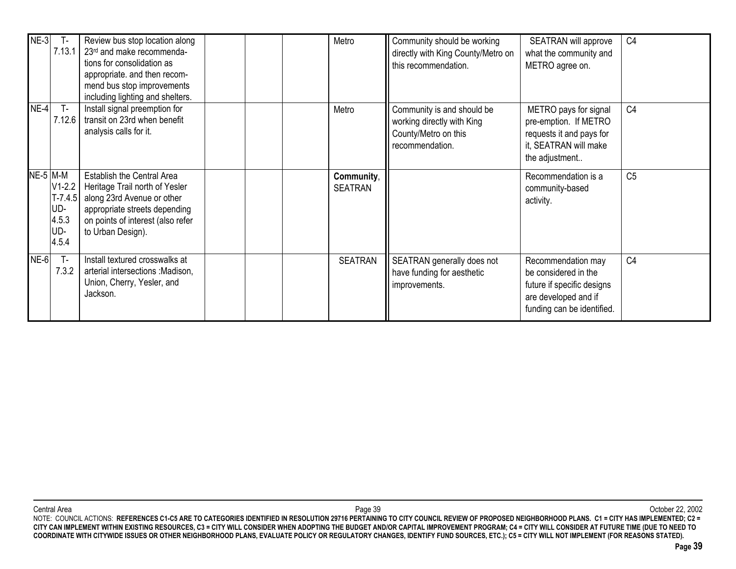| | | | | | | | | | |
|---|---|---|---|---|---|---|---|---|---|
| NE-3 | T-7.13.1 | Review bus stop location along 23rd and make recommendations for consolidation as appropriate. and then recommend bus stop improvements including lighting and shelters. | | | | Metro | Community should be working directly with King County/Metro on this recommendation. | SEATRAN will approve what the community and METRO agree on. | C4 |
| NE-4 | T-7.12.6 | Install signal preemption for transit on 23rd when benefit analysis calls for it. | | | | Metro | Community is and should be working directly with King County/Metro on this recommendation. | METRO pays for signal pre-emption. If METRO requests it and pays for it, SEATRAN will make the adjustment.. | C4 |
| NE-5 | M-M V1-2.2 T-7.4.5 UD-4.5.3 UD-4.5.4 | Establish the Central Area Heritage Trail north of Yesler along 23rd Avenue or other appropriate streets depending on points of interest (also refer to Urban Design). | | | | **Community**, SEATRAN | | Recommendation is a community-based activity. | C5 |
| NE-6 | T-7.3.2 | Install textured crosswalks at arterial intersections :Madison, Union, Cherry, Yesler, and Jackson. | | | | SEATRAN | SEATRAN generally does not have funding for aesthetic improvements. | Recommendation may be considered in the future if specific designs are developed and if funding can be identified. | C4 |

NOTE: COUNCIL ACTIONS: **REFERENCES C1-C5 ARE TO CATEGORIES IDENTIFIED IN RESOLUTION 29716 PERTAINING TO CITY COUNCIL REVIEW OF PROPOSED NEIGHBORHOOD PLANS. C1 = CITY HAS IMPLEMENTED; C2 = CITY CAN IMPLEMENT WITHIN EXISTING RESOURCES, C3 = CITY WILL CONSIDER WHEN ADOPTING THE BUDGET AND/OR CAPITAL IMPROVEMENT PROGRAM; C4 = CITY WILL CONSIDER AT FUTURE TIME (DUE TO NEED TO COORDINATE WITH CITYWIDE ISSUES OR OTHER NEIGHBORHOOD PLANS, EVALUATE POLICY OR REGULATORY CHANGES, IDENTIFY FUND SOURCES, ETC.); C5 = CITY WILL NOT IMPLEMENT (FOR REASONS STATED).**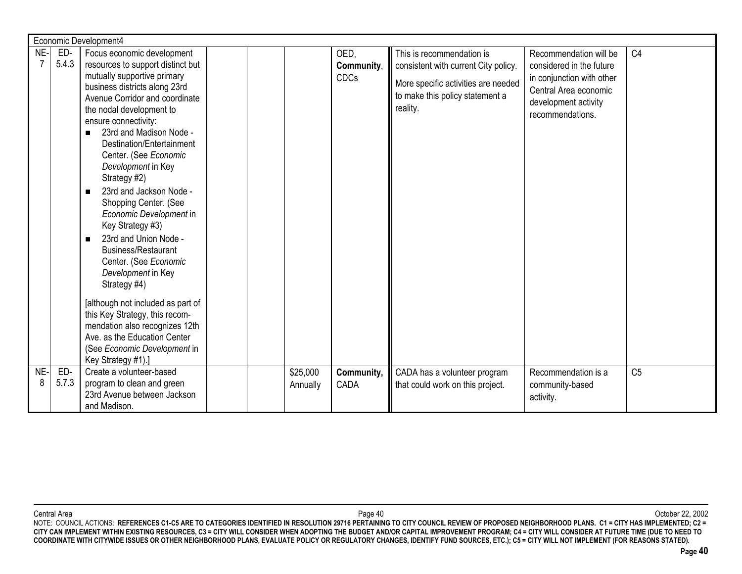| Economic Development4 | | | | | | | | | | |
|---|---|---|---|---|---|---|---|---|---|---|
| NE-7 | ED-5.4.3 | Focus economic development resources to support distinct but mutually supportive primary business districts along 23rd Avenue Corridor and coordinate the nodal development to ensure connectivity:<br>■ 23rd and Madison Node - Destination/Entertainment Center. (See *Economic Development* in Key Strategy #2)<br>■ 23rd and Jackson Node - Shopping Center. (See *Economic Development* in Key Strategy #3)<br>■ 23rd and Union Node - Business/Restaurant Center. (See *Economic Development* in Key Strategy #4)<br><br>[although not included as part of this Key Strategy, this recommendation also recognizes 12th Ave. as the Education Center (See *Economic Development* in Key Strategy #1).] | | | | OED, **Community**, CDCs | This is recommendation is consistent with current City policy.<br><br>More specific activities are needed to make this policy statement a reality. | Recommendation will be considered in the future in conjunction with other Central Area economic development activity recommendations. | C4 |
| NE-8 | ED-5.7.3 | Create a volunteer-based program to clean and green 23rd Avenue between Jackson and Madison. | | | $25,000 Annually | **Community**, CADA | CADA has a volunteer program that could work on this project. | Recommendation is a community-based activity. | C5 |

Central Area

October 22, 2002

NOTE: COUNCIL ACTIONS: **REFERENCES C1-C5 ARE TO CATEGORIES IDENTIFIED IN RESOLUTION 29716 PERTAINING TO CITY COUNCIL REVIEW OF PROPOSED NEIGHBORHOOD PLANS. C1 = CITY HAS IMPLEMENTED; C2 = CITY CAN IMPLEMENT WITHIN EXISTING RESOURCES, C3 = CITY WILL CONSIDER WHEN ADOPTING THE BUDGET AND/OR CAPITAL IMPROVEMENT PROGRAM; C4 = CITY WILL CONSIDER AT FUTURE TIME (DUE TO NEED TO COORDINATE WITH CITYWIDE ISSUES OR OTHER NEIGHBORHOOD PLANS, EVALUATE POLICY OR REGULATORY CHANGES, IDENTIFY FUND SOURCES, ETC.); C5 = CITY WILL NOT IMPLEMENT (FOR REASONS STATED).**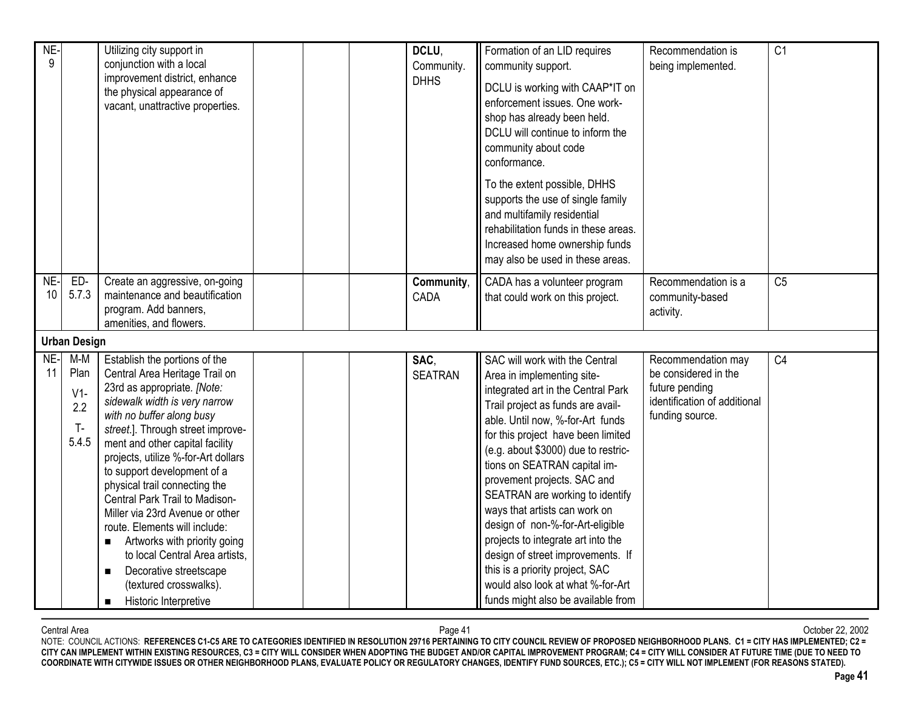| | | | | | | | | | |
|---|---|---|---|---|---|---|---|---|---|
| NE-9 | | Utilizing city support in conjunction with a local improvement district, enhance the physical appearance of vacant, unattractive properties. | | | | **DCLU**, Community. DHHS | Formation of an LID requires community support.<br><br>DCLU is working with CAAP*IT on enforcement issues. One work-shop has already been held. DCLU will continue to inform the community about code conformance.<br><br>To the extent possible, DHHS supports the use of single family and multifamily residential rehabilitation funds in these areas. Increased home ownership funds may also be used in these areas. | Recommendation is being implemented. | C1 |
| NE-10 | ED-5.7.3 | Create an aggressive, on-going maintenance and beautification program. Add banners, amenities, and flowers. | | | | **Community**, CADA | CADA has a volunteer program that could work on this project. | Recommendation is a community-based activity. | C5 |
| **Urban Design** | | | | | | | | | |
| NE-11 | M-M Plan<br><br>V1-2.2<br><br>T-5.4.5 | Establish the portions of the Central Area Heritage Trail on 23rd as appropriate. *[Note: sidewalk width is very narrow with no buffer along busy street.]*. Through street improvement and other capital facility projects, utilize %-for-Art dollars to support development of a physical trail connecting the Central Park Trail to Madison-Miller via 23rd Avenue or other route. Elements will include:<br>■ Artworks with priority going to local Central Area artists,<br>■ Decorative streetscape (textured crosswalks).<br>■ Historic Interpretive | | | | **SAC**, SEATRAN | SAC will work with the Central Area in implementing site-integrated art in the Central Park Trail project as funds are available. Until now, %-for-Art funds for this project have been limited (e.g. about $3000) due to restrictions on SEATRAN capital improvement projects. SAC and SEATRAN are working to identify ways that artists can work on design of non-%-for-Art-eligible projects to integrate art into the design of street improvements. If this is a priority project, SAC would also look at what %-for-Art funds might also be available from | Recommendation may be considered in the future pending identification of additional funding source. | C4 |

NOTE: COUNCIL ACTIONS: **REFERENCES C1-C5 ARE TO CATEGORIES IDENTIFIED IN RESOLUTION 29716 PERTAINING TO CITY COUNCIL REVIEW OF PROPOSED NEIGHBORHOOD PLANS. C1 = CITY HAS IMPLEMENTED; C2 = CITY CAN IMPLEMENT WITHIN EXISTING RESOURCES, C3 = CITY WILL CONSIDER WHEN ADOPTING THE BUDGET AND/OR CAPITAL IMPROVEMENT PROGRAM; C4 = CITY WILL CONSIDER AT FUTURE TIME (DUE TO NEED TO COORDINATE WITH CITYWIDE ISSUES OR OTHER NEIGHBORHOOD PLANS, EVALUATE POLICY OR REGULATORY CHANGES, IDENTIFY FUND SOURCES, ETC.); C5 = CITY WILL NOT IMPLEMENT (FOR REASONS STATED).**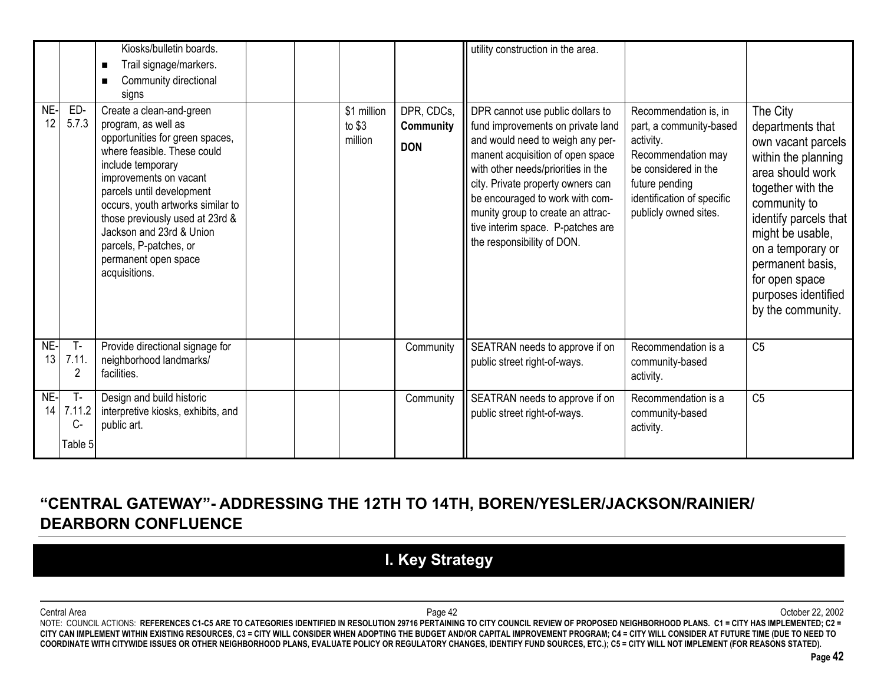| | | | | | | | | | |
|---|---|---|---|---|---|---|---|---|---|
| | | Kiosks/bulletin boards.<br>■ Trail signage/markers.<br>■ Community directional signs | | | | | utility construction in the area. | | |
| NE-12 | ED-5.7.3 | Create a clean-and-green program, as well as opportunities for green spaces, where feasible. These could include temporary improvements on vacant parcels until development occurs, youth artworks similar to those previously used at 23rd & Jackson and 23rd & Union parcels, P-patches, or permanent open space acquisitions. | | | $1 million to $3 million | DPR, CDCs, **Community** **DON** | DPR cannot use public dollars to fund improvements on private land and would need to weigh any permanent acquisition of open space with other needs/priorities in the city. Private property owners can be encouraged to work with community group to create an attractive interim space. P-patches are the responsibility of DON. | Recommendation is, in part, a community-based activity. Recommendation may be considered in the future pending identification of specific publicly owned sites. | The City departments that own vacant parcels within the planning area should work together with the community to identify parcels that might be usable, on a temporary or permanent basis, for open space purposes identified by the community. |
| NE-13 | T-7.11.2 | Provide directional signage for neighborhood landmarks/ facilities. | | | | Community | SEATRAN needs to approve if on public street right-of-ways. | Recommendation is a community-based activity. | C5 |
| NE-14 | T-7.11.2 C-Table 5 | Design and build historic interpretive kiosks, exhibits, and public art. | | | | Community | SEATRAN needs to approve if on public street right-of-ways. | Recommendation is a community-based activity. | C5 |

## "CENTRAL GATEWAY"- ADDRESSING THE 12TH TO 14TH, BOREN/YESLER/JACKSON/RAINIER/ DEARBORN CONFLUENCE

## I. Key Strategy

NOTE: COUNCIL ACTIONS: REFERENCES C1-C5 ARE TO CATEGORIES IDENTIFIED IN RESOLUTION 29716 PERTAINING TO CITY COUNCIL REVIEW OF PROPOSED NEIGHBORHOOD PLANS. C1 = CITY HAS IMPLEMENTED; C2 = CITY CAN IMPLEMENT WITHIN EXISTING RESOURCES, C3 = CITY WILL CONSIDER WHEN ADOPTING THE BUDGET AND/OR CAPITAL IMPROVEMENT PROGRAM; C4 = CITY WILL CONSIDER AT FUTURE TIME (DUE TO NEED TO COORDINATE WITH CITYWIDE ISSUES OR OTHER NEIGHBORHOOD PLANS, EVALUATE POLICY OR REGULATORY CHANGES, IDENTIFY FUND SOURCES, ETC.); C5 = CITY WILL NOT IMPLEMENT (FOR REASONS STATED).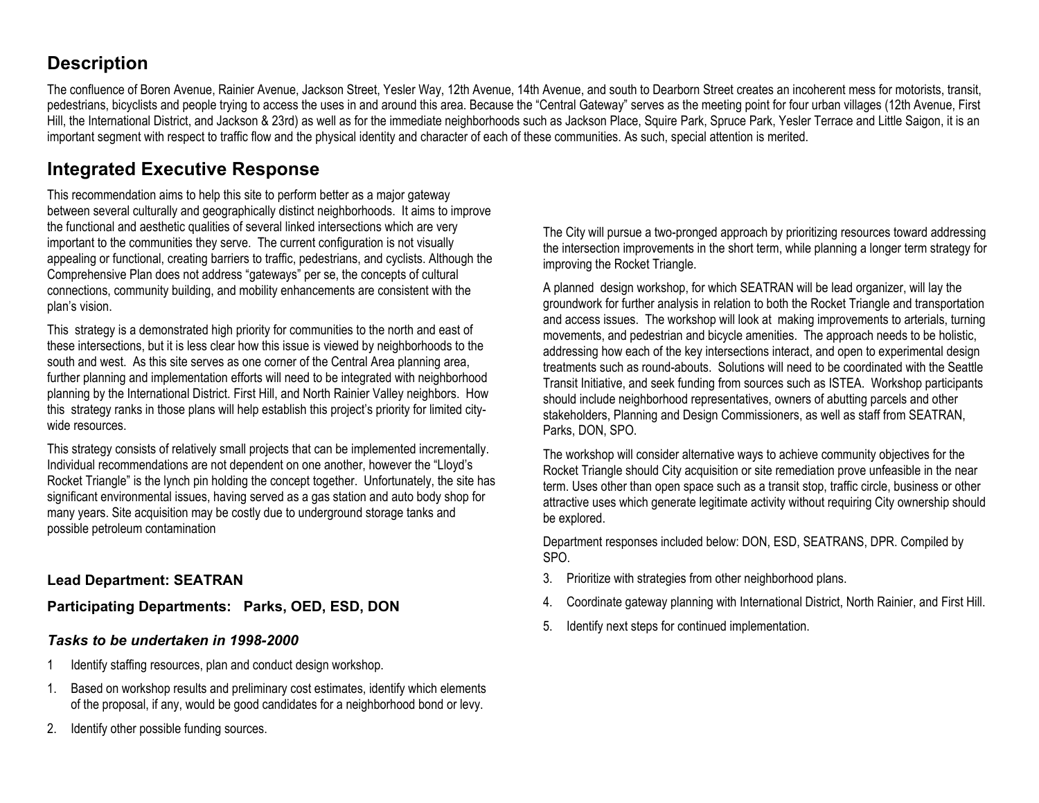## Description

The confluence of Boren Avenue, Rainier Avenue, Jackson Street, Yesler Way, 12th Avenue, 14th Avenue, and south to Dearborn Street creates an incoherent mess for motorists, transit, pedestrians, bicyclists and people trying to access the uses in and around this area. Because the "Central Gateway" serves as the meeting point for four urban villages (12th Avenue, First Hill, the International District, and Jackson & 23rd) as well as for the immediate neighborhoods such as Jackson Place, Squire Park, Spruce Park, Yesler Terrace and Little Saigon, it is an important segment with respect to traffic flow and the physical identity and character of each of these communities. As such, special attention is merited.

## Integrated Executive Response

This recommendation aims to help this site to perform better as a major gateway between several culturally and geographically distinct neighborhoods. It aims to improve the functional and aesthetic qualities of several linked intersections which are very important to the communities they serve. The current configuration is not visually appealing or functional, creating barriers to traffic, pedestrians, and cyclists. Although the Comprehensive Plan does not address "gateways" per se, the concepts of cultural connections, community building, and mobility enhancements are consistent with the plan's vision.

This strategy is a demonstrated high priority for communities to the north and east of these intersections, but it is less clear how this issue is viewed by neighborhoods to the south and west. As this site serves as one corner of the Central Area planning area, further planning and implementation efforts will need to be integrated with neighborhood planning by the International District. First Hill, and North Rainier Valley neighbors. How this strategy ranks in those plans will help establish this project's priority for limited city-wide resources.

This strategy consists of relatively small projects that can be implemented incrementally. Individual recommendations are not dependent on one another, however the "Lloyd's Rocket Triangle" is the lynch pin holding the concept together. Unfortunately, the site has significant environmental issues, having served as a gas station and auto body shop for many years. Site acquisition may be costly due to underground storage tanks and possible petroleum contamination

The City will pursue a two-pronged approach by prioritizing resources toward addressing the intersection improvements in the short term, while planning a longer term strategy for improving the Rocket Triangle.

A planned design workshop, for which SEATRAN will be lead organizer, will lay the groundwork for further analysis in relation to both the Rocket Triangle and transportation and access issues. The workshop will look at making improvements to arterials, turning movements, and pedestrian and bicycle amenities. The approach needs to be holistic, addressing how each of the key intersections interact, and open to experimental design treatments such as round-abouts. Solutions will need to be coordinated with the Seattle Transit Initiative, and seek funding from sources such as ISTEA. Workshop participants should include neighborhood representatives, owners of abutting parcels and other stakeholders, Planning and Design Commissioners, as well as staff from SEATRAN, Parks, DON, SPO.

The workshop will consider alternative ways to achieve community objectives for the Rocket Triangle should City acquisition or site remediation prove unfeasible in the near term. Uses other than open space such as a transit stop, traffic circle, business or other attractive uses which generate legitimate activity without requiring City ownership should be explored.

Department responses included below: DON, ESD, SEATRANS, DPR. Compiled by SPO.

**Lead Department: SEATRAN**

**Participating Departments: Parks, OED, ESD, DON**

### *Tasks to be undertaken in 1998-2000*

1 Identify staffing resources, plan and conduct design workshop.

1. Based on workshop results and preliminary cost estimates, identify which elements of the proposal, if any, would be good candidates for a neighborhood bond or levy.
2. Identify other possible funding sources.
3. Prioritize with strategies from other neighborhood plans.
4. Coordinate gateway planning with International District, North Rainier, and First Hill.
5. Identify next steps for continued implementation.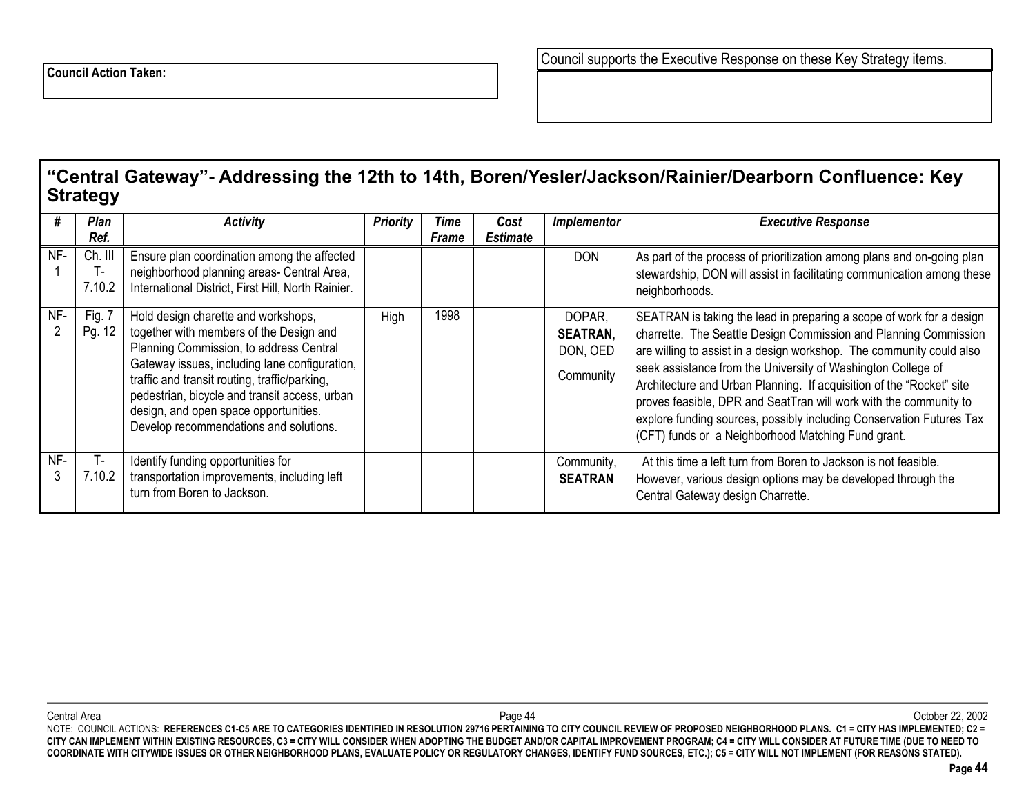**Council Action Taken:**

Council supports the Executive Response on these Key Strategy items.

## "Central Gateway"- Addressing the 12th to 14th, Boren/Yesler/Jackson/Rainier/Dearborn Confluence: Key Strategy

| # | Plan Ref. | Activity | Priority | Time Frame | Cost Estimate | Implementor | Executive Response |
|---|---|---|---|---|---|---|---|
| NF-1 | Ch. III T-7.10.2 | Ensure plan coordination among the affected neighborhood planning areas- Central Area, International District, First Hill, North Rainier. | | | | DON | As part of the process of prioritization among plans and on-going plan stewardship, DON will assist in facilitating communication among these neighborhoods. |
| NF-2 | Fig. 7 Pg. 12 | Hold design charette and workshops, together with members of the Design and Planning Commission, to address Central Gateway issues, including lane configuration, traffic and transit routing, traffic/parking, pedestrian, bicycle and transit access, urban design, and open space opportunities. Develop recommendations and solutions. | High | 1998 | | DOPAR, **SEATRAN**, DON, OED Community | SEATRAN is taking the lead in preparing a scope of work for a design charrette. The Seattle Design Commission and Planning Commission are willing to assist in a design workshop. The community could also seek assistance from the University of Washington College of Architecture and Urban Planning. If acquisition of the "Rocket" site proves feasible, DPR and SeatTran will work with the community to explore funding sources, possibly including Conservation Futures Tax (CFT) funds or a Neighborhood Matching Fund grant. |
| NF-3 | T-7.10.2 | Identify funding opportunities for transportation improvements, including left turn from Boren to Jackson. | | | | Community, **SEATRAN** | At this time a left turn from Boren to Jackson is not feasible. However, various design options may be developed through the Central Gateway design Charrette. |

NOTE: COUNCIL ACTIONS: **REFERENCES C1-C5 ARE TO CATEGORIES IDENTIFIED IN RESOLUTION 29716 PERTAINING TO CITY COUNCIL REVIEW OF PROPOSED NEIGHBORHOOD PLANS. C1 = CITY HAS IMPLEMENTED; C2 = CITY CAN IMPLEMENT WITHIN EXISTING RESOURCES, C3 = CITY WILL CONSIDER WHEN ADOPTING THE BUDGET AND/OR CAPITAL IMPROVEMENT PROGRAM; C4 = CITY WILL CONSIDER AT FUTURE TIME (DUE TO NEED TO COORDINATE WITH CITYWIDE ISSUES OR OTHER NEIGHBORHOOD PLANS, EVALUATE POLICY OR REGULATORY CHANGES, IDENTIFY FUND SOURCES, ETC.); C5 = CITY WILL NOT IMPLEMENT (FOR REASONS STATED).**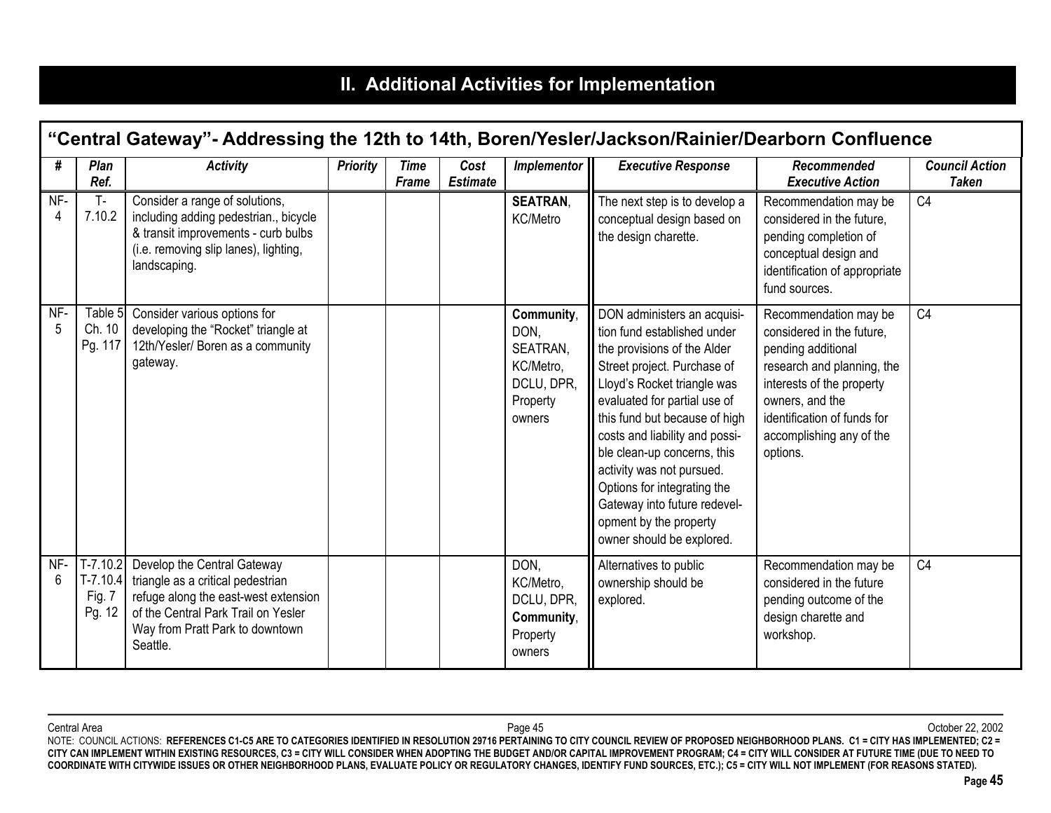## II. Additional Activities for Implementation

### "Central Gateway"- Addressing the 12th to 14th, Boren/Yesler/Jackson/Rainier/Dearborn Confluence

| # | Plan Ref. | Activity | Priority | Time Frame | Cost Estimate | Implementor | Executive Response | Recommended Executive Action | Council Action Taken |
|---|---|---|---|---|---|---|---|---|---|
| NF-4 | T-7.10.2 | Consider a range of solutions, including adding pedestrian., bicycle & transit improvements - curb bulbs (i.e. removing slip lanes), lighting, landscaping. | | | | **SEATRAN**, KC/Metro | The next step is to develop a conceptual design based on the design charette. | Recommendation may be considered in the future, pending completion of conceptual design and identification of appropriate fund sources. | C4 |
| NF-5 | Table 5 Ch. 10 Pg. 117 | Consider various options for developing the "Rocket" triangle at 12th/Yesler/ Boren as a community gateway. | | | | **Community**, DON, SEATRAN, KC/Metro, DCLU, DPR, Property owners | DON administers an acquisition fund established under the provisions of the Alder Street project. Purchase of Lloyd's Rocket triangle was evaluated for partial use of this fund but because of high costs and liability and possible clean-up concerns, this activity was not pursued. Options for integrating the Gateway into future redevelopment by the property owner should be explored. | Recommendation may be considered in the future, pending additional research and planning, the interests of the property owners, and the identification of funds for accomplishing any of the options. | C4 |
| NF-6 | T-7.10.2 T-7.10.4 Fig. 7 Pg. 12 | Develop the Central Gateway triangle as a critical pedestrian refuge along the east-west extension of the Central Park Trail on Yesler Way from Pratt Park to downtown Seattle. | | | | DON, KC/Metro, DCLU, DPR, **Community**, Property owners | Alternatives to public ownership should be explored. | Recommendation may be considered in the future pending outcome of the design charette and workshop. | C4 |

NOTE: COUNCIL ACTIONS: **REFERENCES C1-C5 ARE TO CATEGORIES IDENTIFIED IN RESOLUTION 29716 PERTAINING TO CITY COUNCIL REVIEW OF PROPOSED NEIGHBORHOOD PLANS. C1 = CITY HAS IMPLEMENTED; C2 = CITY CAN IMPLEMENT WITHIN EXISTING RESOURCES, C3 = CITY WILL CONSIDER WHEN ADOPTING THE BUDGET AND/OR CAPITAL IMPROVEMENT PROGRAM; C4 = CITY WILL CONSIDER AT FUTURE TIME (DUE TO NEED TO COORDINATE WITH CITYWIDE ISSUES OR OTHER NEIGHBORHOOD PLANS, EVALUATE POLICY OR REGULATORY CHANGES, IDENTIFY FUND SOURCES, ETC.); C5 = CITY WILL NOT IMPLEMENT (FOR REASONS STATED).**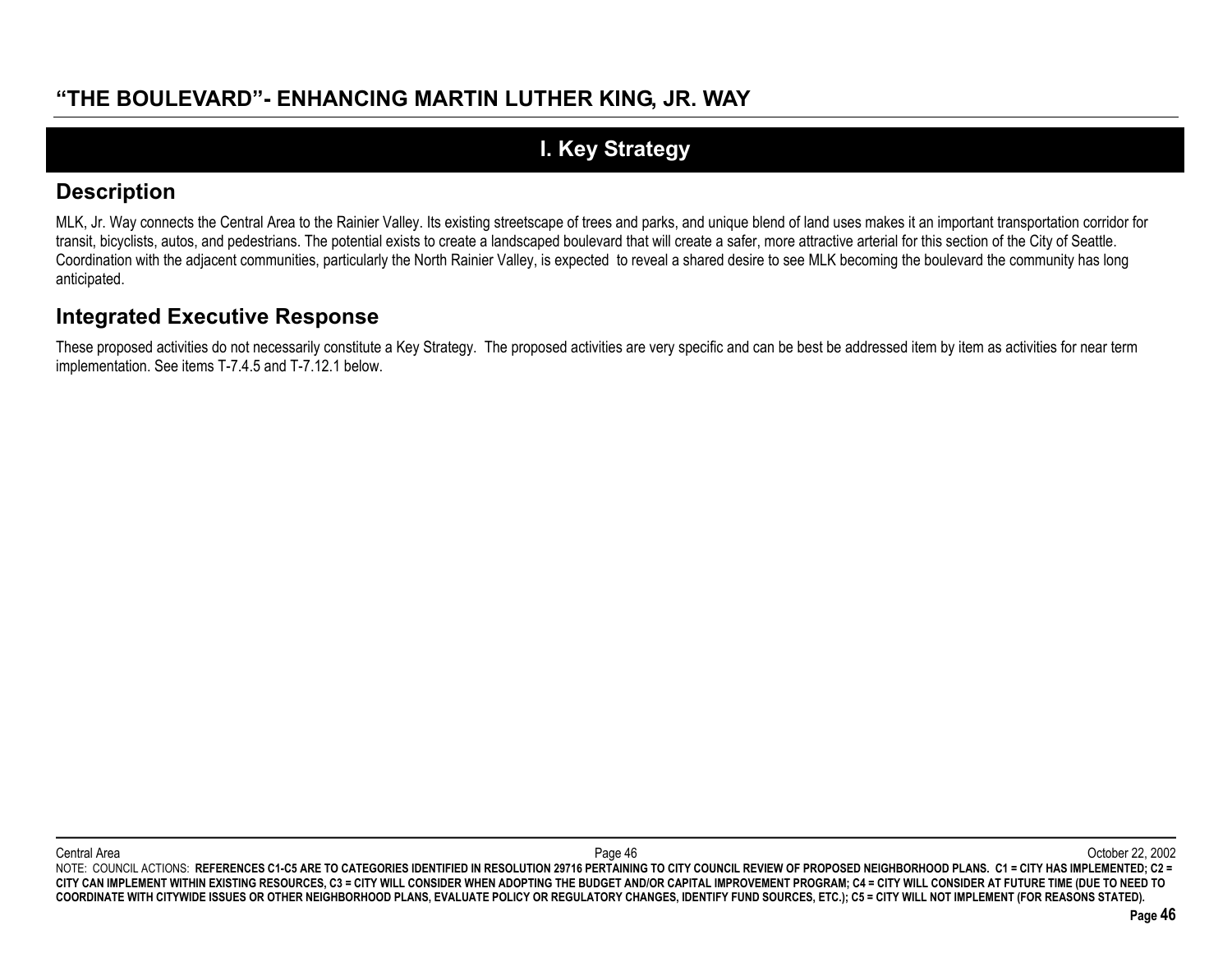# "THE BOULEVARD"- ENHANCING MARTIN LUTHER KING, JR. WAY

## I. Key Strategy

### Description

MLK, Jr. Way connects the Central Area to the Rainier Valley. Its existing streetscape of trees and parks, and unique blend of land uses makes it an important transportation corridor for transit, bicyclists, autos, and pedestrians. The potential exists to create a landscaped boulevard that will create a safer, more attractive arterial for this section of the City of Seattle. Coordination with the adjacent communities, particularly the North Rainier Valley, is expected to reveal a shared desire to see MLK becoming the boulevard the community has long anticipated.

### Integrated Executive Response

These proposed activities do not necessarily constitute a Key Strategy. The proposed activities are very specific and can be best be addressed item by item as activities for near term implementation. See items T-7.4.5 and T-7.12.1 below.

NOTE: COUNCIL ACTIONS: **REFERENCES C1-C5 ARE TO CATEGORIES IDENTIFIED IN RESOLUTION 29716 PERTAINING TO CITY COUNCIL REVIEW OF PROPOSED NEIGHBORHOOD PLANS. C1 = CITY HAS IMPLEMENTED; C2 = CITY CAN IMPLEMENT WITHIN EXISTING RESOURCES, C3 = CITY WILL CONSIDER WHEN ADOPTING THE BUDGET AND/OR CAPITAL IMPROVEMENT PROGRAM; C4 = CITY WILL CONSIDER AT FUTURE TIME (DUE TO NEED TO COORDINATE WITH CITYWIDE ISSUES OR OTHER NEIGHBORHOOD PLANS, EVALUATE POLICY OR REGULATORY CHANGES, IDENTIFY FUND SOURCES, ETC.); C5 = CITY WILL NOT IMPLEMENT (FOR REASONS STATED).**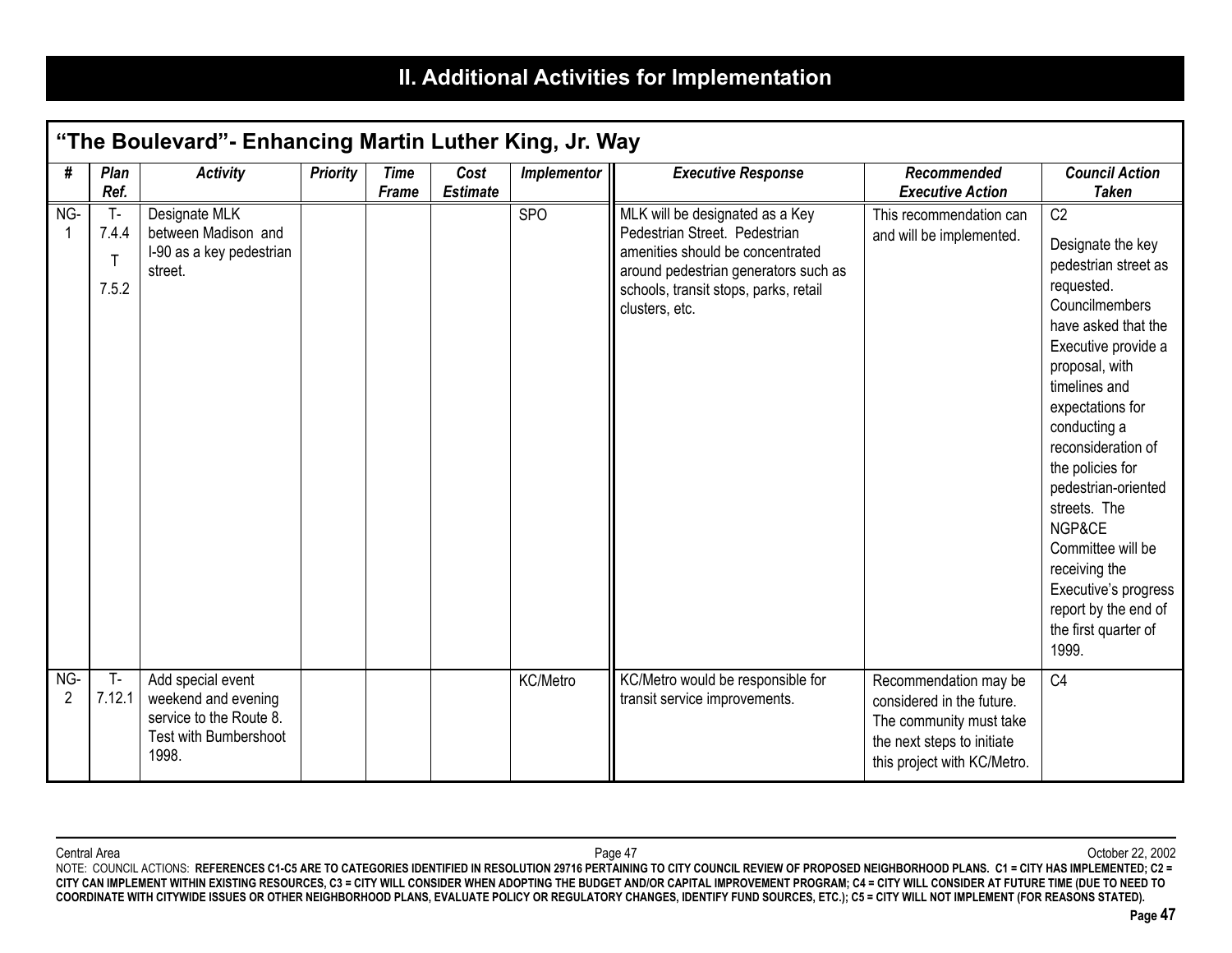# II. Additional Activities for Implementation

## "The Boulevard"- Enhancing Martin Luther King, Jr. Way

| # | Plan Ref. | Activity | Priority | Time Frame | Cost Estimate | Implementor | Executive Response | Recommended Executive Action | Council Action Taken |
|---|---|---|---|---|---|---|---|---|---|
| NG-1 | T-7.4.4 T 7.5.2 | Designate MLK between Madison and I-90 as a key pedestrian street. | | | | SPO | MLK will be designated as a Key Pedestrian Street. Pedestrian amenities should be concentrated around pedestrian generators such as schools, transit stops, parks, retail clusters, etc. | This recommendation can and will be implemented. | C2<br>Designate the key pedestrian street as requested. Councilmembers have asked that the Executive provide a proposal, with timelines and expectations for conducting a reconsideration of the policies for pedestrian-oriented streets. The NGP&CE Committee will be receiving the Executive's progress report by the end of the first quarter of 1999. |
| NG-2 | T-7.12.1 | Add special event weekend and evening service to the Route 8. Test with Bumbershoot 1998. | | | | KC/Metro | KC/Metro would be responsible for transit service improvements. | Recommendation may be considered in the future. The community must take the next steps to initiate this project with KC/Metro. | C4 |

NOTE: COUNCIL ACTIONS: **REFERENCES C1-C5 ARE TO CATEGORIES IDENTIFIED IN RESOLUTION 29716 PERTAINING TO CITY COUNCIL REVIEW OF PROPOSED NEIGHBORHOOD PLANS. C1 = CITY HAS IMPLEMENTED; C2 = CITY CAN IMPLEMENT WITHIN EXISTING RESOURCES, C3 = CITY WILL CONSIDER WHEN ADOPTING THE BUDGET AND/OR CAPITAL IMPROVEMENT PROGRAM; C4 = CITY WILL CONSIDER AT FUTURE TIME (DUE TO NEED TO COORDINATE WITH CITYWIDE ISSUES OR OTHER NEIGHBORHOOD PLANS, EVALUATE POLICY OR REGULATORY CHANGES, IDENTIFY FUND SOURCES, ETC.); C5 = CITY WILL NOT IMPLEMENT (FOR REASONS STATED).**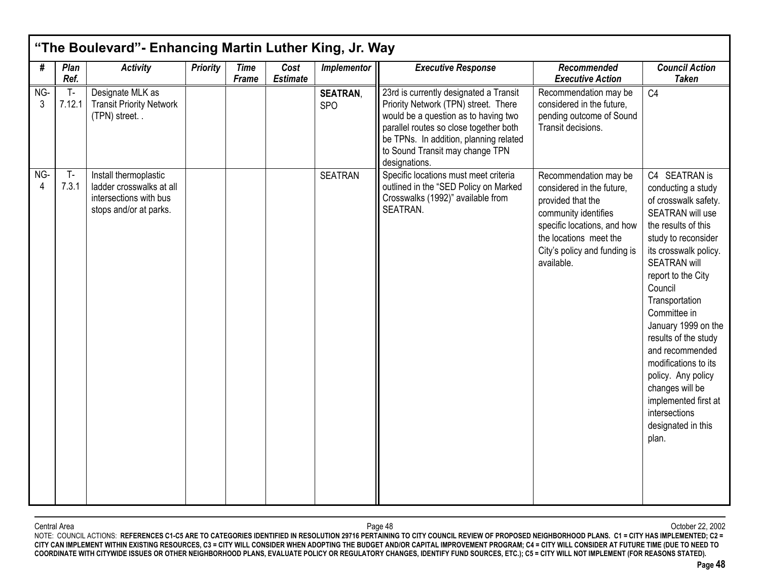## "The Boulevard"- Enhancing Martin Luther King, Jr. Way

| # | Plan Ref. | Activity | Priority | Time Frame | Cost Estimate | Implementor | Executive Response | Recommended Executive Action | Council Action Taken |
|---|---|---|---|---|---|---|---|---|---|
| NG-3 | T-7.12.1 | Designate MLK as Transit Priority Network (TPN) street. . | | | | **SEATRAN**, SPO | 23rd is currently designated a Transit Priority Network (TPN) street. There would be a question as to having two parallel routes so close together both be TPNs. In addition, planning related to Sound Transit may change TPN designations. | Recommendation may be considered in the future, pending outcome of Sound Transit decisions. | C4 |
| NG-4 | T-7.3.1 | Install thermoplastic ladder crosswalks at all intersections with bus stops and/or at parks. | | | | SEATRAN | Specific locations must meet criteria outlined in the "SED Policy on Marked Crosswalks (1992)" available from SEATRAN. | Recommendation may be considered in the future, provided that the community identifies specific locations, and how the locations meet the City's policy and funding is available. | C4 SEATRAN is conducting a study of crosswalk safety. SEATRAN will use the results of this study to reconsider its crosswalk policy. SEATRAN will report to the City Council Transportation Committee in January 1999 on the results of the study and recommended modifications to its policy. Any policy changes will be implemented first at intersections designated in this plan. |

NOTE: COUNCIL ACTIONS: **REFERENCES C1-C5 ARE TO CATEGORIES IDENTIFIED IN RESOLUTION 29716 PERTAINING TO CITY COUNCIL REVIEW OF PROPOSED NEIGHBORHOOD PLANS. C1 = CITY HAS IMPLEMENTED; C2 = CITY CAN IMPLEMENT WITHIN EXISTING RESOURCES, C3 = CITY WILL CONSIDER WHEN ADOPTING THE BUDGET AND/OR CAPITAL IMPROVEMENT PROGRAM; C4 = CITY WILL CONSIDER AT FUTURE TIME (DUE TO NEED TO COORDINATE WITH CITYWIDE ISSUES OR OTHER NEIGHBORHOOD PLANS, EVALUATE POLICY OR REGULATORY CHANGES, IDENTIFY FUND SOURCES, ETC.); C5 = CITY WILL NOT IMPLEMENT (FOR REASONS STATED).**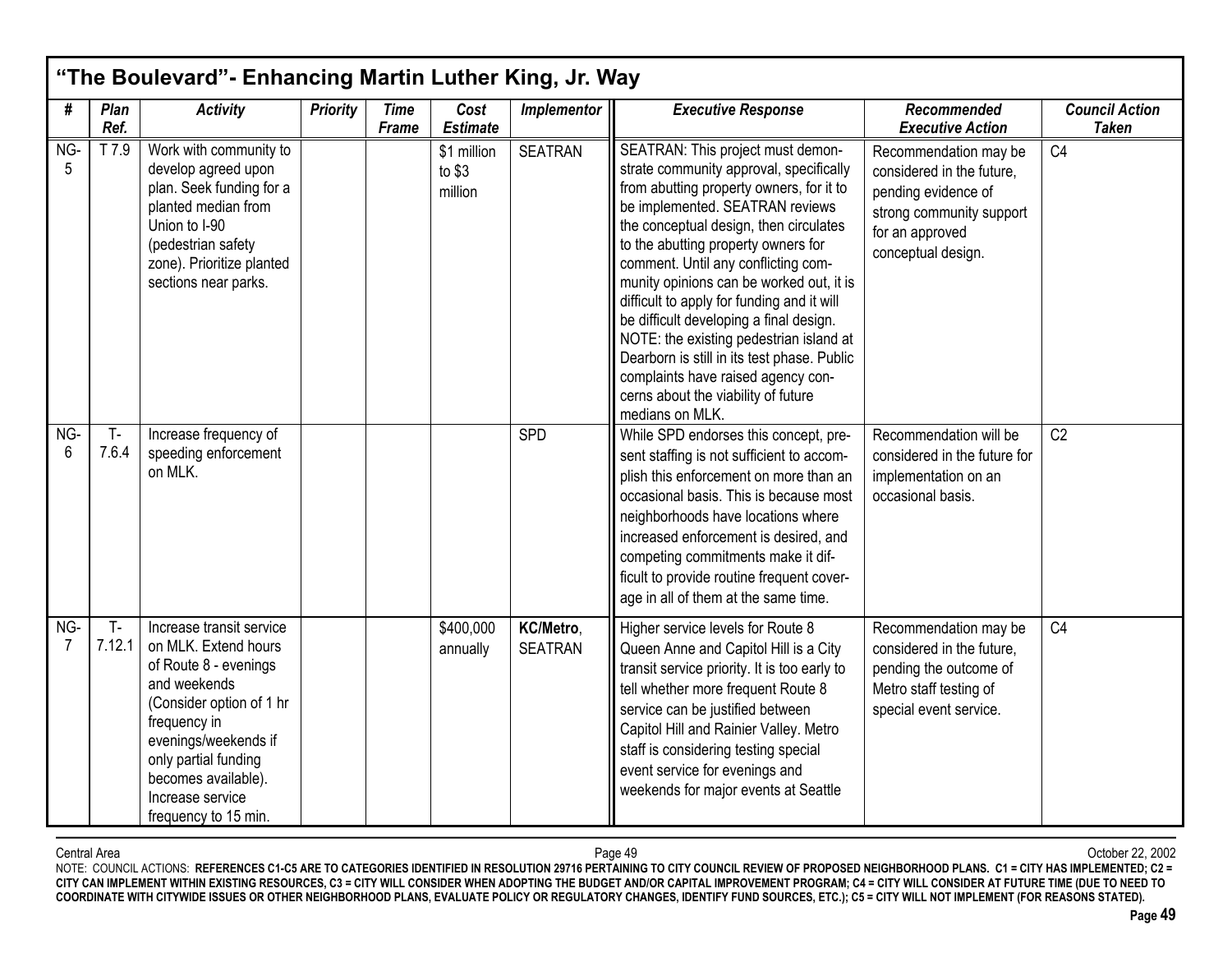## "The Boulevard"- Enhancing Martin Luther King, Jr. Way

| # | Plan Ref. | Activity | Priority | Time Frame | Cost Estimate | Implementor | Executive Response | Recommended Executive Action | Council Action Taken |
|---|---|---|---|---|---|---|---|---|---|
| NG-5 | T 7.9 | Work with community to develop agreed upon plan. Seek funding for a planted median from Union to I-90 (pedestrian safety zone). Prioritize planted sections near parks. | | | $1 million to $3 million | SEATRAN | SEATRAN: This project must demonstrate community approval, specifically from abutting property owners, for it to be implemented. SEATRAN reviews the conceptual design, then circulates to the abutting property owners for comment. Until any conflicting community opinions can be worked out, it is difficult to apply for funding and it will be difficult developing a final design. NOTE: the existing pedestrian island at Dearborn is still in its test phase. Public complaints have raised agency concerns about the viability of future medians on MLK. | Recommendation may be considered in the future, pending evidence of strong community support for an approved conceptual design. | C4 |
| NG-6 | T-7.6.4 | Increase frequency of speeding enforcement on MLK. | | | | SPD | While SPD endorses this concept, present staffing is not sufficient to accomplish this enforcement on more than an occasional basis. This is because most neighborhoods have locations where increased enforcement is desired, and competing commitments make it difficult to provide routine frequent coverage in all of them at the same time. | Recommendation will be considered in the future for implementation on an occasional basis. | C2 |
| NG-7 | T-7.12.1 | Increase transit service on MLK. Extend hours of Route 8 - evenings and weekends (Consider option of 1 hr frequency in evenings/weekends if only partial funding becomes available). Increase service frequency to 15 min. | | | $400,000 annually | **KC/Metro**, SEATRAN | Higher service levels for Route 8 Queen Anne and Capitol Hill is a City transit service priority. It is too early to tell whether more frequent Route 8 service can be justified between Capitol Hill and Rainier Valley. Metro staff is considering testing special event service for evenings and weekends for major events at Seattle | Recommendation may be considered in the future, pending the outcome of Metro staff testing of special event service. | C4 |

NOTE: COUNCIL ACTIONS: **REFERENCES C1-C5 ARE TO CATEGORIES IDENTIFIED IN RESOLUTION 29716 PERTAINING TO CITY COUNCIL REVIEW OF PROPOSED NEIGHBORHOOD PLANS. C1 = CITY HAS IMPLEMENTED; C2 = CITY CAN IMPLEMENT WITHIN EXISTING RESOURCES, C3 = CITY WILL CONSIDER WHEN ADOPTING THE BUDGET AND/OR CAPITAL IMPROVEMENT PROGRAM; C4 = CITY WILL CONSIDER AT FUTURE TIME (DUE TO NEED TO COORDINATE WITH CITYWIDE ISSUES OR OTHER NEIGHBORHOOD PLANS, EVALUATE POLICY OR REGULATORY CHANGES, IDENTIFY FUND SOURCES, ETC.); C5 = CITY WILL NOT IMPLEMENT (FOR REASONS STATED).**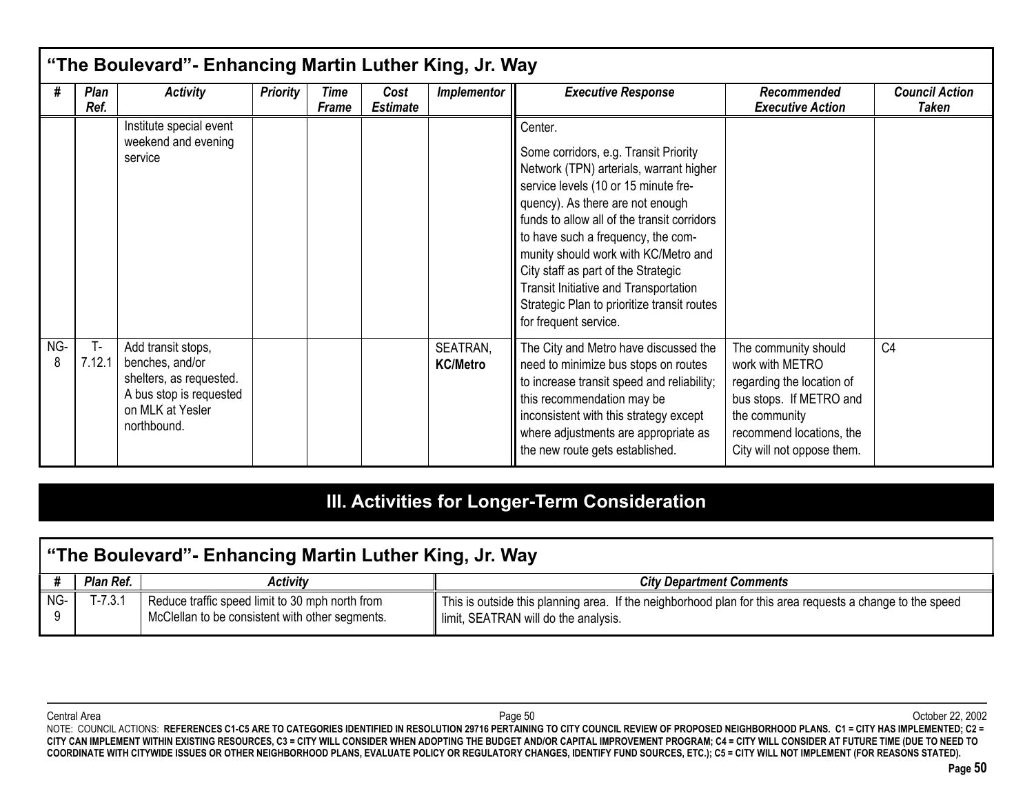## "The Boulevard"- Enhancing Martin Luther King, Jr. Way

| # | Plan Ref. | Activity | Priority | Time Frame | Cost Estimate | Implementor | Executive Response | Recommended Executive Action | Council Action Taken |
|---|---|---|---|---|---|---|---|---|---|
| | | Institute special event weekend and evening service | | | | | Center.<br><br>Some corridors, e.g. Transit Priority Network (TPN) arterials, warrant higher service levels (10 or 15 minute frequency). As there are not enough funds to allow all of the transit corridors to have such a frequency, the community should work with KC/Metro and City staff as part of the Strategic Transit Initiative and Transportation Strategic Plan to prioritize transit routes for frequent service. | | |
| NG-8 | T-7.12.1 | Add transit stops, benches, and/or shelters, as requested. A bus stop is requested on MLK at Yesler northbound. | | | | SEATRAN, **KC/Metro** | The City and Metro have discussed the need to minimize bus stops on routes to increase transit speed and reliability; this recommendation may be inconsistent with this strategy except where adjustments are appropriate as the new route gets established. | The community should work with METRO regarding the location of bus stops. If METRO and the community recommend locations, the City will not oppose them. | C4 |

# III. Activities for Longer-Term Consideration

## "The Boulevard"- Enhancing Martin Luther King, Jr. Way

| # | Plan Ref. | Activity | City Department Comments |
|---|---|---|---|
| NG-9 | T-7.3.1 | Reduce traffic speed limit to 30 mph north from McClellan to be consistent with other segments. | This is outside this planning area. If the neighborhood plan for this area requests a change to the speed limit, SEATRAN will do the analysis. |

NOTE: COUNCIL ACTIONS: **REFERENCES C1-C5 ARE TO CATEGORIES IDENTIFIED IN RESOLUTION 29716 PERTAINING TO CITY COUNCIL REVIEW OF PROPOSED NEIGHBORHOOD PLANS. C1 = CITY HAS IMPLEMENTED; C2 = CITY CAN IMPLEMENT WITHIN EXISTING RESOURCES, C3 = CITY WILL CONSIDER WHEN ADOPTING THE BUDGET AND/OR CAPITAL IMPROVEMENT PROGRAM; C4 = CITY WILL CONSIDER AT FUTURE TIME (DUE TO NEED TO COORDINATE WITH CITYWIDE ISSUES OR OTHER NEIGHBORHOOD PLANS, EVALUATE POLICY OR REGULATORY CHANGES, IDENTIFY FUND SOURCES, ETC.); C5 = CITY WILL NOT IMPLEMENT (FOR REASONS STATED).**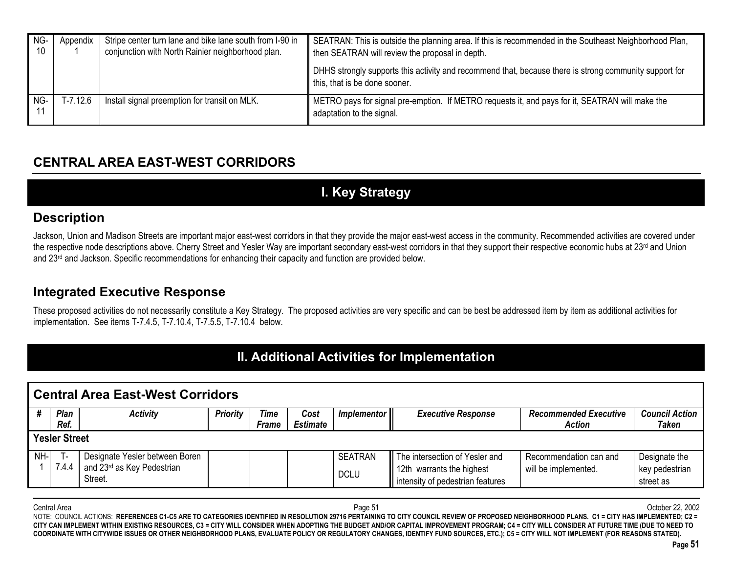| NG-10 | Appendix 1 | Stripe center turn lane and bike lane south from I-90 in conjunction with North Rainier neighborhood plan. | SEATRAN: This is outside the planning area. If this is recommended in the Southeast Neighborhood Plan, then SEATRAN will review the proposal in depth. DHHS strongly supports this activity and recommend that, because there is strong community support for this, that is be done sooner. |
|---|---|---|---|
| NG-11 | T-7.12.6 | Install signal preemption for transit on MLK. | METRO pays for signal pre-emption. If METRO requests it, and pays for it, SEATRAN will make the adaptation to the signal. |

## CENTRAL AREA EAST-WEST CORRIDORS

# I. Key Strategy

## Description

Jackson, Union and Madison Streets are important major east-west corridors in that they provide the major east-west access in the community. Recommended activities are covered under the respective node descriptions above. Cherry Street and Yesler Way are important secondary east-west corridors in that they support their respective economic hubs at 23rd and Union and 23rd and Jackson. Specific recommendations for enhancing their capacity and function are provided below.

## Integrated Executive Response

These proposed activities do not necessarily constitute a Key Strategy. The proposed activities are very specific and can be best be addressed item by item as additional activities for implementation. See items T-7.4.5, T-7.10.4, T-7.5.5, T-7.10.4 below.

# II. Additional Activities for Implementation

### Central Area East-West Corridors

| # | Plan Ref. | Activity | Priority | Time Frame | Cost Estimate | Implementor | Executive Response | Recommended Executive Action | Council Action Taken |
|---|---|---|---|---|---|---|---|---|---|
| **Yesler Street** | | | | | | | | | |
| NH-1 | T-7.4.4 | Designate Yesler between Boren and 23rd as Key Pedestrian Street. | | | | SEATRAN DCLU | The intersection of Yesler and 12th warrants the highest intensity of pedestrian features | Recommendation can and will be implemented. | Designate the key pedestrian street as |

NOTE: COUNCIL ACTIONS: **REFERENCES C1-C5 ARE TO CATEGORIES IDENTIFIED IN RESOLUTION 29716 PERTAINING TO CITY COUNCIL REVIEW OF PROPOSED NEIGHBORHOOD PLANS. C1 = CITY HAS IMPLEMENTED; C2 = CITY CAN IMPLEMENT WITHIN EXISTING RESOURCES, C3 = CITY WILL CONSIDER WHEN ADOPTING THE BUDGET AND/OR CAPITAL IMPROVEMENT PROGRAM; C4 = CITY WILL CONSIDER AT FUTURE TIME (DUE TO NEED TO COORDINATE WITH CITYWIDE ISSUES OR OTHER NEIGHBORHOOD PLANS, EVALUATE POLICY OR REGULATORY CHANGES, IDENTIFY FUND SOURCES, ETC.); C5 = CITY WILL NOT IMPLEMENT (FOR REASONS STATED).**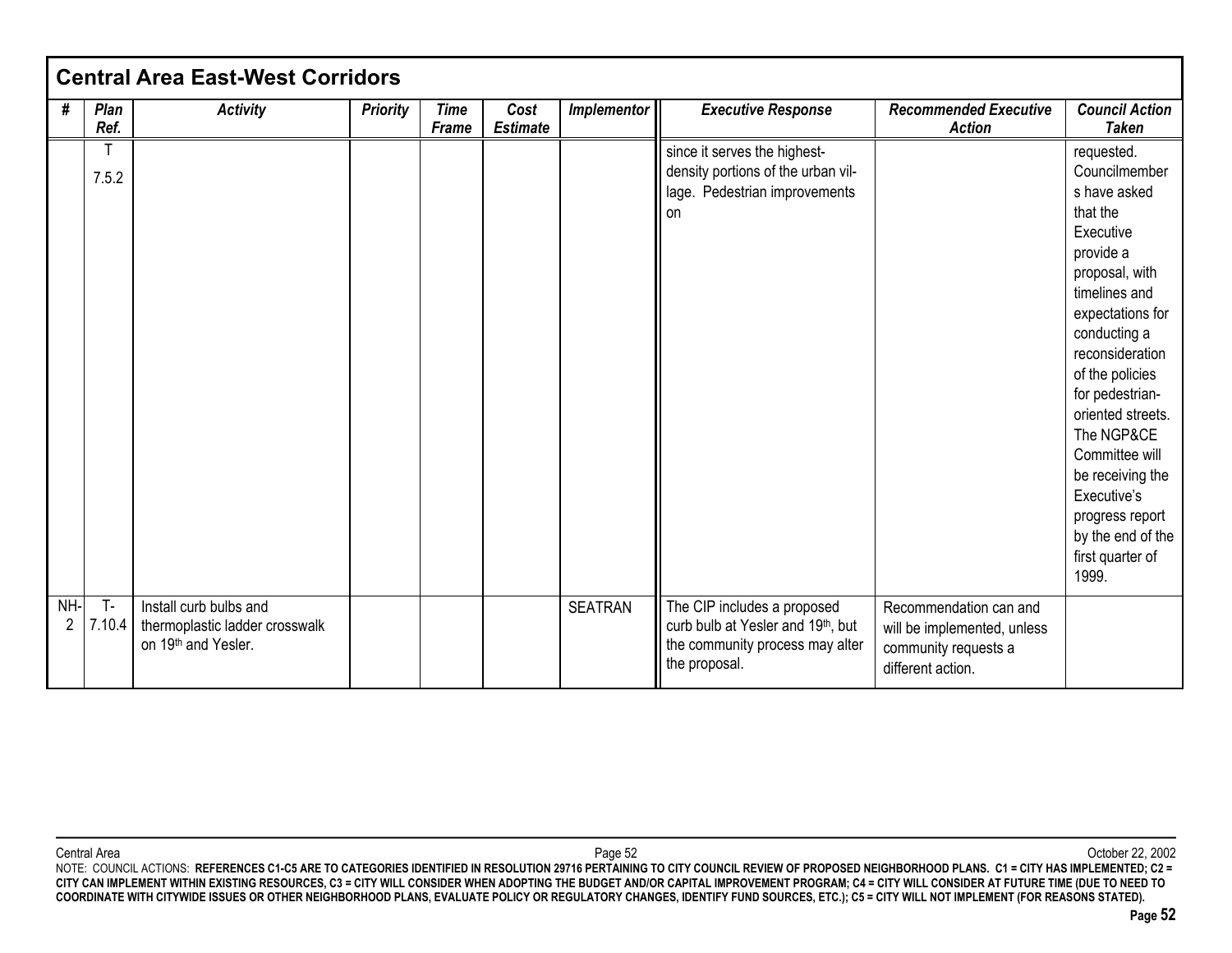## Central Area East-West Corridors

| # | Plan Ref. | Activity | Priority | Time Frame | Cost Estimate | Implementor | Executive Response | Recommended Executive Action | Council Action Taken |
|---|---|---|---|---|---|---|---|---|---|
| | T 7.5.2 | | | | | | since it serves the highest-density portions of the urban village. Pedestrian improvements on | | requested. Councilmembers have asked that the Executive provide a proposal, with timelines and expectations for conducting a reconsideration of the policies for pedestrian-oriented streets. The NGP&CE Committee will be receiving the Executive's progress report by the end of the first quarter of 1999. |
| NH-2 | T-7.10.4 | Install curb bulbs and thermoplastic ladder crosswalk on 19th and Yesler. | | | | SEATRAN | The CIP includes a proposed curb bulb at Yesler and 19th, but the community process may alter the proposal. | Recommendation can and will be implemented, unless community requests a different action. | |

NOTE: COUNCIL ACTIONS: **REFERENCES C1-C5 ARE TO CATEGORIES IDENTIFIED IN RESOLUTION 29716 PERTAINING TO CITY COUNCIL REVIEW OF PROPOSED NEIGHBORHOOD PLANS. C1 = CITY HAS IMPLEMENTED; C2 = CITY CAN IMPLEMENT WITHIN EXISTING RESOURCES, C3 = CITY WILL CONSIDER WHEN ADOPTING THE BUDGET AND/OR CAPITAL IMPROVEMENT PROGRAM; C4 = CITY WILL CONSIDER AT FUTURE TIME (DUE TO NEED TO COORDINATE WITH CITYWIDE ISSUES OR OTHER NEIGHBORHOOD PLANS, EVALUATE POLICY OR REGULATORY CHANGES, IDENTIFY FUND SOURCES, ETC.); C5 = CITY WILL NOT IMPLEMENT (FOR REASONS STATED).**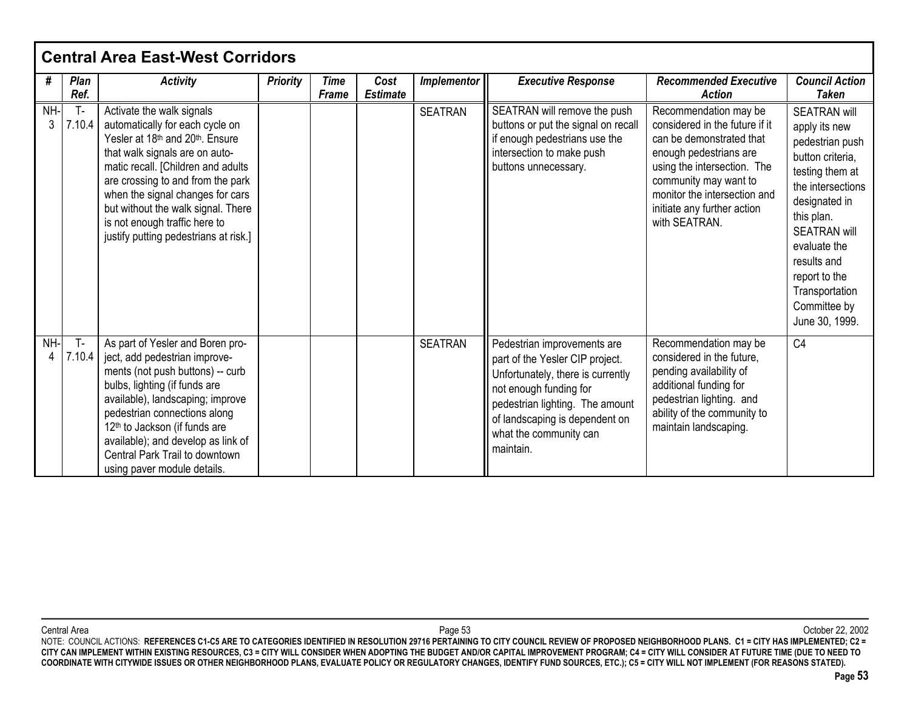## Central Area East-West Corridors

| # | Plan Ref. | Activity | Priority | Time Frame | Cost Estimate | Implementor | Executive Response | Recommended Executive Action | Council Action Taken |
|---|---|---|---|---|---|---|---|---|---|
| NH-3 | T-7.10.4 | Activate the walk signals automatically for each cycle on Yesler at 18th and 20th. Ensure that walk signals are on auto-matic recall. [Children and adults are crossing to and from the park when the signal changes for cars but without the walk signal. There is not enough traffic here to justify putting pedestrians at risk.] | | | | SEATRAN | SEATRAN will remove the push buttons or put the signal on recall if enough pedestrians use the intersection to make push buttons unnecessary. | Recommendation may be considered in the future if it can be demonstrated that enough pedestrians are using the intersection. The community may want to monitor the intersection and initiate any further action with SEATRAN. | SEATRAN will apply its new pedestrian push button criteria, testing them at the intersections designated in this plan. SEATRAN will evaluate the results and report to the Transportation Committee by June 30, 1999. |
| NH-4 | T-7.10.4 | As part of Yesler and Boren project, add pedestrian improvements (not push buttons) -- curb bulbs, lighting (if funds are available), landscaping; improve pedestrian connections along 12th to Jackson (if funds are available); and develop as link of Central Park Trail to downtown using paver module details. | | | | SEATRAN | Pedestrian improvements are part of the Yesler CIP project. Unfortunately, there is currently not enough funding for pedestrian lighting. The amount of landscaping is dependent on what the community can maintain. | Recommendation may be considered in the future, pending availability of additional funding for pedestrian lighting. and ability of the community to maintain landscaping. | C4 |

NOTE: COUNCIL ACTIONS: **REFERENCES C1-C5 ARE TO CATEGORIES IDENTIFIED IN RESOLUTION 29716 PERTAINING TO CITY COUNCIL REVIEW OF PROPOSED NEIGHBORHOOD PLANS. C1 = CITY HAS IMPLEMENTED; C2 = CITY CAN IMPLEMENT WITHIN EXISTING RESOURCES, C3 = CITY WILL CONSIDER WHEN ADOPTING THE BUDGET AND/OR CAPITAL IMPROVEMENT PROGRAM; C4 = CITY WILL CONSIDER AT FUTURE TIME (DUE TO NEED TO COORDINATE WITH CITYWIDE ISSUES OR OTHER NEIGHBORHOOD PLANS, EVALUATE POLICY OR REGULATORY CHANGES, IDENTIFY FUND SOURCES, ETC.); C5 = CITY WILL NOT IMPLEMENT (FOR REASONS STATED).**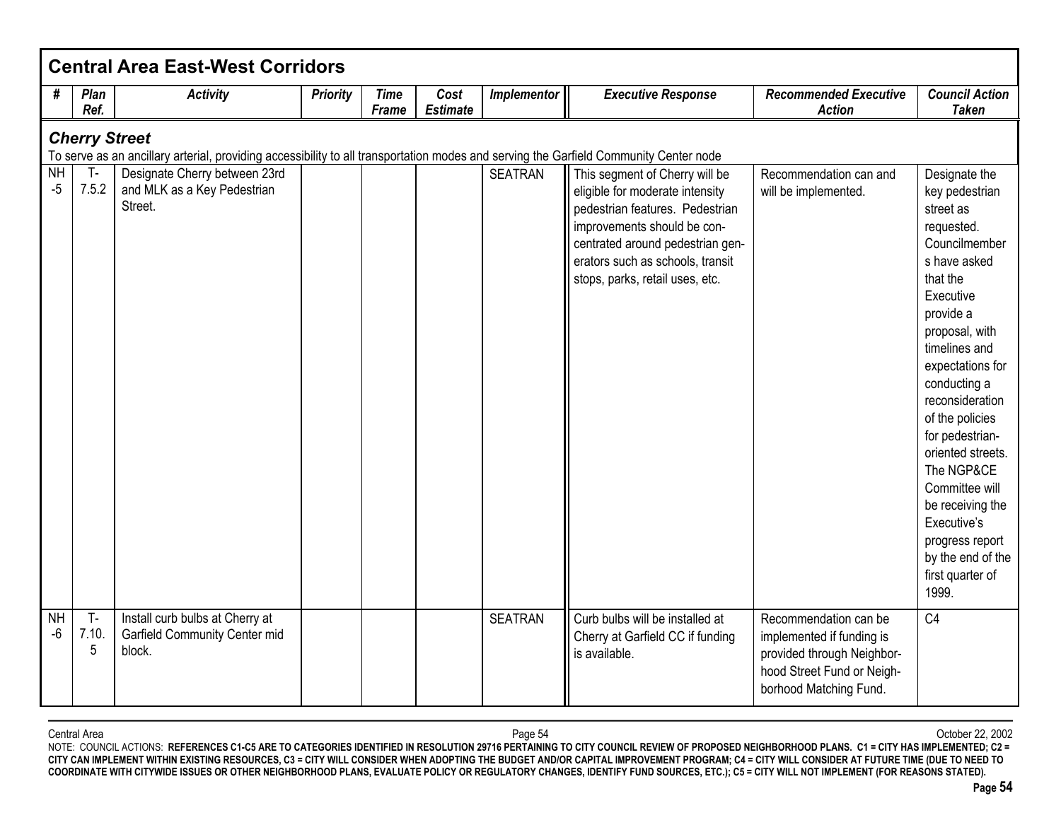## Central Area East-West Corridors

| # | Plan Ref. | Activity | Priority | Time Frame | Cost Estimate | Implementor | Executive Response | Recommended Executive Action | Council Action Taken |
|---|---|---|---|---|---|---|---|---|---|
| ***Cherry Street*** | | | | | | | | | |
| To serve as an ancillary arterial, providing accessibility to all transportation modes and serving the Garfield Community Center node | | | | | | | | | |
| NH-5 | T-7.5.2 | Designate Cherry between 23rd and MLK as a Key Pedestrian Street. | | | | SEATRAN | This segment of Cherry will be eligible for moderate intensity pedestrian features. Pedestrian improvements should be concentrated around pedestrian generators such as schools, transit stops, parks, retail uses, etc. | Recommendation can and will be implemented. | Designate the key pedestrian street as requested. Councilmembers have asked that the Executive provide a proposal, with timelines and expectations for conducting a reconsideration of the policies for pedestrian-oriented streets. The NGP&CE Committee will be receiving the Executive's progress report by the end of the first quarter of 1999. |
| NH-6 | T-7.10.5 | Install curb bulbs at Cherry at Garfield Community Center mid block. | | | | SEATRAN | Curb bulbs will be installed at Cherry at Garfield CC if funding is available. | Recommendation can be implemented if funding is provided through Neighborhood Street Fund or Neighborhood Matching Fund. | C4 |

NOTE: COUNCIL ACTIONS: **REFERENCES C1-C5 ARE TO CATEGORIES IDENTIFIED IN RESOLUTION 29716 PERTAINING TO CITY COUNCIL REVIEW OF PROPOSED NEIGHBORHOOD PLANS. C1 = CITY HAS IMPLEMENTED; C2 = CITY CAN IMPLEMENT WITHIN EXISTING RESOURCES, C3 = CITY WILL CONSIDER WHEN ADOPTING THE BUDGET AND/OR CAPITAL IMPROVEMENT PROGRAM; C4 = CITY WILL CONSIDER AT FUTURE TIME (DUE TO NEED TO COORDINATE WITH CITYWIDE ISSUES OR OTHER NEIGHBORHOOD PLANS, EVALUATE POLICY OR REGULATORY CHANGES, IDENTIFY FUND SOURCES, ETC.); C5 = CITY WILL NOT IMPLEMENT (FOR REASONS STATED).**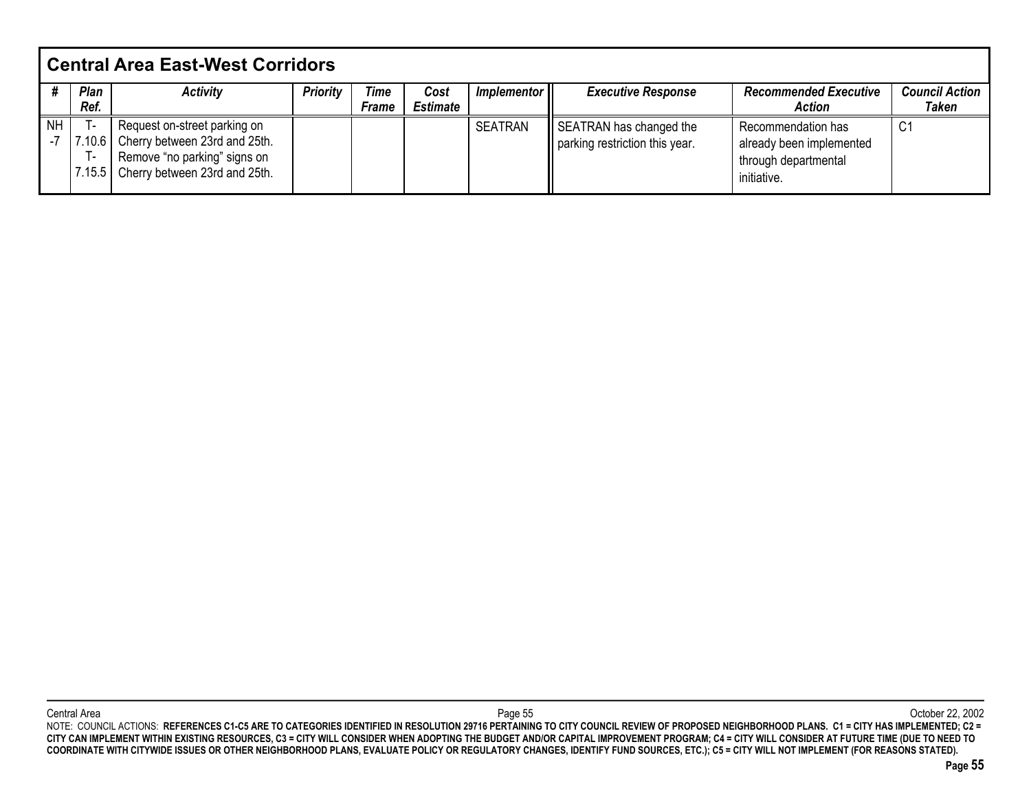## Central Area East-West Corridors

| # | Plan Ref. | Activity | Priority | Time Frame | Cost Estimate | Implementor | Executive Response | Recommended Executive Action | Council Action Taken |
|---|---|---|---|---|---|---|---|---|---|
| NH-7 | T-7.10.6 T-7.15.5 | Request on-street parking on Cherry between 23rd and 25th. Remove "no parking" signs on Cherry between 23rd and 25th. | | | | SEATRAN | SEATRAN has changed the parking restriction this year. | Recommendation has already been implemented through departmental initiative. | C1 |

NOTE: COUNCIL ACTIONS: **REFERENCES C1-C5 ARE TO CATEGORIES IDENTIFIED IN RESOLUTION 29716 PERTAINING TO CITY COUNCIL REVIEW OF PROPOSED NEIGHBORHOOD PLANS. C1 = CITY HAS IMPLEMENTED; C2 = CITY CAN IMPLEMENT WITHIN EXISTING RESOURCES, C3 = CITY WILL CONSIDER WHEN ADOPTING THE BUDGET AND/OR CAPITAL IMPROVEMENT PROGRAM; C4 = CITY WILL CONSIDER AT FUTURE TIME (DUE TO NEED TO COORDINATE WITH CITYWIDE ISSUES OR OTHER NEIGHBORHOOD PLANS, EVALUATE POLICY OR REGULATORY CHANGES, IDENTIFY FUND SOURCES, ETC.); C5 = CITY WILL NOT IMPLEMENT (FOR REASONS STATED).**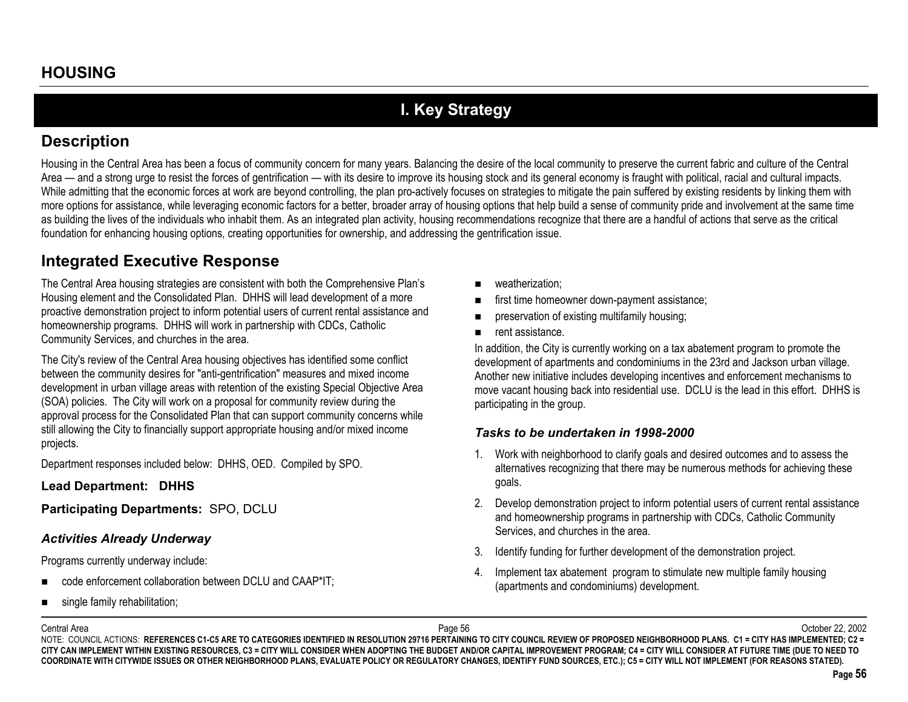# HOUSING

## I. Key Strategy

## Description

Housing in the Central Area has been a focus of community concern for many years. Balancing the desire of the local community to preserve the current fabric and culture of the Central Area — and a strong urge to resist the forces of gentrification — with its desire to improve its housing stock and its general economy is fraught with political, racial and cultural impacts. While admitting that the economic forces at work are beyond controlling, the plan pro-actively focuses on strategies to mitigate the pain suffered by existing residents by linking them with more options for assistance, while leveraging economic factors for a better, broader array of housing options that help build a sense of community pride and involvement at the same time as building the lives of the individuals who inhabit them. As an integrated plan activity, housing recommendations recognize that there are a handful of actions that serve as the critical foundation for enhancing housing options, creating opportunities for ownership, and addressing the gentrification issue.

## Integrated Executive Response

The Central Area housing strategies are consistent with both the Comprehensive Plan's Housing element and the Consolidated Plan. DHHS will lead development of a more proactive demonstration project to inform potential users of current rental assistance and homeownership programs. DHHS will work in partnership with CDCs, Catholic Community Services, and churches in the area.

The City's review of the Central Area housing objectives has identified some conflict between the community desires for "anti-gentrification" measures and mixed income development in urban village areas with retention of the existing Special Objective Area (SOA) policies. The City will work on a proposal for community review during the approval process for the Consolidated Plan that can support community concerns while still allowing the City to financially support appropriate housing and/or mixed income projects.

Department responses included below: DHHS, OED. Compiled by SPO.

**Lead Department: DHHS**

**Participating Departments:** SPO, DCLU

### *Activities Already Underway*

Programs currently underway include:

- code enforcement collaboration between DCLU and CAAP*IT;
- single family rehabilitation;
- weatherization;
- first time homeowner down-payment assistance;
- preservation of existing multifamily housing;
- rent assistance.

In addition, the City is currently working on a tax abatement program to promote the development of apartments and condominiums in the 23rd and Jackson urban village. Another new initiative includes developing incentives and enforcement mechanisms to move vacant housing back into residential use. DCLU is the lead in this effort. DHHS is participating in the group.

### *Tasks to be undertaken in 1998-2000*

1. Work with neighborhood to clarify goals and desired outcomes and to assess the alternatives recognizing that there may be numerous methods for achieving these goals.
2. Develop demonstration project to inform potential users of current rental assistance and homeownership programs in partnership with CDCs, Catholic Community Services, and churches in the area.
3. Identify funding for further development of the demonstration project.
4. Implement tax abatement program to stimulate new multiple family housing (apartments and condominiums) development.

NOTE: COUNCIL ACTIONS: **REFERENCES C1-C5 ARE TO CATEGORIES IDENTIFIED IN RESOLUTION 29716 PERTAINING TO CITY COUNCIL REVIEW OF PROPOSED NEIGHBORHOOD PLANS. C1 = CITY HAS IMPLEMENTED; C2 = CITY CAN IMPLEMENT WITHIN EXISTING RESOURCES, C3 = CITY WILL CONSIDER WHEN ADOPTING THE BUDGET AND/OR CAPITAL IMPROVEMENT PROGRAM; C4 = CITY WILL CONSIDER AT FUTURE TIME (DUE TO NEED TO COORDINATE WITH CITYWIDE ISSUES OR OTHER NEIGHBORHOOD PLANS, EVALUATE POLICY OR REGULATORY CHANGES, IDENTIFY FUND SOURCES, ETC.); C5 = CITY WILL NOT IMPLEMENT (FOR REASONS STATED).**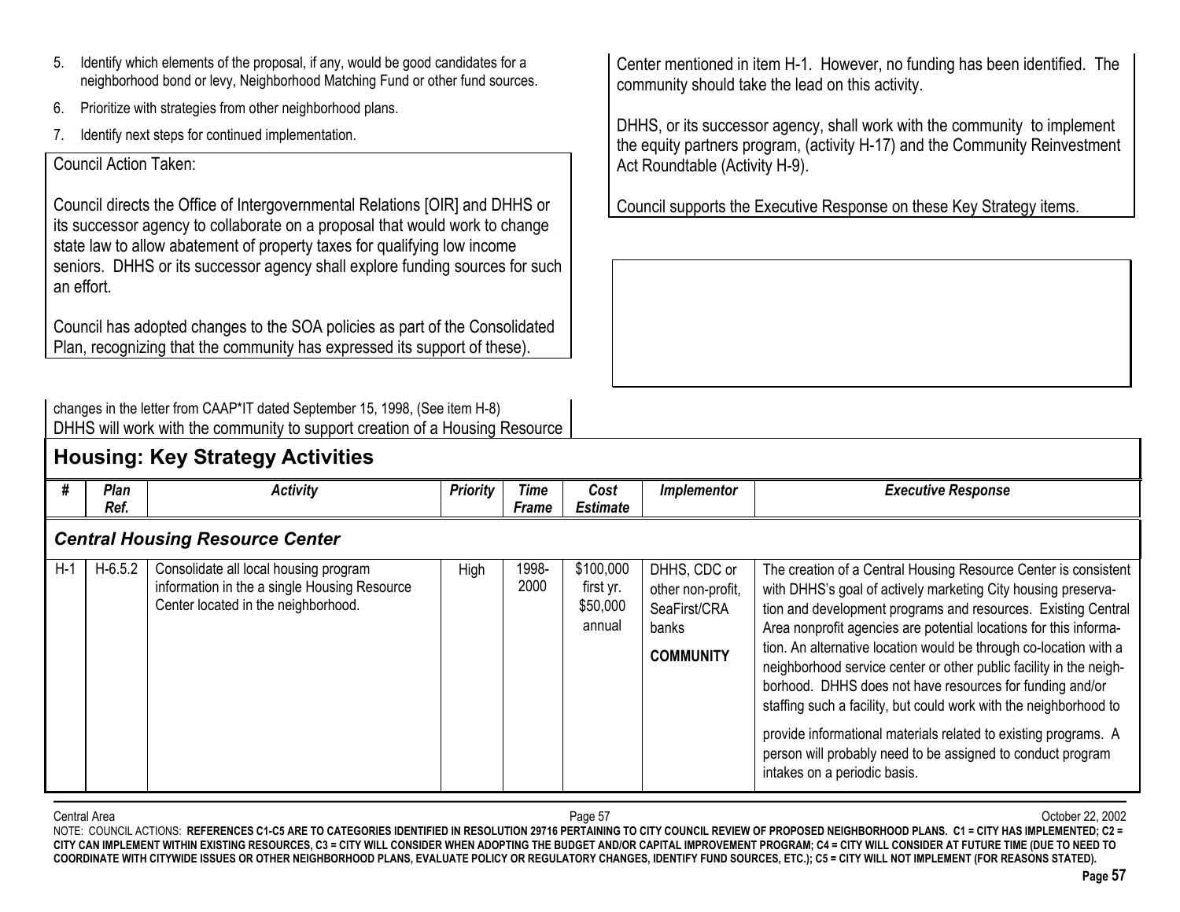5. Identify which elements of the proposal, if any, would be good candidates for a neighborhood bond or levy, Neighborhood Matching Fund or other fund sources.
6. Prioritize with strategies from other neighborhood plans.
7. Identify next steps for continued implementation.

Council Action Taken:

Council directs the Office of Intergovernmental Relations [OIR] and DHHS or its successor agency to collaborate on a proposal that would work to change state law to allow abatement of property taxes for qualifying low income seniors. DHHS or its successor agency shall explore funding sources for such an effort.

Council has adopted changes to the SOA policies as part of the Consolidated Plan, recognizing that the community has expressed its support of these).

changes in the letter from CAAP*IT dated September 15, 1998, (See item H-8)
DHHS will work with the community to support creation of a Housing Resource Center mentioned in item H-1. However, no funding has been identified. The community should take the lead on this activity.

DHHS, or its successor agency, shall work with the community to implement the equity partners program, (activity H-17) and the Community Reinvestment Act Roundtable (Activity H-9).

Council supports the Executive Response on these Key Strategy items.

## Housing: Key Strategy Activities

| # | Plan Ref. | Activity | Priority | Time Frame | Cost Estimate | Implementor | Executive Response |
|---|---|---|---|---|---|---|---|
| ***Central Housing Resource Center*** | | | | | | | |
| H-1 | H-6.5.2 | Consolidate all local housing program information in the single Housing Resource Center located in the neighborhood. | High | 1998-2000 | \$100,000 first yr. \$50,000 annual | DHHS, CDC or other non-profit, SeaFirst/CRA banks **COMMUNITY** | The creation of a Central Housing Resource Center is consistent with DHHS's goal of actively marketing City housing preservation and development programs and resources. Existing Central Area nonprofit agencies are potential locations for this information. An alternative location would be through co-location with a neighborhood service center or other public facility in the neighborhood. DHHS does not have resources for funding and/or staffing such a facility, but could work with the neighborhood to provide informational materials related to existing programs. A person will probably need to be assigned to conduct program intakes on a periodic basis. |

NOTE: COUNCIL ACTIONS: **REFERENCES C1-C5 ARE TO CATEGORIES IDENTIFIED IN RESOLUTION 29716 PERTAINING TO CITY COUNCIL REVIEW OF PROPOSED NEIGHBORHOOD PLANS. C1 = CITY HAS IMPLEMENTED; C2 = CITY CAN IMPLEMENT WITHIN EXISTING RESOURCES, C3 = CITY WILL CONSIDER WHEN ADOPTING THE BUDGET AND/OR CAPITAL IMPROVEMENT PROGRAM; C4 = CITY WILL CONSIDER AT FUTURE TIME (DUE TO NEED TO COORDINATE WITH CITYWIDE ISSUES OR OTHER NEIGHBORHOOD PLANS, EVALUATE POLICY OR REGULATORY CHANGES, IDENTIFY FUND SOURCES, ETC.); C5 = CITY WILL NOT IMPLEMENT (FOR REASONS STATED).**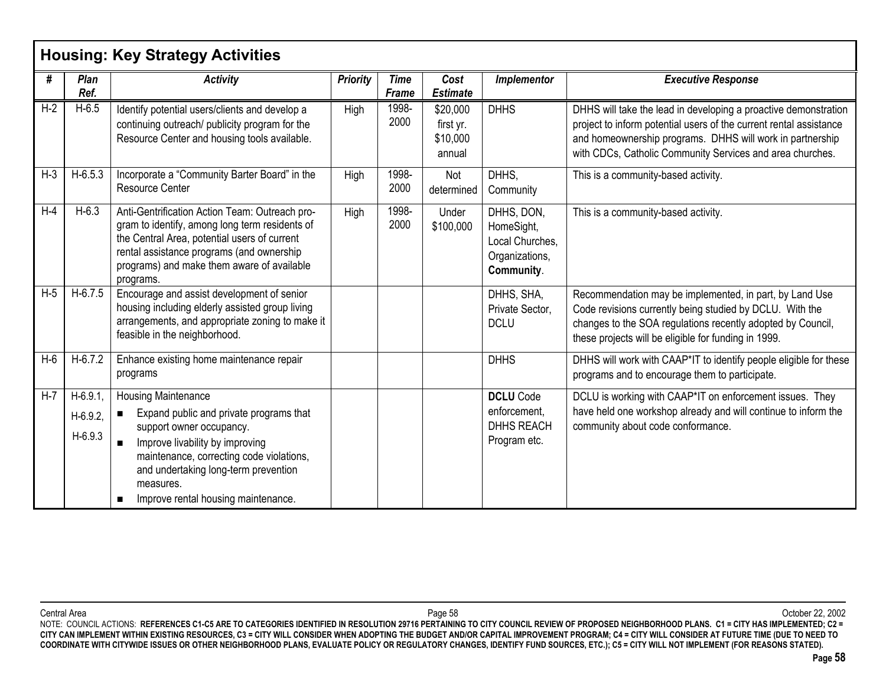## Housing: Key Strategy Activities

| # | Plan Ref. | Activity | Priority | Time Frame | Cost Estimate | Implementor | Executive Response |
|---|---|---|---|---|---|---|---|
| H-2 | H-6.5 | Identify potential users/clients and develop a continuing outreach/ publicity program for the Resource Center and housing tools available. | High | 1998-2000 | $20,000 first yr. $10,000 annual | DHHS | DHHS will take the lead in developing a proactive demonstration project to inform potential users of the current rental assistance and homeownership programs. DHHS will work in partnership with CDCs, Catholic Community Services and area churches. |
| H-3 | H-6.5.3 | Incorporate a "Community Barter Board" in the Resource Center | High | 1998-2000 | Not determined | DHHS, Community | This is a community-based activity. |
| H-4 | H-6.3 | Anti-Gentrification Action Team: Outreach program to identify, among long term residents of the Central Area, potential users of current rental assistance programs (and ownership programs) and make them aware of available programs. | High | 1998-2000 | Under $100,000 | DHHS, DON, HomeSight, Local Churches, Organizations, **Community**. | This is a community-based activity. |
| H-5 | H-6.7.5 | Encourage and assist development of senior housing including elderly assisted group living arrangements, and appropriate zoning to make it feasible in the neighborhood. | | | | DHHS, SHA, Private Sector, DCLU | Recommendation may be implemented, in part, by Land Use Code revisions currently being studied by DCLU. With the changes to the SOA regulations recently adopted by Council, these projects will be eligible for funding in 1999. |
| H-6 | H-6.7.2 | Enhance existing home maintenance repair programs | | | | DHHS | DHHS will work with CAAP*IT to identify people eligible for these programs and to encourage them to participate. |
| H-7 | H-6.9.1, H-6.9.2, H-6.9.3 | Housing Maintenance<br>■ Expand public and private programs that support owner occupancy.<br>■ Improve livability by improving maintenance, correcting code violations, and undertaking long-term prevention measures.<br>■ Improve rental housing maintenance. | | | | **DCLU** Code enforcement, DHHS REACH Program etc. | DCLU is working with CAAP*IT on enforcement issues. They have held one workshop already and will continue to inform the community about code conformance. |

NOTE: COUNCIL ACTIONS: **REFERENCES C1-C5 ARE TO CATEGORIES IDENTIFIED IN RESOLUTION 29716 PERTAINING TO CITY COUNCIL REVIEW OF PROPOSED NEIGHBORHOOD PLANS. C1 = CITY HAS IMPLEMENTED; C2 = CITY CAN IMPLEMENT WITHIN EXISTING RESOURCES, C3 = CITY WILL CONSIDER WHEN ADOPTING THE BUDGET AND/OR CAPITAL IMPROVEMENT PROGRAM; C4 = CITY WILL CONSIDER AT FUTURE TIME (DUE TO NEED TO COORDINATE WITH CITYWIDE ISSUES OR OTHER NEIGHBORHOOD PLANS, EVALUATE POLICY OR REGULATORY CHANGES, IDENTIFY FUND SOURCES, ETC.); C5 = CITY WILL NOT IMPLEMENT (FOR REASONS STATED).**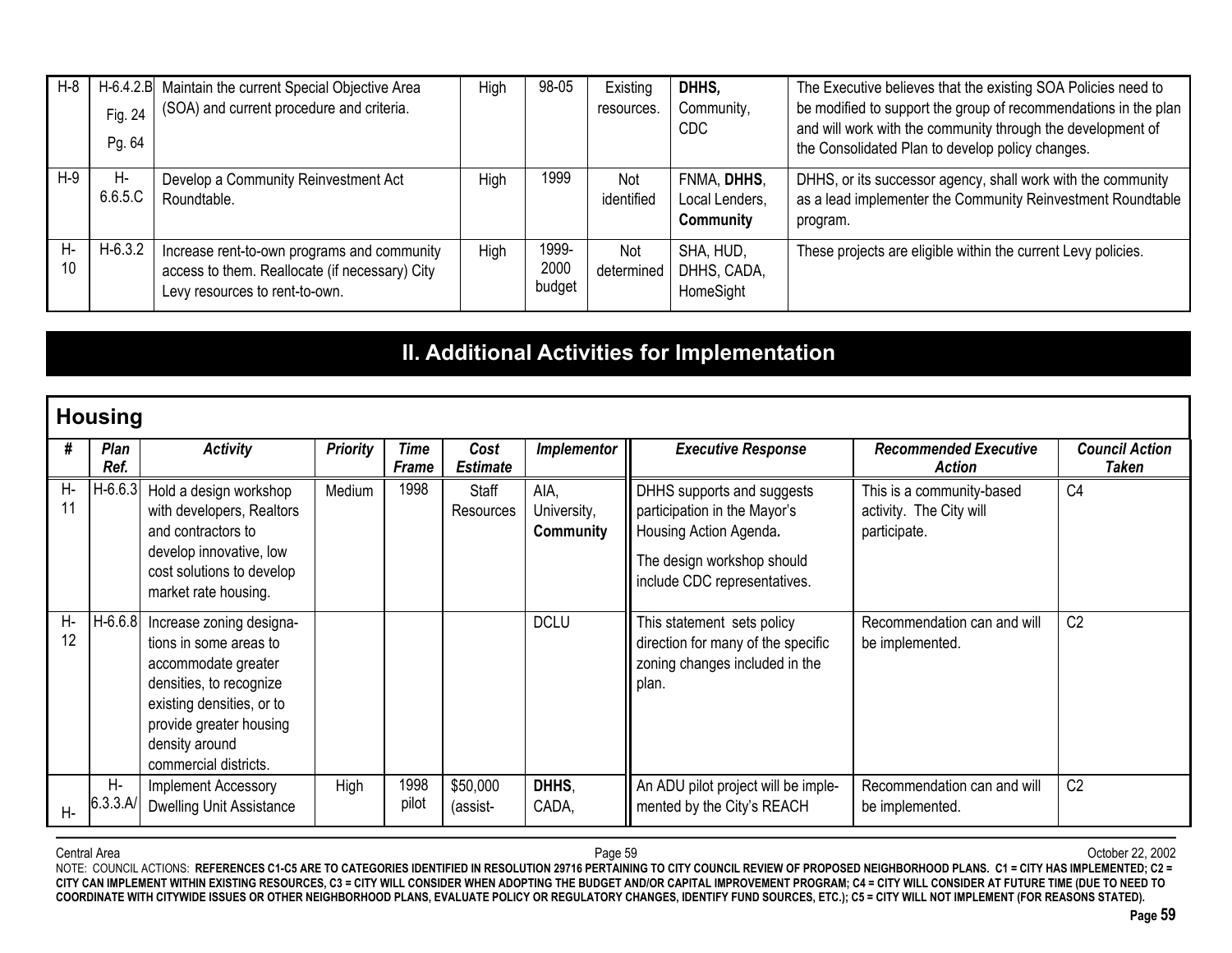| H-8 | H-6.4.2.B Fig. 24 Pg. 64 | Maintain the current Special Objective Area (SOA) and current procedure and criteria. | High | 98-05 | Existing resources. | **DHHS,** Community, CDC | The Executive believes that the existing SOA Policies need to be modified to support the group of recommendations in the plan and will work with the community through the development of the Consolidated Plan to develop policy changes. |
|---|---|---|---|---|---|---|---|
| H-9 | H-6.6.5.C | Develop a Community Reinvestment Act Roundtable. | High | 1999 | Not identified | FNMA, **DHHS**, Local Lenders, **Community** | DHHS, or its successor agency, shall work with the community as a lead implementer the Community Reinvestment Roundtable program. |
| H-10 | H-6.3.2 | Increase rent-to-own programs and community access to them. Reallocate (if necessary) City Levy resources to rent-to-own. | High | 1999-2000 budget | Not determined | SHA, HUD, DHHS, CADA, HomeSight | These projects are eligible within the current Levy policies. |

## II. Additional Activities for Implementation

### Housing

| # | Plan Ref. | Activity | Priority | Time Frame | Cost Estimate | Implementor | Executive Response | Recommended Executive Action | Council Action Taken |
|---|---|---|---|---|---|---|---|---|---|
| H-11 | H-6.6.3 | Hold a design workshop with developers, Realtors and contractors to develop innovative, low cost solutions to develop market rate housing. | Medium | 1998 | Staff Resources | AIA, University, **Community** | DHHS supports and suggests participation in the Mayor's Housing Action Agenda. The design workshop should include CDC representatives. | This is a community-based activity. The City will participate. | C4 |
| H-12 | H-6.6.8 | Increase zoning designations in some areas to accommodate greater densities, to recognize existing densities, or to provide greater housing density around commercial districts. | | | | DCLU | This statement sets policy direction for many of the specific zoning changes included in the plan. | Recommendation can and will be implemented. | C2 |
| H- | H-6.3.3.A/ | Implement Accessory Dwelling Unit Assistance | High | 1998 pilot | $50,000 (assist- | **DHHS**, CADA, | An ADU pilot project will be implemented by the City's REACH | Recommendation can and will be implemented. | C2 |

NOTE: COUNCIL ACTIONS: **REFERENCES C1-C5 ARE TO CATEGORIES IDENTIFIED IN RESOLUTION 29716 PERTAINING TO CITY COUNCIL REVIEW OF PROPOSED NEIGHBORHOOD PLANS. C1 = CITY HAS IMPLEMENTED; C2 = CITY CAN IMPLEMENT WITHIN EXISTING RESOURCES, C3 = CITY WILL CONSIDER WHEN ADOPTING THE BUDGET AND/OR CAPITAL IMPROVEMENT PROGRAM; C4 = CITY WILL CONSIDER AT FUTURE TIME (DUE TO NEED TO COORDINATE WITH CITYWIDE ISSUES OR OTHER NEIGHBORHOOD PLANS, EVALUATE POLICY OR REGULATORY CHANGES, IDENTIFY FUND SOURCES, ETC.); C5 = CITY WILL NOT IMPLEMENT (FOR REASONS STATED).**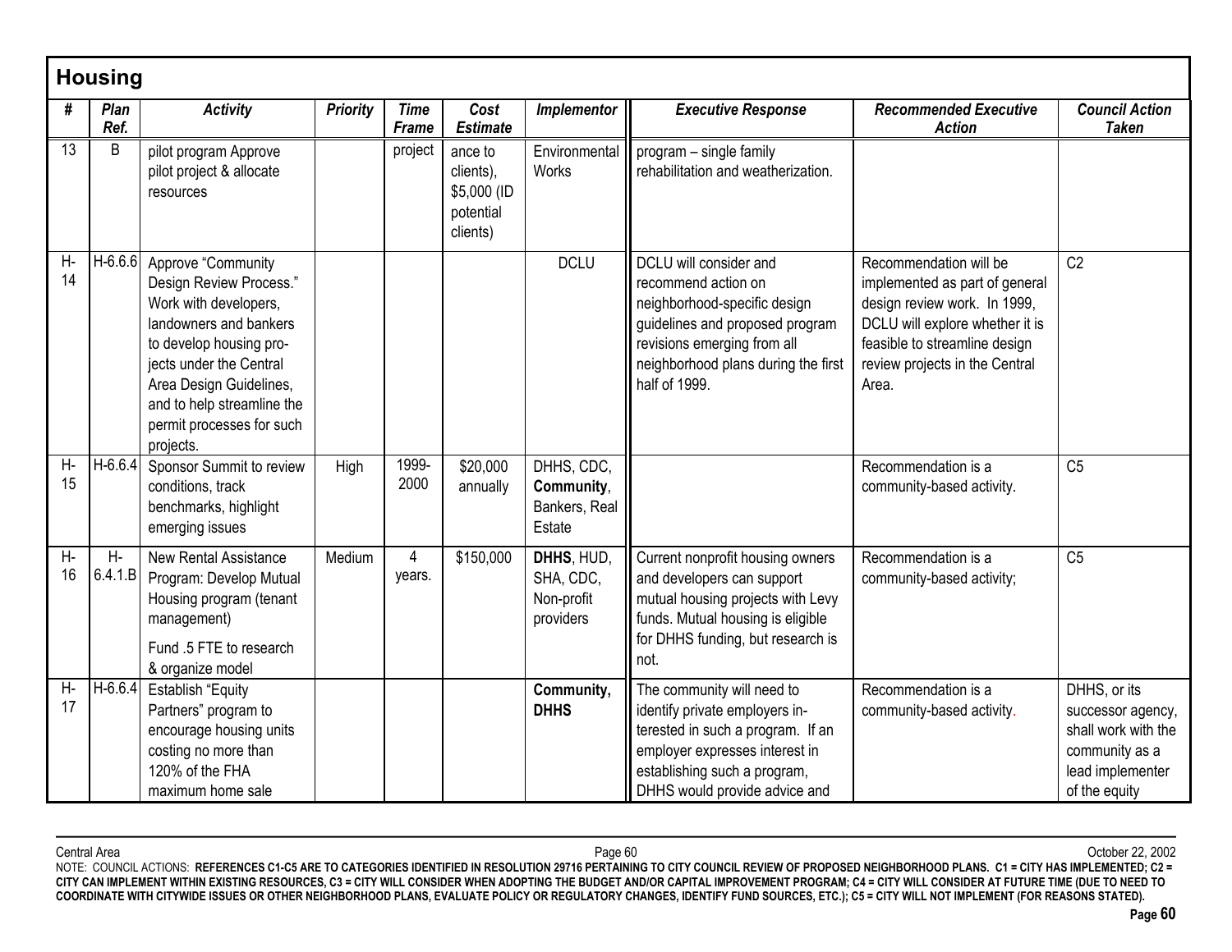## Housing

| # | Plan Ref. | Activity | Priority | Time Frame | Cost Estimate | Implementor | Executive Response | Recommended Executive Action | Council Action Taken |
|---|---|---|---|---|---|---|---|---|---|
| 13 | B | pilot program Approve pilot project & allocate resources | | project | ance to clients), $5,000 (ID potential clients) | Environmental Works | program – single family rehabilitation and weatherization. | | |
| H-14 | H-6.6.6 | Approve "Community Design Review Process." Work with developers, landowners and bankers to develop housing projects under the Central Area Design Guidelines, and to help streamline the permit processes for such projects. | | | | DCLU | DCLU will consider and recommend action on neighborhood-specific design guidelines and proposed program revisions emerging from all neighborhood plans during the first half of 1999. | Recommendation will be implemented as part of general design review work. In 1999, DCLU will explore whether it is feasible to streamline design review projects in the Central Area. | C2 |
| H-15 | H-6.6.4 | Sponsor Summit to review conditions, track benchmarks, highlight emerging issues | High | 1999-2000 | $20,000 annually | DHHS, CDC, **Community**, Bankers, Real Estate | | Recommendation is a community-based activity. | C5 |
| H-16 | H-6.4.1.B | New Rental Assistance Program: Develop Mutual Housing program (tenant management)<br><br>Fund .5 FTE to research & organize model | Medium | 4 years. | $150,000 | **DHHS**, HUD, SHA, CDC, Non-profit providers | Current nonprofit housing owners and developers can support mutual housing projects with Levy funds. Mutual housing is eligible for DHHS funding, but research is not. | Recommendation is a community-based activity; | C5 |
| H-17 | H-6.6.4 | Establish "Equity Partners" program to encourage housing units costing no more than 120% of the FHA maximum home sale | | | | **Community, DHHS** | The community will need to identify private employers interested in such a program. If an employer expresses interest in establishing such a program, DHHS would provide advice and | Recommendation is a community-based activity. | DHHS, or its successor agency, shall work with the community as a lead implementer of the equity |

NOTE: COUNCIL ACTIONS: **REFERENCES C1-C5 ARE TO CATEGORIES IDENTIFIED IN RESOLUTION 29716 PERTAINING TO CITY COUNCIL REVIEW OF PROPOSED NEIGHBORHOOD PLANS. C1 = CITY HAS IMPLEMENTED; C2 = CITY CAN IMPLEMENT WITHIN EXISTING RESOURCES, C3 = CITY WILL CONSIDER WHEN ADOPTING THE BUDGET AND/OR CAPITAL IMPROVEMENT PROGRAM; C4 = CITY WILL CONSIDER AT FUTURE TIME (DUE TO NEED TO COORDINATE WITH CITYWIDE ISSUES OR OTHER NEIGHBORHOOD PLANS, EVALUATE POLICY OR REGULATORY CHANGES, IDENTIFY FUND SOURCES, ETC.); C5 = CITY WILL NOT IMPLEMENT (FOR REASONS STATED).**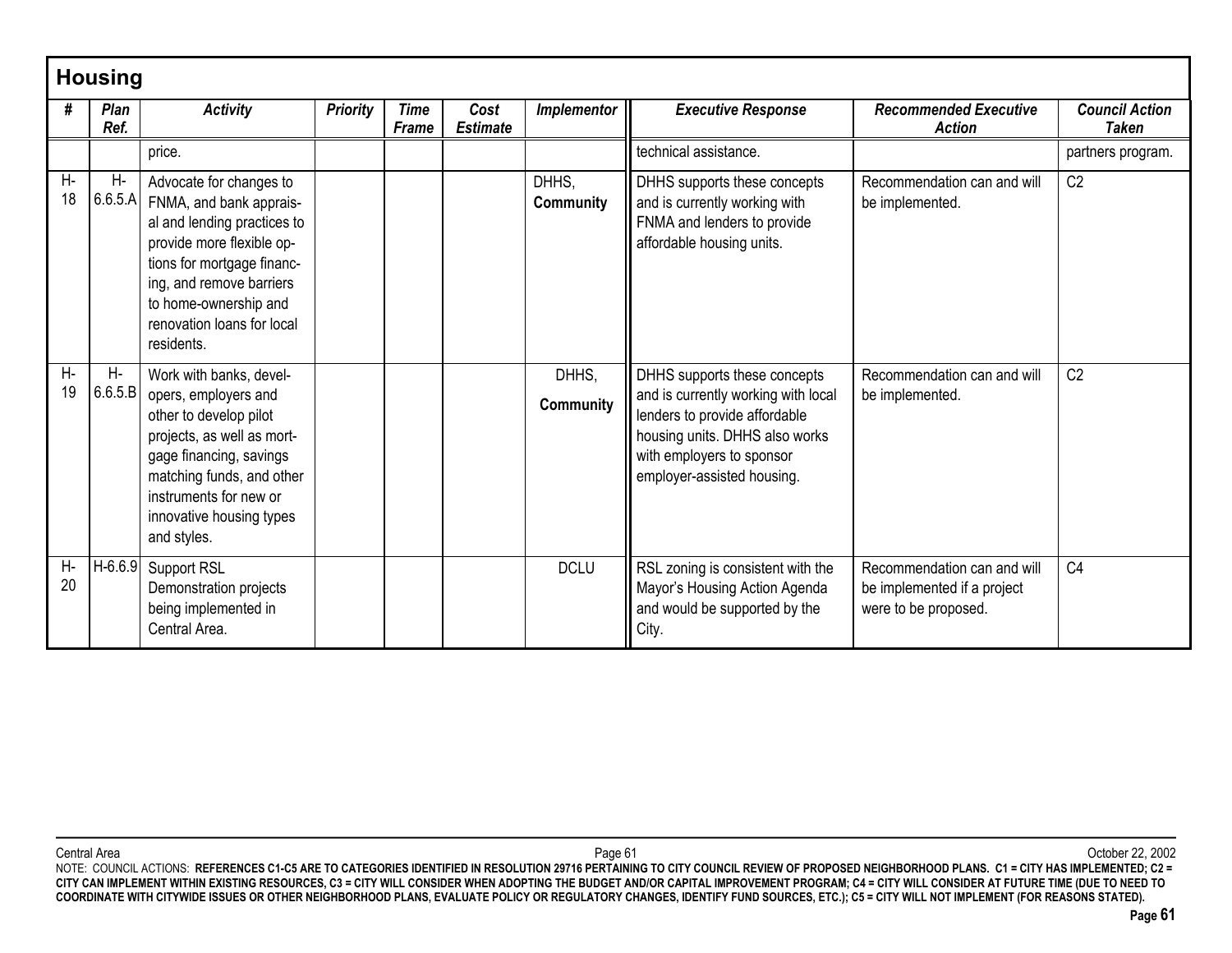## Housing

| # | Plan Ref. | Activity | Priority | Time Frame | Cost Estimate | Implementor | Executive Response | Recommended Executive Action | Council Action Taken |
|---|---|---|---|---|---|---|---|---|---|
| | | price. | | | | | technical assistance. | | partners program. |
| H-18 | H-6.6.5.A | Advocate for changes to FNMA, and bank appraisal and lending practices to provide more flexible options for mortgage financing, and remove barriers to home-ownership and renovation loans for local residents. | | | | DHHS, **Community** | DHHS supports these concepts and is currently working with FNMA and lenders to provide affordable housing units. | Recommendation can and will be implemented. | C2 |
| H-19 | H-6.6.5.B | Work with banks, developers, employers and other to develop pilot projects, as well as mortgage financing, savings matching funds, and other instruments for new or innovative housing types and styles. | | | | DHHS, **Community** | DHHS supports these concepts and is currently working with local lenders to provide affordable housing units. DHHS also works with employers to sponsor employer-assisted housing. | Recommendation can and will be implemented. | C2 |
| H-20 | H-6.6.9 | Support RSL Demonstration projects being implemented in Central Area. | | | | DCLU | RSL zoning is consistent with the Mayor's Housing Action Agenda and would be supported by the City. | Recommendation can and will be implemented if a project were to be proposed. | C4 |

Central Area — October 22, 2002

NOTE: COUNCIL ACTIONS: **REFERENCES C1-C5 ARE TO CATEGORIES IDENTIFIED IN RESOLUTION 29716 PERTAINING TO CITY COUNCIL REVIEW OF PROPOSED NEIGHBORHOOD PLANS. C1 = CITY HAS IMPLEMENTED; C2 = CITY CAN IMPLEMENT WITHIN EXISTING RESOURCES, C3 = CITY WILL CONSIDER WHEN ADOPTING THE BUDGET AND/OR CAPITAL IMPROVEMENT PROGRAM; C4 = CITY WILL CONSIDER AT FUTURE TIME (DUE TO NEED TO COORDINATE WITH CITYWIDE ISSUES OR OTHER NEIGHBORHOOD PLANS, EVALUATE POLICY OR REGULATORY CHANGES, IDENTIFY FUND SOURCES, ETC.); C5 = CITY WILL NOT IMPLEMENT (FOR REASONS STATED).**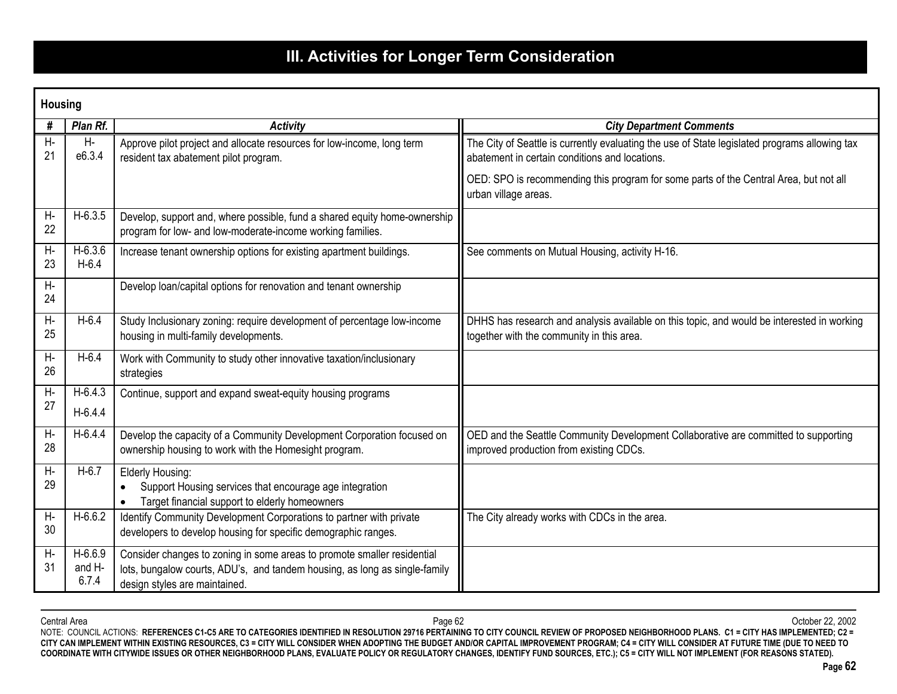# III. Activities for Longer Term Consideration

**Housing**

| # | Plan Rf. | Activity | City Department Comments |
|---|---|---|---|
| H-21 | H-e6.3.4 | Approve pilot project and allocate resources for low-income, long term resident tax abatement pilot program. | The City of Seattle is currently evaluating the use of State legislated programs allowing tax abatement in certain conditions and locations.<br><br>OED: SPO is recommending this program for some parts of the Central Area, but not all urban village areas. |
| H-22 | H-6.3.5 | Develop, support and, where possible, fund a shared equity home-ownership program for low- and low-moderate-income working families. | |
| H-23 | H-6.3.6 H-6.4 | Increase tenant ownership options for existing apartment buildings. | See comments on Mutual Housing, activity H-16. |
| H-24 | | Develop loan/capital options for renovation and tenant ownership | |
| H-25 | H-6.4 | Study Inclusionary zoning: require development of percentage low-income housing in multi-family developments. | DHHS has research and analysis available on this topic, and would be interested in working together with the community in this area. |
| H-26 | H-6.4 | Work with Community to study other innovative taxation/inclusionary strategies | |
| H-27 | H-6.4.3 H-6.4.4 | Continue, support and expand sweat-equity housing programs | |
| H-28 | H-6.4.4 | Develop the capacity of a Community Development Corporation focused on ownership housing to work with the Homesight program. | OED and the Seattle Community Development Collaborative are committed to supporting improved production from existing CDCs. |
| H-29 | H-6.7 | Elderly Housing:<br>• Support Housing services that encourage age integration<br>• Target financial support to elderly homeowners | |
| H-30 | H-6.6.2 | Identify Community Development Corporations to partner with private developers to develop housing for specific demographic ranges. | The City already works with CDCs in the area. |
| H-31 | H-6.6.9 and H-6.7.4 | Consider changes to zoning in some areas to promote smaller residential lots, bungalow courts, ADU's, and tandem housing, as long as single-family design styles are maintained. | |

Central Area — October 22, 2002

NOTE: COUNCIL ACTIONS: **REFERENCES C1-C5 ARE TO CATEGORIES IDENTIFIED IN RESOLUTION 29716 PERTAINING TO CITY COUNCIL REVIEW OF PROPOSED NEIGHBORHOOD PLANS. C1 = CITY HAS IMPLEMENTED; C2 = CITY CAN IMPLEMENT WITHIN EXISTING RESOURCES, C3 = CITY WILL CONSIDER WHEN ADOPTING THE BUDGET AND/OR CAPITAL IMPROVEMENT PROGRAM; C4 = CITY WILL CONSIDER AT FUTURE TIME (DUE TO NEED TO COORDINATE WITH CITYWIDE ISSUES OR OTHER NEIGHBORHOOD PLANS, EVALUATE POLICY OR REGULATORY CHANGES, IDENTIFY FUND SOURCES, ETC.); C5 = CITY WILL NOT IMPLEMENT (FOR REASONS STATED).**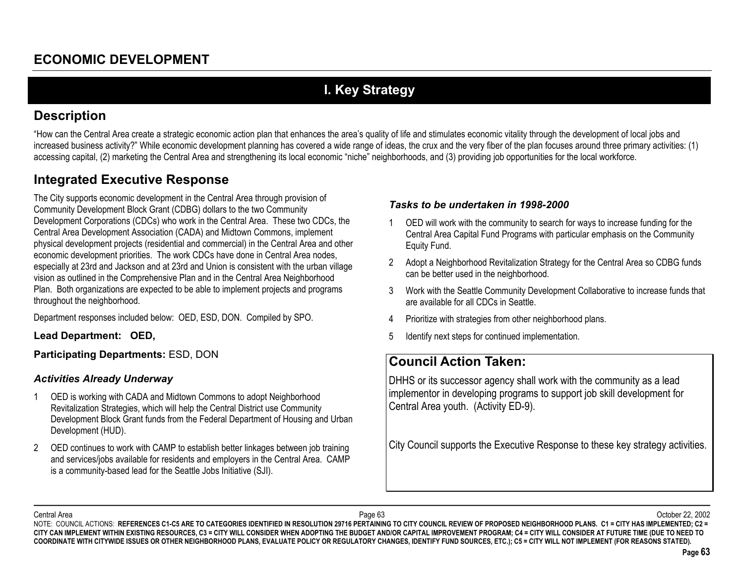# ECONOMIC DEVELOPMENT

## I. Key Strategy

### Description

"How can the Central Area create a strategic economic action plan that enhances the area's quality of life and stimulates economic vitality through the development of local jobs and increased business activity?" While economic development planning has covered a wide range of ideas, the crux and the very fiber of the plan focuses around three primary activities: (1) accessing capital, (2) marketing the Central Area and strengthening its local economic "niche" neighborhoods, and (3) providing job opportunities for the local workforce.

### Integrated Executive Response

The City supports economic development in the Central Area through provision of Community Development Block Grant (CDBG) dollars to the two Community Development Corporations (CDCs) who work in the Central Area. These two CDCs, the Central Area Development Association (CADA) and Midtown Commons, implement physical development projects (residential and commercial) in the Central Area and other economic development priorities. The work CDCs have done in Central Area nodes, especially at 23rd and Jackson and at 23rd and Union is consistent with the urban village vision as outlined in the Comprehensive Plan and in the Central Area Neighborhood Plan. Both organizations are expected to be able to implement projects and programs throughout the neighborhood.

Department responses included below: OED, ESD, DON. Compiled by SPO.

**Lead Department: OED,**

**Participating Departments:** ESD, DON

#### *Activities Already Underway*

1. OED is working with CADA and Midtown Commons to adopt Neighborhood Revitalization Strategies, which will help the Central District use Community Development Block Grant funds from the Federal Department of Housing and Urban Development (HUD).
2. OED continues to work with CAMP to establish better linkages between job training and services/jobs available for residents and employers in the Central Area. CAMP is a community-based lead for the Seattle Jobs Initiative (SJI).

#### *Tasks to be undertaken in 1998-2000*

1. OED will work with the community to search for ways to increase funding for the Central Area Capital Fund Programs with particular emphasis on the Community Equity Fund.
2. Adopt a Neighborhood Revitalization Strategy for the Central Area so CDBG funds can be better used in the neighborhood.
3. Work with the Seattle Community Development Collaborative to increase funds that are available for all CDCs in Seattle.
4. Prioritize with strategies from other neighborhood plans.
5. Identify next steps for continued implementation.

### Council Action Taken:

DHHS or its successor agency shall work with the community as a lead implementor in developing programs to support job skill development for Central Area youth. (Activity ED-9).

City Council supports the Executive Response to these key strategy activities.

NOTE: COUNCIL ACTIONS: **REFERENCES C1-C5 ARE TO CATEGORIES IDENTIFIED IN RESOLUTION 29716 PERTAINING TO CITY COUNCIL REVIEW OF PROPOSED NEIGHBORHOOD PLANS. C1 = CITY HAS IMPLEMENTED; C2 = CITY CAN IMPLEMENT WITHIN EXISTING RESOURCES, C3 = CITY WILL CONSIDER WHEN ADOPTING THE BUDGET AND/OR CAPITAL IMPROVEMENT PROGRAM; C4 = CITY WILL CONSIDER AT FUTURE TIME (DUE TO NEED TO COORDINATE WITH CITYWIDE ISSUES OR OTHER NEIGHBORHOOD PLANS, EVALUATE POLICY OR REGULATORY CHANGES, IDENTIFY FUND SOURCES, ETC.); C5 = CITY WILL NOT IMPLEMENT (FOR REASONS STATED).**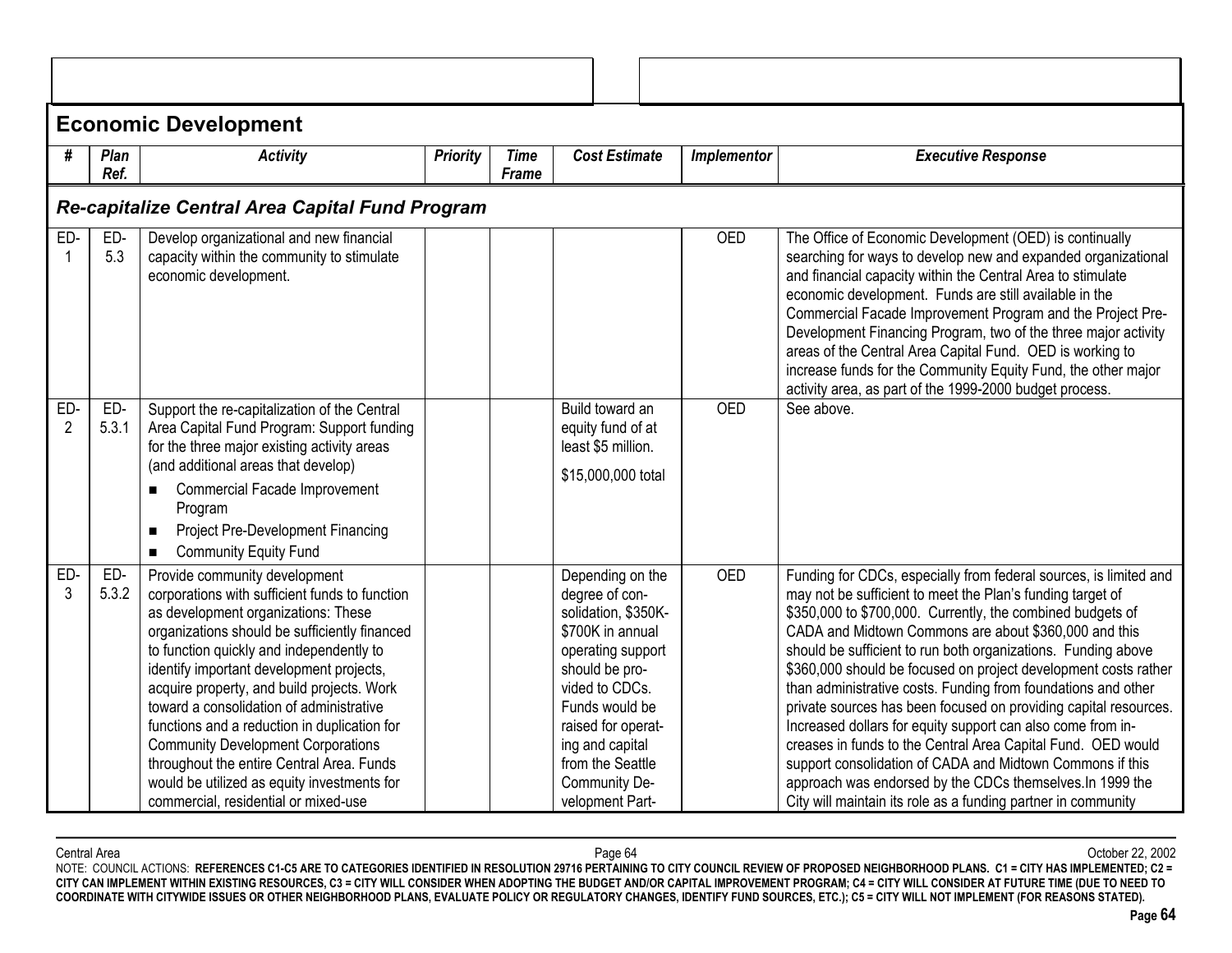## Economic Development

| # | Plan Ref. | Activity | Priority | Time Frame | Cost Estimate | Implementor | Executive Response |
|---|---|---|---|---|---|---|---|
| ***Re-capitalize Central Area Capital Fund Program*** | | | | | | | |
| ED-1 | ED-5.3 | Develop organizational and new financial capacity within the community to stimulate economic development. | | | | OED | The Office of Economic Development (OED) is continually searching for ways to develop new and expanded organizational and financial capacity within the Central Area to stimulate economic development. Funds are still available in the Commercial Facade Improvement Program and the Project Pre-Development Financing Program, two of the three major activity areas of the Central Area Capital Fund. OED is working to increase funds for the Community Equity Fund, the other major activity area, as part of the 1999-2000 budget process. |
| ED-2 | ED-5.3.1 | Support the re-capitalization of the Central Area Capital Fund Program: Support funding for the three major existing activity areas (and additional areas that develop)<br>■ Commercial Facade Improvement Program<br>■ Project Pre-Development Financing<br>■ Community Equity Fund | | | Build toward an equity fund of at least $5 million.<br>$15,000,000 total | OED | See above. |
| ED-3 | ED-5.3.2 | Provide community development corporations with sufficient funds to function as development organizations: These organizations should be sufficiently financed to function quickly and independently to identify important development projects, acquire property, and build projects. Work toward a consolidation of administrative functions and a reduction in duplication for Community Development Corporations throughout the entire Central Area. Funds would be utilized as equity investments for commercial, residential or mixed-use | | | Depending on the degree of con-solidation, $350K-$700K in annual operating support should be pro-vided to CDCs. Funds would be raised for operat-ing and capital from the Seattle Community De-velopment Part- | OED | Funding for CDCs, especially from federal sources, is limited and may not be sufficient to meet the Plan's funding target of $350,000 to $700,000. Currently, the combined budgets of CADA and Midtown Commons are about $360,000 and this should be sufficient to run both organizations. Funding above $360,000 should be focused on project development costs rather than administrative costs. Funding from foundations and other private sources has been focused on providing capital resources. Increased dollars for equity support can also come from in-creases in funds to the Central Area Capital Fund. OED would support consolidation of CADA and Midtown Commons if this approach was endorsed by the CDCs themselves.In 1999 the City will maintain its role as a funding partner in community |

NOTE: COUNCIL ACTIONS: **REFERENCES C1-C5 ARE TO CATEGORIES IDENTIFIED IN RESOLUTION 29716 PERTAINING TO CITY COUNCIL REVIEW OF PROPOSED NEIGHBORHOOD PLANS. C1 = CITY HAS IMPLEMENTED; C2 = CITY CAN IMPLEMENT WITHIN EXISTING RESOURCES, C3 = CITY WILL CONSIDER WHEN ADOPTING THE BUDGET AND/OR CAPITAL IMPROVEMENT PROGRAM; C4 = CITY WILL CONSIDER AT FUTURE TIME (DUE TO NEED TO COORDINATE WITH CITYWIDE ISSUES OR OTHER NEIGHBORHOOD PLANS, EVALUATE POLICY OR REGULATORY CHANGES, IDENTIFY FUND SOURCES, ETC.); C5 = CITY WILL NOT IMPLEMENT (FOR REASONS STATED).**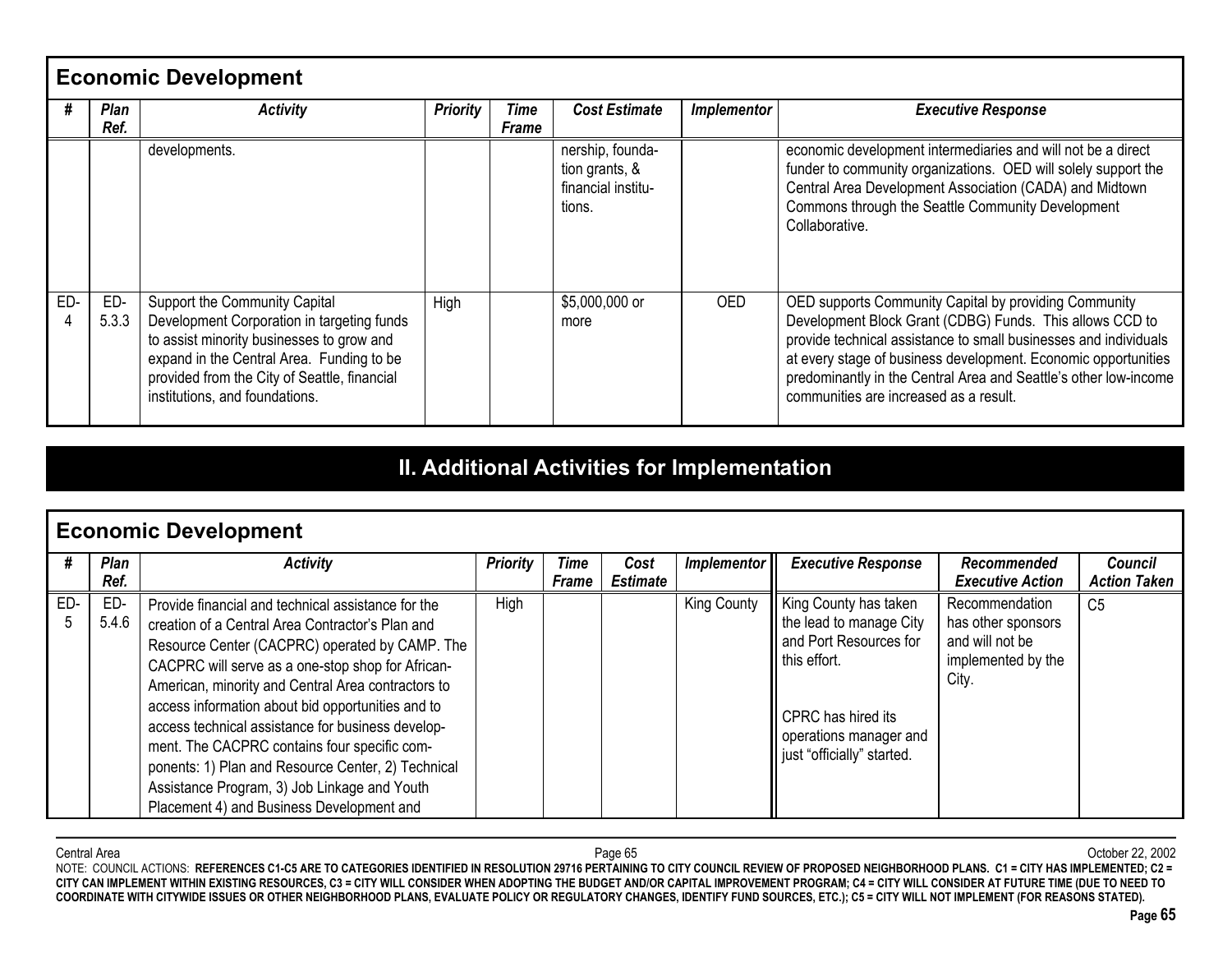## Economic Development

| # | Plan Ref. | Activity | Priority | Time Frame | Cost Estimate | Implementor | Executive Response |
|---|---|---|---|---|---|---|---|
| | | developments. | | | nership, foundation grants, & financial institutions. | | economic development intermediaries and will not be a direct funder to community organizations. OED will solely support the Central Area Development Association (CADA) and Midtown Commons through the Seattle Community Development Collaborative. |
| ED-4 | ED-5.3.3 | Support the Community Capital Development Corporation in targeting funds to assist minority businesses to grow and expand in the Central Area. Funding to be provided from the City of Seattle, financial institutions, and foundations. | High | | $5,000,000 or more | OED | OED supports Community Capital by providing Community Development Block Grant (CDBG) Funds. This allows CCD to provide technical assistance to small businesses and individuals at every stage of business development. Economic opportunities predominantly in the Central Area and Seattle's other low-income communities are increased as a result. |

# II. Additional Activities for Implementation

## Economic Development

| # | Plan Ref. | Activity | Priority | Time Frame | Cost Estimate | Implementor | Executive Response | Recommended Executive Action | Council Action Taken |
|---|---|---|---|---|---|---|---|---|---|
| ED-5 | ED-5.4.6 | Provide financial and technical assistance for the creation of a Central Area Contractor's Plan and Resource Center (CACPRC) operated by CAMP. The CACPRC will serve as a one-stop shop for African-American, minority and Central Area contractors to access information about bid opportunities and to access technical assistance for business development. The CACPRC contains four specific components: 1) Plan and Resource Center, 2) Technical Assistance Program, 3) Job Linkage and Youth Placement 4) and Business Development and | High | | | King County | King County has taken the lead to manage City and Port Resources for this effort.<br><br>CPRC has hired its operations manager and just "officially" started. | Recommendation has other sponsors and will not be implemented by the City. | C5 |

Central Area — October 22, 2002

NOTE: COUNCIL ACTIONS: **REFERENCES C1-C5 ARE TO CATEGORIES IDENTIFIED IN RESOLUTION 29716 PERTAINING TO CITY COUNCIL REVIEW OF PROPOSED NEIGHBORHOOD PLANS. C1 = CITY HAS IMPLEMENTED; C2 = CITY CAN IMPLEMENT WITHIN EXISTING RESOURCES, C3 = CITY WILL CONSIDER WHEN ADOPTING THE BUDGET AND/OR CAPITAL IMPROVEMENT PROGRAM; C4 = CITY WILL CONSIDER AT FUTURE TIME (DUE TO NEED TO COORDINATE WITH CITYWIDE ISSUES OR OTHER NEIGHBORHOOD PLANS, EVALUATE POLICY OR REGULATORY CHANGES, IDENTIFY FUND SOURCES, ETC.); C5 = CITY WILL NOT IMPLEMENT (FOR REASONS STATED).**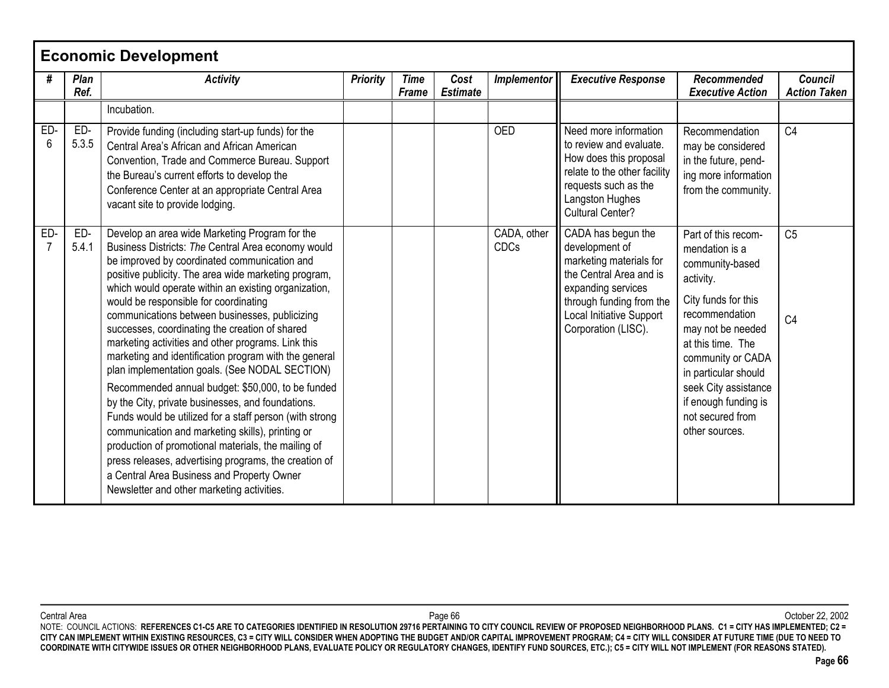## Economic Development

| # | Plan Ref. | Activity | Priority | Time Frame | Cost Estimate | Implementor | Executive Response | Recommended Executive Action | Council Action Taken |
|---|---|---|---|---|---|---|---|---|---|
| | | Incubation. | | | | | | | |
| ED-6 | ED-5.3.5 | Provide funding (including start-up funds) for the Central Area's African and African American Convention, Trade and Commerce Bureau. Support the Bureau's current efforts to develop the Conference Center at an appropriate Central Area vacant site to provide lodging. | | | | OED | Need more information to review and evaluate. How does this proposal relate to the other facility requests such as the Langston Hughes Cultural Center? | Recommendation may be considered in the future, pending more information from the community. | C4 |
| ED-7 | ED-5.4.1 | Develop an area wide Marketing Program for the Business Districts: *The* Central Area economy would be improved by coordinated communication and positive publicity. The area wide marketing program, which would operate within an existing organization, would be responsible for coordinating communications between businesses, publicizing successes, coordinating the creation of shared marketing activities and other programs. Link this marketing and identification program with the general plan implementation goals. (See NODAL SECTION)<br><br>Recommended annual budget: $50,000, to be funded by the City, private businesses, and foundations. Funds would be utilized for a staff person (with strong communication and marketing skills), printing or production of promotional materials, the mailing of press releases, advertising programs, the creation of a Central Area Business and Property Owner Newsletter and other marketing activities. | | | | CADA, other CDCs | CADA has begun the development of marketing materials for the Central Area and is expanding services through funding from the Local Initiative Support Corporation (LISC). | Part of this recommendation is a community-based activity.<br><br>City funds for this recommendation may not be needed at this time. The community or CADA in particular should seek City assistance if enough funding is not secured from other sources. | C5<br><br>C4 |

NOTE: COUNCIL ACTIONS: **REFERENCES C1-C5 ARE TO CATEGORIES IDENTIFIED IN RESOLUTION 29716 PERTAINING TO CITY COUNCIL REVIEW OF PROPOSED NEIGHBORHOOD PLANS. C1 = CITY HAS IMPLEMENTED; C2 = CITY CAN IMPLEMENT WITHIN EXISTING RESOURCES, C3 = CITY WILL CONSIDER WHEN ADOPTING THE BUDGET AND/OR CAPITAL IMPROVEMENT PROGRAM; C4 = CITY WILL CONSIDER AT FUTURE TIME (DUE TO NEED TO COORDINATE WITH CITYWIDE ISSUES OR OTHER NEIGHBORHOOD PLANS, EVALUATE POLICY OR REGULATORY CHANGES, IDENTIFY FUND SOURCES, ETC.); C5 = CITY WILL NOT IMPLEMENT (FOR REASONS STATED).**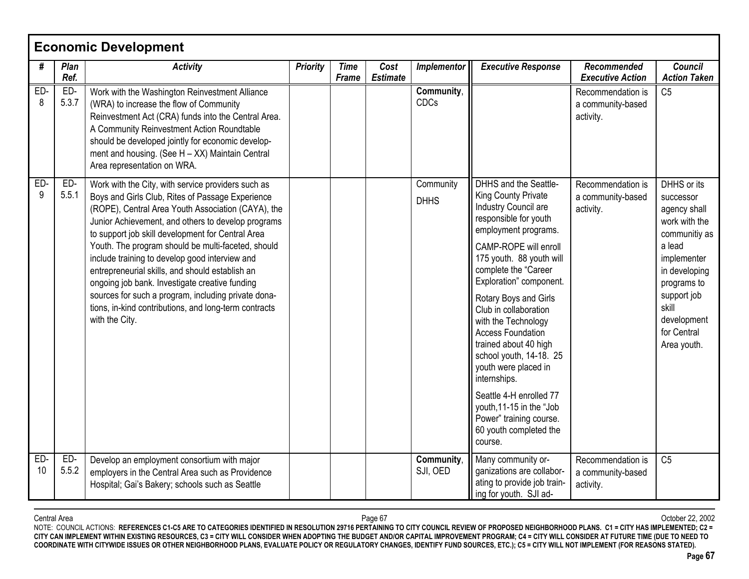## Economic Development

| # | Plan Ref. | Activity | Priority | Time Frame | Cost Estimate | Implementor | Executive Response | Recommended Executive Action | Council Action Taken |
|---|---|---|---|---|---|---|---|---|---|
| ED-8 | ED-5.3.7 | Work with the Washington Reinvestment Alliance (WRA) to increase the flow of Community Reinvestment Act (CRA) funds into the Central Area. A Community Reinvestment Action Roundtable should be developed jointly for economic development and housing. (See H – XX) Maintain Central Area representation on WRA. | | | | **Community**, CDCs | | Recommendation is a community-based activity. | C5 |
| ED-9 | ED-5.5.1 | Work with the City, with service providers such as Boys and Girls Club, Rites of Passage Experience (ROPE), Central Area Youth Association (CAYA), the Junior Achievement, and others to develop programs to support job skill development for Central Area Youth. The program should be multi-faceted, should include training to develop good interview and entrepreneurial skills, and should establish an ongoing job bank. Investigate creative funding sources for such a program, including private donations, in-kind contributions, and long-term contracts with the City. | | | | Community<br>DHHS | DHHS and the Seattle-King County Private Industry Council are responsible for youth employment programs.<br>CAMP-ROPE will enroll 175 youth. 88 youth will complete the "Career Exploration" component.<br>Rotary Boys and Girls Club in collaboration with the Technology Access Foundation trained about 40 high school youth, 14-18. 25 youth were placed in internships.<br>Seattle 4-H enrolled 77 youth,11-15 in the "Job Power" training course. 60 youth completed the course. | Recommendation is a community-based activity. | DHHS or its successor agency shall work with the communitiy as a lead implementer in developing programs to support job skill development for Central Area youth. |
| ED-10 | ED-5.5.2 | Develop an employment consortium with major employers in the Central Area such as Providence Hospital; Gai's Bakery; schools such as Seattle | | | | **Community**, SJI, OED | Many community organizations are collaborating to provide job training for youth. SJI ad- | Recommendation is a community-based activity. | C5 |

Central Area October 22, 2002

NOTE: COUNCIL ACTIONS: **REFERENCES C1-C5 ARE TO CATEGORIES IDENTIFIED IN RESOLUTION 29716 PERTAINING TO CITY COUNCIL REVIEW OF PROPOSED NEIGHBORHOOD PLANS. C1 = CITY HAS IMPLEMENTED; C2 = CITY CAN IMPLEMENT WITHIN EXISTING RESOURCES, C3 = CITY WILL CONSIDER WHEN ADOPTING THE BUDGET AND/OR CAPITAL IMPROVEMENT PROGRAM; C4 = CITY WILL CONSIDER AT FUTURE TIME (DUE TO NEED TO COORDINATE WITH CITYWIDE ISSUES OR OTHER NEIGHBORHOOD PLANS, EVALUATE POLICY OR REGULATORY CHANGES, IDENTIFY FUND SOURCES, ETC.); C5 = CITY WILL NOT IMPLEMENT (FOR REASONS STATED).**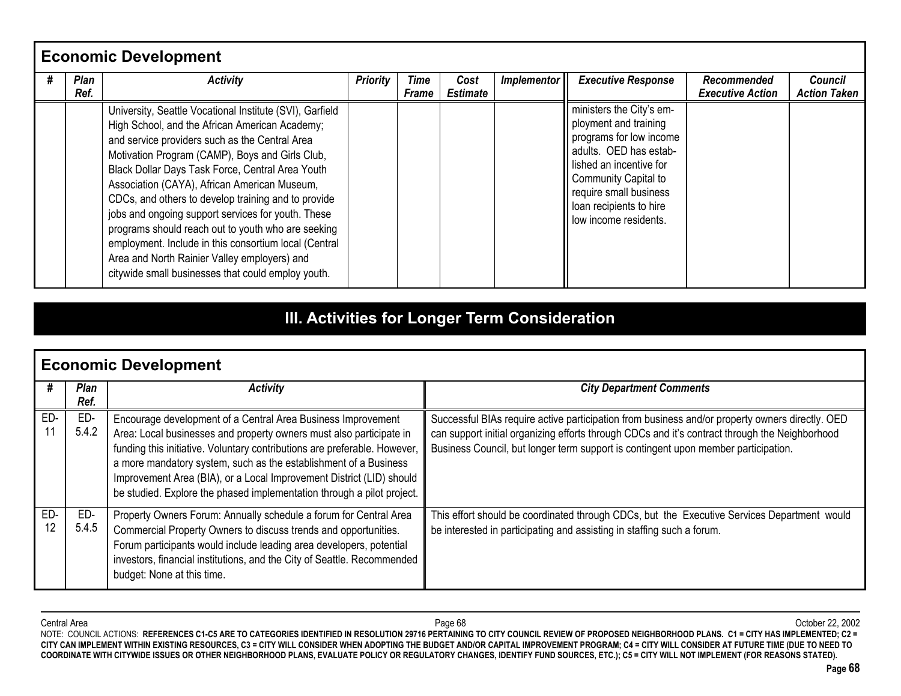## Economic Development

| # | Plan Ref. | Activity | Priority | Time Frame | Cost Estimate | Implementor | Executive Response | Recommended Executive Action | Council Action Taken |
|---|---|---|---|---|---|---|---|---|---|
| | | University, Seattle Vocational Institute (SVI), Garfield High School, and the African American Academy; and service providers such as the Central Area Motivation Program (CAMP), Boys and Girls Club, Black Dollar Days Task Force, Central Area Youth Association (CAYA), African American Museum, CDCs, and others to develop training and to provide jobs and ongoing support services for youth. These programs should reach out to youth who are seeking employment. Include in this consortium local (Central Area and North Rainier Valley employers) and citywide small businesses that could employ youth. | | | | | ministers the City's employment and training programs for low income adults. OED has established an incentive for Community Capital to require small business loan recipients to hire low income residents. | | |

# III. Activities for Longer Term Consideration

## Economic Development

| # | Plan Ref. | Activity | City Department Comments |
|---|---|---|---|
| ED-11 | ED-5.4.2 | Encourage development of a Central Area Business Improvement Area: Local businesses and property owners must also participate in funding this initiative. Voluntary contributions are preferable. However, a more mandatory system, such as the establishment of a Business Improvement Area (BIA), or a Local Improvement District (LID) should be studied. Explore the phased implementation through a pilot project. | Successful BIAs require active participation from business and/or property owners directly. OED can support initial organizing efforts through CDCs and it's contract through the Neighborhood Business Council, but longer term support is contingent upon member participation. |
| ED-12 | ED-5.4.5 | Property Owners Forum: Annually schedule a forum for Central Area Commercial Property Owners to discuss trends and opportunities. Forum participants would include leading area developers, potential investors, financial institutions, and the City of Seattle. Recommended budget: None at this time. | This effort should be coordinated through CDCs, but the Executive Services Department would be interested in participating and assisting in staffing such a forum. |

NOTE: COUNCIL ACTIONS: **REFERENCES C1-C5 ARE TO CATEGORIES IDENTIFIED IN RESOLUTION 29716 PERTAINING TO CITY COUNCIL REVIEW OF PROPOSED NEIGHBORHOOD PLANS. C1 = CITY HAS IMPLEMENTED; C2 = CITY CAN IMPLEMENT WITHIN EXISTING RESOURCES, C3 = CITY WILL CONSIDER WHEN ADOPTING THE BUDGET AND/OR CAPITAL IMPROVEMENT PROGRAM; C4 = CITY WILL CONSIDER AT FUTURE TIME (DUE TO NEED TO COORDINATE WITH CITYWIDE ISSUES OR OTHER NEIGHBORHOOD PLANS, EVALUATE POLICY OR REGULATORY CHANGES, IDENTIFY FUND SOURCES, ETC.); C5 = CITY WILL NOT IMPLEMENT (FOR REASONS STATED).**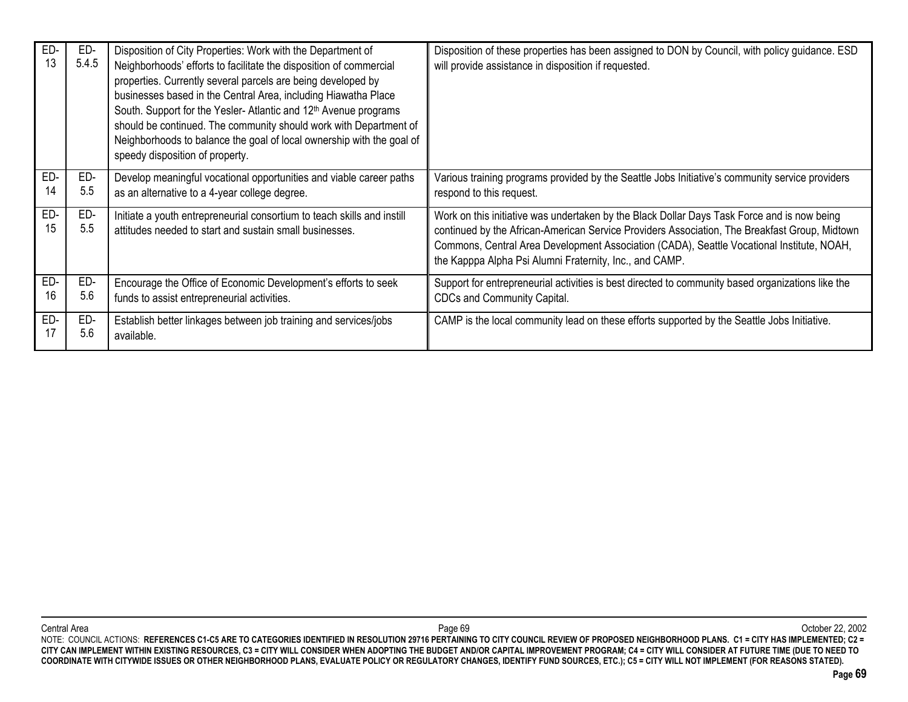| | | | |
|---|---|---|---|
| ED-13 | ED-5.4.5 | Disposition of City Properties: Work with the Department of Neighborhoods' efforts to facilitate the disposition of commercial properties. Currently several parcels are being developed by businesses based in the Central Area, including Hiawatha Place South. Support for the Yesler- Atlantic and 12th Avenue programs should be continued. The community should work with Department of Neighborhoods to balance the goal of local ownership with the goal of speedy disposition of property. | Disposition of these properties has been assigned to DON by Council, with policy guidance. ESD will provide assistance in disposition if requested. |
| ED-14 | ED-5.5 | Develop meaningful vocational opportunities and viable career paths as an alternative to a 4-year college degree. | Various training programs provided by the Seattle Jobs Initiative's community service providers respond to this request. |
| ED-15 | ED-5.5 | Initiate a youth entrepreneurial consortium to teach skills and instill attitudes needed to start and sustain small businesses. | Work on this initiative was undertaken by the Black Dollar Days Task Force and is now being continued by the African-American Service Providers Association, The Breakfast Group, Midtown Commons, Central Area Development Association (CADA), Seattle Vocational Institute, NOAH, the Kapppa Alpha Psi Alumni Fraternity, Inc., and CAMP. |
| ED-16 | ED-5.6 | Encourage the Office of Economic Development's efforts to seek funds to assist entrepreneurial activities. | Support for entrepreneurial activities is best directed to community based organizations like the CDCs and Community Capital. |
| ED-17 | ED-5.6 | Establish better linkages between job training and services/jobs available. | CAMP is the local community lead on these efforts supported by the Seattle Jobs Initiative. |

NOTE: COUNCIL ACTIONS: **REFERENCES C1-C5 ARE TO CATEGORIES IDENTIFIED IN RESOLUTION 29716 PERTAINING TO CITY COUNCIL REVIEW OF PROPOSED NEIGHBORHOOD PLANS. C1 = CITY HAS IMPLEMENTED; C2 = CITY CAN IMPLEMENT WITHIN EXISTING RESOURCES, C3 = CITY WILL CONSIDER WHEN ADOPTING THE BUDGET AND/OR CAPITAL IMPROVEMENT PROGRAM; C4 = CITY WILL CONSIDER AT FUTURE TIME (DUE TO NEED TO COORDINATE WITH CITYWIDE ISSUES OR OTHER NEIGHBORHOOD PLANS, EVALUATE POLICY OR REGULATORY CHANGES, IDENTIFY FUND SOURCES, ETC.); C5 = CITY WILL NOT IMPLEMENT (FOR REASONS STATED).**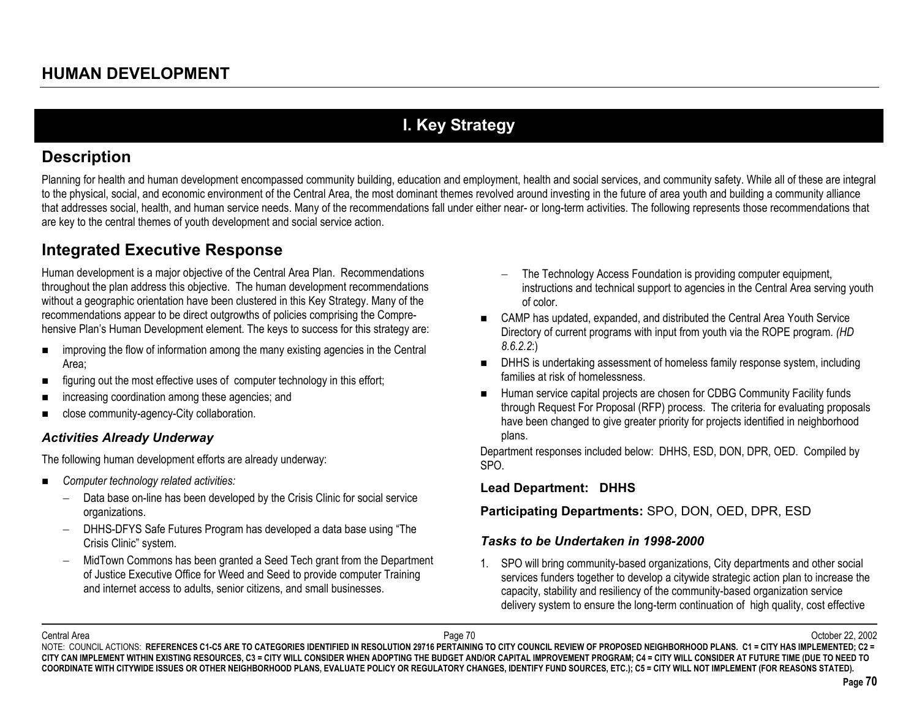# HUMAN DEVELOPMENT

## I. Key Strategy

## Description

Planning for health and human development encompassed community building, education and employment, health and social services, and community safety. While all of these are integral to the physical, social, and economic environment of the Central Area, the most dominant themes revolved around investing in the future of area youth and building a community alliance that addresses social, health, and human service needs. Many of the recommendations fall under either near- or long-term activities. The following represents those recommendations that are key to the central themes of youth development and social service action.

## Integrated Executive Response

Human development is a major objective of the Central Area Plan. Recommendations throughout the plan address this objective. The human development recommendations without a geographic orientation have been clustered in this Key Strategy. Many of the recommendations appear to be direct outgrowths of policies comprising the Comprehensive Plan's Human Development element. The keys to success for this strategy are:

- improving the flow of information among the many existing agencies in the Central Area;
- figuring out the most effective uses of computer technology in this effort;
- increasing coordination among these agencies; and
- close community-agency-City collaboration.

### *Activities Already Underway*

The following human development efforts are already underway:

- *Computer technology related activities:*
  - Data base on-line has been developed by the Crisis Clinic for social service organizations.
  - DHHS-DFYS Safe Futures Program has developed a data base using "The Crisis Clinic" system.
  - MidTown Commons has been granted a Seed Tech grant from the Department of Justice Executive Office for Weed and Seed to provide computer Training and internet access to adults, senior citizens, and small businesses.
  - The Technology Access Foundation is providing computer equipment, instructions and technical support to agencies in the Central Area serving youth of color.
- CAMP has updated, expanded, and distributed the Central Area Youth Service Directory of current programs with input from youth via the ROPE program. *(HD 8.6.2.2*:)
- DHHS is undertaking assessment of homeless family response system, including families at risk of homelessness.
- Human service capital projects are chosen for CDBG Community Facility funds through Request For Proposal (RFP) process. The criteria for evaluating proposals have been changed to give greater priority for projects identified in neighborhood plans.

Department responses included below: DHHS, ESD, DON, DPR, OED. Compiled by SPO.

**Lead Department: DHHS**

**Participating Departments:** SPO, DON, OED, DPR, ESD

### *Tasks to be Undertaken in 1998-2000*

1. SPO will bring community-based organizations, City departments and other social services funders together to develop a citywide strategic action plan to increase the capacity, stability and resiliency of the community-based organization service delivery system to ensure the long-term continuation of high quality, cost effective

NOTE: COUNCIL ACTIONS: **REFERENCES C1-C5 ARE TO CATEGORIES IDENTIFIED IN RESOLUTION 29716 PERTAINING TO CITY COUNCIL REVIEW OF PROPOSED NEIGHBORHOOD PLANS. C1 = CITY HAS IMPLEMENTED; C2 = CITY CAN IMPLEMENT WITHIN EXISTING RESOURCES, C3 = CITY WILL CONSIDER WHEN ADOPTING THE BUDGET AND/OR CAPITAL IMPROVEMENT PROGRAM; C4 = CITY WILL CONSIDER AT FUTURE TIME (DUE TO NEED TO COORDINATE WITH CITYWIDE ISSUES OR OTHER NEIGHBORHOOD PLANS, EVALUATE POLICY OR REGULATORY CHANGES, IDENTIFY FUND SOURCES, ETC.); C5 = CITY WILL NOT IMPLEMENT (FOR REASONS STATED).**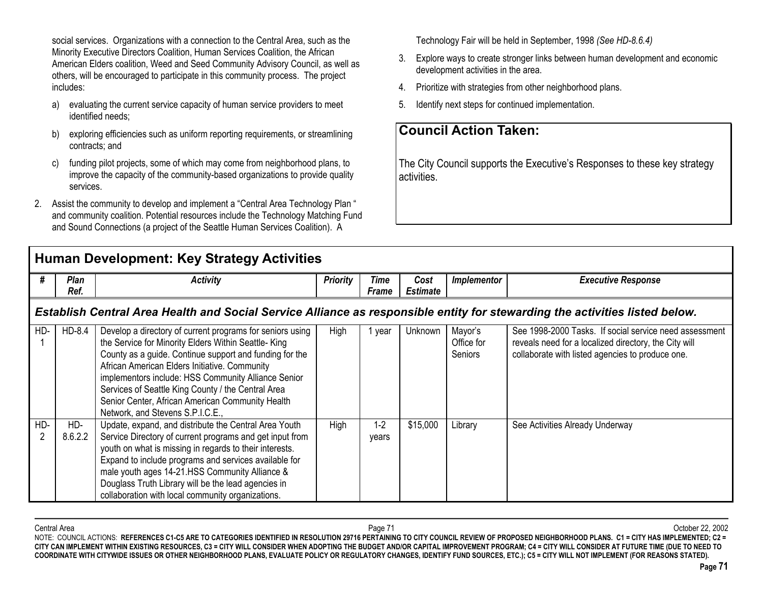social services. Organizations with a connection to the Central Area, such as the Minority Executive Directors Coalition, Human Services Coalition, the African American Elders coalition, Weed and Seed Community Advisory Council, as well as others, will be encouraged to participate in this community process. The project includes:

a) evaluating the current service capacity of human service providers to meet identified needs;

b) exploring efficiencies such as uniform reporting requirements, or streamlining contracts; and

c) funding pilot projects, some of which may come from neighborhood plans, to improve the capacity of the community-based organizations to provide quality services.

2. Assist the community to develop and implement a "Central Area Technology Plan" and community coalition. Potential resources include the Technology Matching Fund and Sound Connections (a project of the Seattle Human Services Coalition). A Technology Fair will be held in September, 1998 *(See HD-8.6.4)*

3. Explore ways to create stronger links between human development and economic development activities in the area.

4. Prioritize with strategies from other neighborhood plans.

5. Identify next steps for continued implementation.

## Council Action Taken:

The City Council supports the Executive's Responses to these key strategy activities.

## Human Development: Key Strategy Activities

| # | Plan Ref. | Activity | Priority | Time Frame | Cost Estimate | Implementor | Executive Response |
|---|---|---|---|---|---|---|---|
| ***Establish Central Area Health and Social Service Alliance as responsible entity for stewarding the activities listed below.*** | | | | | | | |
| HD-1 | HD-8.4 | Develop a directory of current programs for seniors using the Service for Minority Elders Within Seattle- King County as a guide. Continue support and funding for the African American Elders Initiative. Community implementors include: HSS Community Alliance Senior Services of Seattle King County / the Central Area Senior Center, African American Community Health Network, and Stevens S.P.I.C.E., | High | 1 year | Unknown | Mayor's Office for Seniors | See 1998-2000 Tasks. If social service need assessment reveals need for a localized directory, the City will collaborate with listed agencies to produce one. |
| HD-2 | HD-8.6.2.2 | Update, expand, and distribute the Central Area Youth Service Directory of current programs and get input from youth on what is missing in regards to their interests. Expand to include programs and services available for male youth ages 14-21.HSS Community Alliance & Douglass Truth Library will be the lead agencies in collaboration with local community organizations. | High | 1-2 years | $15,000 | Library | See Activities Already Underway |

NOTE: COUNCIL ACTIONS: **REFERENCES C1-C5 ARE TO CATEGORIES IDENTIFIED IN RESOLUTION 29716 PERTAINING TO CITY COUNCIL REVIEW OF PROPOSED NEIGHBORHOOD PLANS. C1 = CITY HAS IMPLEMENTED; C2 = CITY CAN IMPLEMENT WITHIN EXISTING RESOURCES, C3 = CITY WILL CONSIDER WHEN ADOPTING THE BUDGET AND/OR CAPITAL IMPROVEMENT PROGRAM; C4 = CITY WILL CONSIDER AT FUTURE TIME (DUE TO NEED TO COORDINATE WITH CITYWIDE ISSUES OR OTHER NEIGHBORHOOD PLANS, EVALUATE POLICY OR REGULATORY CHANGES, IDENTIFY FUND SOURCES, ETC.); C5 = CITY WILL NOT IMPLEMENT (FOR REASONS STATED).**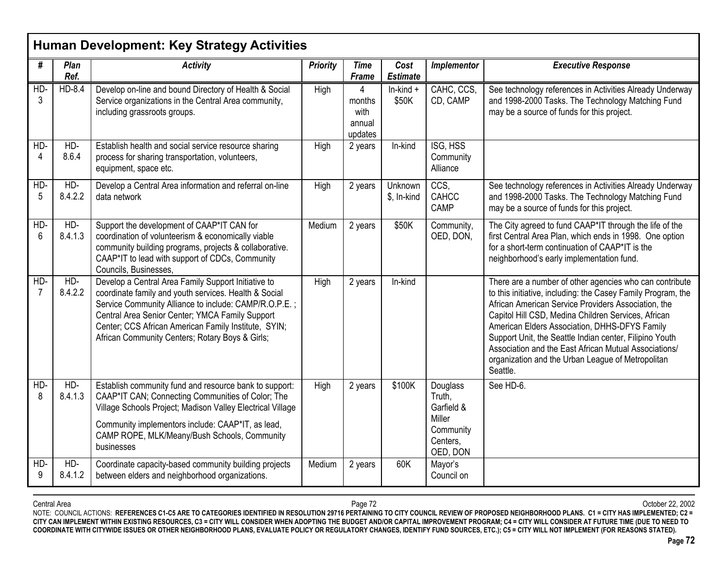## Human Development: Key Strategy Activities

| # | Plan Ref. | Activity | Priority | Time Frame | Cost Estimate | Implementor | Executive Response |
|---|---|---|---|---|---|---|---|
| HD-3 | HD-8.4 | Develop on-line and bound Directory of Health & Social Service organizations in the Central Area community, including grassroots groups. | High | 4 months with annual updates | In-kind + $50K | CAHC, CCS, CD, CAMP | See technology references in Activities Already Underway and 1998-2000 Tasks. The Technology Matching Fund may be a source of funds for this project. |
| HD-4 | HD-8.6.4 | Establish health and social service resource sharing process for sharing transportation, volunteers, equipment, space etc. | High | 2 years | In-kind | ISG, HSS Community Alliance | |
| HD-5 | HD-8.4.2.2 | Develop a Central Area information and referral on-line data network | High | 2 years | Unknown $, In-kind | CCS, CAHCC CAMP | See technology references in Activities Already Underway and 1998-2000 Tasks. The Technology Matching Fund may be a source of funds for this project. |
| HD-6 | HD-8.4.1.3 | Support the development of CAAP*IT CAN for coordination of volunteerism & economically viable community building programs, projects & collaborative. CAAP*IT to lead with support of CDCs, Community Councils, Businesses, | Medium | 2 years | $50K | Community, OED, DON, | The City agreed to fund CAAP*IT through the life of the first Central Area Plan, which ends in 1998. One option for a short-term continuation of CAAP*IT is the neighborhood's early implementation fund. |
| HD-7 | HD-8.4.2.2 | Develop a Central Area Family Support Initiative to coordinate family and youth services. Health & Social Service Community Alliance to include: CAMP/R.O.P.E. ; Central Area Senior Center; YMCA Family Support Center; CCS African American Family Institute, SYIN; African Community Centers; Rotary Boys & Girls; | High | 2 years | In-kind | | There are a number of other agencies who can contribute to this initiative, including: the Casey Family Program, the African American Service Providers Association, the Capitol Hill CSD, Medina Children Services, African American Elders Association, DHHS-DFYS Family Support Unit, the Seattle Indian center, Filipino Youth Association and the East African Mutual Associations/ organization and the Urban League of Metropolitan Seattle. |
| HD-8 | HD-8.4.1.3 | Establish community fund and resource bank to support: CAAP*IT CAN; Connecting Communities of Color; The Village Schools Project; Madison Valley Electrical Village<br><br>Community implementors include: CAAP*IT, as lead, CAMP ROPE, MLK/Meany/Bush Schools, Community businesses | High | 2 years | $100K | Douglass Truth, Garfield & Miller Community Centers, OED, DON | See HD-6. |
| HD-9 | HD-8.4.1.2 | Coordinate capacity-based community building projects between elders and neighborhood organizations. | Medium | 2 years | 60K | Mayor's Council on | |

NOTE: COUNCIL ACTIONS: **REFERENCES C1-C5 ARE TO CATEGORIES IDENTIFIED IN RESOLUTION 29716 PERTAINING TO CITY COUNCIL REVIEW OF PROPOSED NEIGHBORHOOD PLANS. C1 = CITY HAS IMPLEMENTED; C2 = CITY CAN IMPLEMENT WITHIN EXISTING RESOURCES, C3 = CITY WILL CONSIDER WHEN ADOPTING THE BUDGET AND/OR CAPITAL IMPROVEMENT PROGRAM; C4 = CITY WILL CONSIDER AT FUTURE TIME (DUE TO NEED TO COORDINATE WITH CITYWIDE ISSUES OR OTHER NEIGHBORHOOD PLANS, EVALUATE POLICY OR REGULATORY CHANGES, IDENTIFY FUND SOURCES, ETC.); C5 = CITY WILL NOT IMPLEMENT (FOR REASONS STATED).**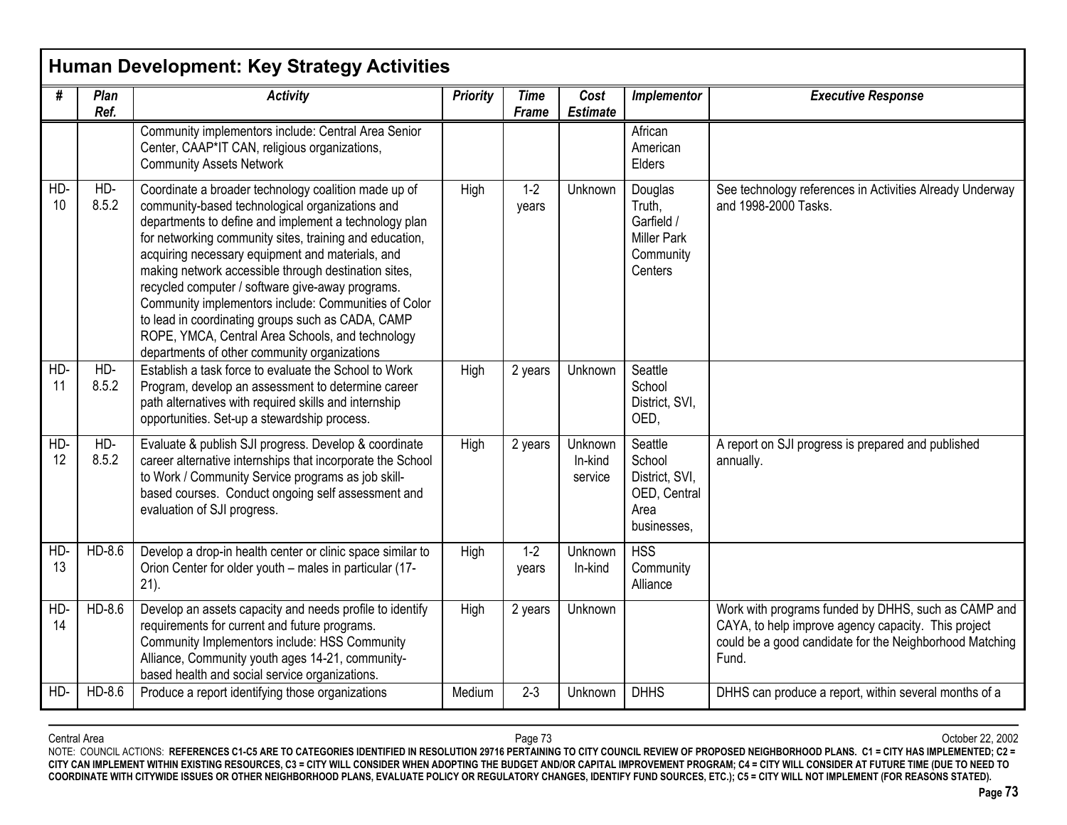## Human Development: Key Strategy Activities

| # | Plan Ref. | Activity | Priority | Time Frame | Cost Estimate | Implementor | Executive Response |
|---|---|---|---|---|---|---|---|
| | | Community implementors include: Central Area Senior Center, CAAP*IT CAN, religious organizations, Community Assets Network | | | | African American Elders | |
| HD-10 | HD-8.5.2 | Coordinate a broader technology coalition made up of community-based technological organizations and departments to define and implement a technology plan for networking community sites, training and education, acquiring necessary equipment and materials, and making network accessible through destination sites, recycled computer / software give-away programs. Community implementors include: Communities of Color to lead in coordinating groups such as CADA, CAMP ROPE, YMCA, Central Area Schools, and technology departments of other community organizations | High | 1-2 years | Unknown | Douglas Truth, Garfield / Miller Park Community Centers | See technology references in Activities Already Underway and 1998-2000 Tasks. |
| HD-11 | HD-8.5.2 | Establish a task force to evaluate the School to Work Program, develop an assessment to determine career path alternatives with required skills and internship opportunities. Set-up a stewardship process. | High | 2 years | Unknown | Seattle School District, SVI, OED, | |
| HD-12 | HD-8.5.2 | Evaluate & publish SJI progress. Develop & coordinate career alternative internships that incorporate the School to Work / Community Service programs as job skill-based courses. Conduct ongoing self assessment and evaluation of SJI progress. | High | 2 years | Unknown In-kind service | Seattle School District, SVI, OED, Central Area businesses, | A report on SJI progress is prepared and published annually. |
| HD-13 | HD-8.6 | Develop a drop-in health center or clinic space similar to Orion Center for older youth – males in particular (17-21). | High | 1-2 years | Unknown In-kind | HSS Community Alliance | |
| HD-14 | HD-8.6 | Develop an assets capacity and needs profile to identify requirements for current and future programs. Community Implementors include: HSS Community Alliance, Community youth ages 14-21, community-based health and social service organizations. | High | 2 years | Unknown | | Work with programs funded by DHHS, such as CAMP and CAYA, to help improve agency capacity. This project could be a good candidate for the Neighborhood Matching Fund. |
| HD- | HD-8.6 | Produce a report identifying those organizations | Medium | 2-3 | Unknown | DHHS | DHHS can produce a report, within several months of a |

NOTE: COUNCIL ACTIONS: **REFERENCES C1-C5 ARE TO CATEGORIES IDENTIFIED IN RESOLUTION 29716 PERTAINING TO CITY COUNCIL REVIEW OF PROPOSED NEIGHBORHOOD PLANS. C1 = CITY HAS IMPLEMENTED; C2 = CITY CAN IMPLEMENT WITHIN EXISTING RESOURCES, C3 = CITY WILL CONSIDER WHEN ADOPTING THE BUDGET AND/OR CAPITAL IMPROVEMENT PROGRAM; C4 = CITY WILL CONSIDER AT FUTURE TIME (DUE TO NEED TO COORDINATE WITH CITYWIDE ISSUES OR OTHER NEIGHBORHOOD PLANS, EVALUATE POLICY OR REGULATORY CHANGES, IDENTIFY FUND SOURCES, ETC.); C5 = CITY WILL NOT IMPLEMENT (FOR REASONS STATED).**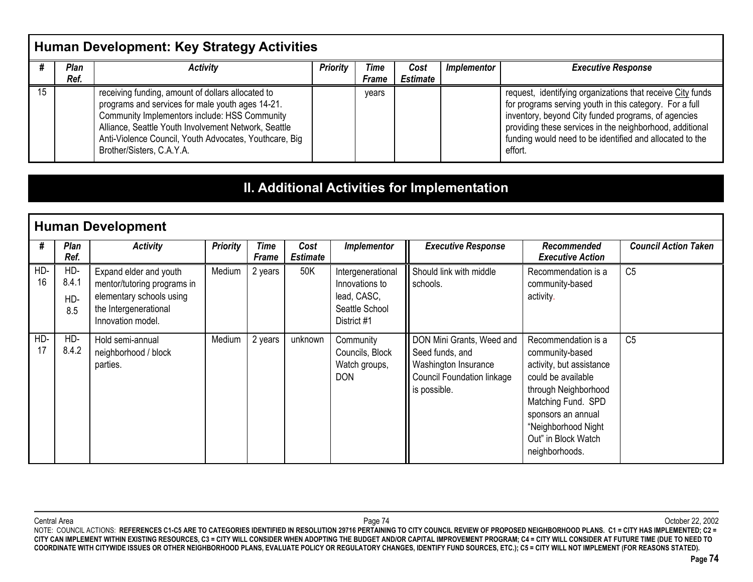## Human Development: Key Strategy Activities

| # | Plan Ref. | Activity | Priority | Time Frame | Cost Estimate | Implementor | Executive Response |
|---|---|---|---|---|---|---|---|
| 15 | | receiving funding, amount of dollars allocated to programs and services for male youth ages 14-21. Community Implementors include: HSS Community Alliance, Seattle Youth Involvement Network, Seattle Anti-Violence Council, Youth Advocates, Youthcare, Big Brother/Sisters, C.A.Y.A. | | years | | | request, identifying organizations that receive City funds for programs serving youth in this category. For a full inventory, beyond City funded programs, of agencies providing these services in the neighborhood, additional funding would need to be identified and allocated to the effort. |

# II. Additional Activities for Implementation

## Human Development

| # | Plan Ref. | Activity | Priority | Time Frame | Cost Estimate | Implementor | Executive Response | Recommended Executive Action | Council Action Taken |
|---|---|---|---|---|---|---|---|---|---|
| HD-16 | HD-8.4.1 HD-8.5 | Expand elder and youth mentor/tutoring programs in elementary schools using the Intergenerational Innovation model. | Medium | 2 years | 50K | Intergenerational Innovations to lead, CASC, Seattle School District #1 | Should link with middle schools. | Recommendation is a community-based activity. | C5 |
| HD-17 | HD-8.4.2 | Hold semi-annual neighborhood / block parties. | Medium | 2 years | unknown | Community Councils, Block Watch groups, DON | DON Mini Grants, Weed and Seed funds, and Washington Insurance Council Foundation linkage is possible. | Recommendation is a community-based activity, but assistance could be available through Neighborhood Matching Fund. SPD sponsors an annual "Neighborhood Night Out" in Block Watch neighborhoods. | C5 |

NOTE: COUNCIL ACTIONS: **REFERENCES C1-C5 ARE TO CATEGORIES IDENTIFIED IN RESOLUTION 29716 PERTAINING TO CITY COUNCIL REVIEW OF PROPOSED NEIGHBORHOOD PLANS. C1 = CITY HAS IMPLEMENTED; C2 = CITY CAN IMPLEMENT WITHIN EXISTING RESOURCES, C3 = CITY WILL CONSIDER WHEN ADOPTING THE BUDGET AND/OR CAPITAL IMPROVEMENT PROGRAM; C4 = CITY WILL CONSIDER AT FUTURE TIME (DUE TO NEED TO COORDINATE WITH CITYWIDE ISSUES OR OTHER NEIGHBORHOOD PLANS, EVALUATE POLICY OR REGULATORY CHANGES, IDENTIFY FUND SOURCES, ETC.); C5 = CITY WILL NOT IMPLEMENT (FOR REASONS STATED).**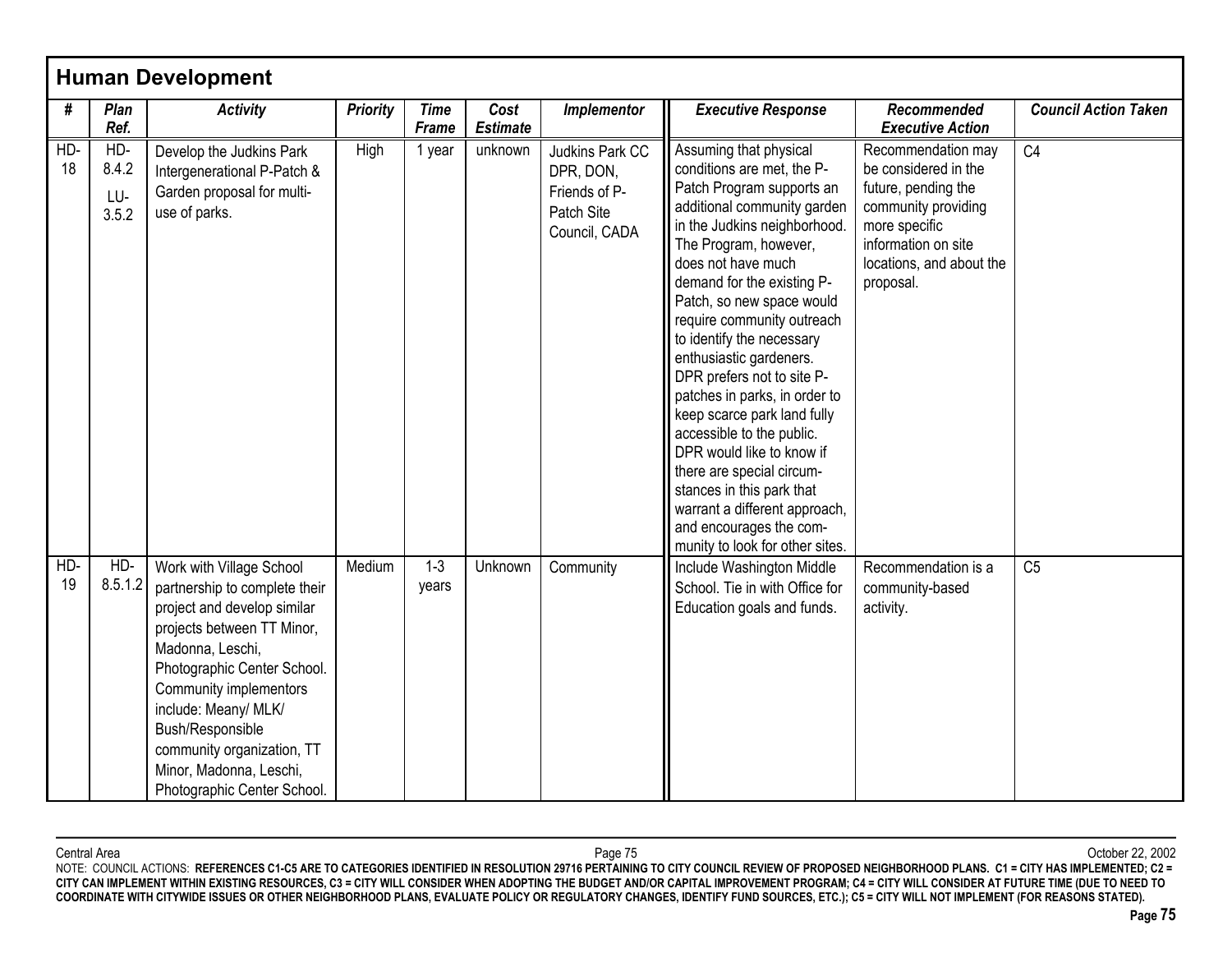## Human Development

| # | Plan Ref. | Activity | Priority | Time Frame | Cost Estimate | Implementor | Executive Response | Recommended Executive Action | Council Action Taken |
|---|---|---|---|---|---|---|---|---|---|
| HD-18 | HD-8.4.2 LU-3.5.2 | Develop the Judkins Park Intergenerational P-Patch & Garden proposal for multi-use of parks. | High | 1 year | unknown | Judkins Park CC DPR, DON, Friends of P-Patch Site Council, CADA | Assuming that physical conditions are met, the P-Patch Program supports an additional community garden in the Judkins neighborhood. The Program, however, does not have much demand for the existing P-Patch, so new space would require community outreach to identify the necessary enthusiastic gardeners. DPR prefers not to site P-patches in parks, in order to keep scarce park land fully accessible to the public. DPR would like to know if there are special circum-stances in this park that warrant a different approach, and encourages the com-munity to look for other sites. | Recommendation may be considered in the future, pending the community providing more specific information on site locations, and about the proposal. | C4 |
| HD-19 | HD-8.5.1.2 | Work with Village School partnership to complete their project and develop similar projects between TT Minor, Madonna, Leschi, Photographic Center School. Community implementors include: Meany/ MLK/ Bush/Responsible community organization, TT Minor, Madonna, Leschi, Photographic Center School. | Medium | 1-3 years | Unknown | Community | Include Washington Middle School. Tie in with Office for Education goals and funds. | Recommendation is a community-based activity. | C5 |

NOTE: COUNCIL ACTIONS: **REFERENCES C1-C5 ARE TO CATEGORIES IDENTIFIED IN RESOLUTION 29716 PERTAINING TO CITY COUNCIL REVIEW OF PROPOSED NEIGHBORHOOD PLANS. C1 = CITY HAS IMPLEMENTED; C2 = CITY CAN IMPLEMENT WITHIN EXISTING RESOURCES, C3 = CITY WILL CONSIDER WHEN ADOPTING THE BUDGET AND/OR CAPITAL IMPROVEMENT PROGRAM; C4 = CITY WILL CONSIDER AT FUTURE TIME (DUE TO NEED TO COORDINATE WITH CITYWIDE ISSUES OR OTHER NEIGHBORHOOD PLANS, EVALUATE POLICY OR REGULATORY CHANGES, IDENTIFY FUND SOURCES, ETC.); C5 = CITY WILL NOT IMPLEMENT (FOR REASONS STATED).**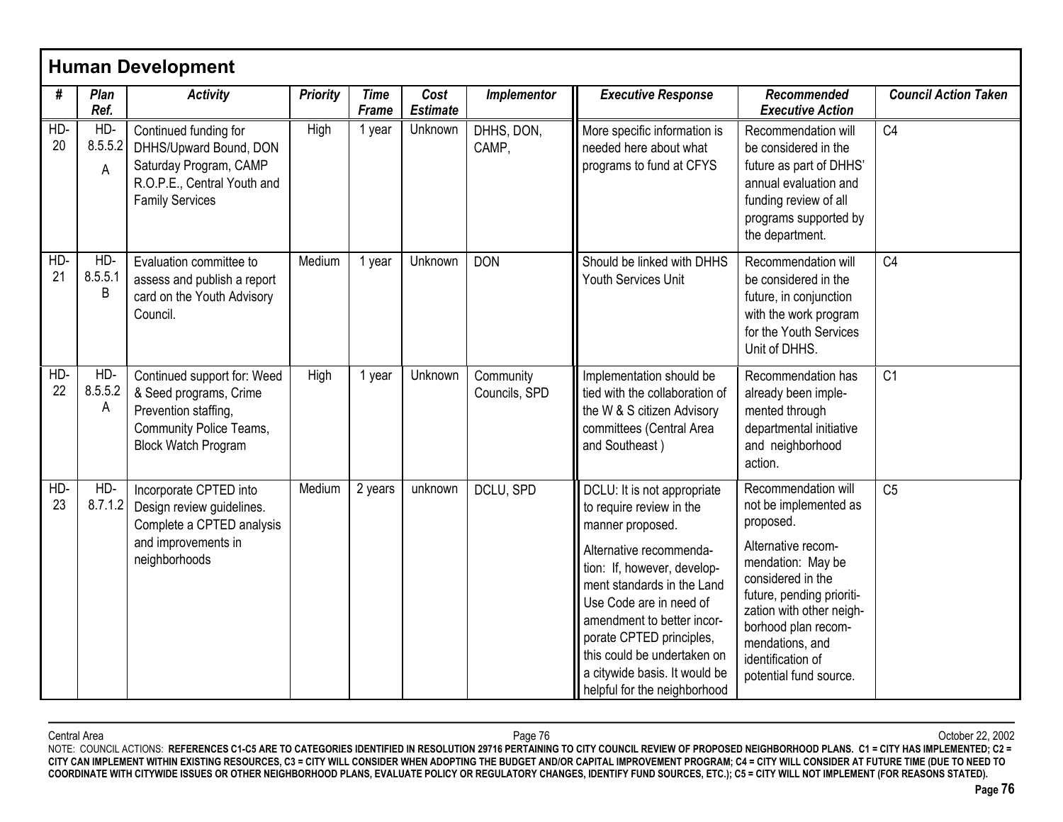## Human Development

| # | Plan Ref. | Activity | Priority | Time Frame | Cost Estimate | Implementor | Executive Response | Recommended Executive Action | Council Action Taken |
|---|---|---|---|---|---|---|---|---|---|
| HD-20 | HD-8.5.5.2 A | Continued funding for DHHS/Upward Bound, DON Saturday Program, CAMP R.O.P.E., Central Youth and Family Services | High | 1 year | Unknown | DHHS, DON, CAMP, | More specific information is needed here about what programs to fund at CFYS | Recommendation will be considered in the future as part of DHHS' annual evaluation and funding review of all programs supported by the department. | C4 |
| HD-21 | HD-8.5.5.1 B | Evaluation committee to assess and publish a report card on the Youth Advisory Council. | Medium | 1 year | Unknown | DON | Should be linked with DHHS Youth Services Unit | Recommendation will be considered in the future, in conjunction with the work program for the Youth Services Unit of DHHS. | C4 |
| HD-22 | HD-8.5.5.2 A | Continued support for: Weed & Seed programs, Crime Prevention staffing, Community Police Teams, Block Watch Program | High | 1 year | Unknown | Community Councils, SPD | Implementation should be tied with the collaboration of the W & S citizen Advisory committees (Central Area and Southeast ) | Recommendation has already been implemented through departmental initiative and neighborhood action. | C1 |
| HD-23 | HD-8.7.1.2 | Incorporate CPTED into Design review guidelines. Complete a CPTED analysis and improvements in neighborhoods | Medium | 2 years | unknown | DCLU, SPD | DCLU: It is not appropriate to require review in the manner proposed.<br><br>Alternative recommendation: If, however, development standards in the Land Use Code are in need of amendment to better incorporate CPTED principles, this could be undertaken on a citywide basis. It would be helpful for the neighborhood | Recommendation will not be implemented as proposed.<br><br>Alternative recommendation: May be considered in the future, pending prioritization with other neighborhood plan recommendations, and identification of potential fund source. | C5 |

Central Area — October 22, 2002

NOTE: COUNCIL ACTIONS: **REFERENCES C1-C5 ARE TO CATEGORIES IDENTIFIED IN RESOLUTION 29716 PERTAINING TO CITY COUNCIL REVIEW OF PROPOSED NEIGHBORHOOD PLANS. C1 = CITY HAS IMPLEMENTED; C2 = CITY CAN IMPLEMENT WITHIN EXISTING RESOURCES, C3 = CITY WILL CONSIDER WHEN ADOPTING THE BUDGET AND/OR CAPITAL IMPROVEMENT PROGRAM; C4 = CITY WILL CONSIDER AT FUTURE TIME (DUE TO NEED TO COORDINATE WITH CITYWIDE ISSUES OR OTHER NEIGHBORHOOD PLANS, EVALUATE POLICY OR REGULATORY CHANGES, IDENTIFY FUND SOURCES, ETC.); C5 = CITY WILL NOT IMPLEMENT (FOR REASONS STATED).**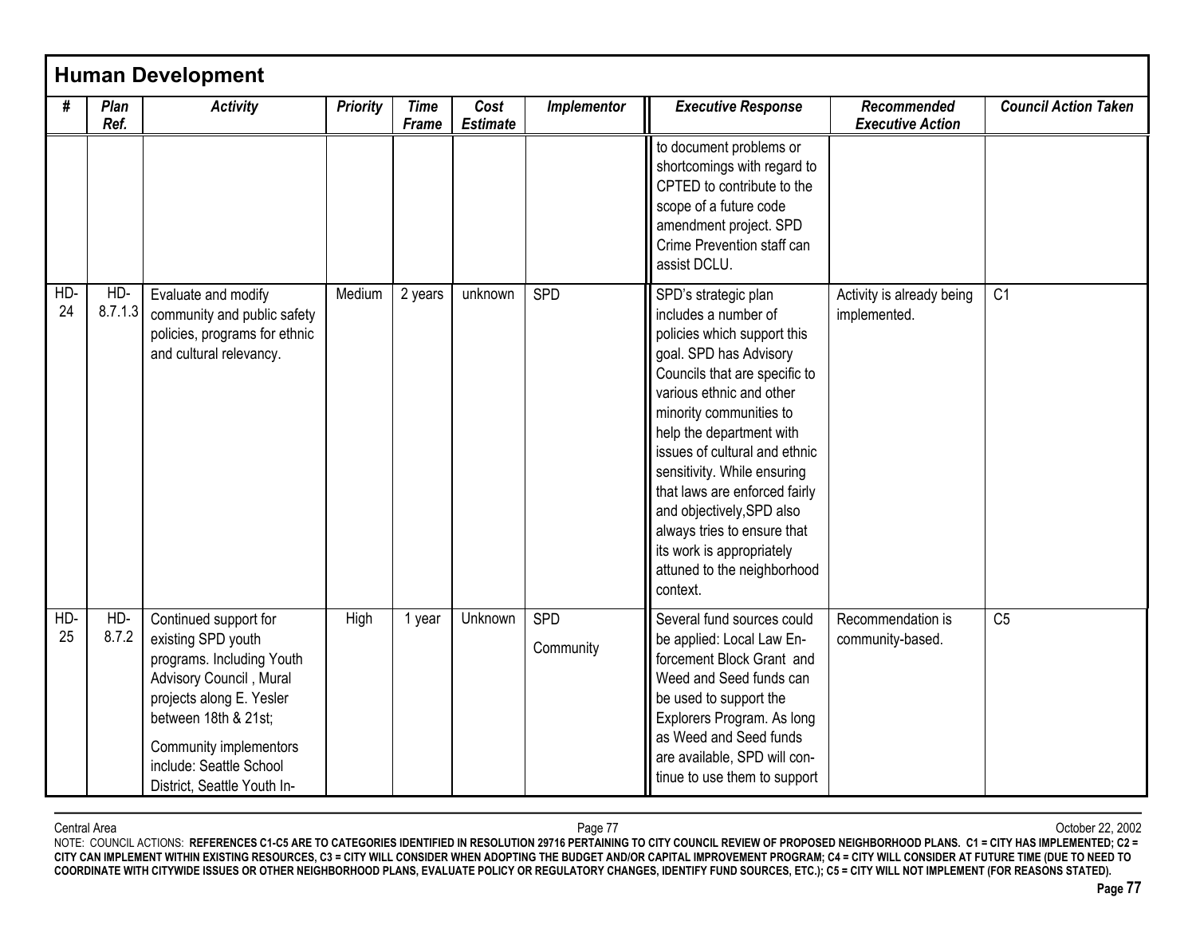## Human Development

| # | Plan Ref. | Activity | Priority | Time Frame | Cost Estimate | Implementor | Executive Response | Recommended Executive Action | Council Action Taken |
|---|---|---|---|---|---|---|---|---|---|
| | | | | | | | to document problems or shortcomings with regard to CPTED to contribute to the scope of a future code amendment project. SPD Crime Prevention staff can assist DCLU. | | |
| HD-24 | HD-8.7.1.3 | Evaluate and modify community and public safety policies, programs for ethnic and cultural relevancy. | Medium | 2 years | unknown | SPD | SPD's strategic plan includes a number of policies which support this goal. SPD has Advisory Councils that are specific to various ethnic and other minority communities to help the department with issues of cultural and ethnic sensitivity. While ensuring that laws are enforced fairly and objectively,SPD also always tries to ensure that its work is appropriately attuned to the neighborhood context. | Activity is already being implemented. | C1 |
| HD-25 | HD-8.7.2 | Continued support for existing SPD youth programs. Including Youth Advisory Council , Mural projects along E. Yesler between 18th & 21st; Community implementors include: Seattle School District, Seattle Youth In- | High | 1 year | Unknown | SPD Community | Several fund sources could be applied: Local Law Enforcement Block Grant and Weed and Seed funds can be used to support the Explorers Program. As long as Weed and Seed funds are available, SPD will continue to use them to support | Recommendation is community-based. | C5 |

NOTE: COUNCIL ACTIONS: **REFERENCES C1-C5 ARE TO CATEGORIES IDENTIFIED IN RESOLUTION 29716 PERTAINING TO CITY COUNCIL REVIEW OF PROPOSED NEIGHBORHOOD PLANS. C1 = CITY HAS IMPLEMENTED; C2 = CITY CAN IMPLEMENT WITHIN EXISTING RESOURCES, C3 = CITY WILL CONSIDER WHEN ADOPTING THE BUDGET AND/OR CAPITAL IMPROVEMENT PROGRAM; C4 = CITY WILL CONSIDER AT FUTURE TIME (DUE TO NEED TO COORDINATE WITH CITYWIDE ISSUES OR OTHER NEIGHBORHOOD PLANS, EVALUATE POLICY OR REGULATORY CHANGES, IDENTIFY FUND SOURCES, ETC.); C5 = CITY WILL NOT IMPLEMENT (FOR REASONS STATED).**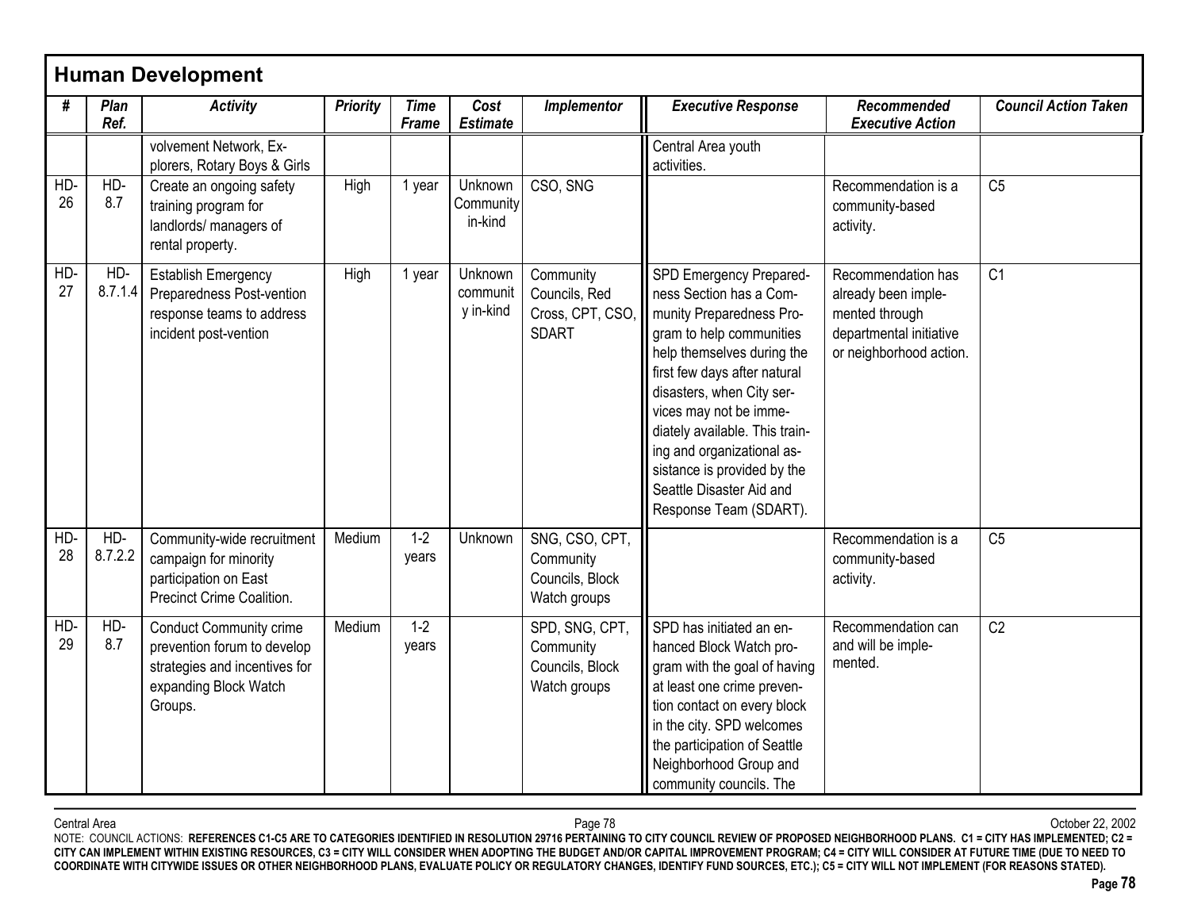## Human Development

| # | Plan Ref. | Activity | Priority | Time Frame | Cost Estimate | Implementor | Executive Response | Recommended Executive Action | Council Action Taken |
|---|---|---|---|---|---|---|---|---|---|
| | | volvement Network, Explorers, Rotary Boys & Girls | | | | | Central Area youth activities. | | |
| HD-26 | HD-8.7 | Create an ongoing safety training program for landlords/ managers of rental property. | High | 1 year | Unknown Community in-kind | CSO, SNG | | Recommendation is a community-based activity. | C5 |
| HD-27 | HD-8.7.1.4 | Establish Emergency Preparedness Post-vention response teams to address incident post-vention | High | 1 year | Unknown community in-kind | Community Councils, Red Cross, CPT, CSO, SDART | SPD Emergency Preparedness Section has a Community Preparedness Program to help communities help themselves during the first few days after natural disasters, when City services may not be immediately available. This training and organizational assistance is provided by the Seattle Disaster Aid and Response Team (SDART). | Recommendation has already been implemented through departmental initiative or neighborhood action. | C1 |
| HD-28 | HD-8.7.2.2 | Community-wide recruitment campaign for minority participation on East Precinct Crime Coalition. | Medium | 1-2 years | Unknown | SNG, CSO, CPT, Community Councils, Block Watch groups | | Recommendation is a community-based activity. | C5 |
| HD-29 | HD-8.7 | Conduct Community crime prevention forum to develop strategies and incentives for expanding Block Watch Groups. | Medium | 1-2 years | | SPD, SNG, CPT, Community Councils, Block Watch groups | SPD has initiated an enhanced Block Watch program with the goal of having at least one crime prevention contact on every block in the city. SPD welcomes the participation of Seattle Neighborhood Group and community councils. The | Recommendation can and will be implemented. | C2 |

NOTE: COUNCIL ACTIONS: **REFERENCES C1-C5 ARE TO CATEGORIES IDENTIFIED IN RESOLUTION 29716 PERTAINING TO CITY COUNCIL REVIEW OF PROPOSED NEIGHBORHOOD PLANS. C1 = CITY HAS IMPLEMENTED; C2 = CITY CAN IMPLEMENT WITHIN EXISTING RESOURCES, C3 = CITY WILL CONSIDER WHEN ADOPTING THE BUDGET AND/OR CAPITAL IMPROVEMENT PROGRAM; C4 = CITY WILL CONSIDER AT FUTURE TIME (DUE TO NEED TO COORDINATE WITH CITYWIDE ISSUES OR OTHER NEIGHBORHOOD PLANS, EVALUATE POLICY OR REGULATORY CHANGES, IDENTIFY FUND SOURCES, ETC.); C5 = CITY WILL NOT IMPLEMENT (FOR REASONS STATED).**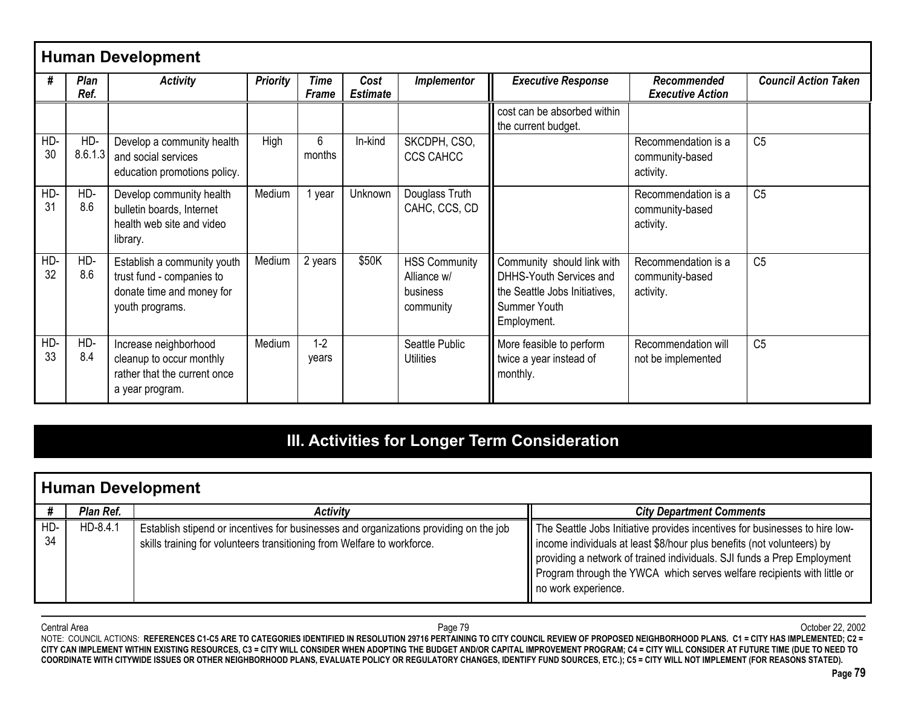## Human Development

| # | Plan Ref. | Activity | Priority | Time Frame | Cost Estimate | Implementor | Executive Response | Recommended Executive Action | Council Action Taken |
|---|---|---|---|---|---|---|---|---|---|
| | | | | | | | cost can be absorbed within the current budget. | | |
| HD-30 | HD-8.6.1.3 | Develop a community health and social services education promotions policy. | High | 6 months | In-kind | SKCDPH, CSO, CCS CAHCC | | Recommendation is a community-based activity. | C5 |
| HD-31 | HD-8.6 | Develop community health bulletin boards, Internet health web site and video library. | Medium | 1 year | Unknown | Douglass Truth CAHC, CCS, CD | | Recommendation is a community-based activity. | C5 |
| HD-32 | HD-8.6 | Establish a community youth trust fund - companies to donate time and money for youth programs. | Medium | 2 years | $50K | HSS Community Alliance w/ business community | Community should link with DHHS-Youth Services and the Seattle Jobs Initiatives, Summer Youth Employment. | Recommendation is a community-based activity. | C5 |
| HD-33 | HD-8.4 | Increase neighborhood cleanup to occur monthly rather that the current once a year program. | Medium | 1-2 years | | Seattle Public Utilities | More feasible to perform twice a year instead of monthly. | Recommendation will not be implemented | C5 |

# III. Activities for Longer Term Consideration

## Human Development

| # | Plan Ref. | Activity | City Department Comments |
|---|---|---|---|
| HD-34 | HD-8.4.1 | Establish stipend or incentives for businesses and organizations providing on the job skills training for volunteers transitioning from Welfare to workforce. | The Seattle Jobs Initiative provides incentives for businesses to hire low-income individuals at least $8/hour plus benefits (not volunteers) by providing a network of trained individuals. SJI funds a Prep Employment Program through the YWCA which serves welfare recipients with little or no work experience. |

NOTE: COUNCIL ACTIONS: **REFERENCES C1-C5 ARE TO CATEGORIES IDENTIFIED IN RESOLUTION 29716 PERTAINING TO CITY COUNCIL REVIEW OF PROPOSED NEIGHBORHOOD PLANS. C1 = CITY HAS IMPLEMENTED; C2 = CITY CAN IMPLEMENT WITHIN EXISTING RESOURCES, C3 = CITY WILL CONSIDER WHEN ADOPTING THE BUDGET AND/OR CAPITAL IMPROVEMENT PROGRAM; C4 = CITY WILL CONSIDER AT FUTURE TIME (DUE TO NEED TO COORDINATE WITH CITYWIDE ISSUES OR OTHER NEIGHBORHOOD PLANS, EVALUATE POLICY OR REGULATORY CHANGES, IDENTIFY FUND SOURCES, ETC.); C5 = CITY WILL NOT IMPLEMENT (FOR REASONS STATED).**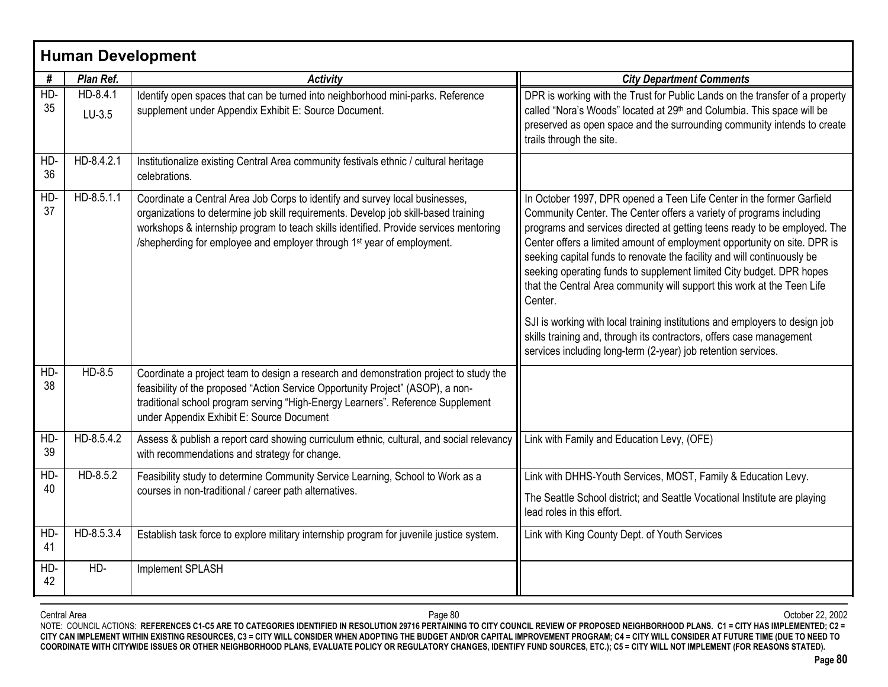## Human Development

| # | Plan Ref. | Activity | City Department Comments |
|---|---|---|---|
| HD-35 | HD-8.4.1 LU-3.5 | Identify open spaces that can be turned into neighborhood mini-parks. Reference supplement under Appendix Exhibit E: Source Document. | DPR is working with the Trust for Public Lands on the transfer of a property called "Nora's Woods" located at 29th and Columbia. This space will be preserved as open space and the surrounding community intends to create trails through the site. |
| HD-36 | HD-8.4.2.1 | Institutionalize existing Central Area community festivals ethnic / cultural heritage celebrations. | |
| HD-37 | HD-8.5.1.1 | Coordinate a Central Area Job Corps to identify and survey local businesses, organizations to determine job skill requirements. Develop job skill-based training workshops & internship program to teach skills identified. Provide services mentoring /shepherding for employee and employer through 1st year of employment. | In October 1997, DPR opened a Teen Life Center in the former Garfield Community Center. The Center offers a variety of programs including programs and services directed at getting teens ready to be employed. The Center offers a limited amount of employment opportunity on site. DPR is seeking capital funds to renovate the facility and will continuously be seeking operating funds to supplement limited City budget. DPR hopes that the Central Area community will support this work at the Teen Life Center.<br><br>SJI is working with local training institutions and employers to design job skills training and, through its contractors, offers case management services including long-term (2-year) job retention services. |
| HD-38 | HD-8.5 | Coordinate a project team to design a research and demonstration project to study the feasibility of the proposed "Action Service Opportunity Project" (ASOP), a non-traditional school program serving "High-Energy Learners". Reference Supplement under Appendix Exhibit E: Source Document | |
| HD-39 | HD-8.5.4.2 | Assess & publish a report card showing curriculum ethnic, cultural, and social relevancy with recommendations and strategy for change. | Link with Family and Education Levy, (OFE) |
| HD-40 | HD-8.5.2 | Feasibility study to determine Community Service Learning, School to Work as a courses in non-traditional / career path alternatives. | Link with DHHS-Youth Services, MOST, Family & Education Levy.<br><br>The Seattle School district; and Seattle Vocational Institute are playing lead roles in this effort. |
| HD-41 | HD-8.5.3.4 | Establish task force to explore military internship program for juvenile justice system. | Link with King County Dept. of Youth Services |
| HD-42 | HD- | Implement SPLASH | |

NOTE: COUNCIL ACTIONS: **REFERENCES C1-C5 ARE TO CATEGORIES IDENTIFIED IN RESOLUTION 29716 PERTAINING TO CITY COUNCIL REVIEW OF PROPOSED NEIGHBORHOOD PLANS. C1 = CITY HAS IMPLEMENTED; C2 = CITY CAN IMPLEMENT WITHIN EXISTING RESOURCES, C3 = CITY WILL CONSIDER WHEN ADOPTING THE BUDGET AND/OR CAPITAL IMPROVEMENT PROGRAM; C4 = CITY WILL CONSIDER AT FUTURE TIME (DUE TO NEED TO COORDINATE WITH CITYWIDE ISSUES OR OTHER NEIGHBORHOOD PLANS, EVALUATE POLICY OR REGULATORY CHANGES, IDENTIFY FUND SOURCES, ETC.); C5 = CITY WILL NOT IMPLEMENT (FOR REASONS STATED).**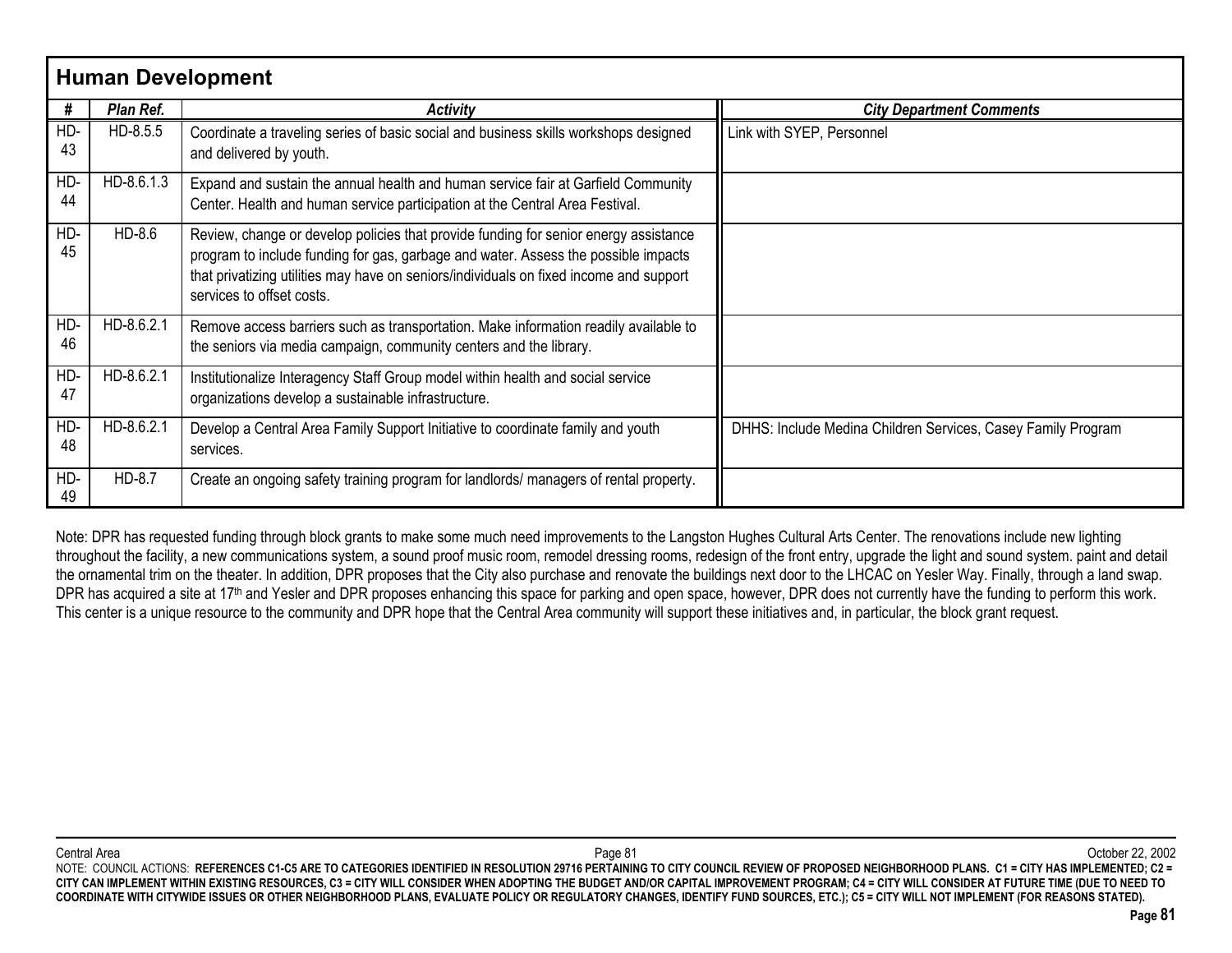## Human Development

| # | Plan Ref. | Activity | City Department Comments |
|---|---|---|---|
| HD-43 | HD-8.5.5 | Coordinate a traveling series of basic social and business skills workshops designed and delivered by youth. | Link with SYEP, Personnel |
| HD-44 | HD-8.6.1.3 | Expand and sustain the annual health and human service fair at Garfield Community Center. Health and human service participation at the Central Area Festival. | |
| HD-45 | HD-8.6 | Review, change or develop policies that provide funding for senior energy assistance program to include funding for gas, garbage and water. Assess the possible impacts that privatizing utilities may have on seniors/individuals on fixed income and support services to offset costs. | |
| HD-46 | HD-8.6.2.1 | Remove access barriers such as transportation. Make information readily available to the seniors via media campaign, community centers and the library. | |
| HD-47 | HD-8.6.2.1 | Institutionalize Interagency Staff Group model within health and social service organizations develop a sustainable infrastructure. | |
| HD-48 | HD-8.6.2.1 | Develop a Central Area Family Support Initiative to coordinate family and youth services. | DHHS: Include Medina Children Services, Casey Family Program |
| HD-49 | HD-8.7 | Create an ongoing safety training program for landlords/ managers of rental property. | |

Note: DPR has requested funding through block grants to make some much need improvements to the Langston Hughes Cultural Arts Center. The renovations include new lighting throughout the facility, a new communications system, a sound proof music room, remodel dressing rooms, redesign of the front entry, upgrade the light and sound system. paint and detail the ornamental trim on the theater. In addition, DPR proposes that the City also purchase and renovate the buildings next door to the LHCAC on Yesler Way. Finally, through a land swap. DPR has acquired a site at 17th and Yesler and DPR proposes enhancing this space for parking and open space, however, DPR does not currently have the funding to perform this work. This center is a unique resource to the community and DPR hope that the Central Area community will support these initiatives and, in particular, the block grant request.

NOTE: COUNCIL ACTIONS: **REFERENCES C1-C5 ARE TO CATEGORIES IDENTIFIED IN RESOLUTION 29716 PERTAINING TO CITY COUNCIL REVIEW OF PROPOSED NEIGHBORHOOD PLANS. C1 = CITY HAS IMPLEMENTED; C2 = CITY CAN IMPLEMENT WITHIN EXISTING RESOURCES, C3 = CITY WILL CONSIDER WHEN ADOPTING THE BUDGET AND/OR CAPITAL IMPROVEMENT PROGRAM; C4 = CITY WILL CONSIDER AT FUTURE TIME (DUE TO NEED TO COORDINATE WITH CITYWIDE ISSUES OR OTHER NEIGHBORHOOD PLANS, EVALUATE POLICY OR REGULATORY CHANGES, IDENTIFY FUND SOURCES, ETC.); C5 = CITY WILL NOT IMPLEMENT (FOR REASONS STATED).**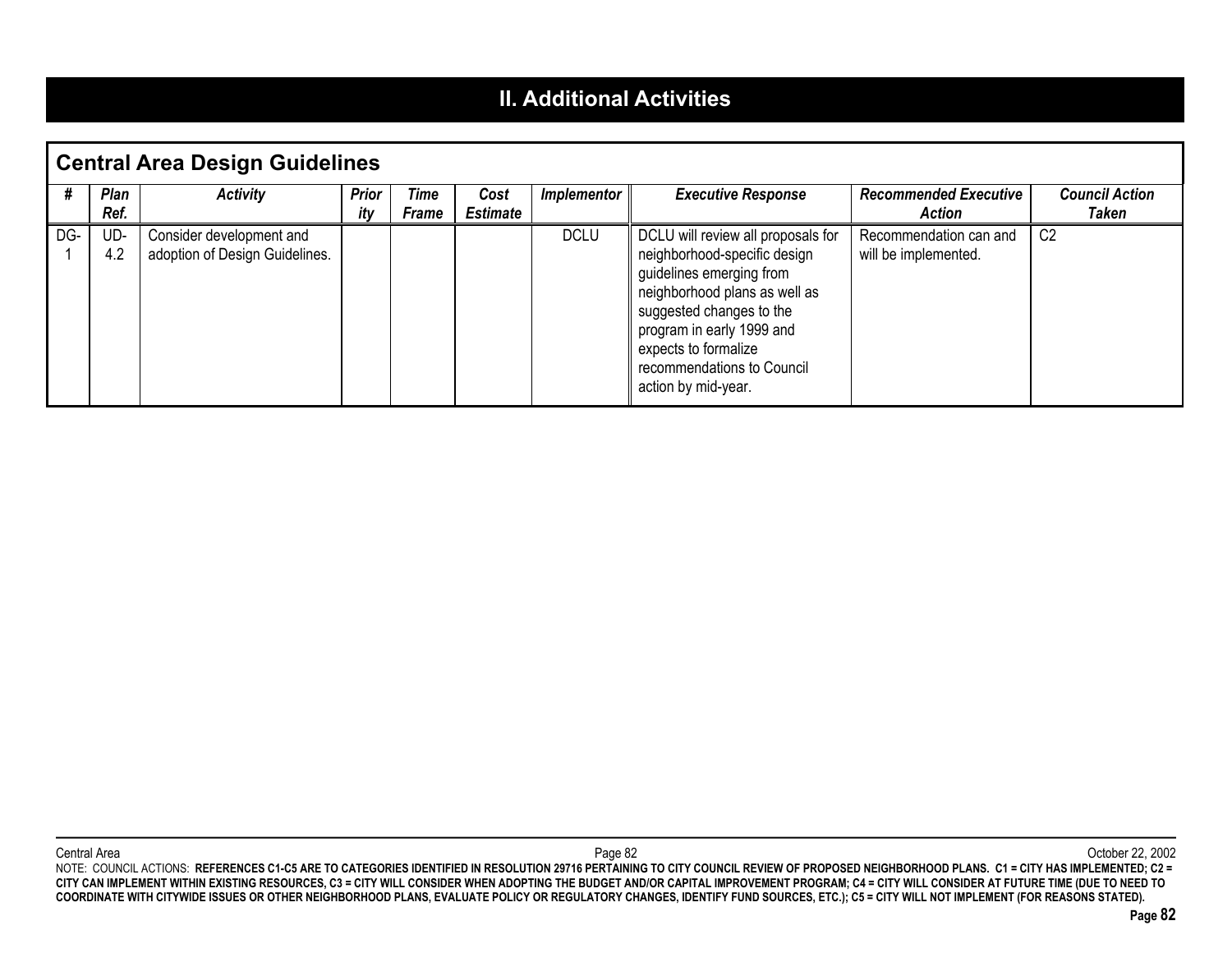# II. Additional Activities

## Central Area Design Guidelines

| # | Plan Ref. | Activity | Priority | Time Frame | Cost Estimate | Implementor | Executive Response | Recommended Executive Action | Council Action Taken |
|---|---|---|---|---|---|---|---|---|---|
| DG-1 | UD-4.2 | Consider development and adoption of Design Guidelines. | | | | DCLU | DCLU will review all proposals for neighborhood-specific design guidelines emerging from neighborhood plans as well as suggested changes to the program in early 1999 and expects to formalize recommendations to Council action by mid-year. | Recommendation can and will be implemented. | C2 |

NOTE: COUNCIL ACTIONS: **REFERENCES C1-C5 ARE TO CATEGORIES IDENTIFIED IN RESOLUTION 29716 PERTAINING TO CITY COUNCIL REVIEW OF PROPOSED NEIGHBORHOOD PLANS. C1 = CITY HAS IMPLEMENTED; C2 = CITY CAN IMPLEMENT WITHIN EXISTING RESOURCES, C3 = CITY WILL CONSIDER WHEN ADOPTING THE BUDGET AND/OR CAPITAL IMPROVEMENT PROGRAM; C4 = CITY WILL CONSIDER AT FUTURE TIME (DUE TO NEED TO COORDINATE WITH CITYWIDE ISSUES OR OTHER NEIGHBORHOOD PLANS, EVALUATE POLICY OR REGULATORY CHANGES, IDENTIFY FUND SOURCES, ETC.); C5 = CITY WILL NOT IMPLEMENT (FOR REASONS STATED).**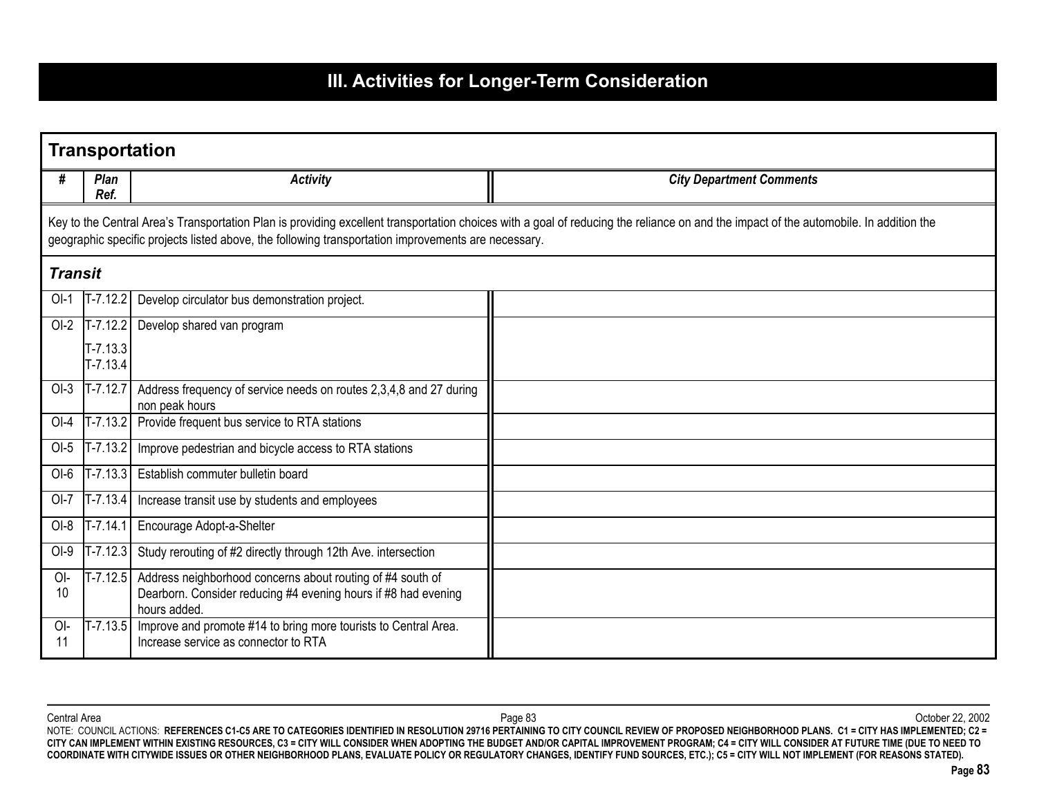# III. Activities for Longer-Term Consideration

## Transportation

| # | Plan Ref. | Activity | City Department Comments |
|---|---|---|---|
| Key to the Central Area's Transportation Plan is providing excellent transportation choices with a goal of reducing the reliance on and the impact of the automobile. In addition the geographic specific projects listed above, the following transportation improvements are necessary. | | | |
| ***Transit*** | | | |
| OI-1 | T-7.12.2 | Develop circulator bus demonstration project. | |
| OI-2 | T-7.12.2<br>T-7.13.3<br>T-7.13.4 | Develop shared van program | |
| OI-3 | T-7.12.7 | Address frequency of service needs on routes 2,3,4,8 and 27 during non peak hours | |
| OI-4 | T-7.13.2 | Provide frequent bus service to RTA stations | |
| OI-5 | T-7.13.2 | Improve pedestrian and bicycle access to RTA stations | |
| OI-6 | T-7.13.3 | Establish commuter bulletin board | |
| OI-7 | T-7.13.4 | Increase transit use by students and employees | |
| OI-8 | T-7.14.1 | Encourage Adopt-a-Shelter | |
| OI-9 | T-7.12.3 | Study rerouting of #2 directly through 12th Ave. intersection | |
| OI-10 | T-7.12.5 | Address neighborhood concerns about routing of #4 south of Dearborn. Consider reducing #4 evening hours if #8 had evening hours added. | |
| OI-11 | T-7.13.5 | Improve and promote #14 to bring more tourists to Central Area. Increase service as connector to RTA | |

NOTE: COUNCIL ACTIONS: **REFERENCES C1-C5 ARE TO CATEGORIES IDENTIFIED IN RESOLUTION 29716 PERTAINING TO CITY COUNCIL REVIEW OF PROPOSED NEIGHBORHOOD PLANS. C1 = CITY HAS IMPLEMENTED; C2 = CITY CAN IMPLEMENT WITHIN EXISTING RESOURCES, C3 = CITY WILL CONSIDER WHEN ADOPTING THE BUDGET AND/OR CAPITAL IMPROVEMENT PROGRAM; C4 = CITY WILL CONSIDER AT FUTURE TIME (DUE TO NEED TO COORDINATE WITH CITYWIDE ISSUES OR OTHER NEIGHBORHOOD PLANS, EVALUATE POLICY OR REGULATORY CHANGES, IDENTIFY FUND SOURCES, ETC.); C5 = CITY WILL NOT IMPLEMENT (FOR REASONS STATED).**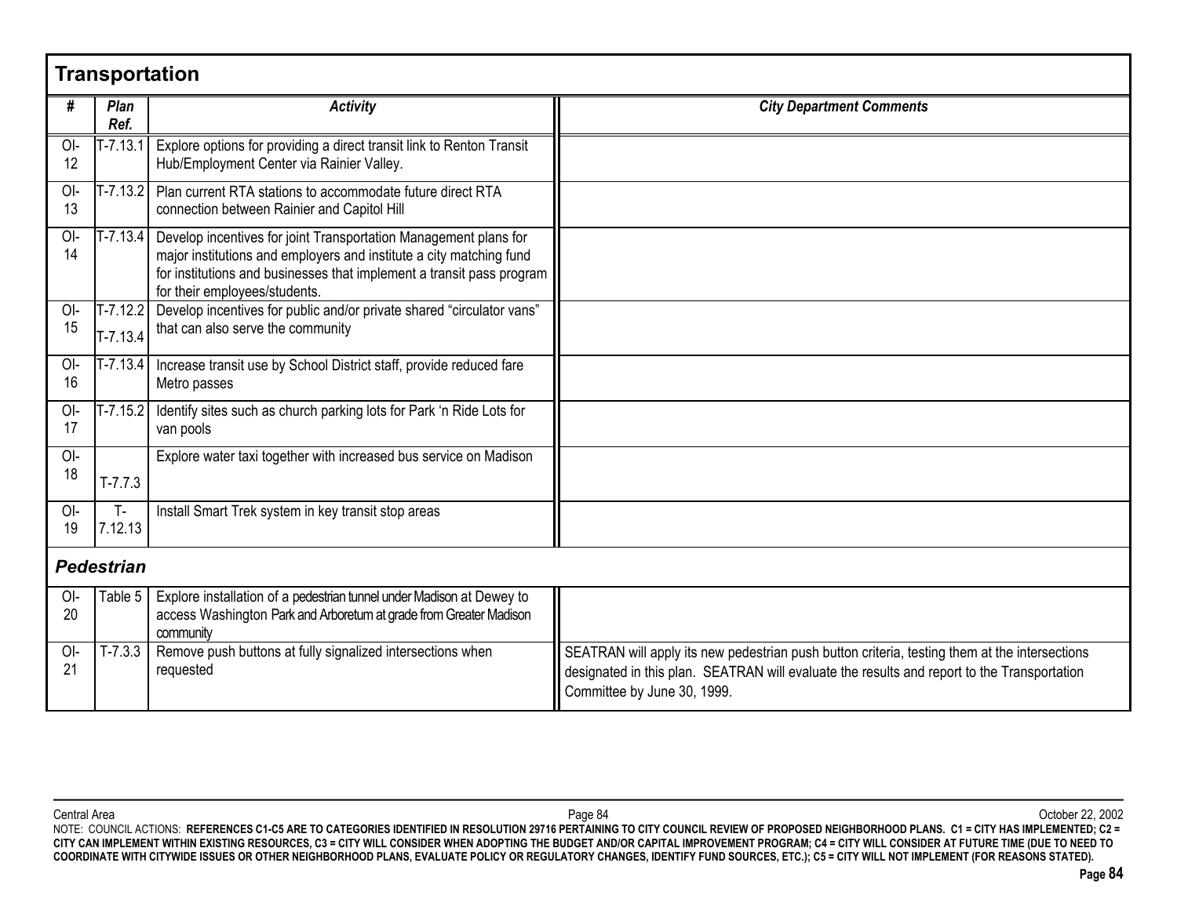## Transportation

| # | Plan Ref. | Activity | City Department Comments |
|---|---|---|---|
| OI-12 | T-7.13.1 | Explore options for providing a direct transit link to Renton Transit Hub/Employment Center via Rainier Valley. | |
| OI-13 | T-7.13.2 | Plan current RTA stations to accommodate future direct RTA connection between Rainier and Capitol Hill | |
| OI-14 | T-7.13.4 | Develop incentives for joint Transportation Management plans for major institutions and employers and institute a city matching fund for institutions and businesses that implement a transit pass program for their employees/students. | |
| OI-15 | T-7.12.2 T-7.13.4 | Develop incentives for public and/or private shared "circulator vans" that can also serve the community | |
| OI-16 | T-7.13.4 | Increase transit use by School District staff, provide reduced fare Metro passes | |
| OI-17 | T-7.15.2 | Identify sites such as church parking lots for Park 'n Ride Lots for van pools | |
| OI-18 | T-7.7.3 | Explore water taxi together with increased bus service on Madison | |
| OI-19 | T-7.12.13 | Install Smart Trek system in key transit stop areas | |

### *Pedestrian*

| # | Plan Ref. | Activity | City Department Comments |
|---|---|---|---|
| OI-20 | Table 5 | Explore installation of a pedestrian tunnel under Madison at Dewey to access Washington Park and Arboretum at grade from Greater Madison community | |
| OI-21 | T-7.3.3 | Remove push buttons at fully signalized intersections when requested | SEATRAN will apply its new pedestrian push button criteria, testing them at the intersections designated in this plan. SEATRAN will evaluate the results and report to the Transportation Committee by June 30, 1999. |

NOTE: COUNCIL ACTIONS: **REFERENCES C1-C5 ARE TO CATEGORIES IDENTIFIED IN RESOLUTION 29716 PERTAINING TO CITY COUNCIL REVIEW OF PROPOSED NEIGHBORHOOD PLANS. C1 = CITY HAS IMPLEMENTED; C2 = CITY CAN IMPLEMENT WITHIN EXISTING RESOURCES, C3 = CITY WILL CONSIDER WHEN ADOPTING THE BUDGET AND/OR CAPITAL IMPROVEMENT PROGRAM; C4 = CITY WILL CONSIDER AT FUTURE TIME (DUE TO NEED TO COORDINATE WITH CITYWIDE ISSUES OR OTHER NEIGHBORHOOD PLANS, EVALUATE POLICY OR REGULATORY CHANGES, IDENTIFY FUND SOURCES, ETC.); C5 = CITY WILL NOT IMPLEMENT (FOR REASONS STATED).**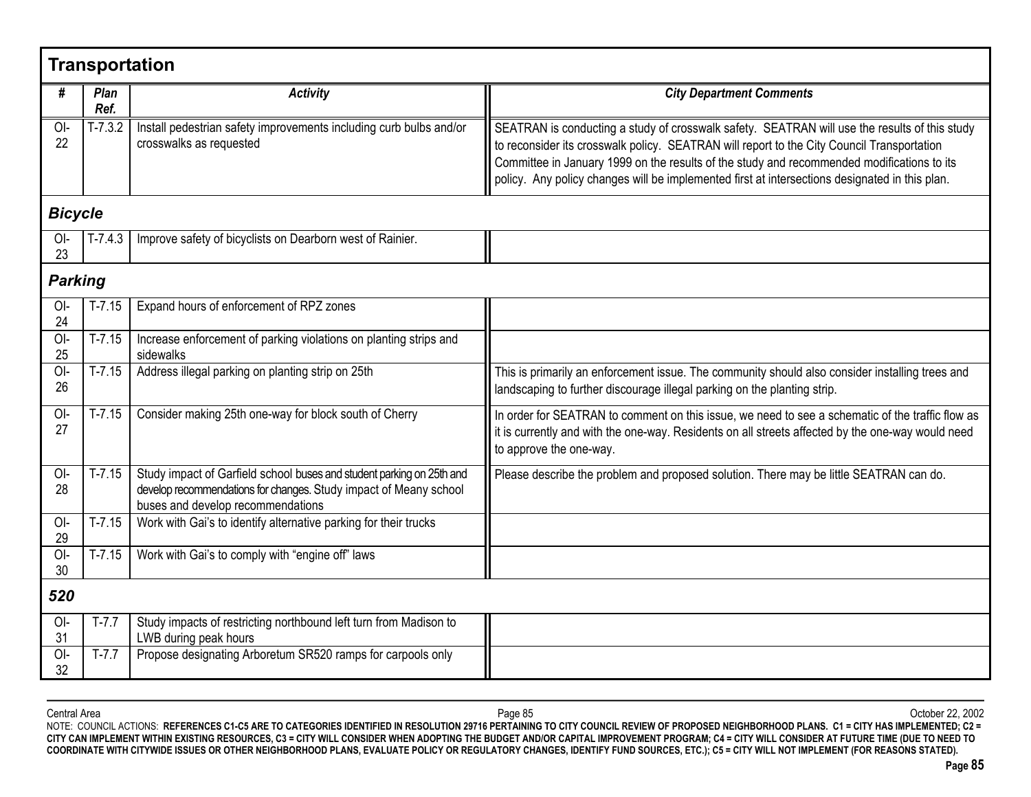## Transportation

| # | Plan Ref. | Activity | City Department Comments |
|---|---|---|---|
| OI-22 | T-7.3.2 | Install pedestrian safety improvements including curb bulbs and/or crosswalks as requested | SEATRAN is conducting a study of crosswalk safety. SEATRAN will use the results of this study to reconsider its crosswalk policy. SEATRAN will report to the City Council Transportation Committee in January 1999 on the results of the study and recommended modifications to its policy. Any policy changes will be implemented first at intersections designated in this plan. |
| ***Bicycle*** | | | |
| OI-23 | T-7.4.3 | Improve safety of bicyclists on Dearborn west of Rainier. | |
| ***Parking*** | | | |
| OI-24 | T-7.15 | Expand hours of enforcement of RPZ zones | |
| OI-25 | T-7.15 | Increase enforcement of parking violations on planting strips and sidewalks | |
| OI-26 | T-7.15 | Address illegal parking on planting strip on 25th | This is primarily an enforcement issue. The community should also consider installing trees and landscaping to further discourage illegal parking on the planting strip. |
| OI-27 | T-7.15 | Consider making 25th one-way for block south of Cherry | In order for SEATRAN to comment on this issue, we need to see a schematic of the traffic flow as it is currently and with the one-way. Residents on all streets affected by the one-way would need to approve the one-way. |
| OI-28 | T-7.15 | Study impact of Garfield school buses and student parking on 25th and develop recommendations for changes. Study impact of Meany school buses and develop recommendations | Please describe the problem and proposed solution. There may be little SEATRAN can do. |
| OI-29 | T-7.15 | Work with Gai's to identify alternative parking for their trucks | |
| OI-30 | T-7.15 | Work with Gai's to comply with "engine off" laws | |
| ***520*** | | | |
| OI-31 | T-7.7 | Study impacts of restricting northbound left turn from Madison to LWB during peak hours | |
| OI-32 | T-7.7 | Propose designating Arboretum SR520 ramps for carpools only | |

NOTE: COUNCIL ACTIONS: **REFERENCES C1-C5 ARE TO CATEGORIES IDENTIFIED IN RESOLUTION 29716 PERTAINING TO CITY COUNCIL REVIEW OF PROPOSED NEIGHBORHOOD PLANS. C1 = CITY HAS IMPLEMENTED; C2 = CITY CAN IMPLEMENT WITHIN EXISTING RESOURCES, C3 = CITY WILL CONSIDER WHEN ADOPTING THE BUDGET AND/OR CAPITAL IMPROVEMENT PROGRAM; C4 = CITY WILL CONSIDER AT FUTURE TIME (DUE TO NEED TO COORDINATE WITH CITYWIDE ISSUES OR OTHER NEIGHBORHOOD PLANS, EVALUATE POLICY OR REGULATORY CHANGES, IDENTIFY FUND SOURCES, ETC.); C5 = CITY WILL NOT IMPLEMENT (FOR REASONS STATED).**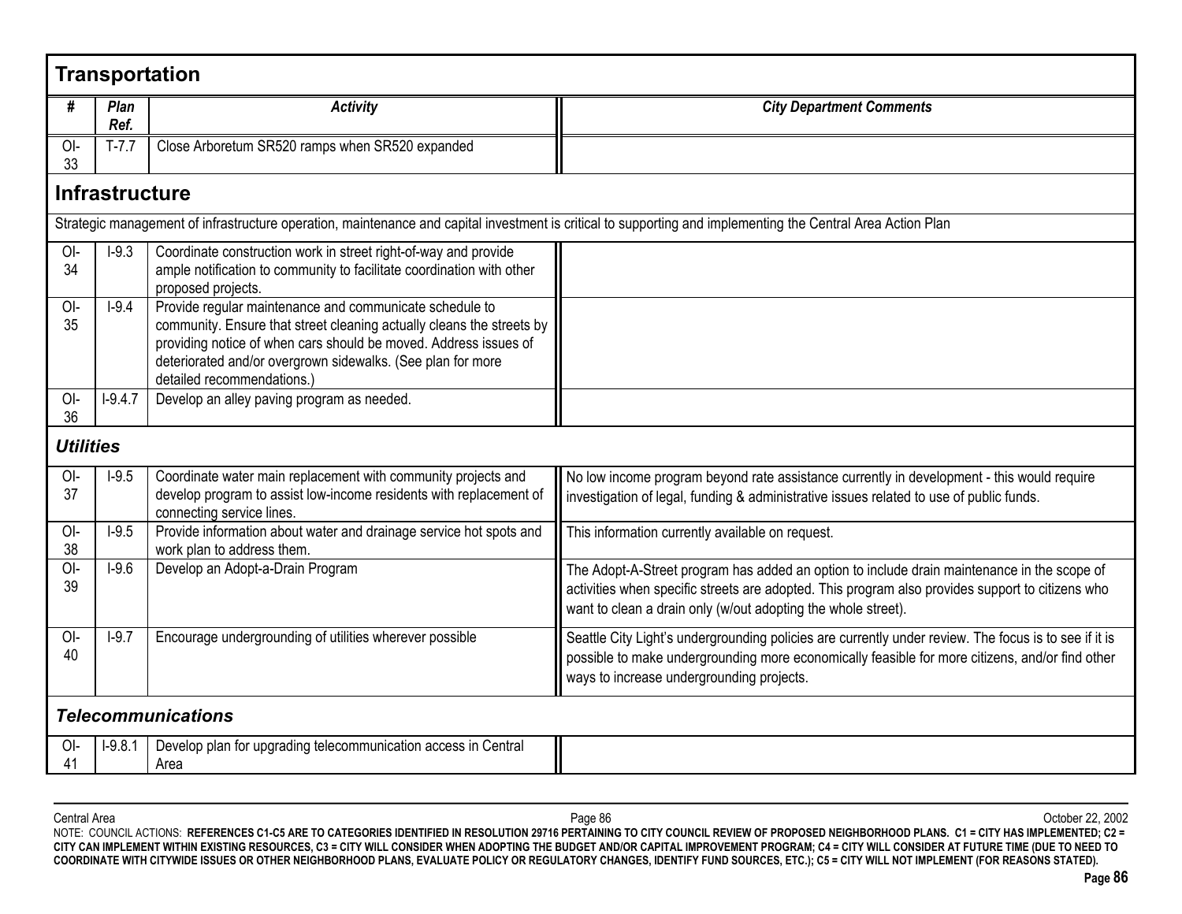## Transportation

| # | Plan Ref. | Activity | City Department Comments |
|---|---|---|---|
| OI-33 | T-7.7 | Close Arboretum SR520 ramps when SR520 expanded | |

## Infrastructure

Strategic management of infrastructure operation, maintenance and capital investment is critical to supporting and implementing the Central Area Action Plan

| # | Plan Ref. | Activity | City Department Comments |
|---|---|---|---|
| OI-34 | I-9.3 | Coordinate construction work in street right-of-way and provide ample notification to community to facilitate coordination with other proposed projects. | |
| OI-35 | I-9.4 | Provide regular maintenance and communicate schedule to community. Ensure that street cleaning actually cleans the streets by providing notice of when cars should be moved. Address issues of deteriorated and/or overgrown sidewalks. (See plan for more detailed recommendations.) | |
| OI-36 | I-9.4.7 | Develop an alley paving program as needed. | |

### *Utilities*

| # | Plan Ref. | Activity | City Department Comments |
|---|---|---|---|
| OI-37 | I-9.5 | Coordinate water main replacement with community projects and develop program to assist low-income residents with replacement of connecting service lines. | No low income program beyond rate assistance currently in development - this would require investigation of legal, funding & administrative issues related to use of public funds. |
| OI-38 | I-9.5 | Provide information about water and drainage service hot spots and work plan to address them. | This information currently available on request. |
| OI-39 | I-9.6 | Develop an Adopt-a-Drain Program | The Adopt-A-Street program has added an option to include drain maintenance in the scope of activities when specific streets are adopted. This program also provides support to citizens who want to clean a drain only (w/out adopting the whole street). |
| OI-40 | I-9.7 | Encourage undergrounding of utilities wherever possible | Seattle City Light's undergrounding policies are currently under review. The focus is to see if it is possible to make undergrounding more economically feasible for more citizens, and/or find other ways to increase undergrounding projects. |

### *Telecommunications*

| # | Plan Ref. | Activity | City Department Comments |
|---|---|---|---|
| OI-41 | I-9.8.1 | Develop plan for upgrading telecommunication access in Central Area | |

NOTE: COUNCIL ACTIONS: **REFERENCES C1-C5 ARE TO CATEGORIES IDENTIFIED IN RESOLUTION 29716 PERTAINING TO CITY COUNCIL REVIEW OF PROPOSED NEIGHBORHOOD PLANS. C1 = CITY HAS IMPLEMENTED; C2 = CITY CAN IMPLEMENT WITHIN EXISTING RESOURCES, C3 = CITY WILL CONSIDER WHEN ADOPTING THE BUDGET AND/OR CAPITAL IMPROVEMENT PROGRAM; C4 = CITY WILL CONSIDER AT FUTURE TIME (DUE TO NEED TO COORDINATE WITH CITYWIDE ISSUES OR OTHER NEIGHBORHOOD PLANS, EVALUATE POLICY OR REGULATORY CHANGES, IDENTIFY FUND SOURCES, ETC.); C5 = CITY WILL NOT IMPLEMENT (FOR REASONS STATED).**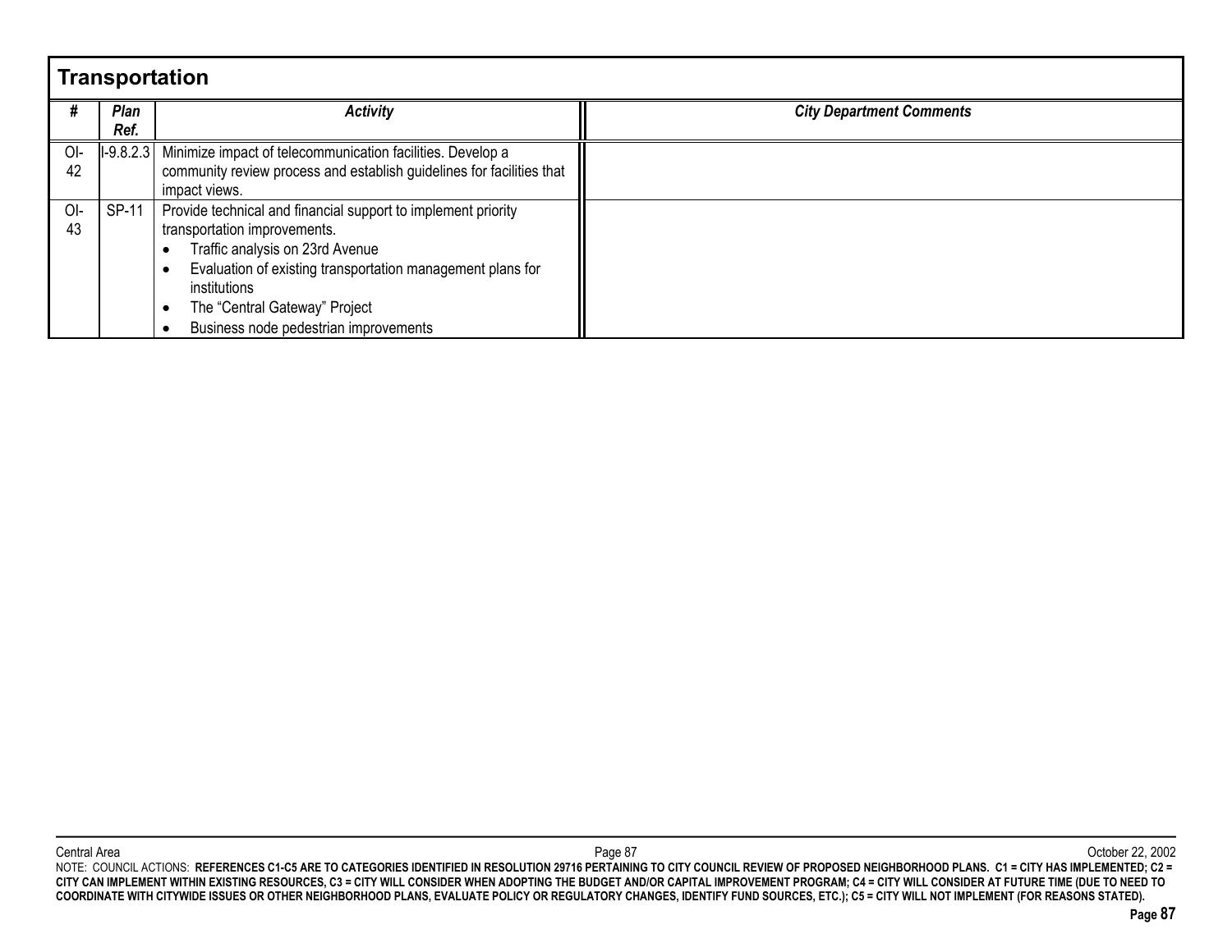## Transportation

| # | *Plan Ref.* | *Activity* | *City Department Comments* |
|---|---|---|---|
| OI-42 | I-9.8.2.3 | Minimize impact of telecommunication facilities. Develop a community review process and establish guidelines for facilities that impact views. | |
| OI-43 | SP-11 | Provide technical and financial support to implement priority transportation improvements.<br>• Traffic analysis on 23rd Avenue<br>• Evaluation of existing transportation management plans for institutions<br>• The "Central Gateway" Project<br>• Business node pedestrian improvements | |

NOTE: COUNCIL ACTIONS: **REFERENCES C1-C5 ARE TO CATEGORIES IDENTIFIED IN RESOLUTION 29716 PERTAINING TO CITY COUNCIL REVIEW OF PROPOSED NEIGHBORHOOD PLANS. C1 = CITY HAS IMPLEMENTED; C2 = CITY CAN IMPLEMENT WITHIN EXISTING RESOURCES, C3 = CITY WILL CONSIDER WHEN ADOPTING THE BUDGET AND/OR CAPITAL IMPROVEMENT PROGRAM; C4 = CITY WILL CONSIDER AT FUTURE TIME (DUE TO NEED TO COORDINATE WITH CITYWIDE ISSUES OR OTHER NEIGHBORHOOD PLANS, EVALUATE POLICY OR REGULATORY CHANGES, IDENTIFY FUND SOURCES, ETC.); C5 = CITY WILL NOT IMPLEMENT (FOR REASONS STATED).**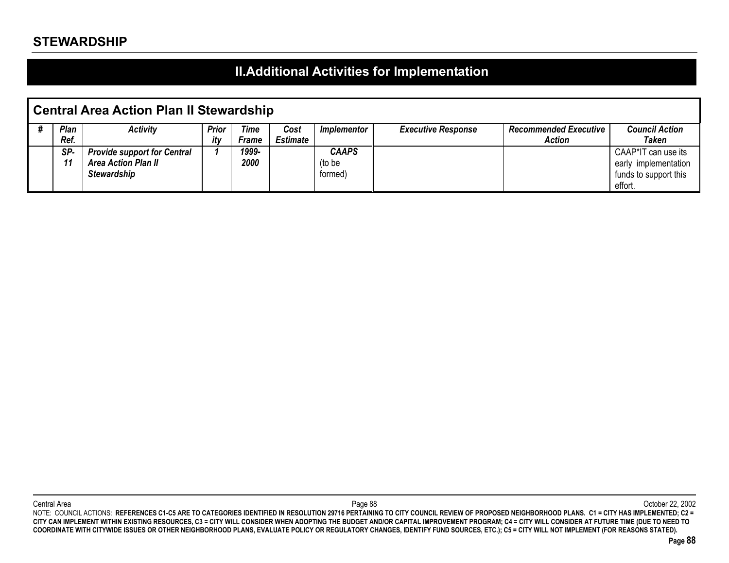## STEWARDSHIP

# II.Additional Activities for Implementation

### Central Area Action Plan II Stewardship

| # | Plan Ref. | Activity | Priority | Time Frame | Cost Estimate | Implementor | Executive Response | Recommended Executive Action | Council Action Taken |
|---|---|---|---|---|---|---|---|---|---|
| | ***SP-11*** | ***Provide support for Central Area Action Plan II Stewardship*** | ***1*** | ***1999-2000*** | | ***CAAPS*** (to be formed) | | | CAAP*IT can use its early implementation funds to support this effort. |

NOTE: COUNCIL ACTIONS: **REFERENCES C1-C5 ARE TO CATEGORIES IDENTIFIED IN RESOLUTION 29716 PERTAINING TO CITY COUNCIL REVIEW OF PROPOSED NEIGHBORHOOD PLANS. C1 = CITY HAS IMPLEMENTED; C2 = CITY CAN IMPLEMENT WITHIN EXISTING RESOURCES, C3 = CITY WILL CONSIDER WHEN ADOPTING THE BUDGET AND/OR CAPITAL IMPROVEMENT PROGRAM; C4 = CITY WILL CONSIDER AT FUTURE TIME (DUE TO NEED TO COORDINATE WITH CITYWIDE ISSUES OR OTHER NEIGHBORHOOD PLANS, EVALUATE POLICY OR REGULATORY CHANGES, IDENTIFY FUND SOURCES, ETC.); C5 = CITY WILL NOT IMPLEMENT (FOR REASONS STATED).**